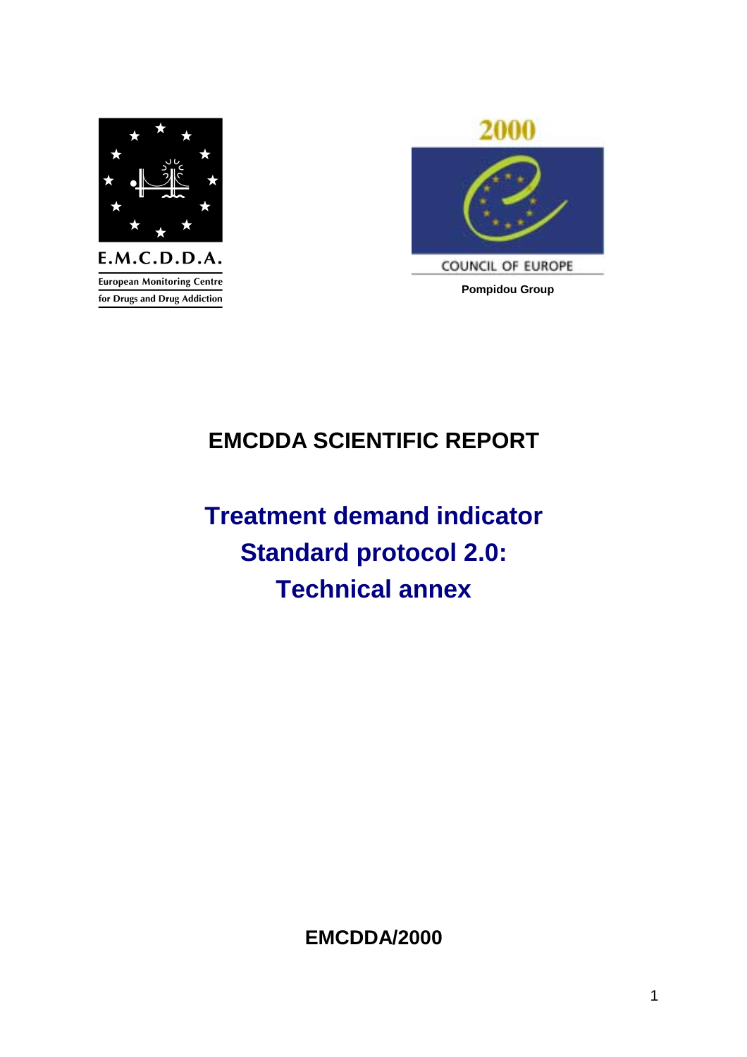E.M.C.D.D.A.

European Monitoring Centre for Drugs and Drug Addiction

2000

COUNCIL OF EUROPE

Pompidou Group

# EMCDDA SCIENTIFIC REPORT

# Treatment demand indicator Standard protocol 2.0: Technical annex

**EMCDDA/2000**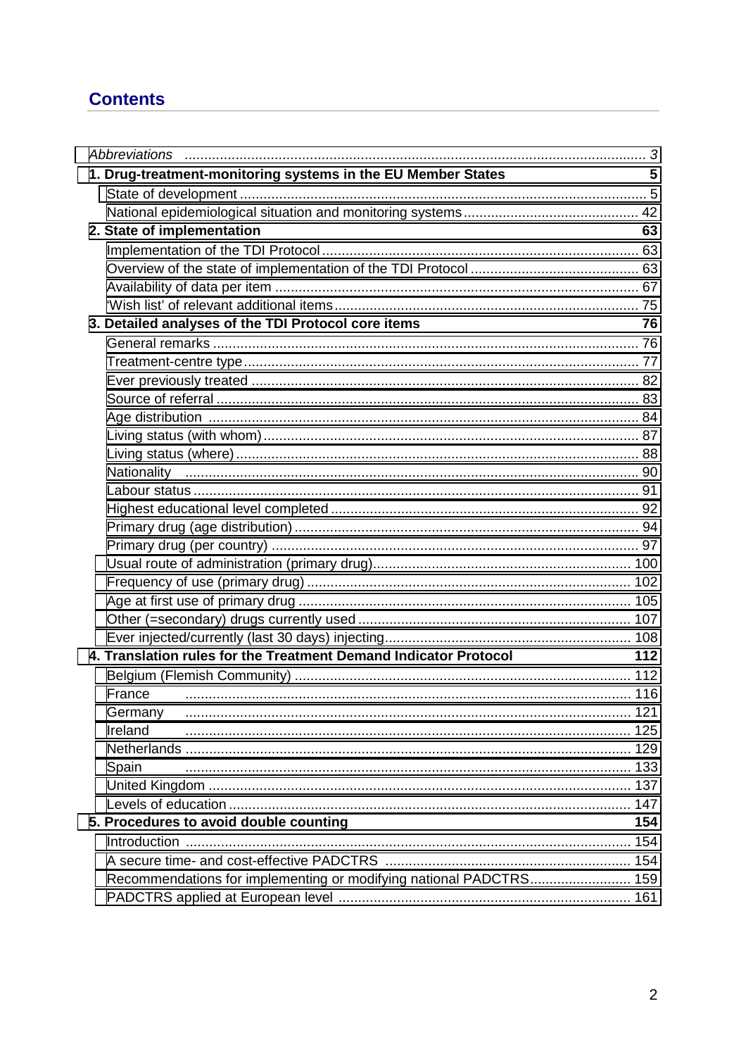# Contents

| | |
|---|---|
| *Abbreviations* | *3* |
| **1. Drug-treatment-monitoring systems in the EU Member States** | **5** |
| State of development | 5 |
| National epidemiological situation and monitoring systems | 42 |
| **2. State of implementation** | **63** |
| Implementation of the TDI Protocol | 63 |
| Overview of the state of implementation of the TDI Protocol | 63 |
| Availability of data per item | 67 |
| 'Wish list' of relevant additional items | 75 |
| **3. Detailed analyses of the TDI Protocol core items** | **76** |
| General remarks | 76 |
| Treatment-centre type | 77 |
| Ever previously treated | 82 |
| Source of referral | 83 |
| Age distribution | 84 |
| Living status (with whom) | 87 |
| Living status (where) | 88 |
| Nationality | 90 |
| Labour status | 91 |
| Highest educational level completed | 92 |
| Primary drug (age distribution) | 94 |
| Primary drug (per country) | 97 |
| Usual route of administration (primary drug) | 100 |
| Frequency of use (primary drug) | 102 |
| Age at first use of primary drug | 105 |
| Other (=secondary) drugs currently used | 107 |
| Ever injected/currently (last 30 days) injecting | 108 |
| **4. Translation rules for the Treatment Demand Indicator Protocol** | **112** |
| Belgium (Flemish Community) | 112 |
| France | 116 |
| Germany | 121 |
| Ireland | 125 |
| Netherlands | 129 |
| Spain | 133 |
| United Kingdom | 137 |
| Levels of education | 147 |
| **5. Procedures to avoid double counting** | **154** |
| Introduction | 154 |
| A secure time- and cost-effective PADCTRS | 154 |
| Recommendations for implementing or modifying national PADCTRS | 159 |
| PADCTRS applied at European level | 161 |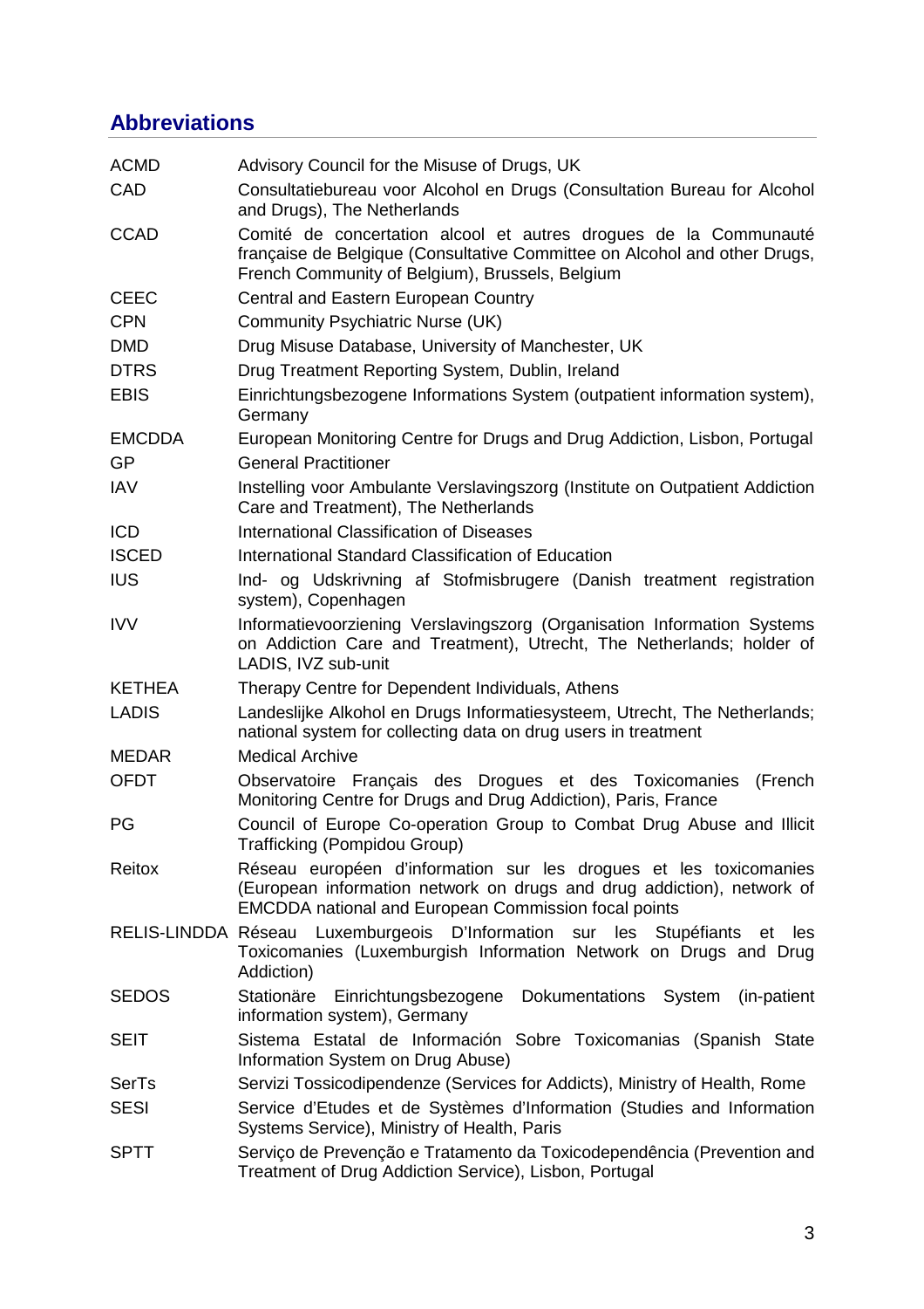## Abbreviations

| | |
|---|---|
| ACMD | Advisory Council for the Misuse of Drugs, UK |
| CAD | Consultatiebureau voor Alcohol en Drugs (Consultation Bureau for Alcohol and Drugs), The Netherlands |
| CCAD | Comité de concertation alcool et autres drogues de la Communauté française de Belgique (Consultative Committee on Alcohol and other Drugs, French Community of Belgium), Brussels, Belgium |
| CEEC | Central and Eastern European Country |
| CPN | Community Psychiatric Nurse (UK) |
| DMD | Drug Misuse Database, University of Manchester, UK |
| DTRS | Drug Treatment Reporting System, Dublin, Ireland |
| EBIS | Einrichtungsbezogene Informations System (outpatient information system), Germany |
| EMCDDA | European Monitoring Centre for Drugs and Drug Addiction, Lisbon, Portugal |
| GP | General Practitioner |
| IAV | Instelling voor Ambulante Verslavingszorg (Institute on Outpatient Addiction Care and Treatment), The Netherlands |
| ICD | International Classification of Diseases |
| ISCED | International Standard Classification of Education |
| IUS | Ind- og Udskrivning af Stofmisbrugere (Danish treatment registration system), Copenhagen |
| IVV | Informatievoorziening Verslavingszorg (Organisation Information Systems on Addiction Care and Treatment), Utrecht, The Netherlands; holder of LADIS, IVZ sub-unit |
| KETHEA | Therapy Centre for Dependent Individuals, Athens |
| LADIS | Landeslijke Alkohol en Drugs Informatiesysteem, Utrecht, The Netherlands; national system for collecting data on drug users in treatment |
| MEDAR | Medical Archive |
| OFDT | Observatoire Français des Drogues et des Toxicomanies (French Monitoring Centre for Drugs and Drug Addiction), Paris, France |
| PG | Council of Europe Co-operation Group to Combat Drug Abuse and Illicit Trafficking (Pompidou Group) |
| Reitox | Réseau européen d'information sur les drogues et les toxicomanies (European information network on drugs and drug addiction), network of EMCDDA national and European Commission focal points |
| RELIS-LINDDA | Réseau Luxemburgeois D'Information sur les Stupéfiants et les Toxicomanies (Luxemburgish Information Network on Drugs and Drug Addiction) |
| SEDOS | Stationäre Einrichtungsbezogene Dokumentations System (in-patient information system), Germany |
| SEIT | Sistema Estatal de Información Sobre Toxicomanias (Spanish State Information System on Drug Abuse) |
| SerTs | Servizi Tossicodipendenze (Services for Addicts), Ministry of Health, Rome |
| SESI | Service d'Etudes et de Systèmes d'Information (Studies and Information Systems Service), Ministry of Health, Paris |
| SPTT | Serviço de Prevenção e Tratamento da Toxicodependência (Prevention and Treatment of Drug Addiction Service), Lisbon, Portugal |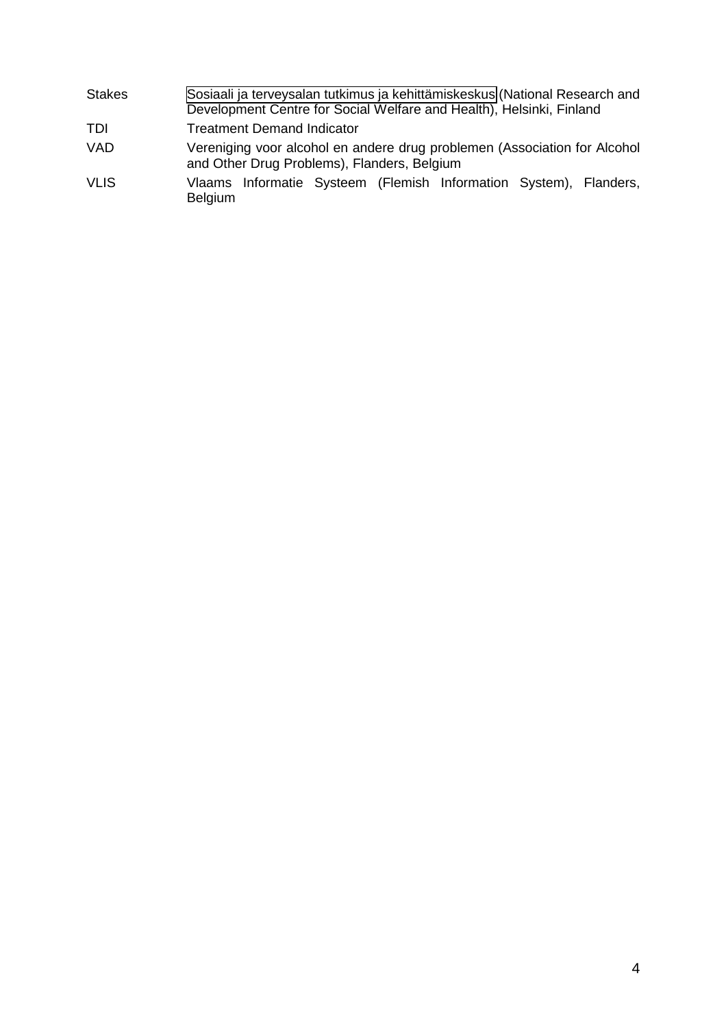| | |
|---|---|
| Stakes | Sosiaali ja terveysalan tutkimus ja kehittämiskeskus (National Research and Development Centre for Social Welfare and Health), Helsinki, Finland |
| TDI | Treatment Demand Indicator |
| VAD | Vereniging voor alcohol en andere drug problemen (Association for Alcohol and Other Drug Problems), Flanders, Belgium |
| VLIS | Vlaams Informatie Systeem (Flemish Information System), Flanders, Belgium |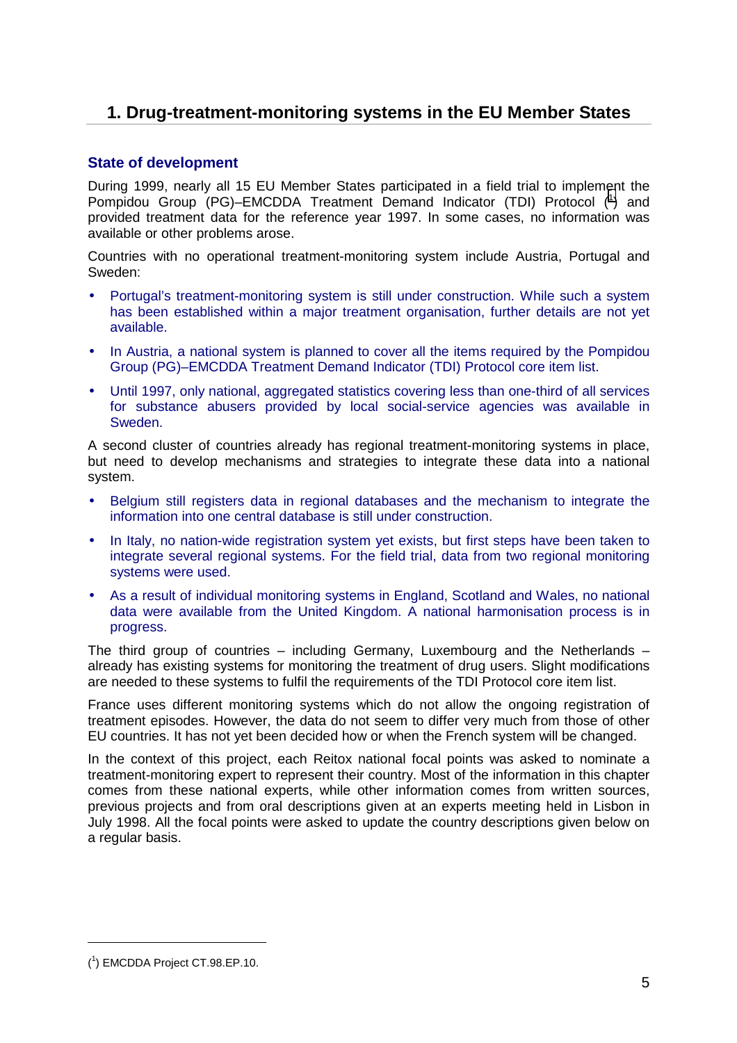# 1. Drug-treatment-monitoring systems in the EU Member States

## State of development

During 1999, nearly all 15 EU Member States participated in a field trial to implement the Pompidou Group (PG)–EMCDDA Treatment Demand Indicator (TDI) Protocol ([1]) and provided treatment data for the reference year 1997. In some cases, no information was available or other problems arose.

Countries with no operational treatment-monitoring system include Austria, Portugal and Sweden:

- Portugal's treatment-monitoring system is still under construction. While such a system has been established within a major treatment organisation, further details are not yet available.
- In Austria, a national system is planned to cover all the items required by the Pompidou Group (PG)–EMCDDA Treatment Demand Indicator (TDI) Protocol core item list.
- Until 1997, only national, aggregated statistics covering less than one-third of all services for substance abusers provided by local social-service agencies was available in Sweden.

A second cluster of countries already has regional treatment-monitoring systems in place, but need to develop mechanisms and strategies to integrate these data into a national system.

- Belgium still registers data in regional databases and the mechanism to integrate the information into one central database is still under construction.
- In Italy, no nation-wide registration system yet exists, but first steps have been taken to integrate several regional systems. For the field trial, data from two regional monitoring systems were used.
- As a result of individual monitoring systems in England, Scotland and Wales, no national data were available from the United Kingdom. A national harmonisation process is in progress.

The third group of countries – including Germany, Luxembourg and the Netherlands – already has existing systems for monitoring the treatment of drug users. Slight modifications are needed to these systems to fulfil the requirements of the TDI Protocol core item list.

France uses different monitoring systems which do not allow the ongoing registration of treatment episodes. However, the data do not seem to differ very much from those of other EU countries. It has not yet been decided how or when the French system will be changed.

In the context of this project, each Reitox national focal points was asked to nominate a treatment-monitoring expert to represent their country. Most of the information in this chapter comes from these national experts, while other information comes from written sources, previous projects and from oral descriptions given at an experts meeting held in Lisbon in July 1998. All the focal points were asked to update the country descriptions given below on a regular basis.

---

([1]) EMCDDA Project CT.98.EP.10.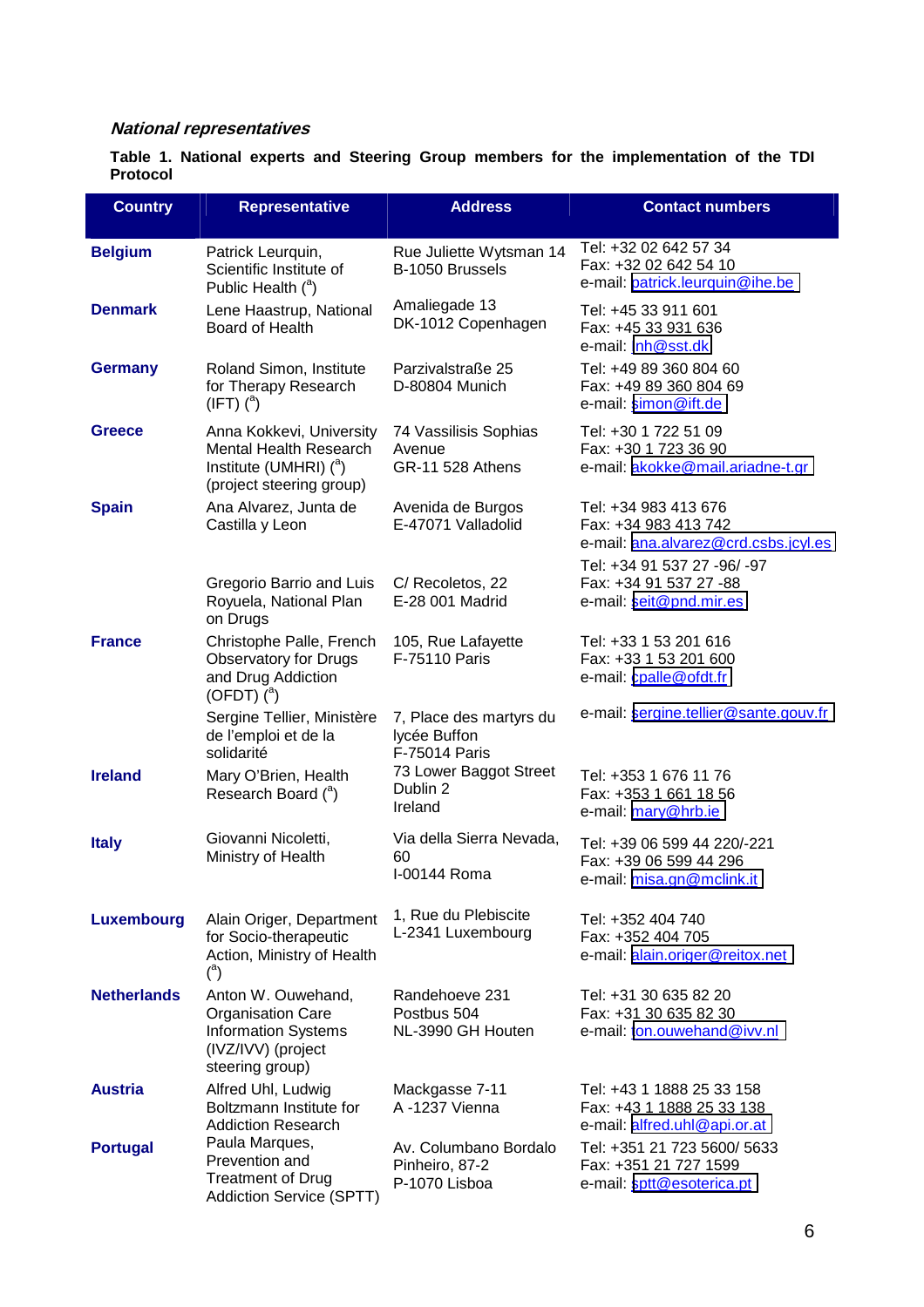*National representatives*

**Table 1. National experts and Steering Group members for the implementation of the TDI Protocol**

| Country | Representative | Address | Contact numbers |
|---|---|---|---|
| **Belgium** | Patrick Leurquin, Scientific Institute of Public Health ([a]) | Rue Juliette Wytsman 14 B-1050 Brussels | Tel: +32 02 642 57 34 Fax: +32 02 642 54 10 e-mail: patrick.leurquin@ihe.be |
| **Denmark** | Lene Haastrup, National Board of Health | Amaliegade 13 DK-1012 Copenhagen | Tel: +45 33 911 601 Fax: +45 33 931 636 e-mail: lnh@sst.dk |
| **Germany** | Roland Simon, Institute for Therapy Research (IFT) ([a]) | Parzivalstraße 25 D-80804 Munich | Tel: +49 89 360 804 60 Fax: +49 89 360 804 69 e-mail: simon@ift.de |
| **Greece** | Anna Kokkevi, University Mental Health Research Institute (UMHRI) ([a]) (project steering group) | 74 Vassilisis Sophias Avenue GR-11 528 Athens | Tel: +30 1 722 51 09 Fax: +30 1 723 36 90 e-mail: akokke@mail.ariadne-t.gr |
| **Spain** | Ana Alvarez, Junta de Castilla y Leon | Avenida de Burgos E-47071 Valladolid | Tel: +34 983 413 676 Fax: +34 983 413 742 e-mail: ana.alvarez@crd.csbs.jcyl.es |
| | Gregorio Barrio and Luis Royuela, National Plan on Drugs | C/ Recoletos, 22 E-28 001 Madrid | Tel: +34 91 537 27 -96/ -97 Fax: +34 91 537 27 -88 e-mail: seit@pnd.mir.es |
| **France** | Christophe Palle, French Observatory for Drugs and Drug Addiction (OFDT) ([a]) | 105, Rue Lafayette F-75110 Paris | Tel: +33 1 53 201 616 Fax: +33 1 53 201 600 e-mail: cpalle@ofdt.fr |
| | Sergine Tellier, Ministère de l'emploi et de la solidarité | 7, Place des martyrs du lycée Buffon F-75014 Paris | e-mail: sergine.tellier@sante.gouv.fr |
| **Ireland** | Mary O'Brien, Health Research Board ([a]) | 73 Lower Baggot Street Dublin 2 Ireland | Tel: +353 1 676 11 76 Fax: +353 1 661 18 56 e-mail: mary@hrb.ie |
| **Italy** | Giovanni Nicoletti, Ministry of Health | Via della Sierra Nevada, 60 I-00144 Roma | Tel: +39 06 599 44 220/-221 Fax: +39 06 599 44 296 e-mail: misa.gn@mclink.it |
| **Luxembourg** | Alain Origer, Department for Socio-therapeutic Action, Ministry of Health ([a]) | 1, Rue du Plebiscite L-2341 Luxembourg | Tel: +352 404 740 Fax: +352 404 705 e-mail: alain.origer@reitox.net |
| **Netherlands** | Anton W. Ouwehand, Organisation Care Information Systems (IVZ/IVV) (project steering group) | Randehoeve 231 Postbus 504 NL-3990 GH Houten | Tel: +31 30 635 82 20 Fax: +31 30 635 82 30 e-mail: ton.ouwehand@ivv.nl |
| **Austria** | Alfred Uhl, Ludwig Boltzmann Institute for Addiction Research | Mackgasse 7-11 A -1237 Vienna | Tel: +43 1 1888 25 33 158 Fax: +43 1 1888 25 33 138 e-mail: alfred.uhl@api.or.at |
| **Portugal** | Paula Marques, Prevention and Treatment of Drug Addiction Service (SPTT) | Av. Columbano Bordalo Pinheiro, 87-2 P-1070 Lisboa | Tel: +351 21 723 5600/ 5633 Fax: +351 21 727 1599 e-mail: sptt@esoterica.pt |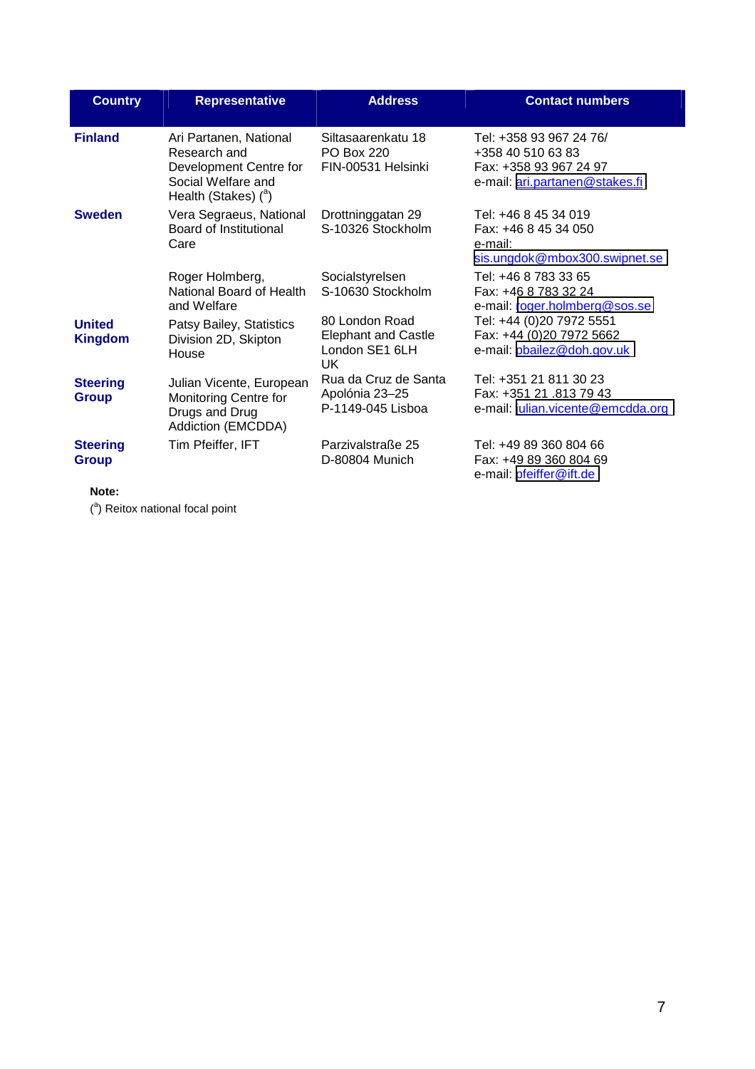| Country | Representative | Address | Contact numbers |
|---|---|---|---|
| **Finland** | Ari Partanen, National Research and Development Centre for Social Welfare and Health (Stakes) ([a]) | Siltasaarenkatu 18<br>PO Box 220<br>FIN-00531 Helsinki | Tel: +358 93 967 24 76/<br>+358 40 510 63 83<br>Fax: +358 93 967 24 97<br>e-mail: ari.partanen@stakes.fi |
| **Sweden** | Vera Segraeus, National Board of Institutional Care | Drottninggatan 29<br>S-10326 Stockholm | Tel: +46 8 45 34 019<br>Fax: +46 8 45 34 050<br>e-mail:<br>sis.ungdok@mbox300.swipnet.se |
| | Roger Holmberg, National Board of Health and Welfare | Socialstyrelsen<br>S-10630 Stockholm | Tel: +46 8 783 33 65<br>Fax: +46 8 783 32 24<br>e-mail: roger.holmberg@sos.se |
| **United Kingdom** | Patsy Bailey, Statistics Division 2D, Skipton House | 80 London Road<br>Elephant and Castle<br>London SE1 6LH<br>UK | Tel: +44 (0)20 7972 5551<br>Fax: +44 (0)20 7972 5662<br>e-mail: pbailez@doh.gov.uk |
| **Steering Group** | Julian Vicente, European Monitoring Centre for Drugs and Drug Addiction (EMCDDA) | Rua da Cruz de Santa Apolónia 23–25<br>P-1149-045 Lisboa | Tel: +351 21 811 30 23<br>Fax: +351 21 .813 79 43<br>e-mail: julian.vicente@emcdda.org |
| **Steering Group** | Tim Pfeiffer, IFT | Parzivalstraße 25<br>D-80804 Munich | Tel: +49 89 360 804 66<br>Fax: +49 89 360 804 69<br>e-mail: pfeiffer@ift.de |

**Note:**

([a]) Reitox national focal point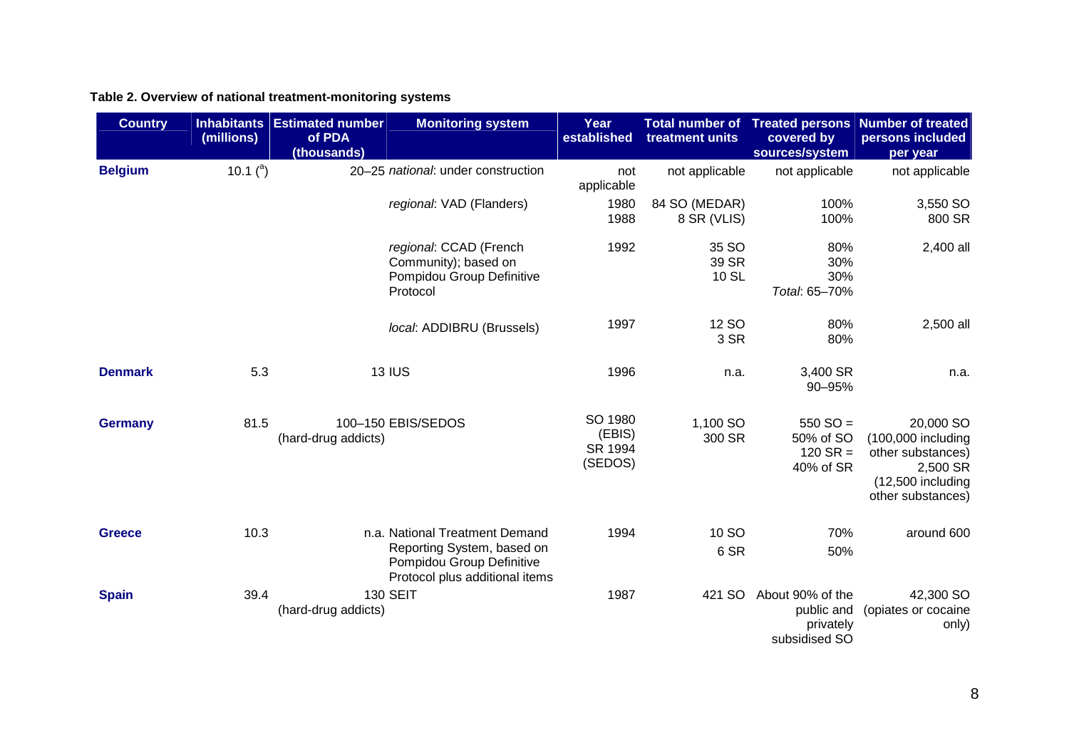**Table 2. Overview of national treatment-monitoring systems**

| Country | Inhabitants (millions) | Estimated number of PDA (thousands) | Monitoring system | Year established | Total number of treatment units | Treated persons covered by sources/system | Number of treated persons included per year |
|---|---|---|---|---|---|---|---|
| **Belgium** | 10.1 ([a]) | 20–25 | *national*: under construction | not applicable | not applicable | not applicable | not applicable |
| | | | *regional*: VAD (Flanders) | 1980<br>1988 | 84 SO (MEDAR)<br>8 SR (VLIS) | 100%<br>100% | 3,550 SO<br>800 SR |
| | | | *regional*: CCAD (French Community); based on Pompidou Group Definitive Protocol | 1992 | 35 SO<br>39 SR<br>10 SL | 80%<br>30%<br>30%<br>*Total*: 65–70% | 2,400 all |
| | | | *local*: ADDIBRU (Brussels) | 1997 | 12 SO<br>3 SR | 80%<br>80% | 2,500 all |
| **Denmark** | 5.3 | 13 | IUS | 1996 | n.a. | 3,400 SR<br>90–95% | n.a. |
| **Germany** | 81.5 | 100–150 (hard-drug addicts) | EBIS/SEDOS | SO 1980 (EBIS)<br>SR 1994 (SEDOS) | 1,100 SO<br>300 SR | 550 SO = 50% of SO<br>120 SR = 40% of SR | 20,000 SO (100,000 including other substances)<br>2,500 SR (12,500 including other substances) |
| **Greece** | 10.3 | n.a. | National Treatment Demand Reporting System, based on Pompidou Group Definitive Protocol plus additional items | 1994 | 10 SO<br>6 SR | 70%<br>50% | around 600 |
| **Spain** | 39.4 | 130 (hard-drug addicts) | SEIT | 1987 | 421 SO | About 90% of the public and privately subsidised SO | 42,300 SO (opiates or cocaine only) |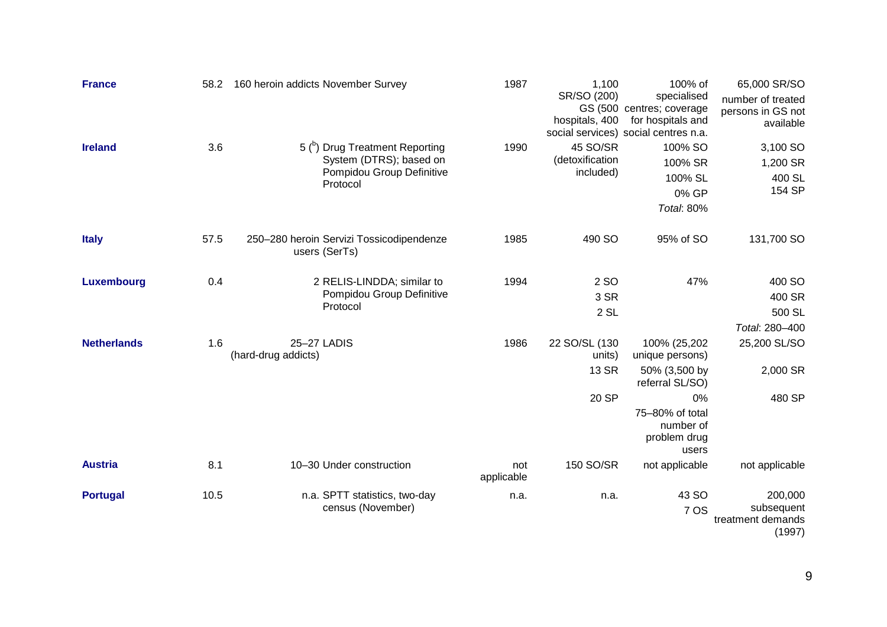| | | | | | | | |
|---|---|---|---|---|---|---|---|
| **France** | 58.2 | 160 heroin addicts | November Survey | 1987 | 1,100 SR/SO (200) GS (500 hospitals, 400 social services) | 100% of specialised centres; coverage for hospitals and social centres n.a. | 65,000 SR/SO<br>number of treated persons in GS not available |
| **Ireland** | 3.6 | 5 ([b]) | Drug Treatment Reporting System (DTRS); based on Pompidou Group Definitive Protocol | 1990 | 45 SO/SR (detoxification included) | 100% SO<br>100% SR<br>100% SL<br>0% GP<br>*Total*: 80% | 3,100 SO<br>1,200 SR<br>400 SL<br>154 SP |
| **Italy** | 57.5 | 250–280 heroin users | Servizi Tossicodipendenze (SerTs) | 1985 | 490 SO | 95% of SO | 131,700 SO |
| **Luxembourg** | 0.4 | 2 | RELIS-LINDDA; similar to Pompidou Group Definitive Protocol | 1994 | 2 SO<br>3 SR<br>2 SL | 47% | 400 SO<br>400 SR<br>500 SL<br>*Total*: 280–400 |
| **Netherlands** | 1.6 | 25–27 (hard-drug addicts) | LADIS | 1986 | 22 SO/SL (130 units)<br>13 SR<br>20 SP | 100% (25,202 unique persons)<br>50% (3,500 by referral SL/SO)<br>0%<br>75–80% of total number of problem drug users | 25,200 SL/SO<br>2,000 SR<br>480 SP |
| **Austria** | 8.1 | 10–30 | Under construction | not applicable | 150 SO/SR | not applicable | not applicable |
| **Portugal** | 10.5 | n.a. | SPTT statistics, two-day census (November) | n.a. | n.a. | 43 SO<br>7 OS | 200,000 subsequent treatment demands (1997) |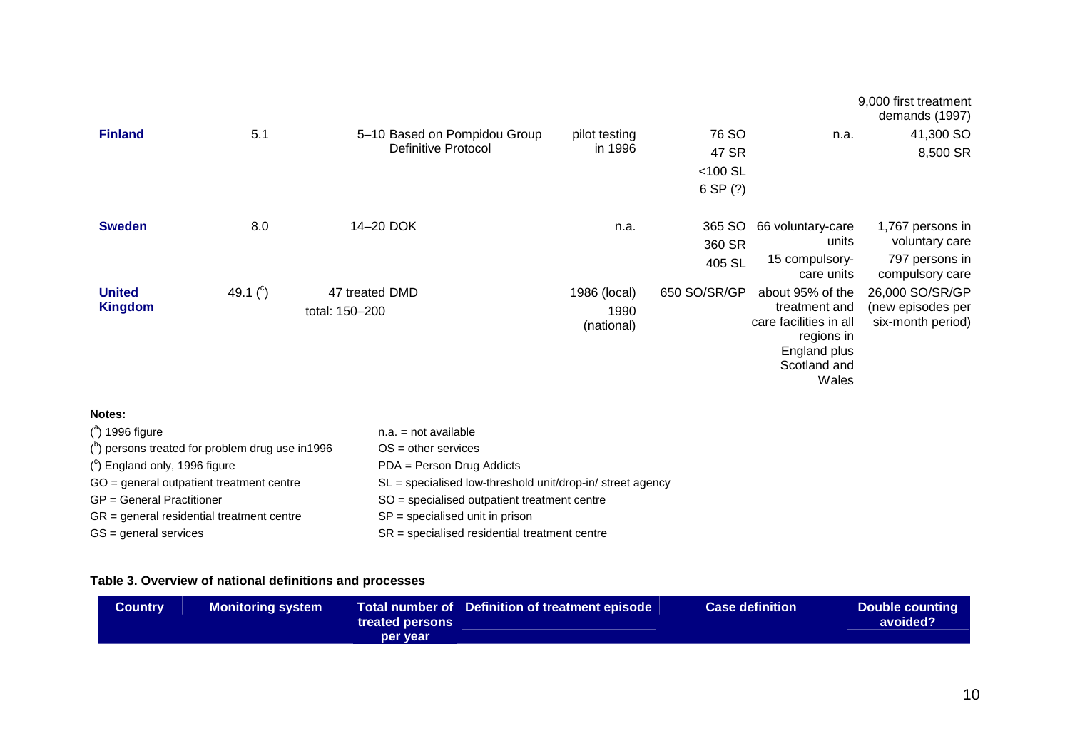| | | | | | | 9,000 first treatment demands (1997) |
|---|---|---|---|---|---|---|
| **Finland** | 5.1 | 5–10 Based on Pompidou Group Definitive Protocol | pilot testing in 1996 | 76 SO<br>47 SR<br><100 SL<br>6 SP (?) | n.a. | 41,300 SO<br>8,500 SR |
| **Sweden** | 8.0 | 14–20 DOK | n.a. | 365 SO<br>360 SR<br>405 SL | 66 voluntary-care units<br>15 compulsory-care units | 1,767 persons in voluntary care<br>797 persons in compulsory care |
| **United Kingdom** | 49.1 ([c]) | 47 treated DMD<br>total: 150–200 | 1986 (local)<br>1990 (national) | 650 SO/SR/GP | about 95% of the treatment and care facilities in all regions in England plus Scotland and Wales | 26,000 SO/SR/GP (new episodes per six-month period) |

**Notes:**

([a]) 1996 figure
([b]) persons treated for problem drug use in1996
([c]) England only, 1996 figure
GO = general outpatient treatment centre
GP = General Practitioner
GR = general residential treatment centre
GS = general services
n.a. = not available
OS = other services
PDA = Person Drug Addicts
SL = specialised low-threshold unit/drop-in/ street agency
SO = specialised outpatient treatment centre
SP = specialised unit in prison
SR = specialised residential treatment centre

**Table 3. Overview of national definitions and processes**

| Country | Monitoring system | Total number of treated persons per year | Definition of treatment episode | Case definition | Double counting avoided? |
|---|---|---|---|---|---|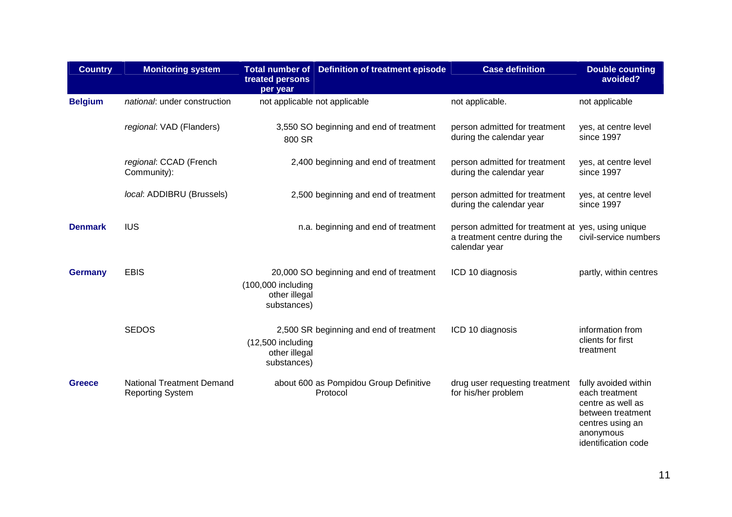| Country | Monitoring system | Total number of treated persons per year | Definition of treatment episode | Case definition | Double counting avoided? |
|---|---|---|---|---|---|
| **Belgium** | *national*: under construction | not applicable | not applicable | not applicable. | not applicable |
| | *regional*: VAD (Flanders) | 3,550 SO 800 SR | beginning and end of treatment | person admitted for treatment during the calendar year | yes, at centre level since 1997 |
| | *regional*: CCAD (French Community): | 2,400 | beginning and end of treatment | person admitted for treatment during the calendar year | yes, at centre level since 1997 |
| | *local*: ADDIBRU (Brussels) | 2,500 | beginning and end of treatment | person admitted for treatment during the calendar year | yes, at centre level since 1997 |
| **Denmark** | IUS | n.a. | beginning and end of treatment | person admitted for treatment at a treatment centre during the calendar year | yes, using unique civil-service numbers |
| **Germany** | EBIS | 20,000 SO (100,000 including other illegal substances) | beginning and end of treatment | ICD 10 diagnosis | partly, within centres |
| | SEDOS | 2,500 SR (12,500 including other illegal substances) | beginning and end of treatment | ICD 10 diagnosis | information from clients for first treatment |
| **Greece** | National Treatment Demand Reporting System | about 600 | as Pompidou Group Definitive Protocol | drug user requesting treatment for his/her problem | fully avoided within each treatment centre as well as between treatment centres using an anonymous identification code |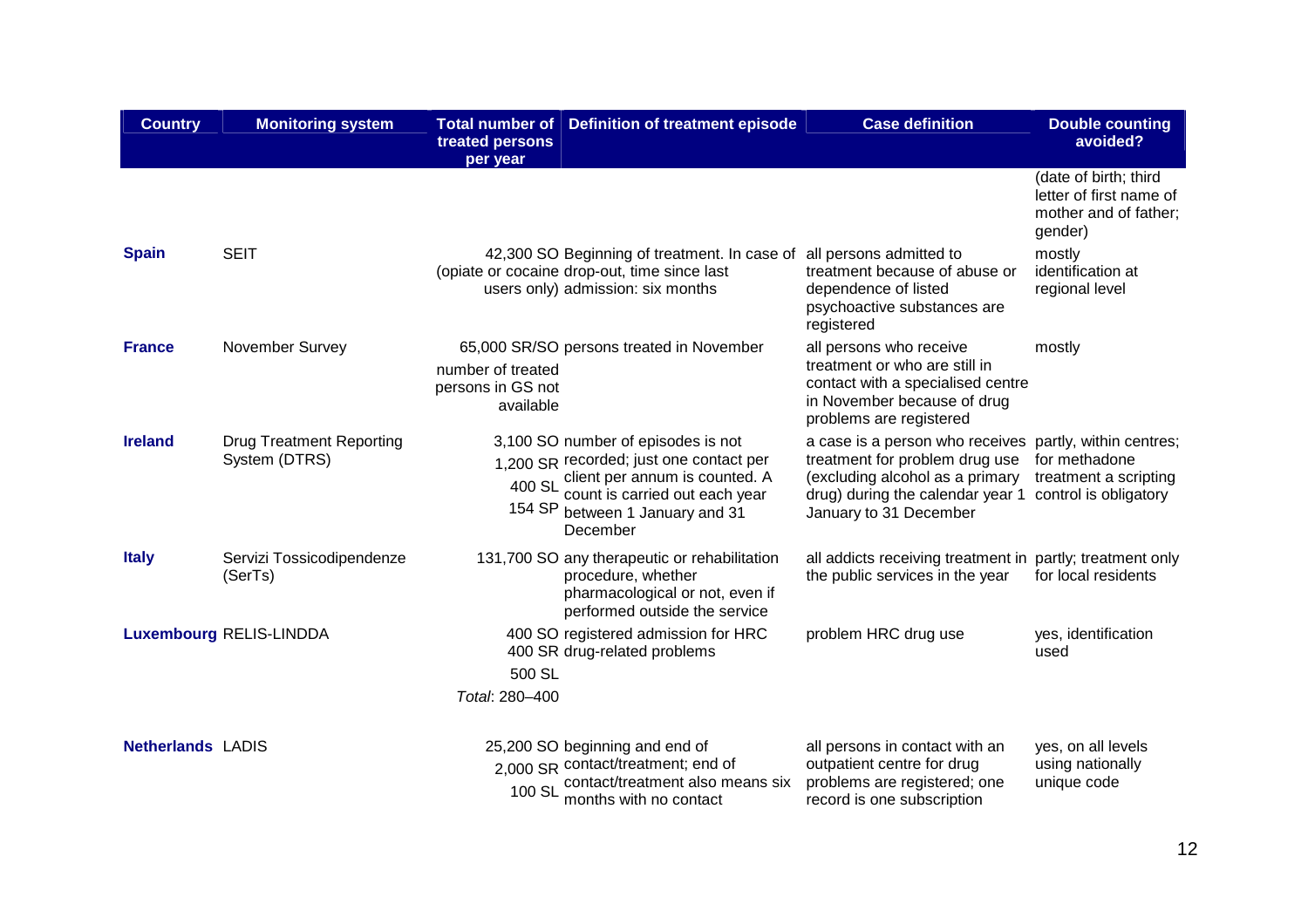| Country | Monitoring system | Total number of treated persons per year | Definition of treatment episode | Case definition | Double counting avoided? |
|---|---|---|---|---|---|
| | | | | | (date of birth; third letter of first name of mother and of father; gender) |
| **Spain** | SEIT | 42,300 SO | Beginning of treatment. In case of (opiate or cocaine drop-out, time since last users only) admission: six months | all persons admitted to treatment because of abuse or dependence of listed psychoactive substances are registered | mostly identification at regional level |
| **France** | November Survey | 65,000 SR/SO<br>number of treated persons in GS not available | persons treated in November | all persons who receive treatment or who are still in contact with a specialised centre in November because of drug problems are registered | mostly |
| **Ireland** | Drug Treatment Reporting System (DTRS) | 3,100 SO<br>1,200 SR<br>400 SL<br>154 SP | number of episodes is not recorded; just one contact per client per annum is counted. A count is carried out each year between 1 January and 31 December | a case is a person who receives treatment for problem drug use (excluding alcohol as a primary drug) during the calendar year 1 January to 31 December | partly, within centres; for methadone treatment a scripting control is obligatory |
| **Italy** | Servizi Tossicodipendenze (SerTs) | 131,700 SO | any therapeutic or rehabilitation procedure, whether pharmacological or not, even if performed outside the service | all addicts receiving treatment in the public services in the year | partly; treatment only for local residents |
| **Luxembourg** | RELIS-LINDDA | 400 SO<br>400 SR<br>500 SL<br>*Total*: 280–400 | registered admission for HRC drug-related problems | problem HRC drug use | yes, identification used |
| **Netherlands** | LADIS | 25,200 SO<br>2,000 SR<br>100 SL | beginning and end of contact/treatment; end of contact/treatment also means six months with no contact | all persons in contact with an outpatient centre for drug problems are registered; one record is one subscription | yes, on all levels using nationally unique code |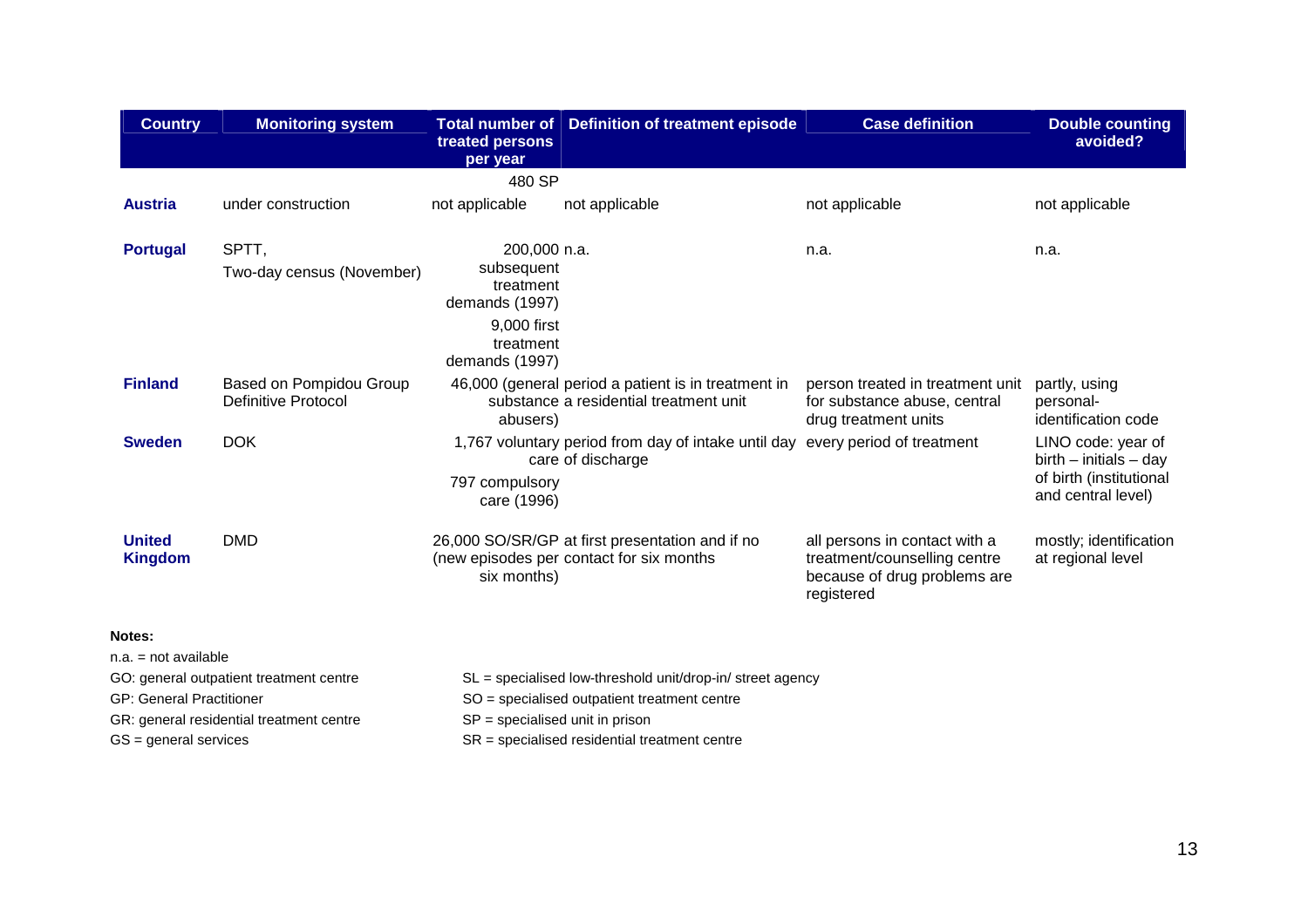| Country | Monitoring system | Total number of treated persons per year | Definition of treatment episode | Case definition | Double counting avoided? |
|---|---|---|---|---|---|
| | | 480 SP | | | |
| **Austria** | under construction | not applicable | not applicable | not applicable | not applicable |
| **Portugal** | SPTT, Two-day census (November) | 200,000 subsequent treatment demands (1997) 9,000 first treatment demands (1997) | n.a. | n.a. | n.a. |
| **Finland** | Based on Pompidou Group Definitive Protocol | 46,000 (general substance abusers) | period a patient is in treatment in a residential treatment unit | person treated in treatment unit for substance abuse, central drug treatment units | partly, using personal-identification code |
| **Sweden** | DOK | 1,767 voluntary care 797 compulsory care (1996) | period from day of intake until day of discharge | every period of treatment | LINO code: year of birth – initials – day of birth (institutional and central level) |
| **United Kingdom** | DMD | 26,000 SO/SR/GP (new episodes per six months) | at first presentation and if no contact for six months | all persons in contact with a treatment/counselling centre because of drug problems are registered | mostly; identification at regional level |

**Notes:**

n.a. = not available

GO: general outpatient treatment centre

GP: General Practitioner

GR: general residential treatment centre

GS = general services

SL = specialised low-threshold unit/drop-in/ street agency

SO = specialised outpatient treatment centre

SP = specialised unit in prison

SR = specialised residential treatment centre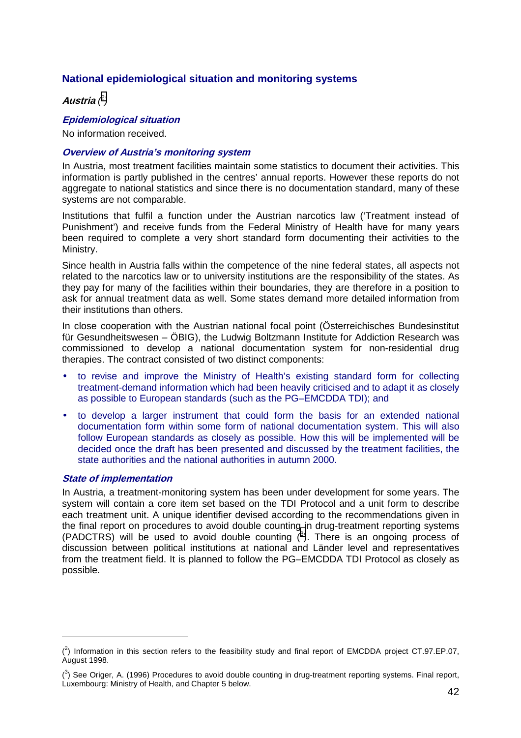## National epidemiological situation and monitoring systems

### *Austria* (2)

#### *Epidemiological situation*

No information received.

#### *Overview of Austria's monitoring system*

In Austria, most treatment facilities maintain some statistics to document their activities. This information is partly published in the centres' annual reports. However these reports do not aggregate to national statistics and since there is no documentation standard, many of these systems are not comparable.

Institutions that fulfil a function under the Austrian narcotics law ('Treatment instead of Punishment') and receive funds from the Federal Ministry of Health have for many years been required to complete a very short standard form documenting their activities to the Ministry.

Since health in Austria falls within the competence of the nine federal states, all aspects not related to the narcotics law or to university institutions are the responsibility of the states. As they pay for many of the facilities within their boundaries, they are therefore in a position to ask for annual treatment data as well. Some states demand more detailed information from their institutions than others.

In close cooperation with the Austrian national focal point (Österreichisches Bundesinstitut für Gesundheitswesen – ÖBIG), the Ludwig Boltzmann Institute for Addiction Research was commissioned to develop a national documentation system for non-residential drug therapies. The contract consisted of two distinct components:

- to revise and improve the Ministry of Health's existing standard form for collecting treatment-demand information which had been heavily criticised and to adapt it as closely as possible to European standards (such as the PG–EMCDDA TDI); and
- to develop a larger instrument that could form the basis for an extended national documentation form within some form of national documentation system. This will also follow European standards as closely as possible. How this will be implemented will be decided once the draft has been presented and discussed by the treatment facilities, the state authorities and the national authorities in autumn 2000.

#### *State of implementation*

In Austria, a treatment-monitoring system has been under development for some years. The system will contain a core item set based on the TDI Protocol and a unit form to describe each treatment unit. A unique identifier devised according to the recommendations given in the final report on procedures to avoid double counting in drug-treatment reporting systems (PADCTRS) will be used to avoid double counting (3). There is an ongoing process of discussion between political institutions at national and Länder level and representatives from the treatment field. It is planned to follow the PG–EMCDDA TDI Protocol as closely as possible.

---

(2) Information in this section refers to the feasibility study and final report of EMCDDA project CT.97.EP.07, August 1998.

(3) See Origer, A. (1996) Procedures to avoid double counting in drug-treatment reporting systems. Final report, Luxembourg: Ministry of Health, and Chapter 5 below.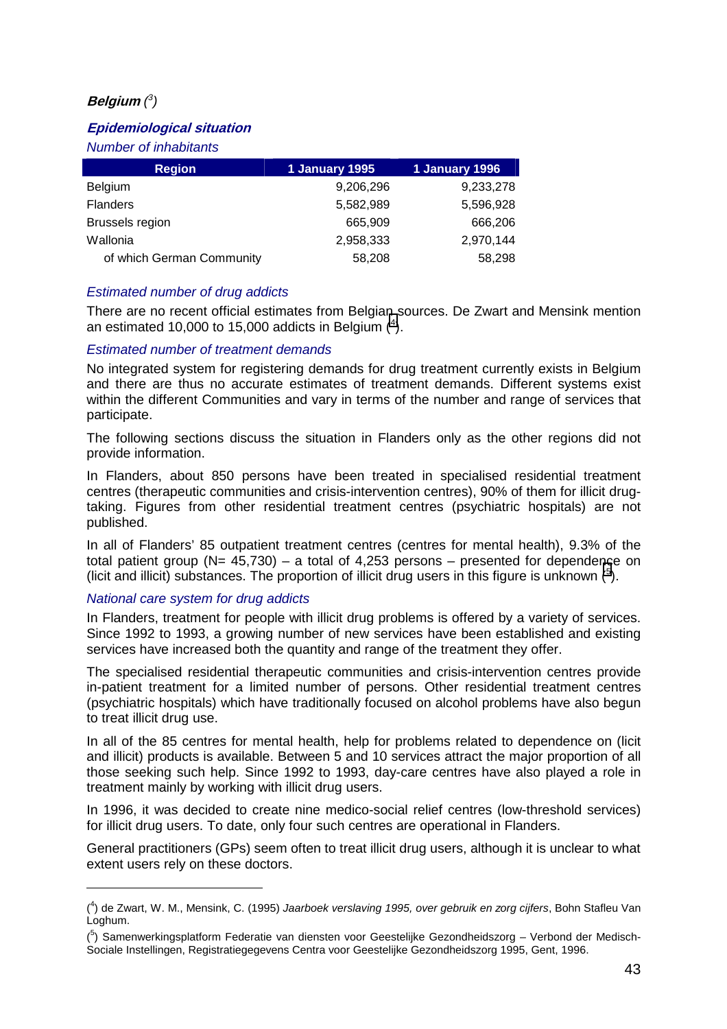## *Belgium* ([3])

### *Epidemiological situation*

*Number of inhabitants*

| Region | 1 January 1995 | 1 January 1996 |
|---|---|---|
| Belgium | 9,206,296 | 9,233,278 |
| Flanders | 5,582,989 | 5,596,928 |
| Brussels region | 665,909 | 666,206 |
| Wallonia | 2,958,333 | 2,970,144 |
| of which German Community | 58,208 | 58,298 |

*Estimated number of drug addicts*

There are no recent official estimates from Belgian sources. De Zwart and Mensink mention an estimated 10,000 to 15,000 addicts in Belgium ([4]).

*Estimated number of treatment demands*

No integrated system for registering demands for drug treatment currently exists in Belgium and there are thus no accurate estimates of treatment demands. Different systems exist within the different Communities and vary in terms of the number and range of services that participate.

The following sections discuss the situation in Flanders only as the other regions did not provide information.

In Flanders, about 850 persons have been treated in specialised residential treatment centres (therapeutic communities and crisis-intervention centres), 90% of them for illicit drug-taking. Figures from other residential treatment centres (psychiatric hospitals) are not published.

In all of Flanders' 85 outpatient treatment centres (centres for mental health), 9.3% of the total patient group (N= 45,730) – a total of 4,253 persons – presented for dependence on (licit and illicit) substances. The proportion of illicit drug users in this figure is unknown ([5]).

*National care system for drug addicts*

In Flanders, treatment for people with illicit drug problems is offered by a variety of services. Since 1992 to 1993, a growing number of new services have been established and existing services have increased both the quantity and range of the treatment they offer.

The specialised residential therapeutic communities and crisis-intervention centres provide in-patient treatment for a limited number of persons. Other residential treatment centres (psychiatric hospitals) which have traditionally focused on alcohol problems have also begun to treat illicit drug use.

In all of the 85 centres for mental health, help for problems related to dependence on (licit and illicit) products is available. Between 5 and 10 services attract the major proportion of all those seeking such help. Since 1992 to 1993, day-care centres have also played a role in treatment mainly by working with illicit drug users.

In 1996, it was decided to create nine medico-social relief centres (low-threshold services) for illicit drug users. To date, only four such centres are operational in Flanders.

General practitioners (GPs) seem often to treat illicit drug users, although it is unclear to what extent users rely on these doctors.

---

([4]) de Zwart, W. M., Mensink, C. (1995) *Jaarboek verslaving 1995, over gebruik en zorg cijfers*, Bohn Stafleu Van Loghum.

([5]) Samenwerkingsplatform Federatie van diensten voor Geestelijke Gezondheidszorg – Verbond der Medisch-Sociale Instellingen, Registratiegegevens Centra voor Geestelijke Gezondheidszorg 1995, Gent, 1996.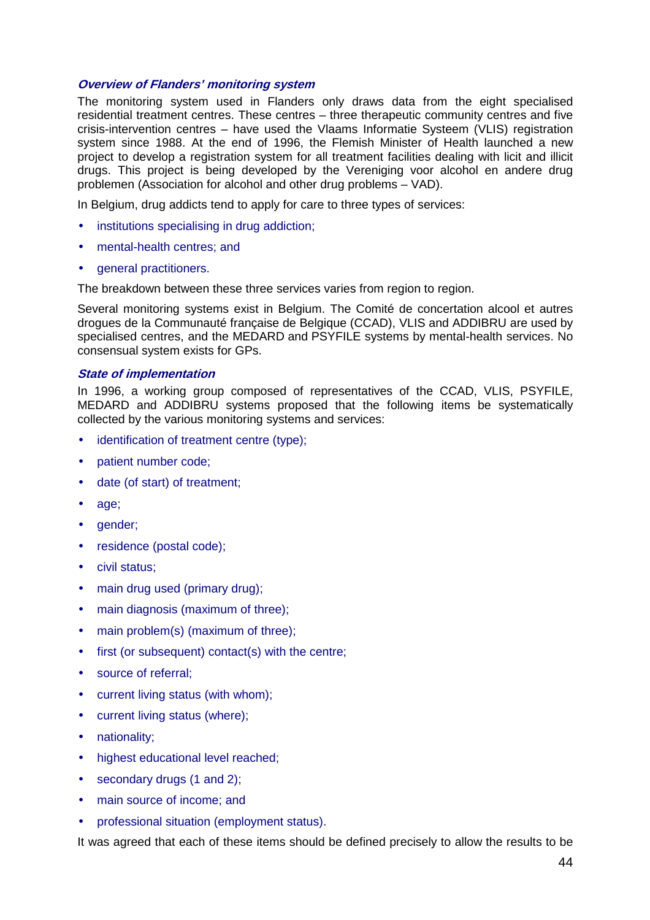### *Overview of Flanders' monitoring system*

The monitoring system used in Flanders only draws data from the eight specialised residential treatment centres. These centres – three therapeutic community centres and five crisis-intervention centres – have used the Vlaams Informatie Systeem (VLIS) registration system since 1988. At the end of 1996, the Flemish Minister of Health launched a new project to develop a registration system for all treatment facilities dealing with licit and illicit drugs. This project is being developed by the Vereniging voor alcohol en andere drug problemen (Association for alcohol and other drug problems – VAD).

In Belgium, drug addicts tend to apply for care to three types of services:

- institutions specialising in drug addiction;
- mental-health centres; and
- general practitioners.

The breakdown between these three services varies from region to region.

Several monitoring systems exist in Belgium. The Comité de concertation alcool et autres drogues de la Communauté française de Belgique (CCAD), VLIS and ADDIBRU are used by specialised centres, and the MEDARD and PSYFILE systems by mental-health services. No consensual system exists for GPs.

### *State of implementation*

In 1996, a working group composed of representatives of the CCAD, VLIS, PSYFILE, MEDARD and ADDIBRU systems proposed that the following items be systematically collected by the various monitoring systems and services:

- identification of treatment centre (type);
- patient number code;
- date (of start) of treatment;
- age;
- gender;
- residence (postal code);
- civil status;
- main drug used (primary drug);
- main diagnosis (maximum of three);
- main problem(s) (maximum of three);
- first (or subsequent) contact(s) with the centre;
- source of referral;
- current living status (with whom);
- current living status (where);
- nationality;
- highest educational level reached;
- secondary drugs (1 and 2);
- main source of income; and
- professional situation (employment status).

It was agreed that each of these items should be defined precisely to allow the results to be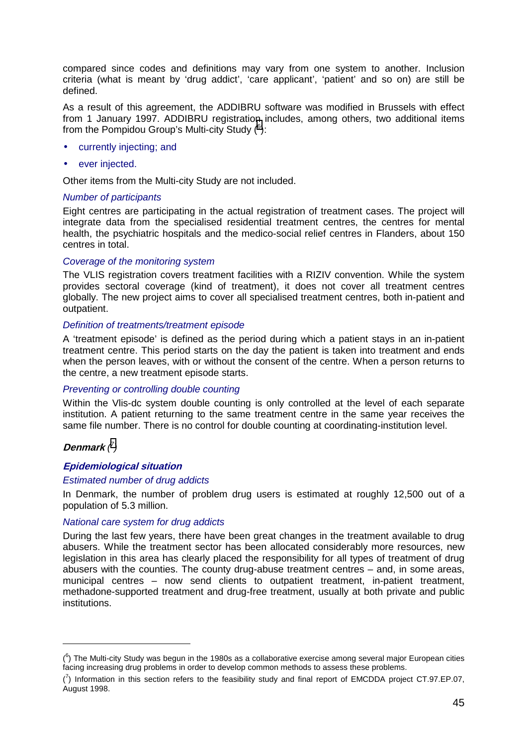compared since codes and definitions may vary from one system to another. Inclusion criteria (what is meant by 'drug addict', 'care applicant', 'patient' and so on) are still be defined.

As a result of this agreement, the ADDIBRU software was modified in Brussels with effect from 1 January 1997. ADDIBRU registration includes, among others, two additional items from the Pompidou Group's Multi-city Study ([6]):

- currently injecting; and
- ever injected.

Other items from the Multi-city Study are not included.

*Number of participants*

Eight centres are participating in the actual registration of treatment cases. The project will integrate data from the specialised residential treatment centres, the centres for mental health, the psychiatric hospitals and the medico-social relief centres in Flanders, about 150 centres in total.

*Coverage of the monitoring system*

The VLIS registration covers treatment facilities with a RIZIV convention. While the system provides sectoral coverage (kind of treatment), it does not cover all treatment centres globally. The new project aims to cover all specialised treatment centres, both in-patient and outpatient.

*Definition of treatments/treatment episode*

A 'treatment episode' is defined as the period during which a patient stays in an in-patient treatment centre. This period starts on the day the patient is taken into treatment and ends when the person leaves, with or without the consent of the centre. When a person returns to the centre, a new treatment episode starts.

*Preventing or controlling double counting*

Within the Vlis-dc system double counting is only controlled at the level of each separate institution. A patient returning to the same treatment centre in the same year receives the same file number. There is no control for double counting at coordinating-institution level.

## *Denmark* ([7])

### *Epidemiological situation*

*Estimated number of drug addicts*

In Denmark, the number of problem drug users is estimated at roughly 12,500 out of a population of 5.3 million.

*National care system for drug addicts*

During the last few years, there have been great changes in the treatment available to drug abusers. While the treatment sector has been allocated considerably more resources, new legislation in this area has clearly placed the responsibility for all types of treatment of drug abusers with the counties. The county drug-abuse treatment centres – and, in some areas, municipal centres – now send clients to outpatient treatment, in-patient treatment, methadone-supported treatment and drug-free treatment, usually at both private and public institutions.

---

([6]) The Multi-city Study was begun in the 1980s as a collaborative exercise among several major European cities facing increasing drug problems in order to develop common methods to assess these problems.

([7]) Information in this section refers to the feasibility study and final report of EMCDDA project CT.97.EP.07, August 1998.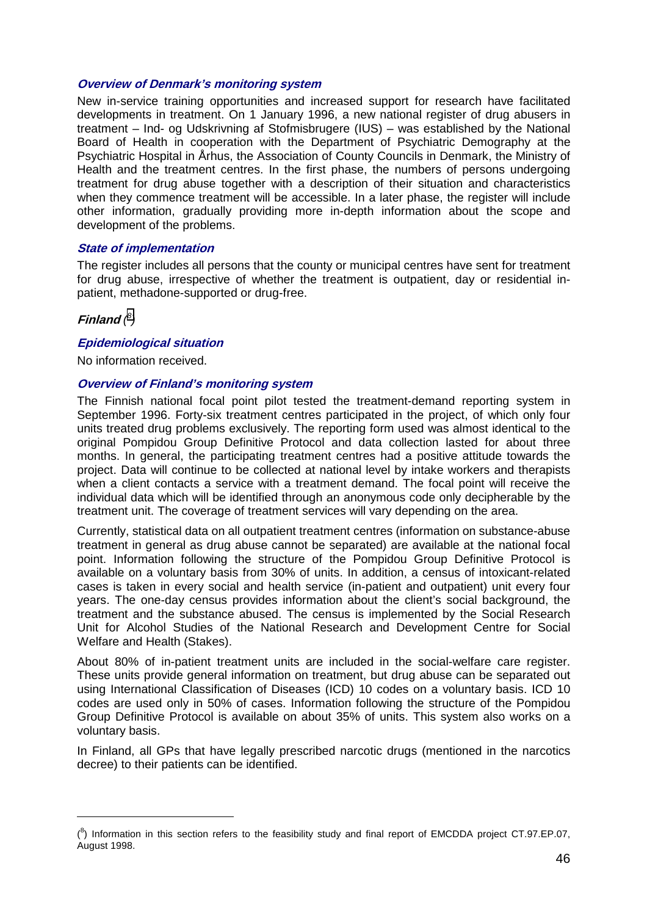### *Overview of Denmark's monitoring system*

New in-service training opportunities and increased support for research have facilitated developments in treatment. On 1 January 1996, a new national register of drug abusers in treatment – Ind- og Udskrivning af Stofmisbrugere (IUS) – was established by the National Board of Health in cooperation with the Department of Psychiatric Demography at the Psychiatric Hospital in Århus, the Association of County Councils in Denmark, the Ministry of Health and the treatment centres. In the first phase, the numbers of persons undergoing treatment for drug abuse together with a description of their situation and characteristics when they commence treatment will be accessible. In a later phase, the register will include other information, gradually providing more in-depth information about the scope and development of the problems.

### *State of implementation*

The register includes all persons that the county or municipal centres have sent for treatment for drug abuse, irrespective of whether the treatment is outpatient, day or residential in-patient, methadone-supported or drug-free.

## *Finland* ([8])

### *Epidemiological situation*

No information received.

### *Overview of Finland's monitoring system*

The Finnish national focal point pilot tested the treatment-demand reporting system in September 1996. Forty-six treatment centres participated in the project, of which only four units treated drug problems exclusively. The reporting form used was almost identical to the original Pompidou Group Definitive Protocol and data collection lasted for about three months. In general, the participating treatment centres had a positive attitude towards the project. Data will continue to be collected at national level by intake workers and therapists when a client contacts a service with a treatment demand. The focal point will receive the individual data which will be identified through an anonymous code only decipherable by the treatment unit. The coverage of treatment services will vary depending on the area.

Currently, statistical data on all outpatient treatment centres (information on substance-abuse treatment in general as drug abuse cannot be separated) are available at the national focal point. Information following the structure of the Pompidou Group Definitive Protocol is available on a voluntary basis from 30% of units. In addition, a census of intoxicant-related cases is taken in every social and health service (in-patient and outpatient) unit every four years. The one-day census provides information about the client's social background, the treatment and the substance abused. The census is implemented by the Social Research Unit for Alcohol Studies of the National Research and Development Centre for Social Welfare and Health (Stakes).

About 80% of in-patient treatment units are included in the social-welfare care register. These units provide general information on treatment, but drug abuse can be separated out using International Classification of Diseases (ICD) 10 codes on a voluntary basis. ICD 10 codes are used only in 50% of cases. Information following the structure of the Pompidou Group Definitive Protocol is available on about 35% of units. This system also works on a voluntary basis.

In Finland, all GPs that have legally prescribed narcotic drugs (mentioned in the narcotics decree) to their patients can be identified.

---

([8]) Information in this section refers to the feasibility study and final report of EMCDDA project CT.97.EP.07, August 1998.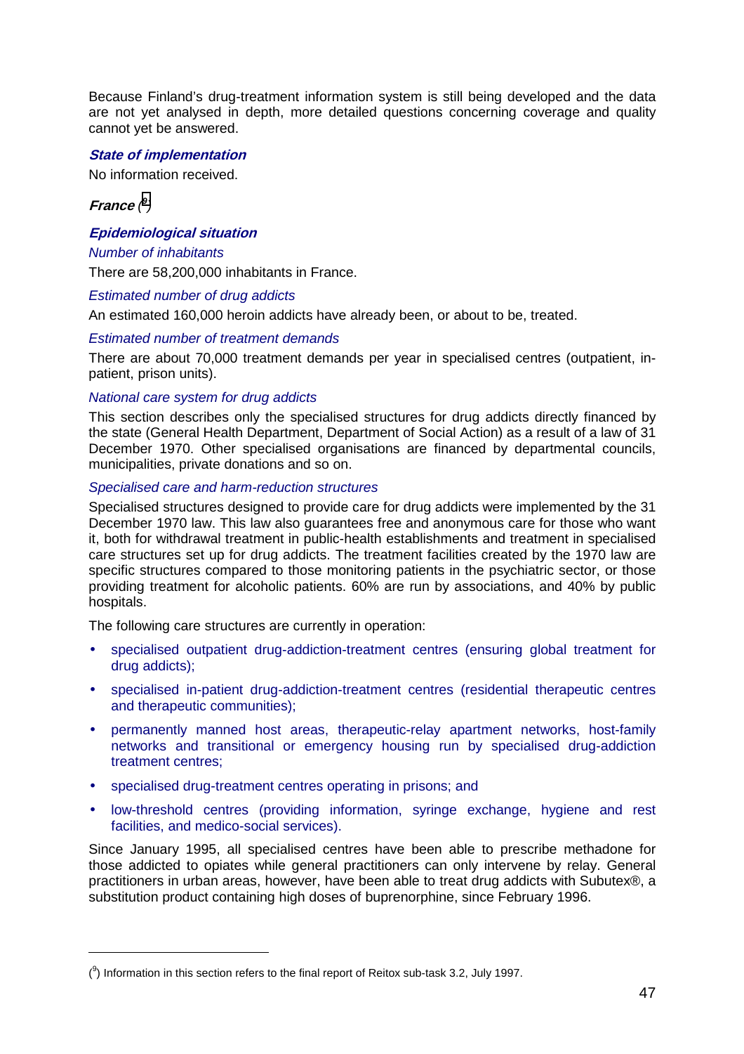Because Finland's drug-treatment information system is still being developed and the data are not yet analysed in depth, more detailed questions concerning coverage and quality cannot yet be answered.

### *State of implementation*

No information received.

## *France* (9)

### *Epidemiological situation*

*Number of inhabitants*

There are 58,200,000 inhabitants in France.

*Estimated number of drug addicts*

An estimated 160,000 heroin addicts have already been, or about to be, treated.

*Estimated number of treatment demands*

There are about 70,000 treatment demands per year in specialised centres (outpatient, in-patient, prison units).

*National care system for drug addicts*

This section describes only the specialised structures for drug addicts directly financed by the state (General Health Department, Department of Social Action) as a result of a law of 31 December 1970. Other specialised organisations are financed by departmental councils, municipalities, private donations and so on.

*Specialised care and harm-reduction structures*

Specialised structures designed to provide care for drug addicts were implemented by the 31 December 1970 law. This law also guarantees free and anonymous care for those who want it, both for withdrawal treatment in public-health establishments and treatment in specialised care structures set up for drug addicts. The treatment facilities created by the 1970 law are specific structures compared to those monitoring patients in the psychiatric sector, or those providing treatment for alcoholic patients. 60% are run by associations, and 40% by public hospitals.

The following care structures are currently in operation:

- specialised outpatient drug-addiction-treatment centres (ensuring global treatment for drug addicts);
- specialised in-patient drug-addiction-treatment centres (residential therapeutic centres and therapeutic communities);
- permanently manned host areas, therapeutic-relay apartment networks, host-family networks and transitional or emergency housing run by specialised drug-addiction treatment centres;
- specialised drug-treatment centres operating in prisons; and
- low-threshold centres (providing information, syringe exchange, hygiene and rest facilities, and medico-social services).

Since January 1995, all specialised centres have been able to prescribe methadone for those addicted to opiates while general practitioners can only intervene by relay. General practitioners in urban areas, however, have been able to treat drug addicts with Subutex®, a substitution product containing high doses of buprenorphine, since February 1996.

---

(9) Information in this section refers to the final report of Reitox sub-task 3.2, July 1997.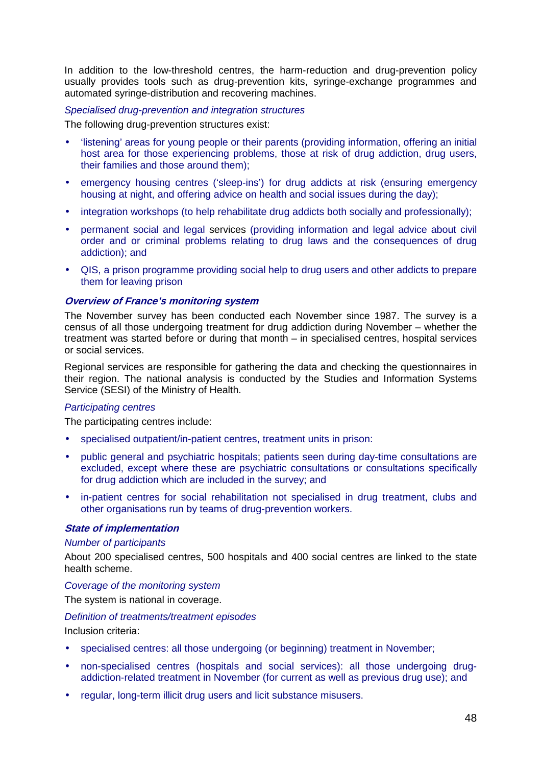In addition to the low-threshold centres, the harm-reduction and drug-prevention policy usually provides tools such as drug-prevention kits, syringe-exchange programmes and automated syringe-distribution and recovering machines.

*Specialised drug-prevention and integration structures*

The following drug-prevention structures exist:

- 'listening' areas for young people or their parents (providing information, offering an initial host area for those experiencing problems, those at risk of drug addiction, drug users, their families and those around them);
- emergency housing centres ('sleep-ins') for drug addicts at risk (ensuring emergency housing at night, and offering advice on health and social issues during the day);
- integration workshops (to help rehabilitate drug addicts both socially and professionally);
- permanent social and legal services (providing information and legal advice about civil order and or criminal problems relating to drug laws and the consequences of drug addiction); and
- QIS, a prison programme providing social help to drug users and other addicts to prepare them for leaving prison

### *Overview of France's monitoring system*

The November survey has been conducted each November since 1987. The survey is a census of all those undergoing treatment for drug addiction during November – whether the treatment was started before or during that month – in specialised centres, hospital services or social services.

Regional services are responsible for gathering the data and checking the questionnaires in their region. The national analysis is conducted by the Studies and Information Systems Service (SESI) of the Ministry of Health.

*Participating centres*

The participating centres include:

- specialised outpatient/in-patient centres, treatment units in prison:
- public general and psychiatric hospitals; patients seen during day-time consultations are excluded, except where these are psychiatric consultations or consultations specifically for drug addiction which are included in the survey; and
- in-patient centres for social rehabilitation not specialised in drug treatment, clubs and other organisations run by teams of drug-prevention workers.

### *State of implementation*

*Number of participants*

About 200 specialised centres, 500 hospitals and 400 social centres are linked to the state health scheme.

*Coverage of the monitoring system*

The system is national in coverage.

*Definition of treatments/treatment episodes*

Inclusion criteria:

- specialised centres: all those undergoing (or beginning) treatment in November;
- non-specialised centres (hospitals and social services): all those undergoing drug-addiction-related treatment in November (for current as well as previous drug use); and
- regular, long-term illicit drug users and licit substance misusers.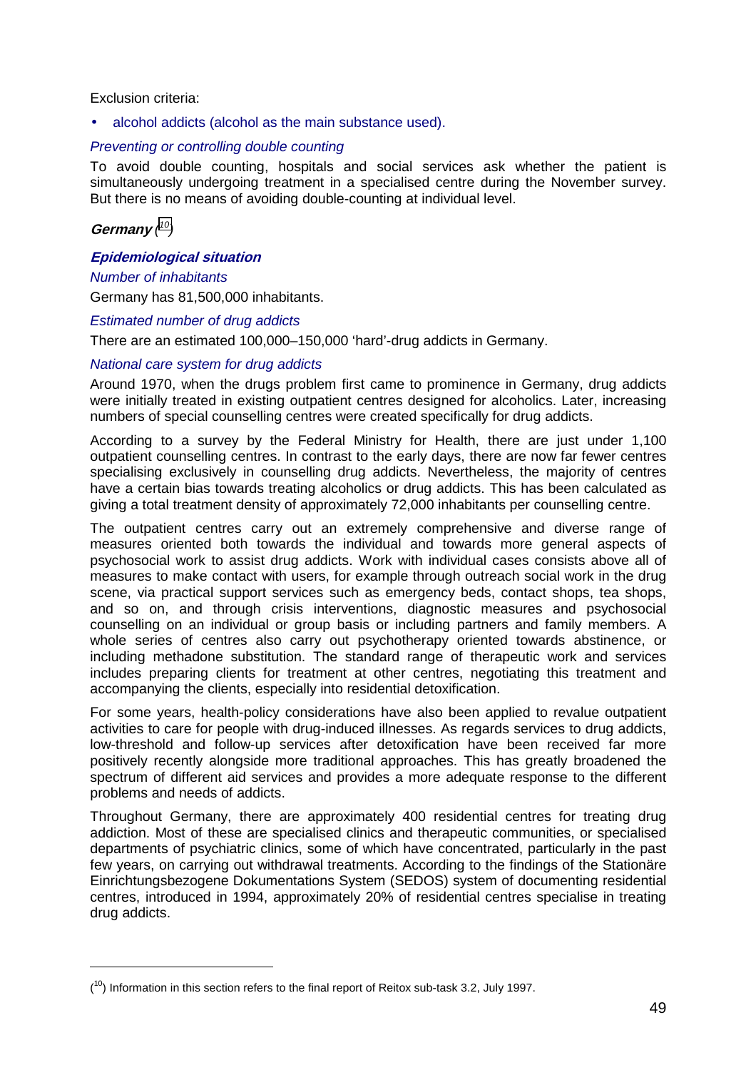Exclusion criteria:

- alcohol addicts (alcohol as the main substance used).

*Preventing or controlling double counting*

To avoid double counting, hospitals and social services ask whether the patient is simultaneously undergoing treatment in a specialised centre during the November survey. But there is no means of avoiding double-counting at individual level.

## Germany ([10])

### Epidemiological situation

*Number of inhabitants*

Germany has 81,500,000 inhabitants.

*Estimated number of drug addicts*

There are an estimated 100,000–150,000 'hard'-drug addicts in Germany.

*National care system for drug addicts*

Around 1970, when the drugs problem first came to prominence in Germany, drug addicts were initially treated in existing outpatient centres designed for alcoholics. Later, increasing numbers of special counselling centres were created specifically for drug addicts.

According to a survey by the Federal Ministry for Health, there are just under 1,100 outpatient counselling centres. In contrast to the early days, there are now far fewer centres specialising exclusively in counselling drug addicts. Nevertheless, the majority of centres have a certain bias towards treating alcoholics or drug addicts. This has been calculated as giving a total treatment density of approximately 72,000 inhabitants per counselling centre.

The outpatient centres carry out an extremely comprehensive and diverse range of measures oriented both towards the individual and towards more general aspects of psychosocial work to assist drug addicts. Work with individual cases consists above all of measures to make contact with users, for example through outreach social work in the drug scene, via practical support services such as emergency beds, contact shops, tea shops, and so on, and through crisis interventions, diagnostic measures and psychosocial counselling on an individual or group basis or including partners and family members. A whole series of centres also carry out psychotherapy oriented towards abstinence, or including methadone substitution. The standard range of therapeutic work and services includes preparing clients for treatment at other centres, negotiating this treatment and accompanying the clients, especially into residential detoxification.

For some years, health-policy considerations have also been applied to revalue outpatient activities to care for people with drug-induced illnesses. As regards services to drug addicts, low-threshold and follow-up services after detoxification have been received far more positively recently alongside more traditional approaches. This has greatly broadened the spectrum of different aid services and provides a more adequate response to the different problems and needs of addicts.

Throughout Germany, there are approximately 400 residential centres for treating drug addiction. Most of these are specialised clinics and therapeutic communities, or specialised departments of psychiatric clinics, some of which have concentrated, particularly in the past few years, on carrying out withdrawal treatments. According to the findings of the Stationäre Einrichtungsbezogene Dokumentations System (SEDOS) system of documenting residential centres, introduced in 1994, approximately 20% of residential centres specialise in treating drug addicts.

---

([10]) Information in this section refers to the final report of Reitox sub-task 3.2, July 1997.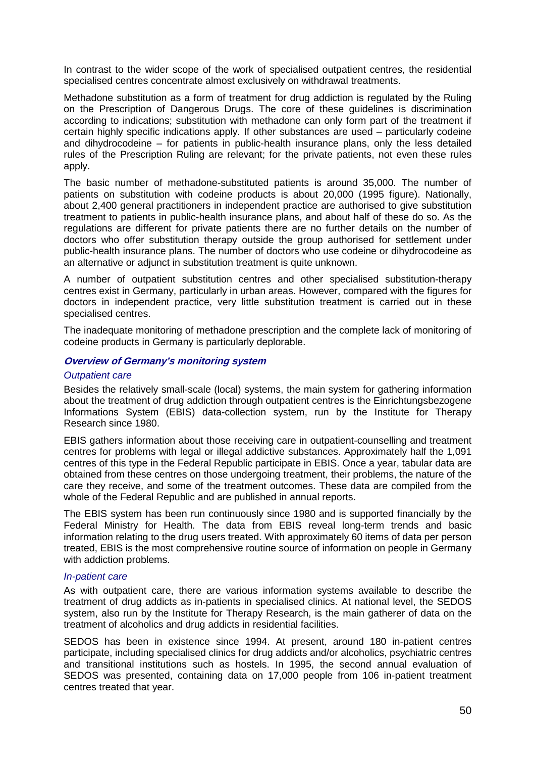In contrast to the wider scope of the work of specialised outpatient centres, the residential specialised centres concentrate almost exclusively on withdrawal treatments.

Methadone substitution as a form of treatment for drug addiction is regulated by the Ruling on the Prescription of Dangerous Drugs. The core of these guidelines is discrimination according to indications; substitution with methadone can only form part of the treatment if certain highly specific indications apply. If other substances are used – particularly codeine and dihydrocodeine – for patients in public-health insurance plans, only the less detailed rules of the Prescription Ruling are relevant; for the private patients, not even these rules apply.

The basic number of methadone-substituted patients is around 35,000. The number of patients on substitution with codeine products is about 20,000 (1995 figure). Nationally, about 2,400 general practitioners in independent practice are authorised to give substitution treatment to patients in public-health insurance plans, and about half of these do so. As the regulations are different for private patients there are no further details on the number of doctors who offer substitution therapy outside the group authorised for settlement under public-health insurance plans. The number of doctors who use codeine or dihydrocodeine as an alternative or adjunct in substitution treatment is quite unknown.

A number of outpatient substitution centres and other specialised substitution-therapy centres exist in Germany, particularly in urban areas. However, compared with the figures for doctors in independent practice, very little substitution treatment is carried out in these specialised centres.

The inadequate monitoring of methadone prescription and the complete lack of monitoring of codeine products in Germany is particularly deplorable.

### ***Overview of Germany's monitoring system***

#### *Outpatient care*

Besides the relatively small-scale (local) systems, the main system for gathering information about the treatment of drug addiction through outpatient centres is the Einrichtungsbezogene Informations System (EBIS) data-collection system, run by the Institute for Therapy Research since 1980.

EBIS gathers information about those receiving care in outpatient-counselling and treatment centres for problems with legal or illegal addictive substances. Approximately half the 1,091 centres of this type in the Federal Republic participate in EBIS. Once a year, tabular data are obtained from these centres on those undergoing treatment, their problems, the nature of the care they receive, and some of the treatment outcomes. These data are compiled from the whole of the Federal Republic and are published in annual reports.

The EBIS system has been run continuously since 1980 and is supported financially by the Federal Ministry for Health. The data from EBIS reveal long-term trends and basic information relating to the drug users treated. With approximately 60 items of data per person treated, EBIS is the most comprehensive routine source of information on people in Germany with addiction problems.

#### *In-patient care*

As with outpatient care, there are various information systems available to describe the treatment of drug addicts as in-patients in specialised clinics. At national level, the SEDOS system, also run by the Institute for Therapy Research, is the main gatherer of data on the treatment of alcoholics and drug addicts in residential facilities.

SEDOS has been in existence since 1994. At present, around 180 in-patient centres participate, including specialised clinics for drug addicts and/or alcoholics, psychiatric centres and transitional institutions such as hostels. In 1995, the second annual evaluation of SEDOS was presented, containing data on 17,000 people from 106 in-patient treatment centres treated that year.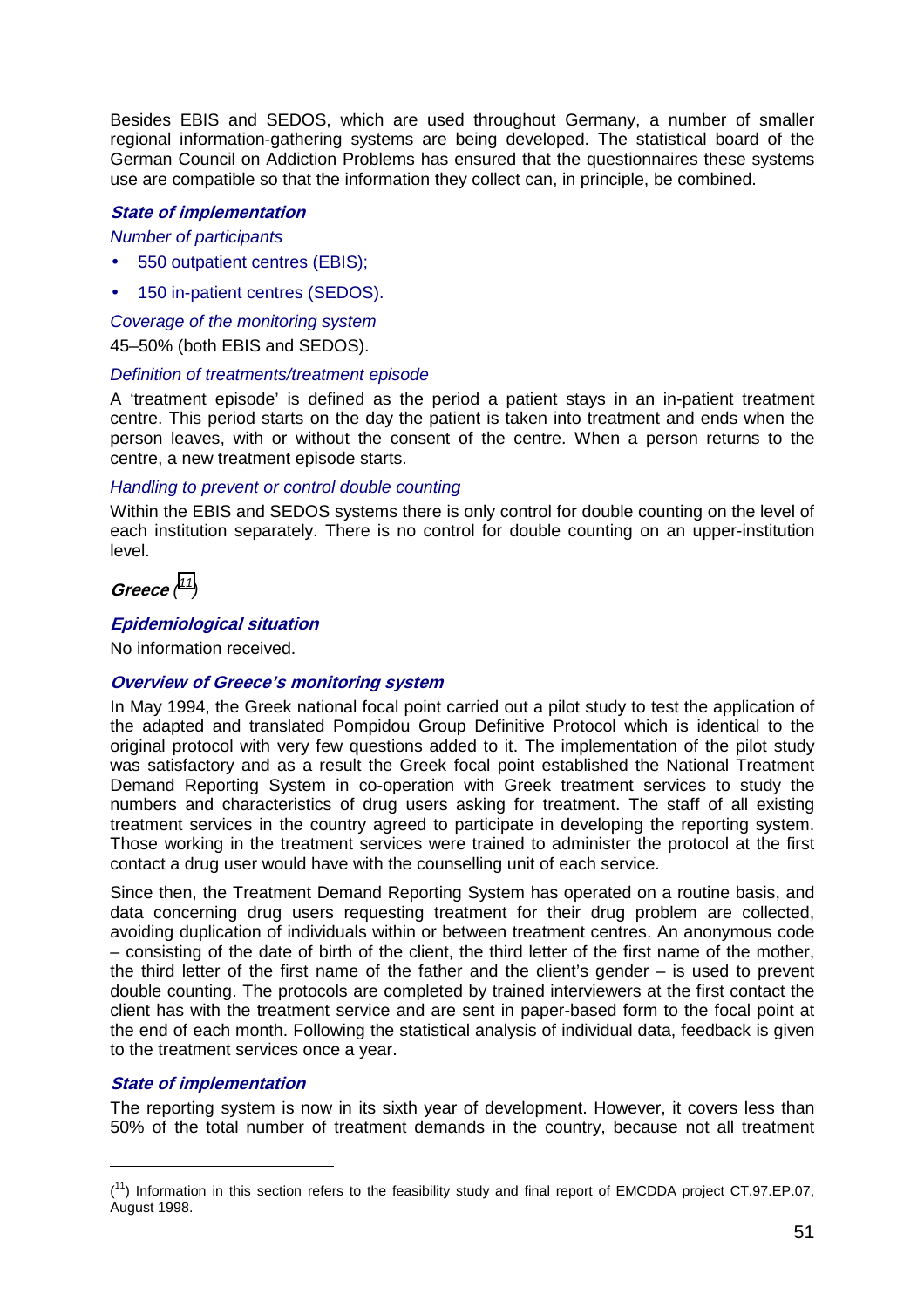Besides EBIS and SEDOS, which are used throughout Germany, a number of smaller regional information-gathering systems are being developed. The statistical board of the German Council on Addiction Problems has ensured that the questionnaires these systems use are compatible so that the information they collect can, in principle, be combined.

#### *State of implementation*

*Number of participants*

- 550 outpatient centres (EBIS);
- 150 in-patient centres (SEDOS).

*Coverage of the monitoring system*

45–50% (both EBIS and SEDOS).

*Definition of treatments/treatment episode*

A 'treatment episode' is defined as the period a patient stays in an in-patient treatment centre. This period starts on the day the patient is taken into treatment and ends when the person leaves, with or without the consent of the centre. When a person returns to the centre, a new treatment episode starts.

*Handling to prevent or control double counting*

Within the EBIS and SEDOS systems there is only control for double counting on the level of each institution separately. There is no control for double counting on an upper-institution level.

### *Greece* ([11])

#### *Epidemiological situation*

No information received.

#### *Overview of Greece's monitoring system*

In May 1994, the Greek national focal point carried out a pilot study to test the application of the adapted and translated Pompidou Group Definitive Protocol which is identical to the original protocol with very few questions added to it. The implementation of the pilot study was satisfactory and as a result the Greek focal point established the National Treatment Demand Reporting System in co-operation with Greek treatment services to study the numbers and characteristics of drug users asking for treatment. The staff of all existing treatment services in the country agreed to participate in developing the reporting system. Those working in the treatment services were trained to administer the protocol at the first contact a drug user would have with the counselling unit of each service.

Since then, the Treatment Demand Reporting System has operated on a routine basis, and data concerning drug users requesting treatment for their drug problem are collected, avoiding duplication of individuals within or between treatment centres. An anonymous code – consisting of the date of birth of the client, the third letter of the first name of the mother, the third letter of the first name of the father and the client's gender – is used to prevent double counting. The protocols are completed by trained interviewers at the first contact the client has with the treatment service and are sent in paper-based form to the focal point at the end of each month. Following the statistical analysis of individual data, feedback is given to the treatment services once a year.

#### *State of implementation*

The reporting system is now in its sixth year of development. However, it covers less than 50% of the total number of treatment demands in the country, because not all treatment

---

([11]) Information in this section refers to the feasibility study and final report of EMCDDA project CT.97.EP.07, August 1998.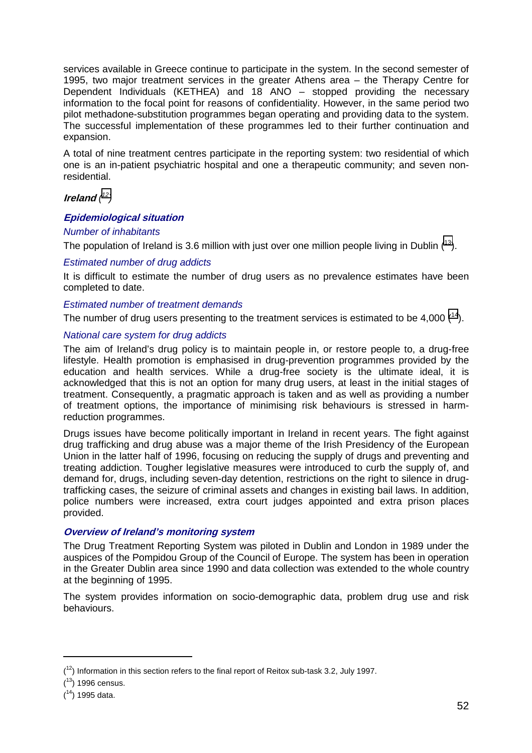services available in Greece continue to participate in the system. In the second semester of 1995, two major treatment services in the greater Athens area – the Therapy Centre for Dependent Individuals (KETHEA) and 18 ANO – stopped providing the necessary information to the focal point for reasons of confidentiality. However, in the same period two pilot methadone-substitution programmes began operating and providing data to the system. The successful implementation of these programmes led to their further continuation and expansion.

A total of nine treatment centres participate in the reporting system: two residential of which one is an in-patient psychiatric hospital and one a therapeutic community; and seven non-residential.

## *Ireland* ([12])

### *Epidemiological situation*

*Number of inhabitants*

The population of Ireland is 3.6 million with just over one million people living in Dublin ([13]).

*Estimated number of drug addicts*

It is difficult to estimate the number of drug users as no prevalence estimates have been completed to date.

*Estimated number of treatment demands*

The number of drug users presenting to the treatment services is estimated to be 4,000 ([14]).

*National care system for drug addicts*

The aim of Ireland's drug policy is to maintain people in, or restore people to, a drug-free lifestyle. Health promotion is emphasised in drug-prevention programmes provided by the education and health services. While a drug-free society is the ultimate ideal, it is acknowledged that this is not an option for many drug users, at least in the initial stages of treatment. Consequently, a pragmatic approach is taken and as well as providing a number of treatment options, the importance of minimising risk behaviours is stressed in harm-reduction programmes.

Drugs issues have become politically important in Ireland in recent years. The fight against drug trafficking and drug abuse was a major theme of the Irish Presidency of the European Union in the latter half of 1996, focusing on reducing the supply of drugs and preventing and treating addiction. Tougher legislative measures were introduced to curb the supply of, and demand for, drugs, including seven-day detention, restrictions on the right to silence in drug-trafficking cases, the seizure of criminal assets and changes in existing bail laws. In addition, police numbers were increased, extra court judges appointed and extra prison places provided.

### *Overview of Ireland's monitoring system*

The Drug Treatment Reporting System was piloted in Dublin and London in 1989 under the auspices of the Pompidou Group of the Council of Europe. The system has been in operation in the Greater Dublin area since 1990 and data collection was extended to the whole country at the beginning of 1995.

The system provides information on socio-demographic data, problem drug use and risk behaviours.

---

([12]) Information in this section refers to the final report of Reitox sub-task 3.2, July 1997.

([13]) 1996 census.

([14]) 1995 data.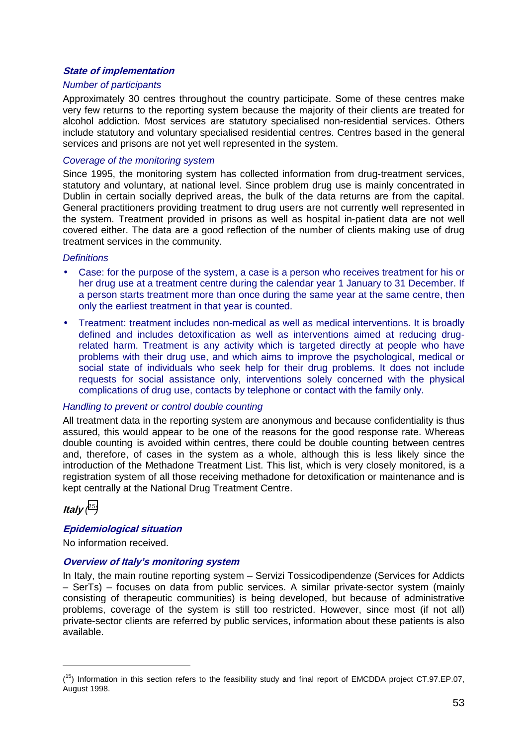### *State of implementation*

*Number of participants*

Approximately 30 centres throughout the country participate. Some of these centres make very few returns to the reporting system because the majority of their clients are treated for alcohol addiction. Most services are statutory specialised non-residential services. Others include statutory and voluntary specialised residential centres. Centres based in the general services and prisons are not yet well represented in the system.

*Coverage of the monitoring system*

Since 1995, the monitoring system has collected information from drug-treatment services, statutory and voluntary, at national level. Since problem drug use is mainly concentrated in Dublin in certain socially deprived areas, the bulk of the data returns are from the capital. General practitioners providing treatment to drug users are not currently well represented in the system. Treatment provided in prisons as well as hospital in-patient data are not well covered either. The data are a good reflection of the number of clients making use of drug treatment services in the community.

*Definitions*

- Case: for the purpose of the system, a case is a person who receives treatment for his or her drug use at a treatment centre during the calendar year 1 January to 31 December. If a person starts treatment more than once during the same year at the same centre, then only the earliest treatment in that year is counted.
- Treatment: treatment includes non-medical as well as medical interventions. It is broadly defined and includes detoxification as well as interventions aimed at reducing drug-related harm. Treatment is any activity which is targeted directly at people who have problems with their drug use, and which aims to improve the psychological, medical or social state of individuals who seek help for their drug problems. It does not include requests for social assistance only, interventions solely concerned with the physical complications of drug use, contacts by telephone or contact with the family only.

*Handling to prevent or control double counting*

All treatment data in the reporting system are anonymous and because confidentiality is thus assured, this would appear to be one of the reasons for the good response rate. Whereas double counting is avoided within centres, there could be double counting between centres and, therefore, of cases in the system as a whole, although this is less likely since the introduction of the Methadone Treatment List. This list, which is very closely monitored, is a registration system of all those receiving methadone for detoxification or maintenance and is kept centrally at the National Drug Treatment Centre.

## *Italy* ([15])

### *Epidemiological situation*

No information received.

### *Overview of Italy's monitoring system*

In Italy, the main routine reporting system – Servizi Tossicodipendenze (Services for Addicts – SerTs) – focuses on data from public services. A similar private-sector system (mainly consisting of therapeutic communities) is being developed, but because of administrative problems, coverage of the system is still too restricted. However, since most (if not all) private-sector clients are referred by public services, information about these patients is also available.

---

([15]) Information in this section refers to the feasibility study and final report of EMCDDA project CT.97.EP.07, August 1998.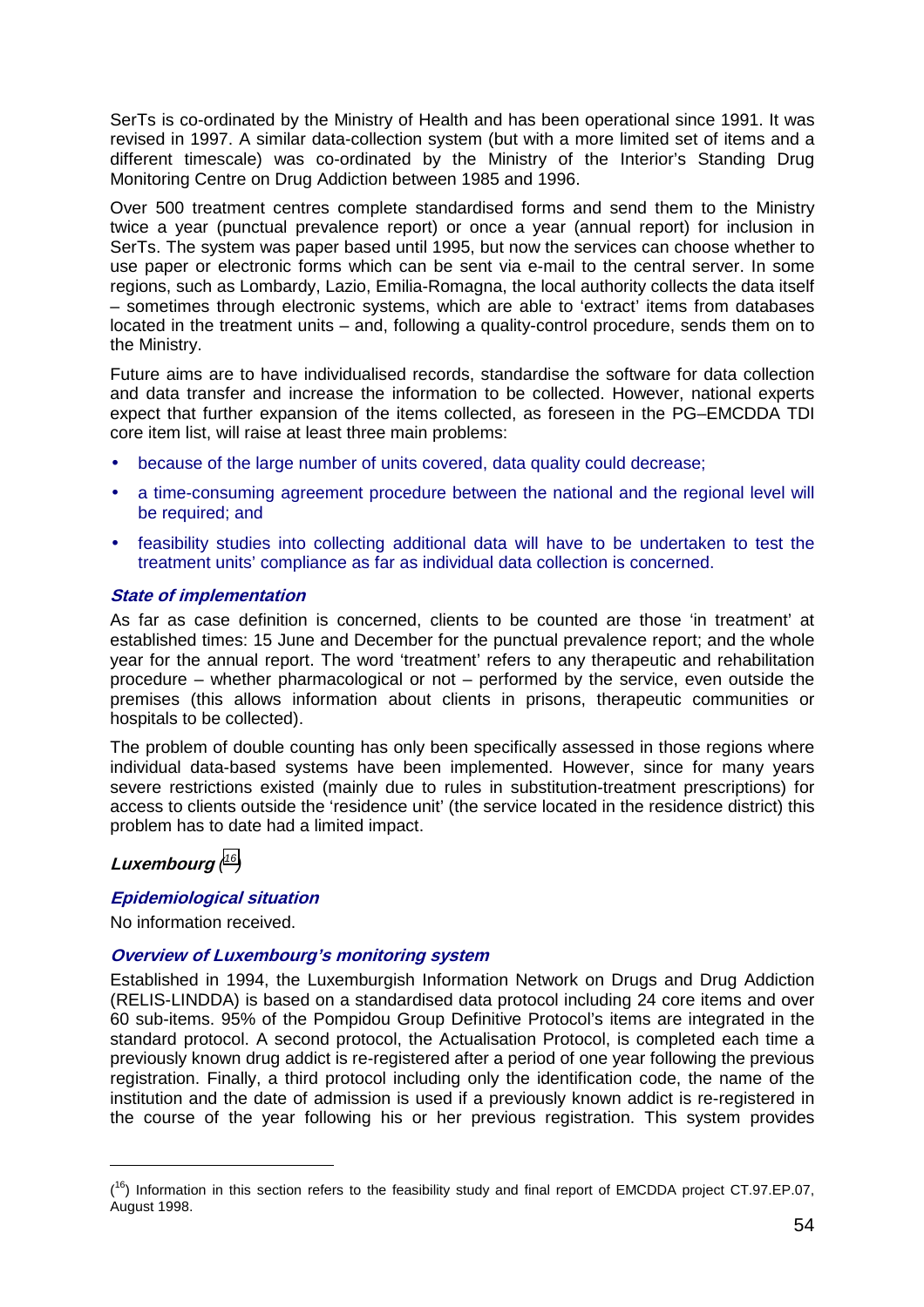SerTs is co-ordinated by the Ministry of Health and has been operational since 1991. It was revised in 1997. A similar data-collection system (but with a more limited set of items and a different timescale) was co-ordinated by the Ministry of the Interior's Standing Drug Monitoring Centre on Drug Addiction between 1985 and 1996.

Over 500 treatment centres complete standardised forms and send them to the Ministry twice a year (punctual prevalence report) or once a year (annual report) for inclusion in SerTs. The system was paper based until 1995, but now the services can choose whether to use paper or electronic forms which can be sent via e-mail to the central server. In some regions, such as Lombardy, Lazio, Emilia-Romagna, the local authority collects the data itself – sometimes through electronic systems, which are able to 'extract' items from databases located in the treatment units – and, following a quality-control procedure, sends them on to the Ministry.

Future aims are to have individualised records, standardise the software for data collection and data transfer and increase the information to be collected. However, national experts expect that further expansion of the items collected, as foreseen in the PG–EMCDDA TDI core item list, will raise at least three main problems:

- because of the large number of units covered, data quality could decrease;
- a time-consuming agreement procedure between the national and the regional level will be required; and
- feasibility studies into collecting additional data will have to be undertaken to test the treatment units' compliance as far as individual data collection is concerned.

### *State of implementation*

As far as case definition is concerned, clients to be counted are those 'in treatment' at established times: 15 June and December for the punctual prevalence report; and the whole year for the annual report. The word 'treatment' refers to any therapeutic and rehabilitation procedure – whether pharmacological or not – performed by the service, even outside the premises (this allows information about clients in prisons, therapeutic communities or hospitals to be collected).

The problem of double counting has only been specifically assessed in those regions where individual data-based systems have been implemented. However, since for many years severe restrictions existed (mainly due to rules in substitution-treatment prescriptions) for access to clients outside the 'residence unit' (the service located in the residence district) this problem has to date had a limited impact.

## *Luxembourg* ([16])

### *Epidemiological situation*

No information received.

### *Overview of Luxembourg's monitoring system*

Established in 1994, the Luxemburgish Information Network on Drugs and Drug Addiction (RELIS-LINDDA) is based on a standardised data protocol including 24 core items and over 60 sub-items. 95% of the Pompidou Group Definitive Protocol's items are integrated in the standard protocol. A second protocol, the Actualisation Protocol, is completed each time a previously known drug addict is re-registered after a period of one year following the previous registration. Finally, a third protocol including only the identification code, the name of the institution and the date of admission is used if a previously known addict is re-registered in the course of the year following his or her previous registration. This system provides

([16]) Information in this section refers to the feasibility study and final report of EMCDDA project CT.97.EP.07, August 1998.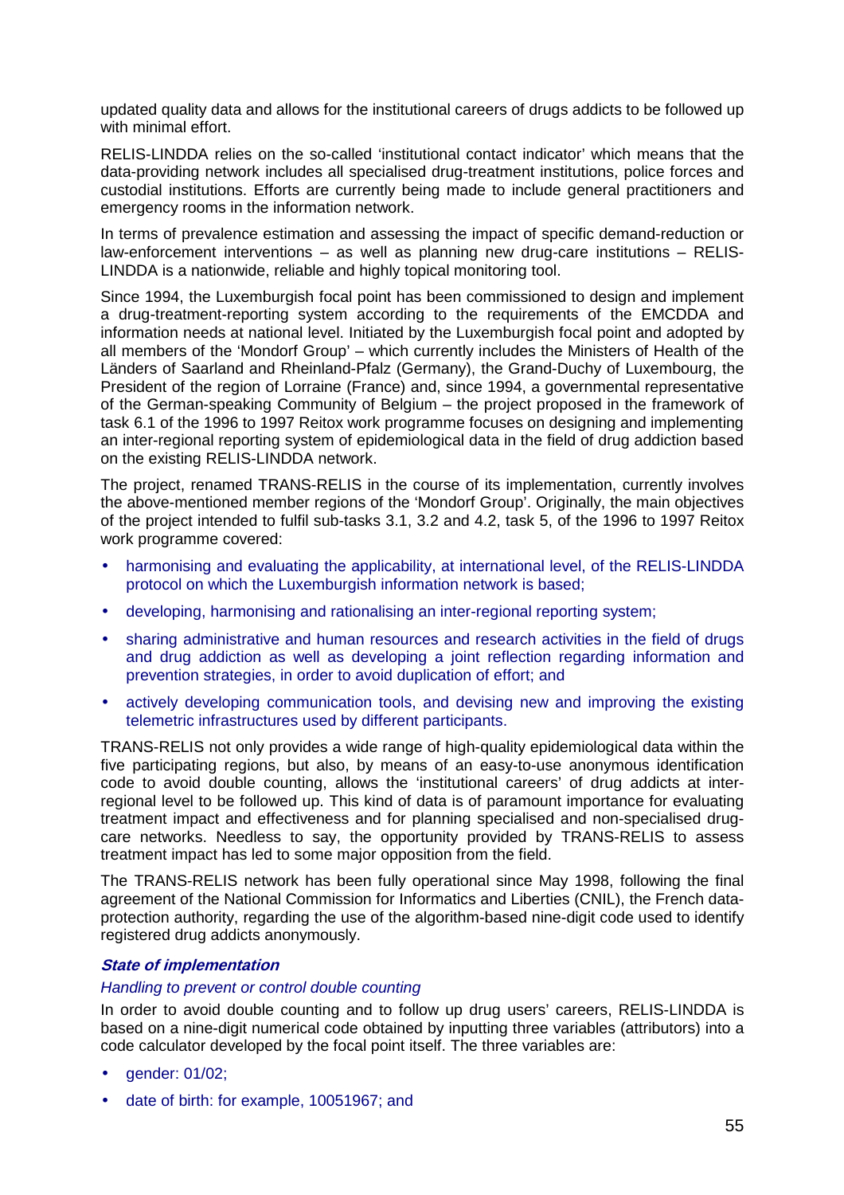updated quality data and allows for the institutional careers of drugs addicts to be followed up with minimal effort.

RELIS-LINDDA relies on the so-called 'institutional contact indicator' which means that the data-providing network includes all specialised drug-treatment institutions, police forces and custodial institutions. Efforts are currently being made to include general practitioners and emergency rooms in the information network.

In terms of prevalence estimation and assessing the impact of specific demand-reduction or law-enforcement interventions – as well as planning new drug-care institutions – RELIS-LINDDA is a nationwide, reliable and highly topical monitoring tool.

Since 1994, the Luxemburgish focal point has been commissioned to design and implement a drug-treatment-reporting system according to the requirements of the EMCDDA and information needs at national level. Initiated by the Luxemburgish focal point and adopted by all members of the 'Mondorf Group' – which currently includes the Ministers of Health of the Länders of Saarland and Rheinland-Pfalz (Germany), the Grand-Duchy of Luxembourg, the President of the region of Lorraine (France) and, since 1994, a governmental representative of the German-speaking Community of Belgium – the project proposed in the framework of task 6.1 of the 1996 to 1997 Reitox work programme focuses on designing and implementing an inter-regional reporting system of epidemiological data in the field of drug addiction based on the existing RELIS-LINDDA network.

The project, renamed TRANS-RELIS in the course of its implementation, currently involves the above-mentioned member regions of the 'Mondorf Group'. Originally, the main objectives of the project intended to fulfil sub-tasks 3.1, 3.2 and 4.2, task 5, of the 1996 to 1997 Reitox work programme covered:

- harmonising and evaluating the applicability, at international level, of the RELIS-LINDDA protocol on which the Luxemburgish information network is based;
- developing, harmonising and rationalising an inter-regional reporting system;
- sharing administrative and human resources and research activities in the field of drugs and drug addiction as well as developing a joint reflection regarding information and prevention strategies, in order to avoid duplication of effort; and
- actively developing communication tools, and devising new and improving the existing telemetric infrastructures used by different participants.

TRANS-RELIS not only provides a wide range of high-quality epidemiological data within the five participating regions, but also, by means of an easy-to-use anonymous identification code to avoid double counting, allows the 'institutional careers' of drug addicts at inter-regional level to be followed up. This kind of data is of paramount importance for evaluating treatment impact and effectiveness and for planning specialised and non-specialised drug-care networks. Needless to say, the opportunity provided by TRANS-RELIS to assess treatment impact has led to some major opposition from the field.

The TRANS-RELIS network has been fully operational since May 1998, following the final agreement of the National Commission for Informatics and Liberties (CNIL), the French data-protection authority, regarding the use of the algorithm-based nine-digit code used to identify registered drug addicts anonymously.

***State of implementation***

*Handling to prevent or control double counting*

In order to avoid double counting and to follow up drug users' careers, RELIS-LINDDA is based on a nine-digit numerical code obtained by inputting three variables (attributors) into a code calculator developed by the focal point itself. The three variables are:

- gender: 01/02;
- date of birth: for example, 10051967; and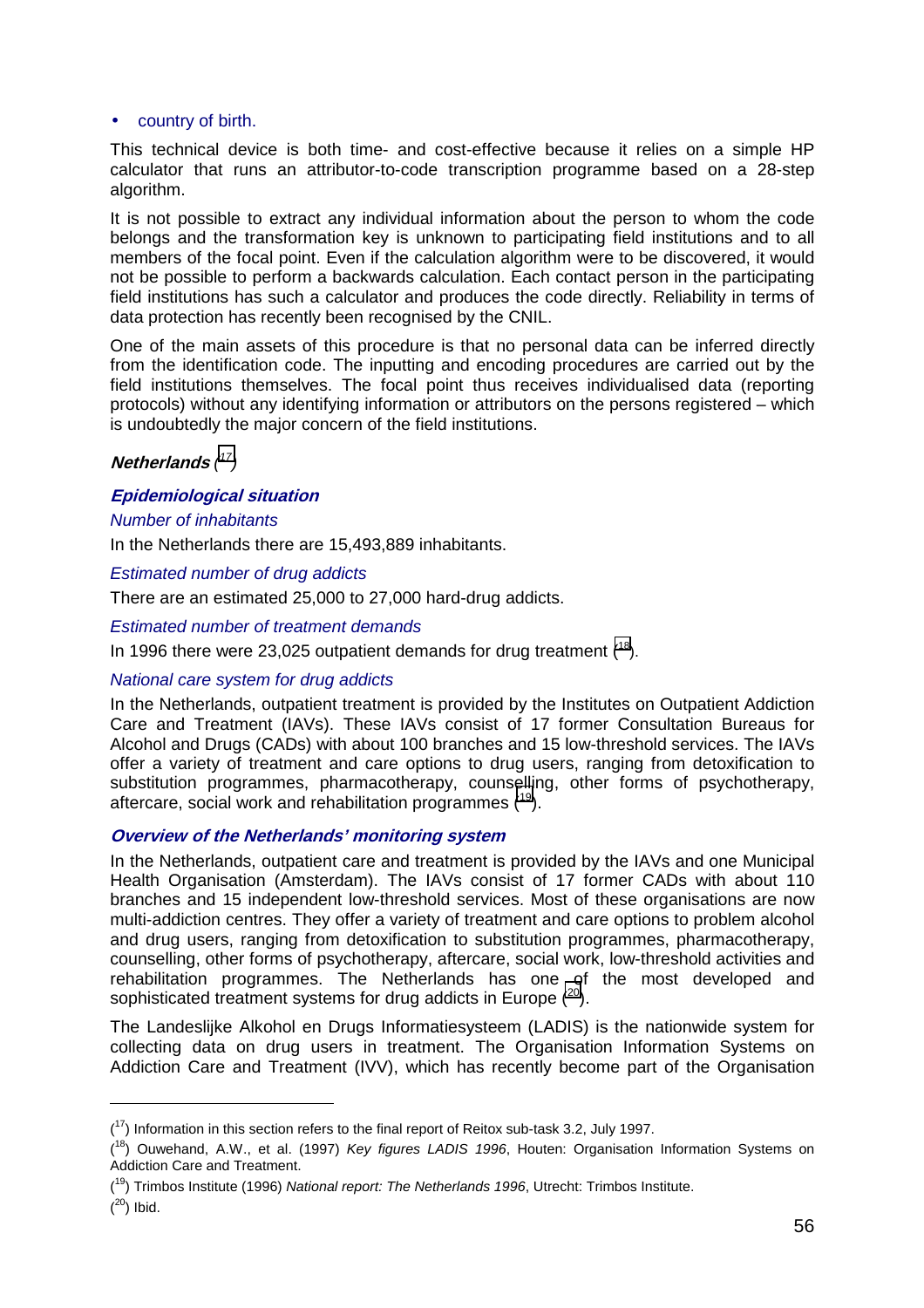- country of birth.

This technical device is both time- and cost-effective because it relies on a simple HP calculator that runs an attributor-to-code transcription programme based on a 28-step algorithm.

It is not possible to extract any individual information about the person to whom the code belongs and the transformation key is unknown to participating field institutions and to all members of the focal point. Even if the calculation algorithm were to be discovered, it would not be possible to perform a backwards calculation. Each contact person in the participating field institutions has such a calculator and produces the code directly. Reliability in terms of data protection has recently been recognised by the CNIL.

One of the main assets of this procedure is that no personal data can be inferred directly from the identification code. The inputting and encoding procedures are carried out by the field institutions themselves. The focal point thus receives individualised data (reporting protocols) without any identifying information or attributors on the persons registered – which is undoubtedly the major concern of the field institutions.

### *Netherlands* ([17])

#### *Epidemiological situation*

*Number of inhabitants*

In the Netherlands there are 15,493,889 inhabitants.

*Estimated number of drug addicts*

There are an estimated 25,000 to 27,000 hard-drug addicts.

*Estimated number of treatment demands*

In 1996 there were 23,025 outpatient demands for drug treatment ([18]).

*National care system for drug addicts*

In the Netherlands, outpatient treatment is provided by the Institutes on Outpatient Addiction Care and Treatment (IAVs). These IAVs consist of 17 former Consultation Bureaus for Alcohol and Drugs (CADs) with about 100 branches and 15 low-threshold services. The IAVs offer a variety of treatment and care options to drug users, ranging from detoxification to substitution programmes, pharmacotherapy, counselling, other forms of psychotherapy, aftercare, social work and rehabilitation programmes ([19]).

#### *Overview of the Netherlands' monitoring system*

In the Netherlands, outpatient care and treatment is provided by the IAVs and one Municipal Health Organisation (Amsterdam). The IAVs consist of 17 former CADs with about 110 branches and 15 independent low-threshold services. Most of these organisations are now multi-addiction centres. They offer a variety of treatment and care options to problem alcohol and drug users, ranging from detoxification to substitution programmes, pharmacotherapy, counselling, other forms of psychotherapy, aftercare, social work, low-threshold activities and rehabilitation programmes. The Netherlands has one of the most developed and sophisticated treatment systems for drug addicts in Europe ([20]).

The Landeslijke Alkohol en Drugs Informatiesysteem (LADIS) is the nationwide system for collecting data on drug users in treatment. The Organisation Information Systems on Addiction Care and Treatment (IVV), which has recently become part of the Organisation

---

([17]) Information in this section refers to the final report of Reitox sub-task 3.2, July 1997.

([18]) Ouwehand, A.W., et al. (1997) *Key figures LADIS 1996*, Houten: Organisation Information Systems on Addiction Care and Treatment.

([19]) Trimbos Institute (1996) *National report: The Netherlands 1996*, Utrecht: Trimbos Institute.

([20]) Ibid.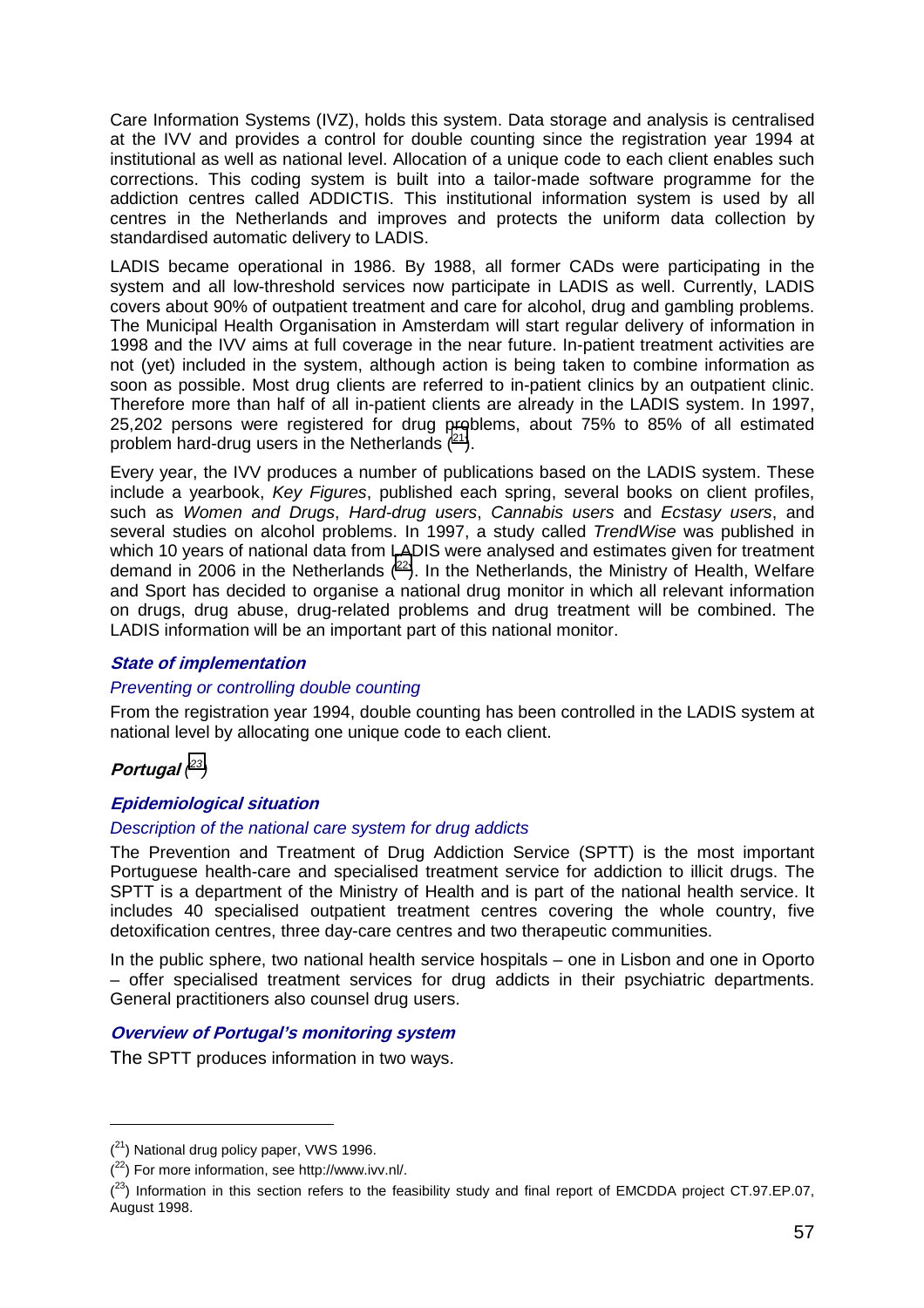Care Information Systems (IVZ), holds this system. Data storage and analysis is centralised at the IVV and provides a control for double counting since the registration year 1994 at institutional as well as national level. Allocation of a unique code to each client enables such corrections. This coding system is built into a tailor-made software programme for the addiction centres called ADDICTIS. This institutional information system is used by all centres in the Netherlands and improves and protects the uniform data collection by standardised automatic delivery to LADIS.

LADIS became operational in 1986. By 1988, all former CADs were participating in the system and all low-threshold services now participate in LADIS as well. Currently, LADIS covers about 90% of outpatient treatment and care for alcohol, drug and gambling problems. The Municipal Health Organisation in Amsterdam will start regular delivery of information in 1998 and the IVV aims at full coverage in the near future. In-patient treatment activities are not (yet) included in the system, although action is being taken to combine information as soon as possible. Most drug clients are referred to in-patient clinics by an outpatient clinic. Therefore more than half of all in-patient clients are already in the LADIS system. In 1997, 25,202 persons were registered for drug problems, about 75% to 85% of all estimated problem hard-drug users in the Netherlands ([21]).

Every year, the IVV produces a number of publications based on the LADIS system. These include a yearbook, *Key Figures*, published each spring, several books on client profiles, such as *Women and Drugs*, *Hard-drug users*, *Cannabis users* and *Ecstasy users*, and several studies on alcohol problems. In 1997, a study called *TrendWise* was published in which 10 years of national data from LADIS were analysed and estimates given for treatment demand in 2006 in the Netherlands ([22]). In the Netherlands, the Ministry of Health, Welfare and Sport has decided to organise a national drug monitor in which all relevant information on drugs, drug abuse, drug-related problems and drug treatment will be combined. The LADIS information will be an important part of this national monitor.

#### *State of implementation*

*Preventing or controlling double counting*

From the registration year 1994, double counting has been controlled in the LADIS system at national level by allocating one unique code to each client.

### *Portugal* ([23])

#### *Epidemiological situation*

*Description of the national care system for drug addicts*

The Prevention and Treatment of Drug Addiction Service (SPTT) is the most important Portuguese health-care and specialised treatment service for addiction to illicit drugs. The SPTT is a department of the Ministry of Health and is part of the national health service. It includes 40 specialised outpatient treatment centres covering the whole country, five detoxification centres, three day-care centres and two therapeutic communities.

In the public sphere, two national health service hospitals – one in Lisbon and one in Oporto – offer specialised treatment services for drug addicts in their psychiatric departments. General practitioners also counsel drug users.

#### *Overview of Portugal's monitoring system*

The SPTT produces information in two ways.

---

([21]) National drug policy paper, VWS 1996.

([22]) For more information, see http://www.ivv.nl/.

([23]) Information in this section refers to the feasibility study and final report of EMCDDA project CT.97.EP.07, August 1998.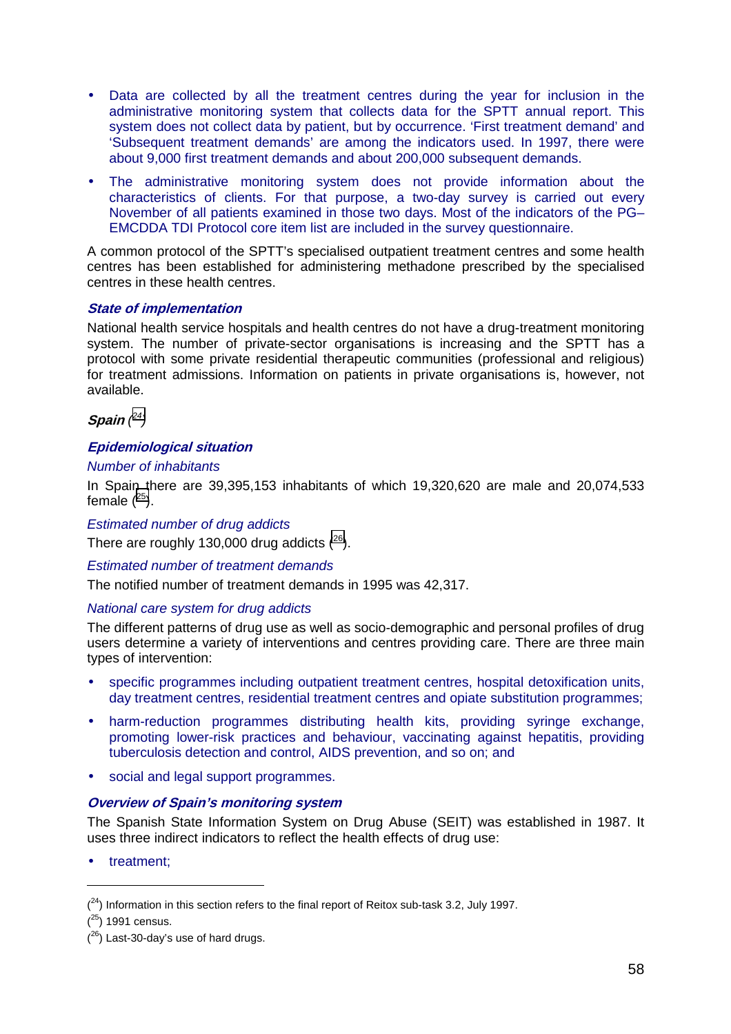- Data are collected by all the treatment centres during the year for inclusion in the administrative monitoring system that collects data for the SPTT annual report. This system does not collect data by patient, but by occurrence. 'First treatment demand' and 'Subsequent treatment demands' are among the indicators used. In 1997, there were about 9,000 first treatment demands and about 200,000 subsequent demands.
- The administrative monitoring system does not provide information about the characteristics of clients. For that purpose, a two-day survey is carried out every November of all patients examined in those two days. Most of the indicators of the PG–EMCDDA TDI Protocol core item list are included in the survey questionnaire.

A common protocol of the SPTT's specialised outpatient treatment centres and some health centres has been established for administering methadone prescribed by the specialised centres in these health centres.

### *State of implementation*

National health service hospitals and health centres do not have a drug-treatment monitoring system. The number of private-sector organisations is increasing and the SPTT has a protocol with some private residential therapeutic communities (professional and religious) for treatment admissions. Information on patients in private organisations is, however, not available.

## *Spain* ([24])

### *Epidemiological situation*

*Number of inhabitants*

In Spain there are 39,395,153 inhabitants of which 19,320,620 are male and 20,074,533 female ([25]).

*Estimated number of drug addicts*

There are roughly 130,000 drug addicts ([26]).

*Estimated number of treatment demands*

The notified number of treatment demands in 1995 was 42,317.

*National care system for drug addicts*

The different patterns of drug use as well as socio-demographic and personal profiles of drug users determine a variety of interventions and centres providing care. There are three main types of intervention:

- specific programmes including outpatient treatment centres, hospital detoxification units, day treatment centres, residential treatment centres and opiate substitution programmes;
- harm-reduction programmes distributing health kits, providing syringe exchange, promoting lower-risk practices and behaviour, vaccinating against hepatitis, providing tuberculosis detection and control, AIDS prevention, and so on; and
- social and legal support programmes.

### *Overview of Spain's monitoring system*

The Spanish State Information System on Drug Abuse (SEIT) was established in 1987. It uses three indirect indicators to reflect the health effects of drug use:

- treatment;

---

([24]) Information in this section refers to the final report of Reitox sub-task 3.2, July 1997.

([25]) 1991 census.

([26]) Last-30-day's use of hard drugs.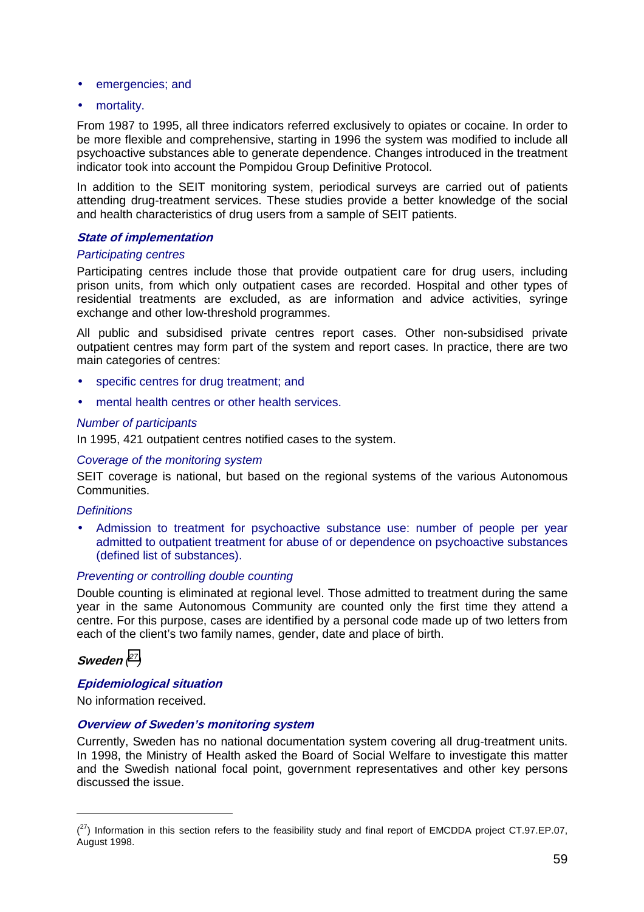- emergencies; and
- mortality.

From 1987 to 1995, all three indicators referred exclusively to opiates or cocaine. In order to be more flexible and comprehensive, starting in 1996 the system was modified to include all psychoactive substances able to generate dependence. Changes introduced in the treatment indicator took into account the Pompidou Group Definitive Protocol.

In addition to the SEIT monitoring system, periodical surveys are carried out of patients attending drug-treatment services. These studies provide a better knowledge of the social and health characteristics of drug users from a sample of SEIT patients.

#### *State of implementation*

*Participating centres*

Participating centres include those that provide outpatient care for drug users, including prison units, from which only outpatient cases are recorded. Hospital and other types of residential treatments are excluded, as are information and advice activities, syringe exchange and other low-threshold programmes.

All public and subsidised private centres report cases. Other non-subsidised private outpatient centres may form part of the system and report cases. In practice, there are two main categories of centres:

- specific centres for drug treatment; and
- mental health centres or other health services.

*Number of participants*

In 1995, 421 outpatient centres notified cases to the system.

*Coverage of the monitoring system*

SEIT coverage is national, but based on the regional systems of the various Autonomous Communities.

*Definitions*

- Admission to treatment for psychoactive substance use: number of people per year admitted to outpatient treatment for abuse of or dependence on psychoactive substances (defined list of substances).

*Preventing or controlling double counting*

Double counting is eliminated at regional level. Those admitted to treatment during the same year in the same Autonomous Community are counted only the first time they attend a centre. For this purpose, cases are identified by a personal code made up of two letters from each of the client's two family names, gender, date and place of birth.

### *Sweden* ([27])

#### *Epidemiological situation*

No information received.

#### *Overview of Sweden's monitoring system*

Currently, Sweden has no national documentation system covering all drug-treatment units. In 1998, the Ministry of Health asked the Board of Social Welfare to investigate this matter and the Swedish national focal point, government representatives and other key persons discussed the issue.

---

([27]) Information in this section refers to the feasibility study and final report of EMCDDA project CT.97.EP.07, August 1998.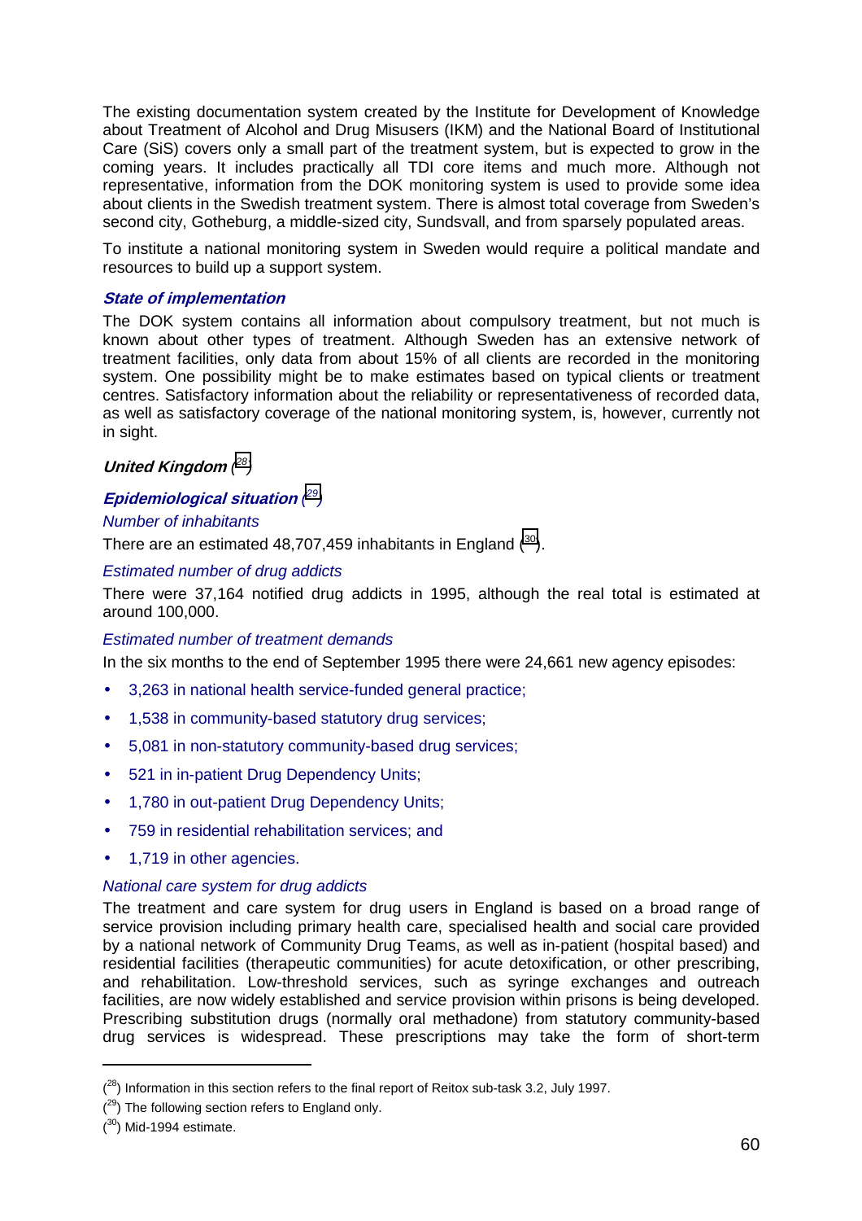The existing documentation system created by the Institute for Development of Knowledge about Treatment of Alcohol and Drug Misusers (IKM) and the National Board of Institutional Care (SiS) covers only a small part of the treatment system, but is expected to grow in the coming years. It includes practically all TDI core items and much more. Although not representative, information from the DOK monitoring system is used to provide some idea about clients in the Swedish treatment system. There is almost total coverage from Sweden's second city, Gotheburg, a middle-sized city, Sundsvall, and from sparsely populated areas.

To institute a national monitoring system in Sweden would require a political mandate and resources to build up a support system.

### *State of implementation*

The DOK system contains all information about compulsory treatment, but not much is known about other types of treatment. Although Sweden has an extensive network of treatment facilities, only data from about 15% of all clients are recorded in the monitoring system. One possibility might be to make estimates based on typical clients or treatment centres. Satisfactory information about the reliability or representativeness of recorded data, as well as satisfactory coverage of the national monitoring system, is, however, currently not in sight.

## *United Kingdom* ([28])

### *Epidemiological situation* ([29])

*Number of inhabitants*

There are an estimated 48,707,459 inhabitants in England ([30]).

*Estimated number of drug addicts*

There were 37,164 notified drug addicts in 1995, although the real total is estimated at around 100,000.

*Estimated number of treatment demands*

In the six months to the end of September 1995 there were 24,661 new agency episodes:

- 3,263 in national health service-funded general practice;
- 1,538 in community-based statutory drug services;
- 5,081 in non-statutory community-based drug services;
- 521 in in-patient Drug Dependency Units;
- 1,780 in out-patient Drug Dependency Units;
- 759 in residential rehabilitation services; and
- 1,719 in other agencies.

*National care system for drug addicts*

The treatment and care system for drug users in England is based on a broad range of service provision including primary health care, specialised health and social care provided by a national network of Community Drug Teams, as well as in-patient (hospital based) and residential facilities (therapeutic communities) for acute detoxification, or other prescribing, and rehabilitation. Low-threshold services, such as syringe exchanges and outreach facilities, are now widely established and service provision within prisons is being developed. Prescribing substitution drugs (normally oral methadone) from statutory community-based drug services is widespread. These prescriptions may take the form of short-term

---

([28]) Information in this section refers to the final report of Reitox sub-task 3.2, July 1997.

([29]) The following section refers to England only.

([30]) Mid-1994 estimate.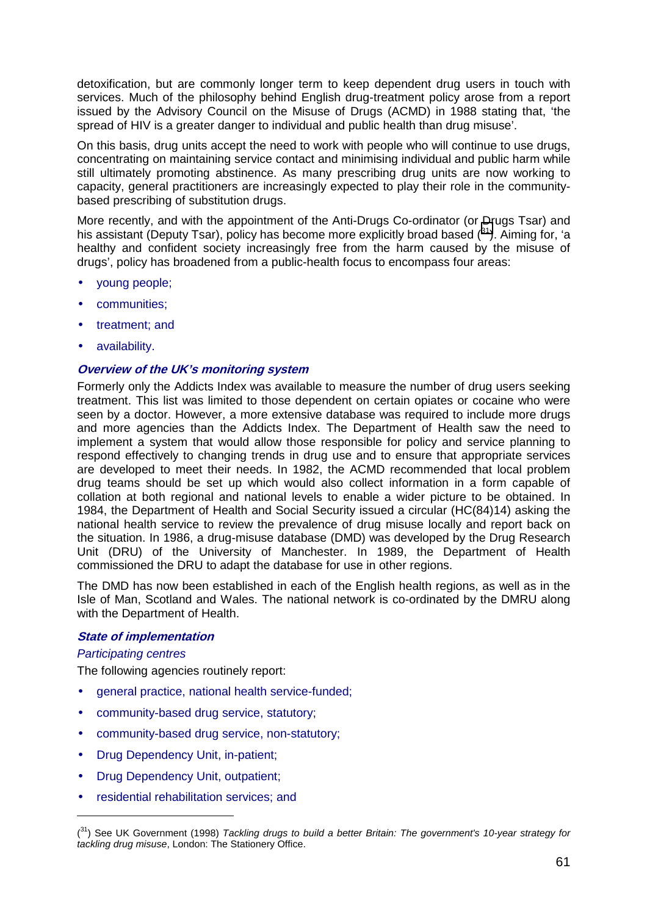detoxification, but are commonly longer term to keep dependent drug users in touch with services. Much of the philosophy behind English drug-treatment policy arose from a report issued by the Advisory Council on the Misuse of Drugs (ACMD) in 1988 stating that, 'the spread of HIV is a greater danger to individual and public health than drug misuse'.

On this basis, drug units accept the need to work with people who will continue to use drugs, concentrating on maintaining service contact and minimising individual and public harm while still ultimately promoting abstinence. As many prescribing drug units are now working to capacity, general practitioners are increasingly expected to play their role in the community-based prescribing of substitution drugs.

More recently, and with the appointment of the Anti-Drugs Co-ordinator (or Drugs Tsar) and his assistant (Deputy Tsar), policy has become more explicitly broad based ([31]). Aiming for, 'a healthy and confident society increasingly free from the harm caused by the misuse of drugs', policy has broadened from a public-health focus to encompass four areas:

- young people;
- communities;
- treatment; and
- availability.

#### *Overview of the UK's monitoring system*

Formerly only the Addicts Index was available to measure the number of drug users seeking treatment. This list was limited to those dependent on certain opiates or cocaine who were seen by a doctor. However, a more extensive database was required to include more drugs and more agencies than the Addicts Index. The Department of Health saw the need to implement a system that would allow those responsible for policy and service planning to respond effectively to changing trends in drug use and to ensure that appropriate services are developed to meet their needs. In 1982, the ACMD recommended that local problem drug teams should be set up which would also collect information in a form capable of collation at both regional and national levels to enable a wider picture to be obtained. In 1984, the Department of Health and Social Security issued a circular (HC(84)14) asking the national health service to review the prevalence of drug misuse locally and report back on the situation. In 1986, a drug-misuse database (DMD) was developed by the Drug Research Unit (DRU) of the University of Manchester. In 1989, the Department of Health commissioned the DRU to adapt the database for use in other regions.

The DMD has now been established in each of the English health regions, as well as in the Isle of Man, Scotland and Wales. The national network is co-ordinated by the DMRU along with the Department of Health.

#### *State of implementation*

*Participating centres*

The following agencies routinely report:

- general practice, national health service-funded;
- community-based drug service, statutory;
- community-based drug service, non-statutory;
- Drug Dependency Unit, in-patient;
- Drug Dependency Unit, outpatient;
- residential rehabilitation services; and

---

([31]) See UK Government (1998) *Tackling drugs to build a better Britain: The government's 10-year strategy for tackling drug misuse*, London: The Stationery Office.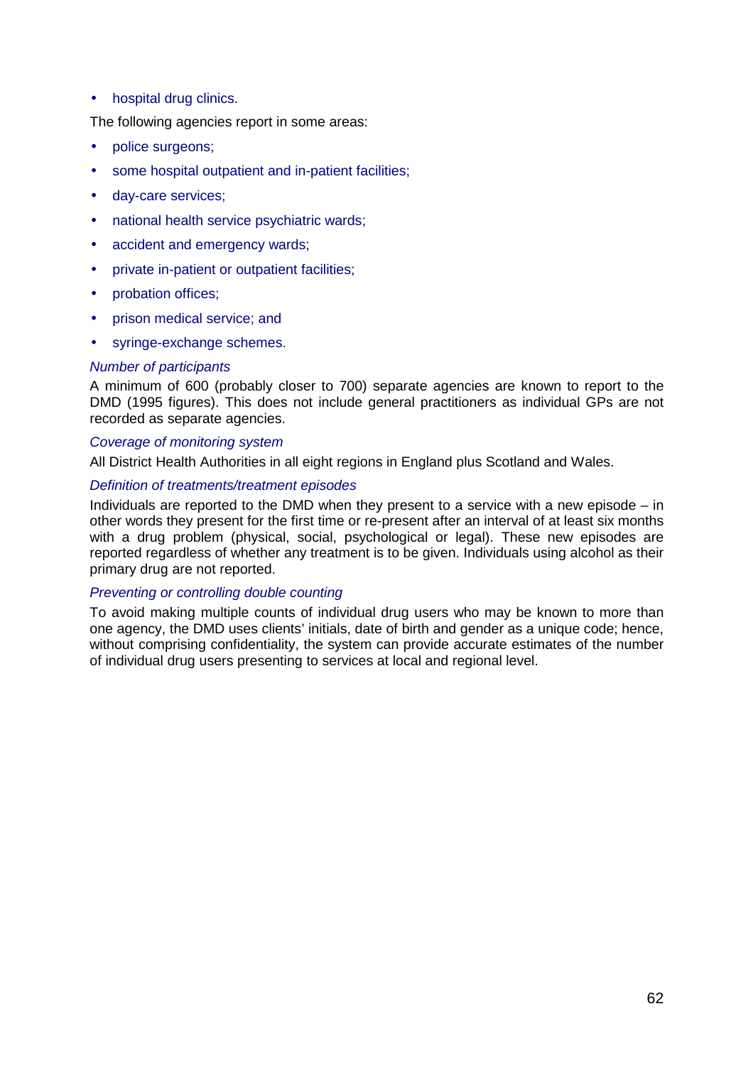- hospital drug clinics.

The following agencies report in some areas:

- police surgeons;
- some hospital outpatient and in-patient facilities;
- day-care services;
- national health service psychiatric wards;
- accident and emergency wards;
- private in-patient or outpatient facilities;
- probation offices;
- prison medical service; and
- syringe-exchange schemes.

*Number of participants*

A minimum of 600 (probably closer to 700) separate agencies are known to report to the DMD (1995 figures). This does not include general practitioners as individual GPs are not recorded as separate agencies.

*Coverage of monitoring system*

All District Health Authorities in all eight regions in England plus Scotland and Wales.

*Definition of treatments/treatment episodes*

Individuals are reported to the DMD when they present to a service with a new episode – in other words they present for the first time or re-present after an interval of at least six months with a drug problem (physical, social, psychological or legal). These new episodes are reported regardless of whether any treatment is to be given. Individuals using alcohol as their primary drug are not reported.

*Preventing or controlling double counting*

To avoid making multiple counts of individual drug users who may be known to more than one agency, the DMD uses clients' initials, date of birth and gender as a unique code; hence, without comprising confidentiality, the system can provide accurate estimates of the number of individual drug users presenting to services at local and regional level.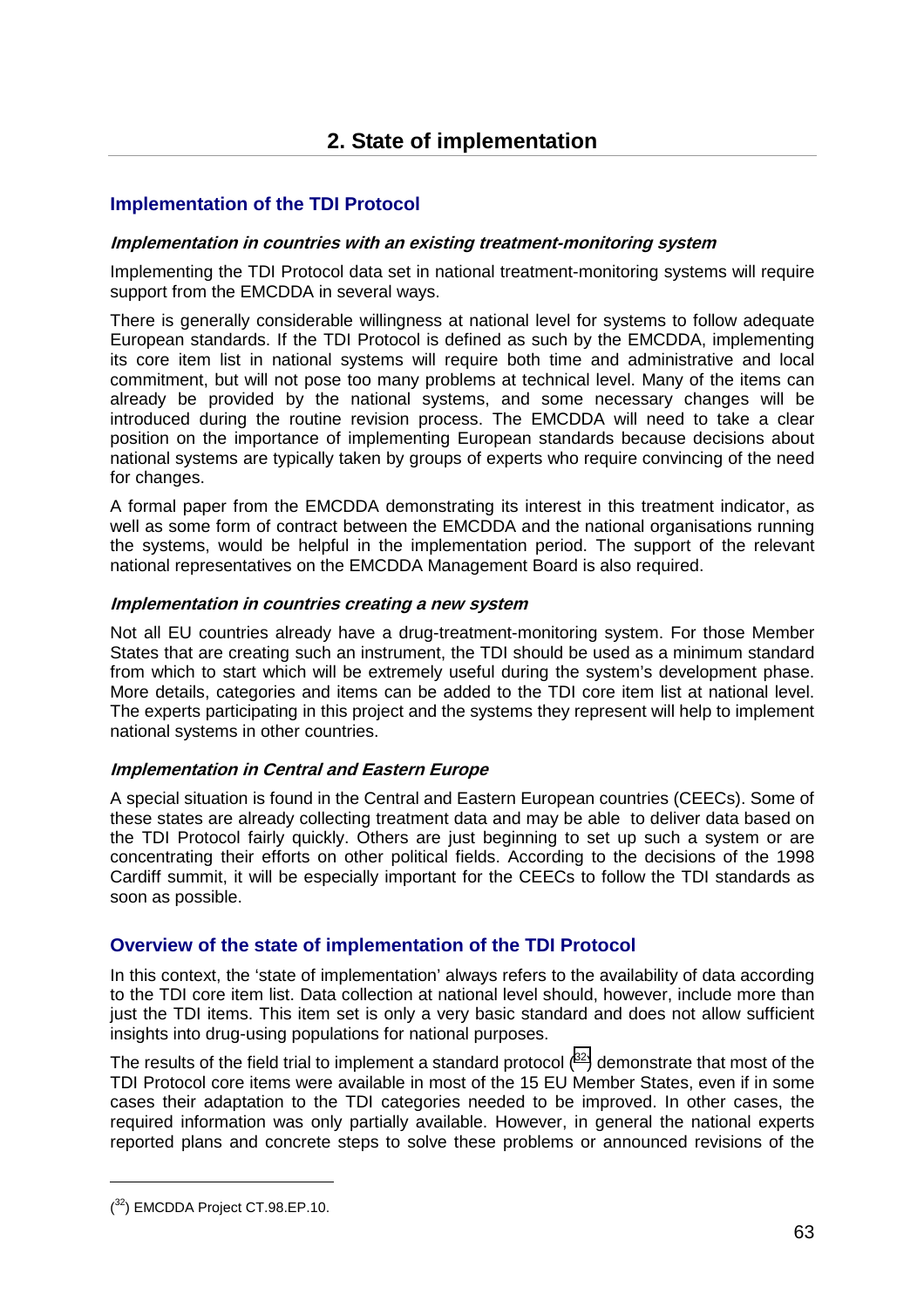# 2. State of implementation

## Implementation of the TDI Protocol

### *Implementation in countries with an existing treatment-monitoring system*

Implementing the TDI Protocol data set in national treatment-monitoring systems will require support from the EMCDDA in several ways.

There is generally considerable willingness at national level for systems to follow adequate European standards. If the TDI Protocol is defined as such by the EMCDDA, implementing its core item list in national systems will require both time and administrative and local commitment, but will not pose too many problems at technical level. Many of the items can already be provided by the national systems, and some necessary changes will be introduced during the routine revision process. The EMCDDA will need to take a clear position on the importance of implementing European standards because decisions about national systems are typically taken by groups of experts who require convincing of the need for changes.

A formal paper from the EMCDDA demonstrating its interest in this treatment indicator, as well as some form of contract between the EMCDDA and the national organisations running the systems, would be helpful in the implementation period. The support of the relevant national representatives on the EMCDDA Management Board is also required.

### *Implementation in countries creating a new system*

Not all EU countries already have a drug-treatment-monitoring system. For those Member States that are creating such an instrument, the TDI should be used as a minimum standard from which to start which will be extremely useful during the system's development phase. More details, categories and items can be added to the TDI core item list at national level. The experts participating in this project and the systems they represent will help to implement national systems in other countries.

### *Implementation in Central and Eastern Europe*

A special situation is found in the Central and Eastern European countries (CEECs). Some of these states are already collecting treatment data and may be able to deliver data based on the TDI Protocol fairly quickly. Others are just beginning to set up such a system or are concentrating their efforts on other political fields. According to the decisions of the 1998 Cardiff summit, it will be especially important for the CEECs to follow the TDI standards as soon as possible.

## Overview of the state of implementation of the TDI Protocol

In this context, the 'state of implementation' always refers to the availability of data according to the TDI core item list. Data collection at national level should, however, include more than just the TDI items. This item set is only a very basic standard and does not allow sufficient insights into drug-using populations for national purposes.

The results of the field trial to implement a standard protocol ([32]) demonstrate that most of the TDI Protocol core items were available in most of the 15 EU Member States, even if in some cases their adaptation to the TDI categories needed to be improved. In other cases, the required information was only partially available. However, in general the national experts reported plans and concrete steps to solve these problems or announced revisions of the

([32]) EMCDDA Project CT.98.EP.10.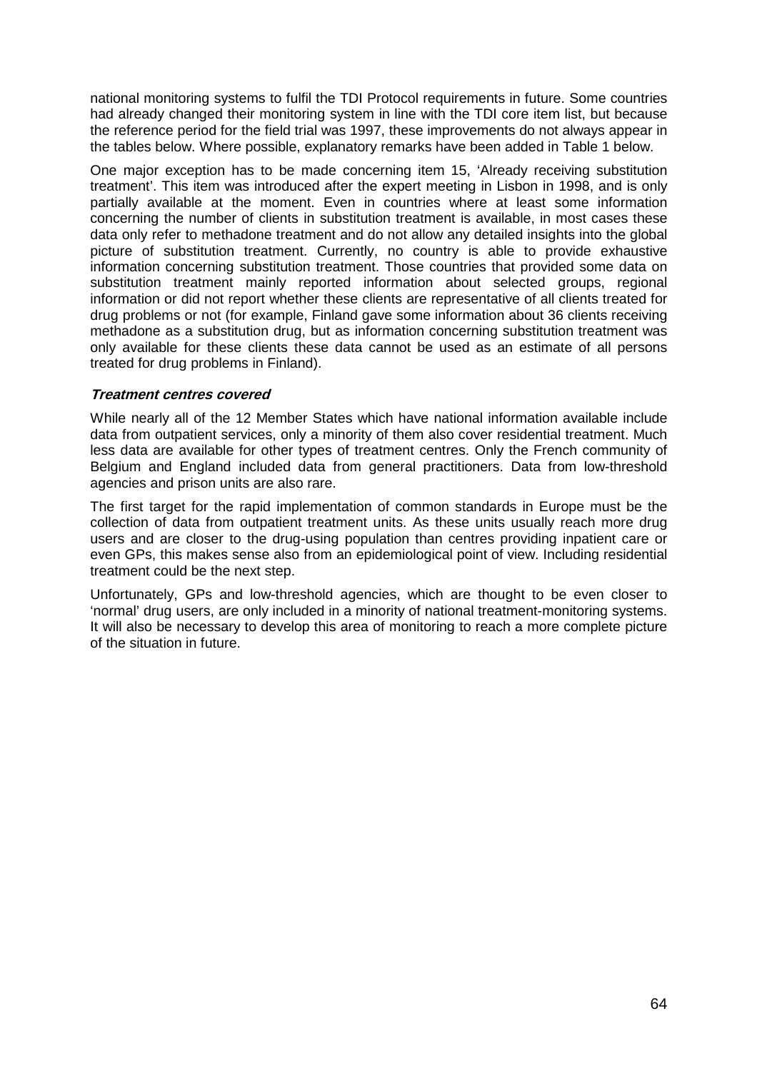national monitoring systems to fulfil the TDI Protocol requirements in future. Some countries had already changed their monitoring system in line with the TDI core item list, but because the reference period for the field trial was 1997, these improvements do not always appear in the tables below. Where possible, explanatory remarks have been added in Table 1 below.

One major exception has to be made concerning item 15, 'Already receiving substitution treatment'. This item was introduced after the expert meeting in Lisbon in 1998, and is only partially available at the moment. Even in countries where at least some information concerning the number of clients in substitution treatment is available, in most cases these data only refer to methadone treatment and do not allow any detailed insights into the global picture of substitution treatment. Currently, no country is able to provide exhaustive information concerning substitution treatment. Those countries that provided some data on substitution treatment mainly reported information about selected groups, regional information or did not report whether these clients are representative of all clients treated for drug problems or not (for example, Finland gave some information about 36 clients receiving methadone as a substitution drug, but as information concerning substitution treatment was only available for these clients these data cannot be used as an estimate of all persons treated for drug problems in Finland).

***Treatment centres covered***

While nearly all of the 12 Member States which have national information available include data from outpatient services, only a minority of them also cover residential treatment. Much less data are available for other types of treatment centres. Only the French community of Belgium and England included data from general practitioners. Data from low-threshold agencies and prison units are also rare.

The first target for the rapid implementation of common standards in Europe must be the collection of data from outpatient treatment units. As these units usually reach more drug users and are closer to the drug-using population than centres providing inpatient care or even GPs, this makes sense also from an epidemiological point of view. Including residential treatment could be the next step.

Unfortunately, GPs and low-threshold agencies, which are thought to be even closer to 'normal' drug users, are only included in a minority of national treatment-monitoring systems. It will also be necessary to develop this area of monitoring to reach a more complete picture of the situation in future.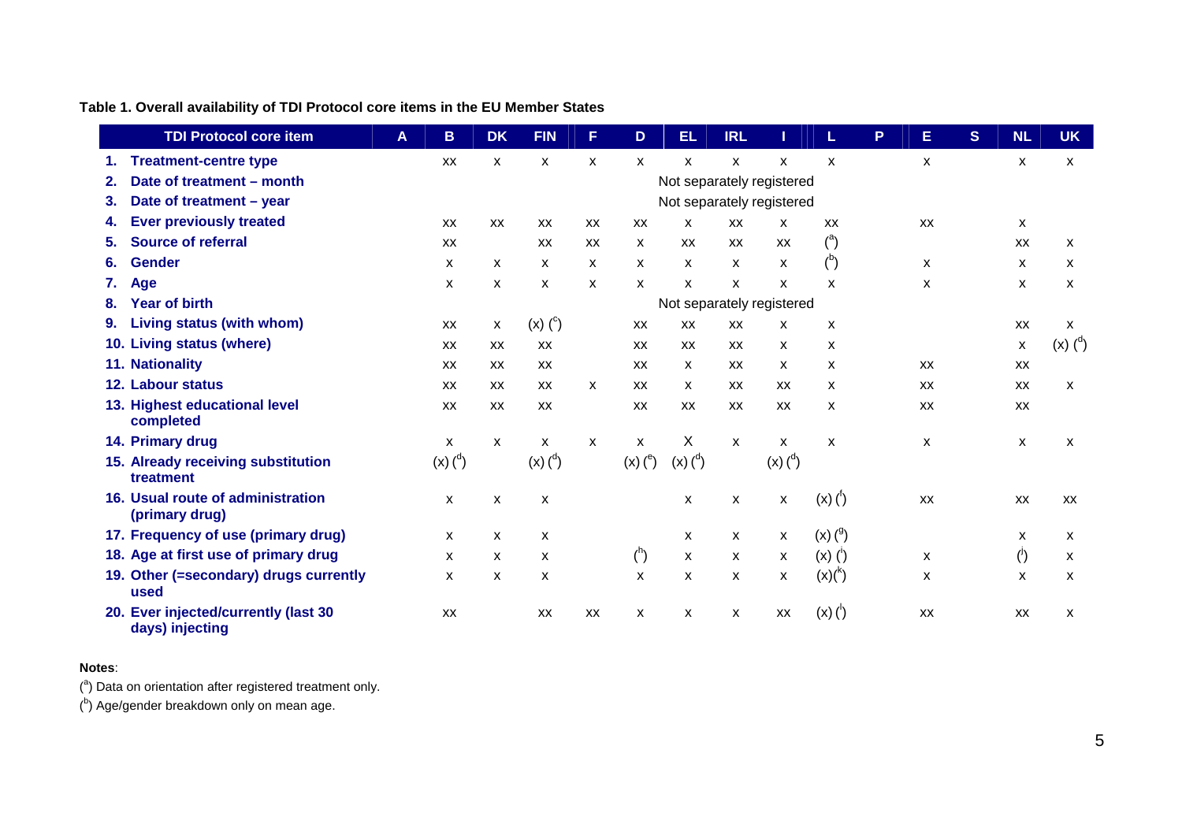**Table 1. Overall availability of TDI Protocol core items in the EU Member States**

| TDI Protocol core item | A | B | DK | FIN | F | D | EL | IRL | I | L | P | E | S | NL | UK |
|---|---|---|---|---|---|---|---|---|---|---|---|---|---|---|---|
| 1. Treatment-centre type | | xx | x | x | x | x | x | x | x | x | | x | | x | x |
| 2. Date of treatment – month | | | | | | | | Not separately registered | | | | | | | |
| 3. Date of treatment – year | | | | | | | | Not separately registered | | | | | | | |
| 4. Ever previously treated | | xx | xx | xx | xx | xx | x | xx | x | xx | | xx | | x | |
| 5. Source of referral | | xx | | xx | xx | x | xx | xx | xx | ([a]) | | | | xx | x |
| 6. Gender | | x | x | x | x | x | x | x | x | ([b]) | | x | | x | x |
| 7. Age | | x | x | x | x | x | x | x | x | x | | x | | x | x |
| 8. Year of birth | | | | | | | | Not separately registered | | | | | | | |
| 9. Living status (with whom) | | xx | x | (x) ([c]) | | xx | xx | xx | x | x | | | | xx | x |
| 10. Living status (where) | | xx | xx | xx | | xx | xx | xx | x | x | | | | x | (x) ([d]) |
| 11. Nationality | | xx | xx | xx | | xx | x | xx | x | x | | xx | | xx | |
| 12. Labour status | | xx | xx | xx | x | xx | x | xx | xx | x | | xx | | xx | x |
| 13. Highest educational level completed | | xx | xx | xx | | xx | xx | xx | xx | x | | xx | | xx | |
| 14. Primary drug | | x | x | x | x | x | X | x | x | x | | x | | x | x |
| 15. Already receiving substitution treatment | | (x) ([d]) | | (x) ([d]) | | (x) ([e]) | (x) ([d]) | | (x) ([d]) | | | | | | |
| 16. Usual route of administration (primary drug) | | x | x | x | | | x | x | x | (x) ([f]) | | xx | | xx | xx |
| 17. Frequency of use (primary drug) | | x | x | x | | | x | x | x | (x) ([g]) | | | | x | x |
| 18. Age at first use of primary drug | | x | x | x | | ([h]) | x | x | x | (x) ([i]) | | x | | ([j]) | x |
| 19. Other (=secondary) drugs currently used | | x | x | x | | x | x | x | x | (x)([k]) | | x | | x | x |
| 20. Ever injected/currently (last 30 days) injecting | | xx | | xx | xx | x | x | x | xx | (x) ([l]) | | xx | | xx | x |

**Notes**:

([a]) Data on orientation after registered treatment only.

([b]) Age/gender breakdown only on mean age.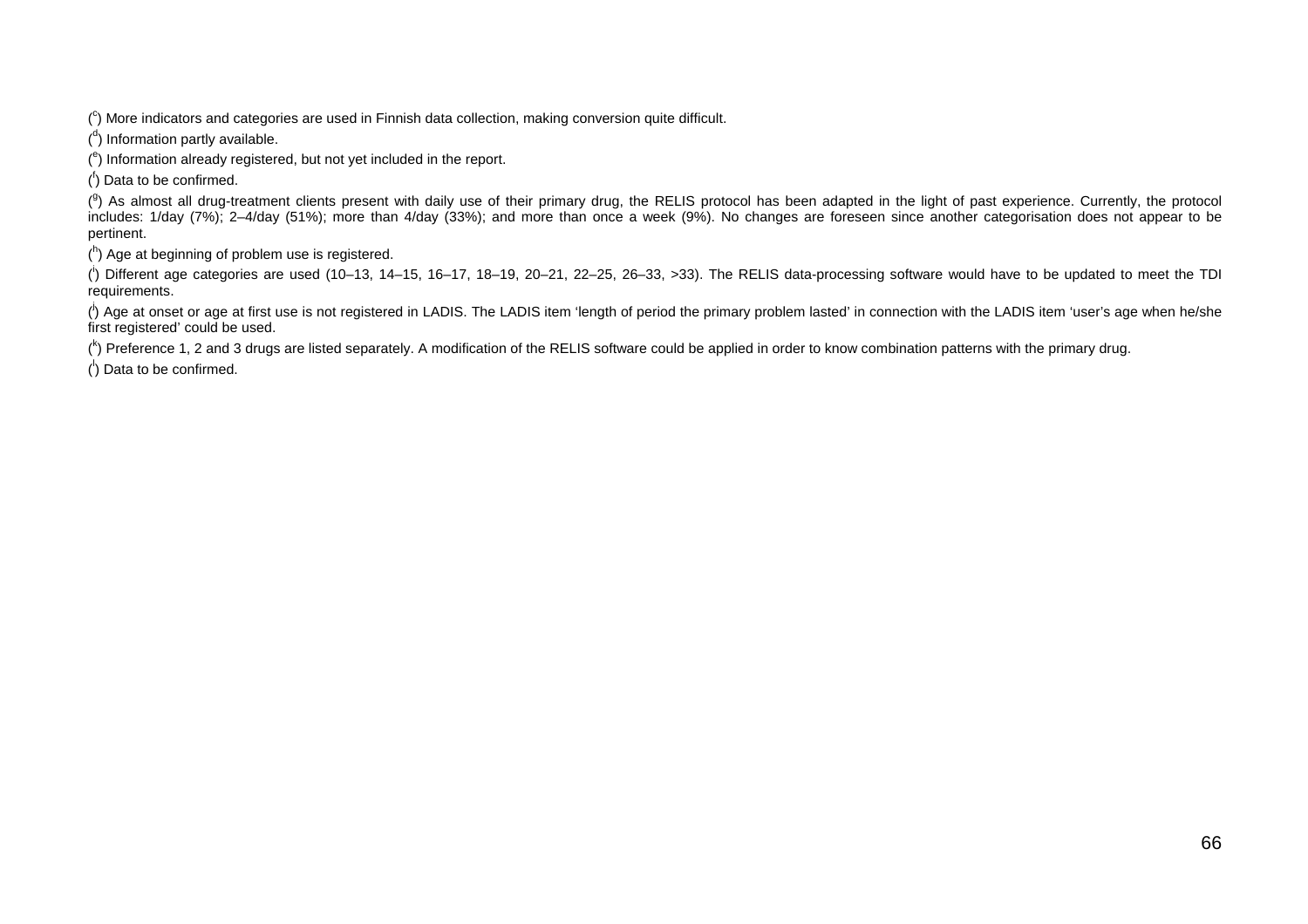([c]) More indicators and categories are used in Finnish data collection, making conversion quite difficult.

([d]) Information partly available.

([e]) Information already registered, but not yet included in the report.

([f]) Data to be confirmed.

([g]) As almost all drug-treatment clients present with daily use of their primary drug, the RELIS protocol has been adapted in the light of past experience. Currently, the protocol includes: 1/day (7%); 2–4/day (51%); more than 4/day (33%); and more than once a week (9%). No changes are foreseen since another categorisation does not appear to be pertinent.

([h]) Age at beginning of problem use is registered.

([i]) Different age categories are used (10–13, 14–15, 16–17, 18–19, 20–21, 22–25, 26–33, >33). The RELIS data-processing software would have to be updated to meet the TDI requirements.

([j]) Age at onset or age at first use is not registered in LADIS. The LADIS item 'length of period the primary problem lasted' in connection with the LADIS item 'user's age when he/she first registered' could be used.

([k]) Preference 1, 2 and 3 drugs are listed separately. A modification of the RELIS software could be applied in order to know combination patterns with the primary drug.

([l]) Data to be confirmed.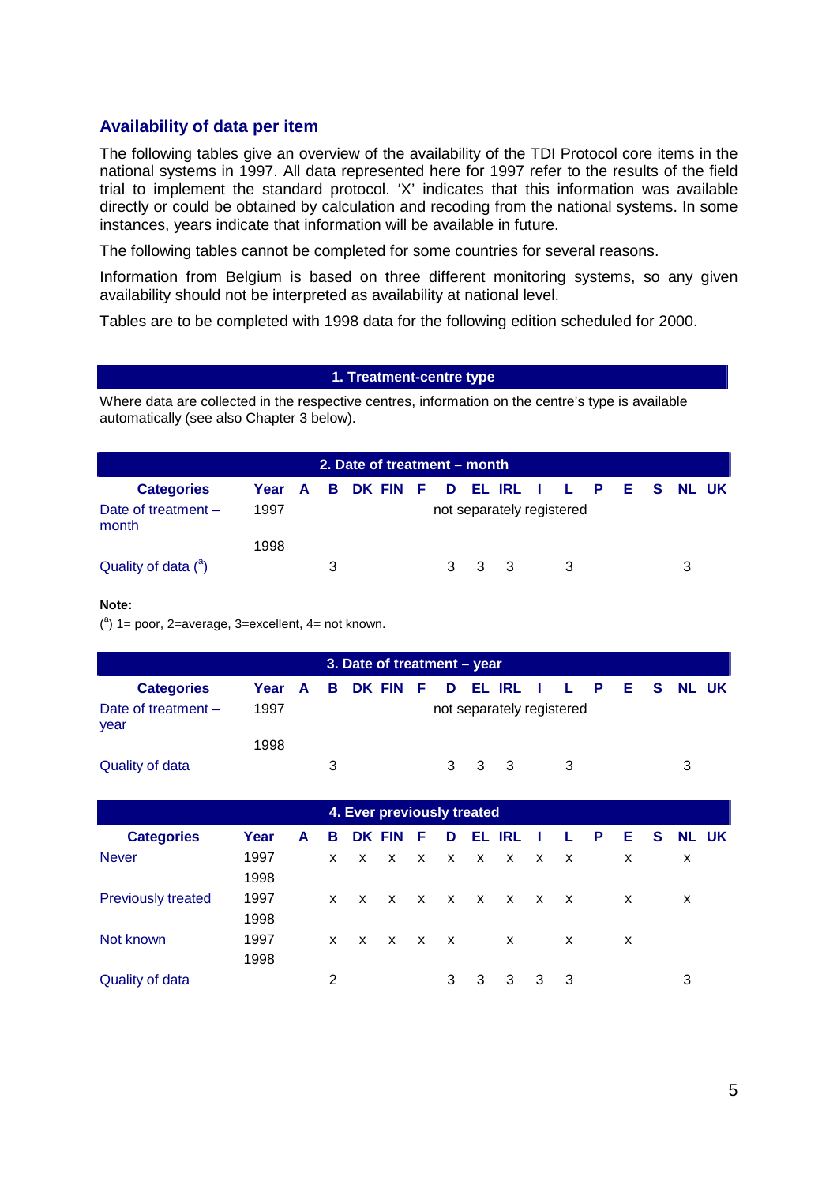## Availability of data per item

The following tables give an overview of the availability of the TDI Protocol core items in the national systems in 1997. All data represented here for 1997 refer to the results of the field trial to implement the standard protocol. 'X' indicates that this information was available directly or could be obtained by calculation and recoding from the national systems. In some instances, years indicate that information will be available in future.

The following tables cannot be completed for some countries for several reasons.

Information from Belgium is based on three different monitoring systems, so any given availability should not be interpreted as availability at national level.

Tables are to be completed with 1998 data for the following edition scheduled for 2000.

### 1. Treatment-centre type

Where data are collected in the respective centres, information on the centre's type is available automatically (see also Chapter 3 below).

### 2. Date of treatment – month

| Categories | Year | A | B | DK | FIN | F | D | EL | IRL | I | L | P | E | S | NL | UK |
|---|---|---|---|---|---|---|---|---|---|---|---|---|---|---|---|---|
| Date of treatment – month | 1997 | | | | | | not separately registered | | | | | | | | | |
| | 1998 | | | | | | | | | | | | | | | |
| Quality of data ([a]) | | | 3 | | | | 3 | 3 | 3 | | 3 | | | | 3 | |

**Note:**

([a]) 1= poor, 2=average, 3=excellent, 4= not known.

### 3. Date of treatment – year

| Categories | Year | A | B | DK | FIN | F | D | EL | IRL | I | L | P | E | S | NL | UK |
|---|---|---|---|---|---|---|---|---|---|---|---|---|---|---|---|---|
| Date of treatment – year | 1997 | | | | | | not separately registered | | | | | | | | | |
| | 1998 | | | | | | | | | | | | | | | |
| Quality of data | | | 3 | | | | 3 | 3 | 3 | | 3 | | | | 3 | |

### 4. Ever previously treated

| Categories | Year | A | B | DK | FIN | F | D | EL | IRL | I | L | P | E | S | NL | UK |
|---|---|---|---|---|---|---|---|---|---|---|---|---|---|---|---|---|
| Never | 1997 | | x | x | x | x | x | x | x | x | x | | x | | x | |
| | 1998 | | | | | | | | | | | | | | | |
| Previously treated | 1997 | | x | x | x | x | x | x | x | x | x | | x | | x | |
| | 1998 | | | | | | | | | | | | | | | |
| Not known | 1997 | | x | x | x | x | x | | x | | x | | x | | | |
| | 1998 | | | | | | | | | | | | | | | |
| Quality of data | | | 2 | | | | 3 | 3 | 3 | 3 | 3 | | | | 3 | |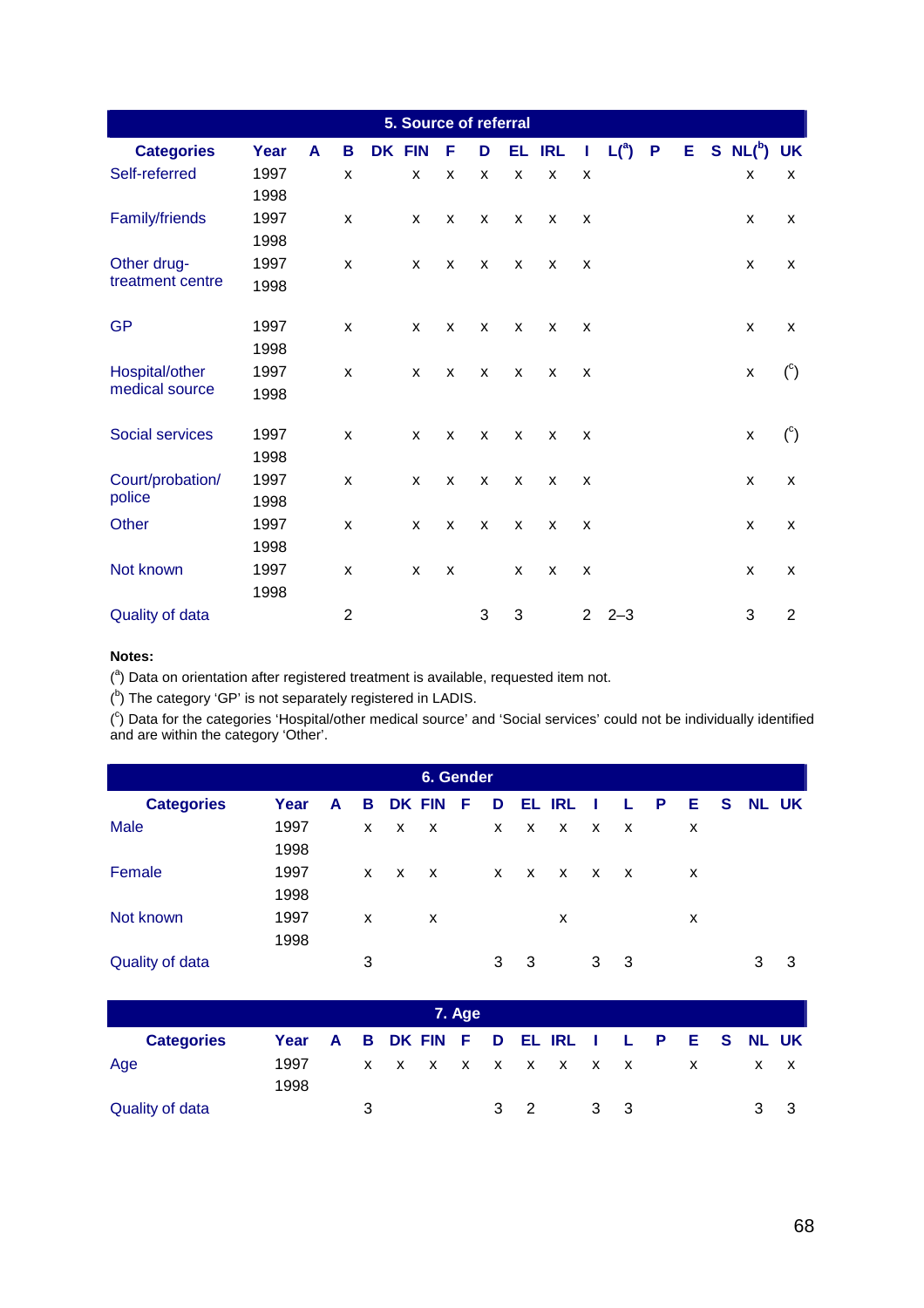| 5. Source of referral | | | | | | | | | | | | | | | | |
|---|---|---|---|---|---|---|---|---|---|---|---|---|---|---|---|---|
| **Categories** | **Year** | **A** | **B** | **DK** | **FIN** | **F** | **D** | **EL** | **IRL** | **I** | **L([a])** | **P** | **E** | **S** | **NL([b])** | **UK** |
| Self-referred | 1997 | | x | | x | x | x | x | x | x | | | | | x | x |
| | 1998 | | | | | | | | | | | | | | | |
| Family/friends | 1997 | | x | | x | x | x | x | x | x | | | | | x | x |
| | 1998 | | | | | | | | | | | | | | | |
| Other drug-treatment centre | 1997 | | x | | x | x | x | x | x | x | | | | | x | x |
| | 1998 | | | | | | | | | | | | | | | |
| GP | 1997 | | x | | x | x | x | x | x | x | | | | | x | x |
| | 1998 | | | | | | | | | | | | | | | |
| Hospital/other medical source | 1997 | | x | | x | x | x | x | x | x | | | | | x | ([c]) |
| | 1998 | | | | | | | | | | | | | | | |
| Social services | 1997 | | x | | x | x | x | x | x | x | | | | | x | ([c]) |
| | 1998 | | | | | | | | | | | | | | | |
| Court/probation/police | 1997 | | x | | x | x | x | x | x | x | | | | | x | x |
| | 1998 | | | | | | | | | | | | | | | |
| Other | 1997 | | x | | x | x | x | x | x | x | | | | | x | x |
| | 1998 | | | | | | | | | | | | | | | |
| Not known | 1997 | | x | | x | x | | x | x | x | | | | | x | x |
| | 1998 | | | | | | | | | | | | | | | |
| Quality of data | | | 2 | | | | 3 | 3 | | 2 | 2–3 | | | | 3 | 2 |

**Notes:**

([a]) Data on orientation after registered treatment is available, requested item not.

([b]) The category 'GP' is not separately registered in LADIS.

([c]) Data for the categories 'Hospital/other medical source' and 'Social services' could not be individually identified and are within the category 'Other'.

| 6. Gender | | | | | | | | | | | | | | | | |
|---|---|---|---|---|---|---|---|---|---|---|---|---|---|---|---|---|
| **Categories** | **Year** | **A** | **B** | **DK** | **FIN** | **F** | **D** | **EL** | **IRL** | **I** | **L** | **P** | **E** | **S** | **NL** | **UK** |
| Male | 1997 | | x | x | x | | x | x | x | x | x | | x | | | |
| | 1998 | | | | | | | | | | | | | | | |
| Female | 1997 | | x | x | x | | x | x | x | x | x | | x | | | |
| | 1998 | | | | | | | | | | | | | | | |
| Not known | 1997 | | x | | x | | | | x | | | | x | | | |
| | 1998 | | | | | | | | | | | | | | | |
| Quality of data | | | 3 | | | | 3 | 3 | | 3 | 3 | | | | 3 | 3 |

| 7. Age | | | | | | | | | | | | | | | | |
|---|---|---|---|---|---|---|---|---|---|---|---|---|---|---|---|---|
| **Categories** | **Year** | **A** | **B** | **DK** | **FIN** | **F** | **D** | **EL** | **IRL** | **I** | **L** | **P** | **E** | **S** | **NL** | **UK** |
| Age | 1997 | | x | x | x | x | x | x | x | x | x | | x | | x | x |
| | 1998 | | | | | | | | | | | | | | | |
| Quality of data | | | 3 | | | | 3 | 2 | | 3 | 3 | | | | 3 | 3 |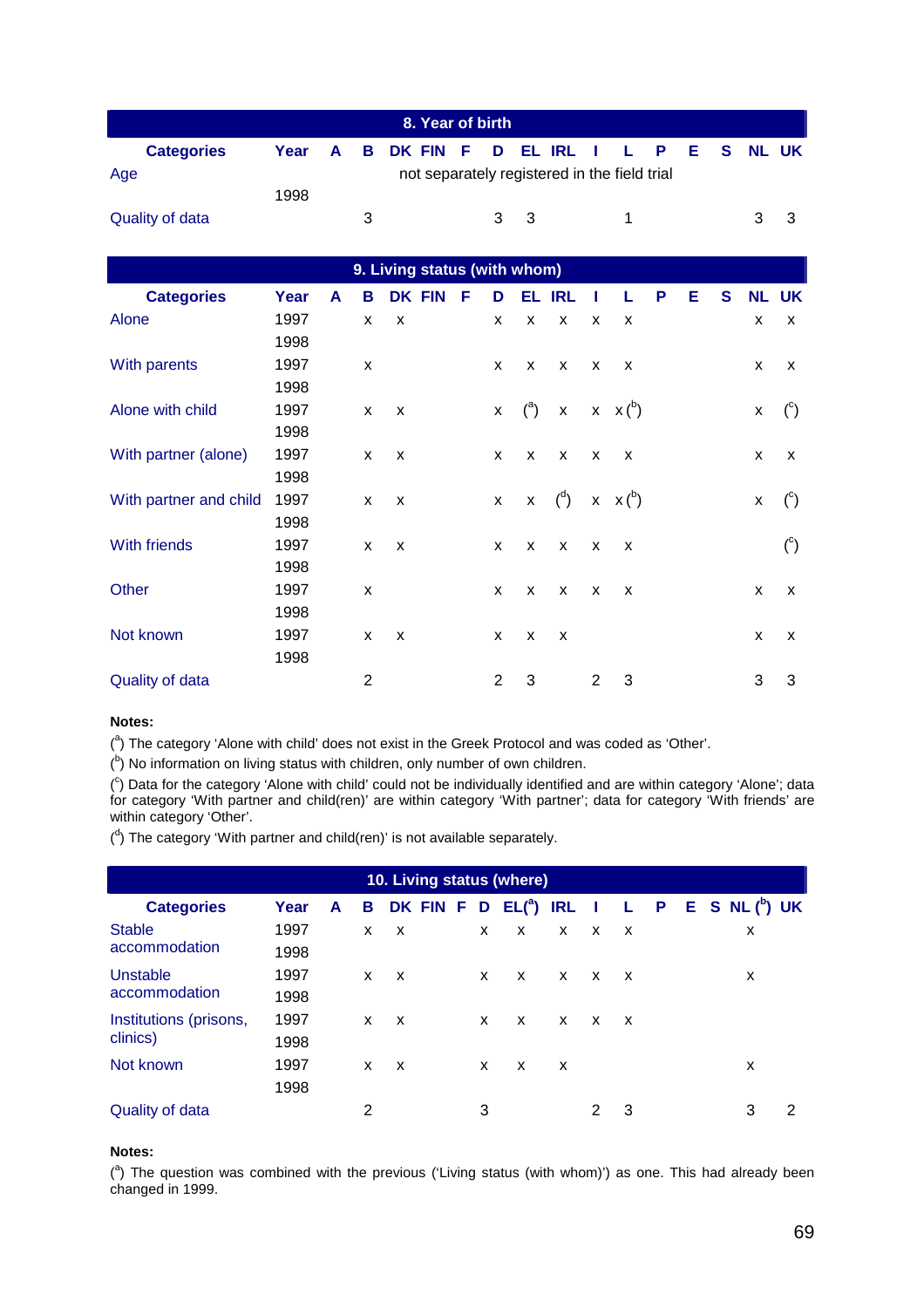| 8. Year of birth | | | | | | | | | | | | | | | | |
|---|---|---|---|---|---|---|---|---|---|---|---|---|---|---|---|---|
| **Categories** | **Year** | **A** | **B** | **DK** | **FIN** | **F** | **D** | **EL** | **IRL** | **I** | **L** | **P** | **E** | **S** | **NL** | **UK** |
| Age | | not separately registered in the field trial | | | | | | | | | | | | | | |
| | 1998 | | | | | | | | | | | | | | | |
| Quality of data | | | 3 | | | | 3 | 3 | | | 1 | | | | 3 | 3 |

| 9. Living status (with whom) | | | | | | | | | | | | | | | | |
|---|---|---|---|---|---|---|---|---|---|---|---|---|---|---|---|---|
| **Categories** | **Year** | **A** | **B** | **DK** | **FIN** | **F** | **D** | **EL** | **IRL** | **I** | **L** | **P** | **E** | **S** | **NL** | **UK** |
| Alone | 1997 | | x | x | | | x | x | x | x | x | | | | x | x |
| | 1998 | | | | | | | | | | | | | | | |
| With parents | 1997 | | x | | | | x | x | x | x | x | | | | x | x |
| | 1998 | | | | | | | | | | | | | | | |
| Alone with child | 1997 | | x | x | | | x | (a) | x | x | x (b) | | | | x | (c) |
| | 1998 | | | | | | | | | | | | | | | |
| With partner (alone) | 1997 | | x | x | | | x | x | x | x | x | | | | x | x |
| | 1998 | | | | | | | | | | | | | | | |
| With partner and child | 1997 | | x | x | | | x | x | (d) | x | x (b) | | | | x | (c) |
| | 1998 | | | | | | | | | | | | | | | |
| With friends | 1997 | | x | x | | | x | x | x | x | x | | | | | (c) |
| | 1998 | | | | | | | | | | | | | | | |
| Other | 1997 | | x | | | | x | x | x | x | x | | | | x | x |
| | 1998 | | | | | | | | | | | | | | | |
| Not known | 1997 | | x | x | | | x | x | x | | | | | | x | x |
| | 1998 | | | | | | | | | | | | | | | |
| Quality of data | | | 2 | | | | 2 | 3 | | 2 | 3 | | | | 3 | 3 |

**Notes:**

(a) The category 'Alone with child' does not exist in the Greek Protocol and was coded as 'Other'.

(b) No information on living status with children, only number of own children.

(c) Data for the category 'Alone with child' could not be individually identified and are within category 'Alone'; data for category 'With partner and child(ren)' are within category 'With partner'; data for category 'With friends' are within category 'Other'.

(d) The category 'With partner and child(ren)' is not available separately.

| 10. Living status (where) | | | | | | | | | | | | | | | | |
|---|---|---|---|---|---|---|---|---|---|---|---|---|---|---|---|---|
| **Categories** | **Year** | **A** | **B** | **DK** | **FIN** | **F** | **D** | **EL (a)** | **IRL** | **I** | **L** | **P** | **E** | **S** | **NL (b)** | **UK** |
| Stable accommodation | 1997 | | x | x | | | x | x | x | x | x | | | | x | |
| | 1998 | | | | | | | | | | | | | | | |
| Unstable accommodation | 1997 | | x | x | | | x | x | x | x | x | | | | x | |
| | 1998 | | | | | | | | | | | | | | | |
| Institutions (prisons, clinics) | 1997 | | x | x | | | x | x | x | x | x | | | | | |
| | 1998 | | | | | | | | | | | | | | | |
| Not known | 1997 | | x | x | | | x | x | x | | | | | | x | |
| | 1998 | | | | | | | | | | | | | | | |
| Quality of data | | | 2 | | | | 3 | | | 2 | 3 | | | | 3 | 2 |

**Notes:**

(a) The question was combined with the previous ('Living status (with whom)') as one. This had already been changed in 1999.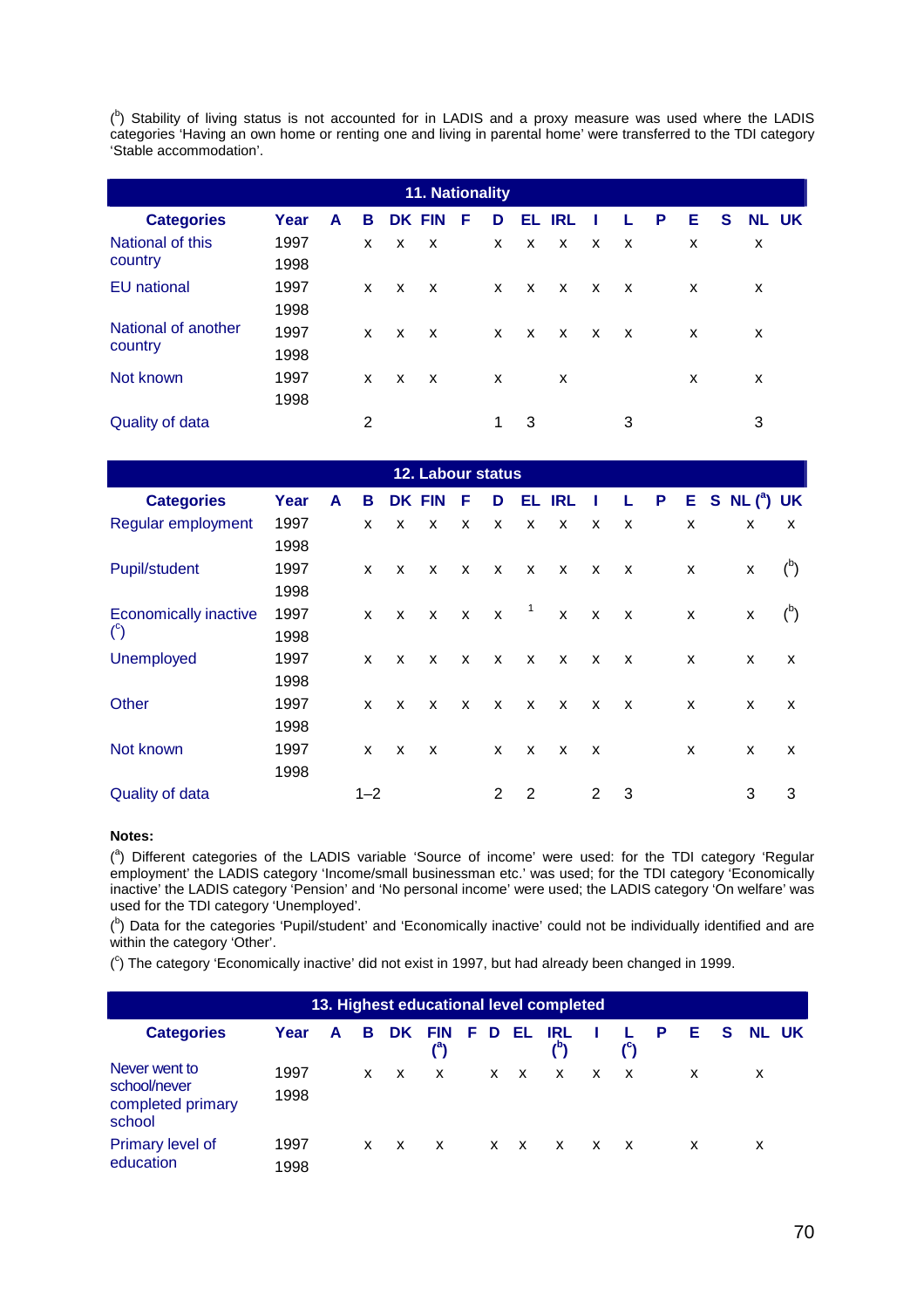([b]) Stability of living status is not accounted for in LADIS and a proxy measure was used where the LADIS categories 'Having an own home or renting one and living in parental home' were transferred to the TDI category 'Stable accommodation'.

| 11. Nationality | | | | | | | | | | | | | | | | | |
|---|---|---|---|---|---|---|---|---|---|---|---|---|---|---|---|---|---|
| **Categories** | **Year** | **A** | **B** | **DK** | **FIN** | **F** | **D** | **EL** | **IRL** | **I** | **L** | **P** | **E** | **S** | **NL** | **UK** |
| National of this country | 1997 | | x | x | x | | x | x | x | x | x | | x | | x | |
| | 1998 | | | | | | | | | | | | | | | |
| EU national | 1997 | | x | x | x | | x | x | x | x | x | | x | | x | |
| | 1998 | | | | | | | | | | | | | | | |
| National of another country | 1997 | | x | x | x | | x | x | x | x | x | | x | | x | |
| | 1998 | | | | | | | | | | | | | | | |
| Not known | 1997 | | x | x | x | | x | | x | | | | x | | x | |
| | 1998 | | | | | | | | | | | | | | | |
| Quality of data | | | 2 | | | | 1 | 3 | | | 3 | | | | 3 | |

| 12. Labour status | | | | | | | | | | | | | | | | |
|---|---|---|---|---|---|---|---|---|---|---|---|---|---|---|---|---|
| **Categories** | **Year** | **A** | **B** | **DK** | **FIN** | **F** | **D** | **EL** | **IRL** | **I** | **L** | **P** | **E** | **S** | **NL ([a])** | **UK** |
| Regular employment | 1997 | | x | x | x | x | x | x | x | x | x | | x | | x | x |
| | 1998 | | | | | | | | | | | | | | | |
| Pupil/student | 1997 | | x | x | x | x | x | x | x | x | x | | x | | x | ([b]) |
| | 1998 | | | | | | | | | | | | | | | |
| Economically inactive ([c]) | 1997 | | x | x | x | x | x | [1] | x | x | x | | x | | x | ([b]) |
| | 1998 | | | | | | | | | | | | | | | |
| Unemployed | 1997 | | x | x | x | x | x | x | x | x | x | | x | | x | x |
| | 1998 | | | | | | | | | | | | | | | |
| Other | 1997 | | x | x | x | x | x | x | x | x | x | | x | | x | x |
| | 1998 | | | | | | | | | | | | | | | |
| Not known | 1997 | | x | x | x | | x | x | x | x | | | x | | x | x |
| | 1998 | | | | | | | | | | | | | | | |
| Quality of data | | | 1–2 | | | | 2 | 2 | | 2 | 3 | | | | 3 | 3 |

**Notes:**

([a]) Different categories of the LADIS variable 'Source of income' were used: for the TDI category 'Regular employment' the LADIS category 'Income/small businessman etc.' was used; for the TDI category 'Economically inactive' the LADIS category 'Pension' and 'No personal income' were used; the LADIS category 'On welfare' was used for the TDI category 'Unemployed'.

([b]) Data for the categories 'Pupil/student' and 'Economically inactive' could not be individually identified and are within the category 'Other'.

([c]) The category 'Economically inactive' did not exist in 1997, but had already been changed in 1999.

| 13. Highest educational level completed | | | | | | | | | | | | | | | | |
|---|---|---|---|---|---|---|---|---|---|---|---|---|---|---|---|---|
| **Categories** | **Year** | **A** | **B** | **DK** | **FIN ([a])** | **F** | **D** | **EL** | **IRL ([b])** | **I** | **L ([c])** | **P** | **E** | **S** | **NL** | **UK** |
| Never went to school/never completed primary school | 1997 | | x | x | x | | x | x | x | x | x | | x | | x | |
| | 1998 | | | | | | | | | | | | | | | |
| Primary level of education | 1997 | | x | x | x | | x | x | x | x | x | | x | | x | |
| | 1998 | | | | | | | | | | | | | | | |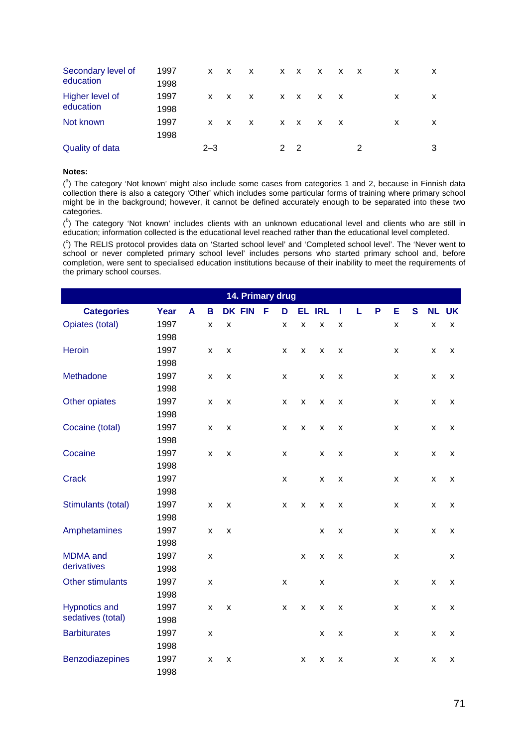| Categories | Year | A | B | DK | FIN | F | D | EL | IRL | I | L | P | E | S | NL | UK |
|---|---|---|---|---|---|---|---|---|---|---|---|---|---|---|---|---|
| Secondary level of education | 1997 | | x | x | x | | x | x | x | x | x | | x | | x | |
| | 1998 | | | | | | | | | | | | | | | |
| Higher level of education | 1997 | | x | x | x | | x | x | x | x | | | x | | x | |
| | 1998 | | | | | | | | | | | | | | | |
| Not known | 1997 | | x | x | x | | x | x | x | x | | | x | | x | |
| | 1998 | | | | | | | | | | | | | | | |
| Quality of data | | | 2–3 | | | | 2 | 2 | | | 2 | | | | 3 | |

**Notes:**

([a]) The category 'Not known' might also include some cases from categories 1 and 2, because in Finnish data collection there is also a category 'Other' which includes some particular forms of training where primary school might be in the background; however, it cannot be defined accurately enough to be separated into these two categories.

([b]) The category 'Not known' includes clients with an unknown educational level and clients who are still in education; information collected is the educational level reached rather than the educational level completed.

([c]) The RELIS protocol provides data on 'Started school level' and 'Completed school level'. The 'Never went to school or never completed primary school level' includes persons who started primary school and, before completion, were sent to specialised education institutions because of their inability to meet the requirements of the primary school courses.

**14. Primary drug**

| Categories | Year | A | B | DK | FIN | F | D | EL | IRL | I | L | P | E | S | NL | UK |
|---|---|---|---|---|---|---|---|---|---|---|---|---|---|---|---|---|
| Opiates (total) | 1997 | | x | x | | | x | x | x | x | | | x | | x | x |
| | 1998 | | | | | | | | | | | | | | | |
| Heroin | 1997 | | x | x | | | x | x | x | x | | | x | | x | x |
| | 1998 | | | | | | | | | | | | | | | |
| Methadone | 1997 | | x | x | | | x | | x | x | | | x | | x | x |
| | 1998 | | | | | | | | | | | | | | | |
| Other opiates | 1997 | | x | x | | | x | x | x | x | | | x | | x | x |
| | 1998 | | | | | | | | | | | | | | | |
| Cocaine (total) | 1997 | | x | x | | | x | x | x | x | | | x | | x | x |
| | 1998 | | | | | | | | | | | | | | | |
| Cocaine | 1997 | | x | x | | | x | | x | x | | | x | | x | x |
| | 1998 | | | | | | | | | | | | | | | |
| Crack | 1997 | | | | | | x | | x | x | | | x | | x | x |
| | 1998 | | | | | | | | | | | | | | | |
| Stimulants (total) | 1997 | | x | x | | | x | x | x | x | | | x | | x | x |
| | 1998 | | | | | | | | | | | | | | | |
| Amphetamines | 1997 | | x | x | | | | | x | x | | | x | | x | x |
| | 1998 | | | | | | | | | | | | | | | |
| MDMA and derivatives | 1997 | | x | | | | | x | x | x | | | x | | | x |
| | 1998 | | | | | | | | | | | | | | | |
| Other stimulants | 1997 | | x | | | | x | | x | | | | x | | x | x |
| | 1998 | | | | | | | | | | | | | | | |
| Hypnotics and sedatives (total) | 1997 | | x | x | | | x | x | x | x | | | x | | x | x |
| | 1998 | | | | | | | | | | | | | | | |
| Barbiturates | 1997 | | x | | | | | | x | x | | | x | | x | x |
| | 1998 | | | | | | | | | | | | | | | |
| Benzodiazepines | 1997 | | x | x | | | | x | x | x | | | x | | x | x |
| | 1998 | | | | | | | | | | | | | | | |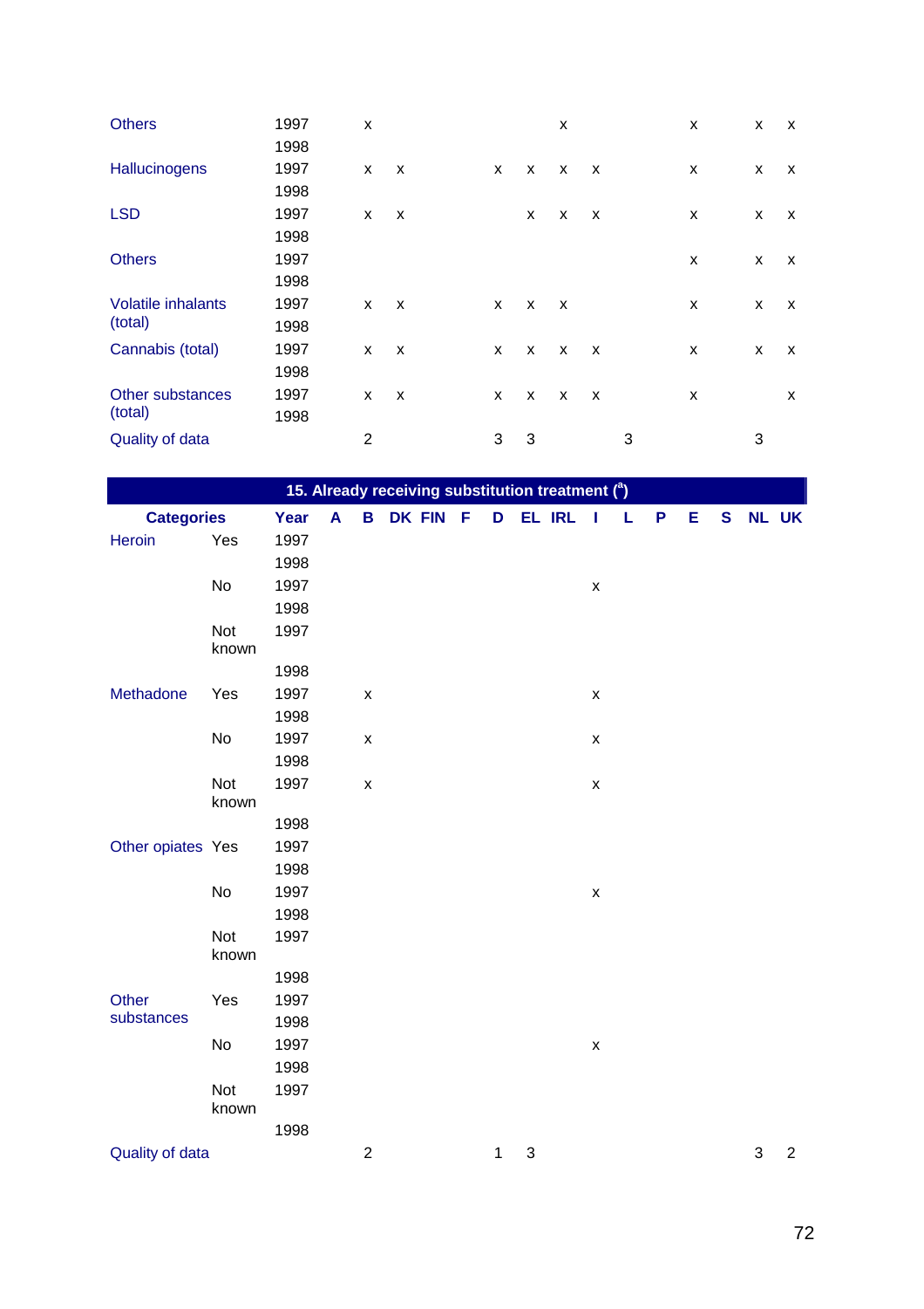| Categories | Year | A | B | DK | FIN | F | D | EL | IRL | I | L | P | E | S | NL | UK |
|---|---|---|---|---|---|---|---|---|---|---|---|---|---|---|---|---|
| Others | 1997 | | x | | | | | | x | | | | x | | x | x |
| | 1998 | | | | | | | | | | | | | | | |
| Hallucinogens | 1997 | | x | x | | | x | x | x | x | | | x | | x | x |
| | 1998 | | | | | | | | | | | | | | | |
| LSD | 1997 | | x | x | | | | x | x | x | | | x | | x | x |
| | 1998 | | | | | | | | | | | | | | | |
| Others | 1997 | | | | | | | | | | | | x | | x | x |
| | 1998 | | | | | | | | | | | | | | | |
| Volatile inhalants (total) | 1997 | | x | x | | | x | x | x | | | | x | | x | x |
| | 1998 | | | | | | | | | | | | | | | |
| Cannabis (total) | 1997 | | x | x | | | x | x | x | x | | | x | | x | x |
| | 1998 | | | | | | | | | | | | | | | |
| Other substances (total) | 1997 | | x | x | | | x | x | x | x | | | x | | | x |
| | 1998 | | | | | | | | | | | | | | | |
| Quality of data | | | 2 | | | | 3 | 3 | | | 3 | | | | 3 | |

## 15. Already receiving substitution treatment ([a])

| Categories | | Year | A | B | DK | FIN | F | D | EL | IRL | I | L | P | E | S | NL | UK |
|---|---|---|---|---|---|---|---|---|---|---|---|---|---|---|---|---|---|
| Heroin | Yes | 1997 | | | | | | | | | | | | | | | |
| | | 1998 | | | | | | | | | | | | | | | |
| | No | 1997 | | | | | | | | | x | | | | | | |
| | | 1998 | | | | | | | | | | | | | | | |
| | Not known | 1997 | | | | | | | | | | | | | | | |
| | | 1998 | | | | | | | | | | | | | | | |
| Methadone | Yes | 1997 | | x | | | | | | | x | | | | | | |
| | | 1998 | | | | | | | | | | | | | | | |
| | No | 1997 | | x | | | | | | | x | | | | | | |
| | | 1998 | | | | | | | | | | | | | | | |
| | Not known | 1997 | | x | | | | | | | x | | | | | | |
| | | 1998 | | | | | | | | | | | | | | | |
| Other opiates | Yes | 1997 | | | | | | | | | | | | | | | |
| | | 1998 | | | | | | | | | | | | | | | |
| | No | 1997 | | | | | | | | | x | | | | | | |
| | | 1998 | | | | | | | | | | | | | | | |
| | Not known | 1997 | | | | | | | | | | | | | | | |
| | | 1998 | | | | | | | | | | | | | | | |
| Other substances | Yes | 1997 | | | | | | | | | | | | | | | |
| | | 1998 | | | | | | | | | | | | | | | |
| | No | 1997 | | | | | | | | | x | | | | | | |
| | | 1998 | | | | | | | | | | | | | | | |
| | Not known | 1997 | | | | | | | | | | | | | | | |
| | | 1998 | | | | | | | | | | | | | | | |
| Quality of data | | | | 2 | | | | 1 | 3 | | | | | | | 3 | 2 |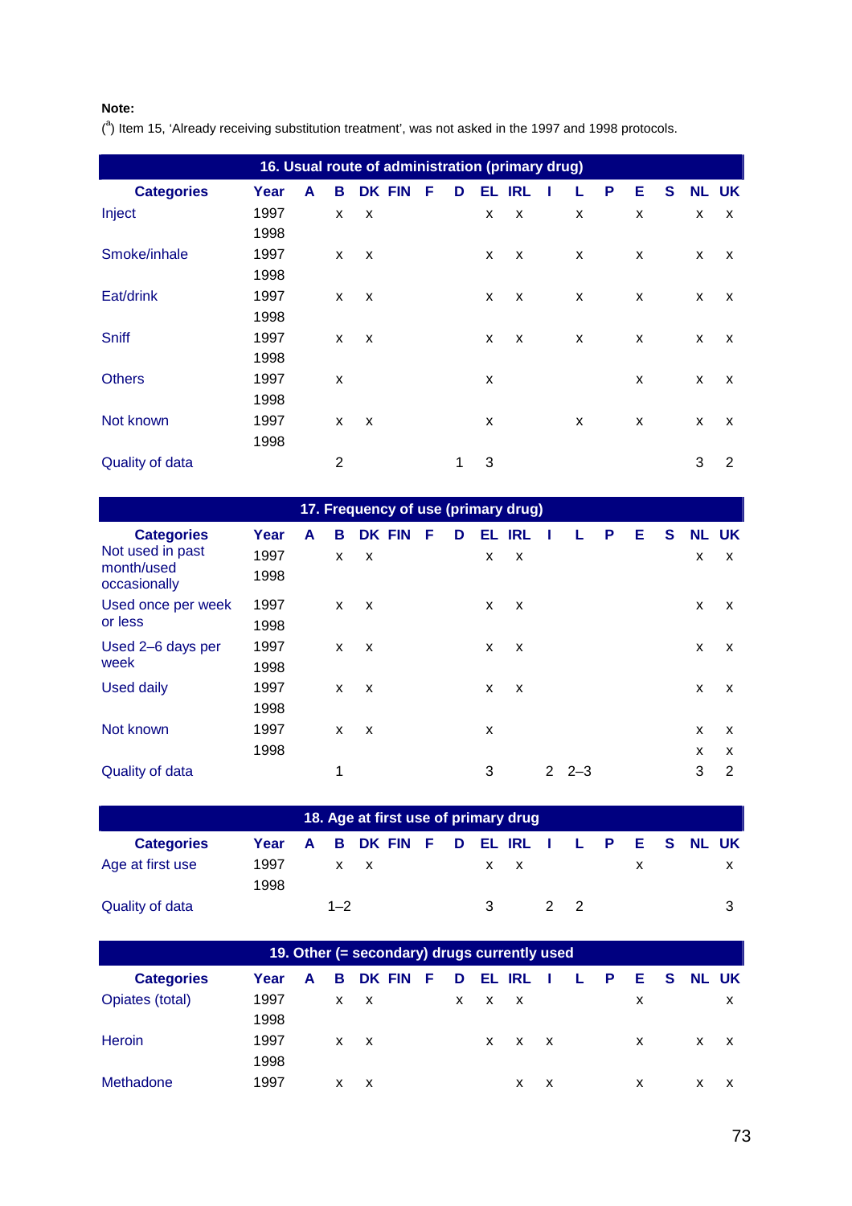**Note:**

([a]) Item 15, 'Already receiving substitution treatment', was not asked in the 1997 and 1998 protocols.

| 16. Usual route of administration (primary drug) | | | | | | | | | | | | | | | | |
|---|---|---|---|---|---|---|---|---|---|---|---|---|---|---|---|---|
| **Categories** | **Year** | **A** | **B** | **DK** | **FIN** | **F** | **D** | **EL** | **IRL** | **I** | **L** | **P** | **E** | **S** | **NL** | **UK** |
| Inject | 1997 | | x | x | | | | x | x | | x | | x | | x | x |
| | 1998 | | | | | | | | | | | | | | | |
| Smoke/inhale | 1997 | | x | x | | | | x | x | | x | | x | | x | x |
| | 1998 | | | | | | | | | | | | | | | |
| Eat/drink | 1997 | | x | x | | | | x | x | | x | | x | | x | x |
| | 1998 | | | | | | | | | | | | | | | |
| Sniff | 1997 | | x | x | | | | x | x | | x | | x | | x | x |
| | 1998 | | | | | | | | | | | | | | | |
| Others | 1997 | | x | | | | | x | | | | | x | | x | x |
| | 1998 | | | | | | | | | | | | | | | |
| Not known | 1997 | | x | x | | | | x | | | x | | x | | x | x |
| | 1998 | | | | | | | | | | | | | | | |
| Quality of data | | | 2 | | | | 1 | 3 | | | | | | | 3 | 2 |

| 17. Frequency of use (primary drug) | | | | | | | | | | | | | | | | |
|---|---|---|---|---|---|---|---|---|---|---|---|---|---|---|---|---|
| **Categories** | **Year** | **A** | **B** | **DK** | **FIN** | **F** | **D** | **EL** | **IRL** | **I** | **L** | **P** | **E** | **S** | **NL** | **UK** |
| Not used in past month/used occasionally | 1997 | | x | x | | | | x | x | | | | | | x | x |
| | 1998 | | | | | | | | | | | | | | | |
| Used once per week or less | 1997 | | x | x | | | | x | x | | | | | | x | x |
| | 1998 | | | | | | | | | | | | | | | |
| Used 2–6 days per week | 1997 | | x | x | | | | x | x | | | | | | x | x |
| | 1998 | | | | | | | | | | | | | | | |
| Used daily | 1997 | | x | x | | | | x | x | | | | | | x | x |
| | 1998 | | | | | | | | | | | | | | | |
| Not known | 1997 | | x | x | | | | x | | | | | | | x | x |
| | 1998 | | | | | | | | | | | | | | x | x |
| Quality of data | | | 1 | | | | | 3 | | 2 | 2–3 | | | | 3 | 2 |

| 18. Age at first use of primary drug | | | | | | | | | | | | | | | | |
|---|---|---|---|---|---|---|---|---|---|---|---|---|---|---|---|---|
| **Categories** | **Year** | **A** | **B** | **DK** | **FIN** | **F** | **D** | **EL** | **IRL** | **I** | **L** | **P** | **E** | **S** | **NL** | **UK** |
| Age at first use | 1997 | | x | x | | | | x | x | | | | x | | | x |
| | 1998 | | | | | | | | | | | | | | | |
| Quality of data | | | 1–2 | | | | | 3 | | 2 | 2 | | | | | 3 |

| 19. Other (= secondary) drugs currently used | | | | | | | | | | | | | | | | |
|---|---|---|---|---|---|---|---|---|---|---|---|---|---|---|---|---|
| **Categories** | **Year** | **A** | **B** | **DK** | **FIN** | **F** | **D** | **EL** | **IRL** | **I** | **L** | **P** | **E** | **S** | **NL** | **UK** |
| Opiates (total) | 1997 | | x | x | | | x | x | x | | | | x | | | x |
| | 1998 | | | | | | | | | | | | | | | |
| Heroin | 1997 | | x | x | | | | x | x | x | | | x | | x | x |
| | 1998 | | | | | | | | | | | | | | | |
| Methadone | 1997 | | x | x | | | | | x | x | | | x | | x | x |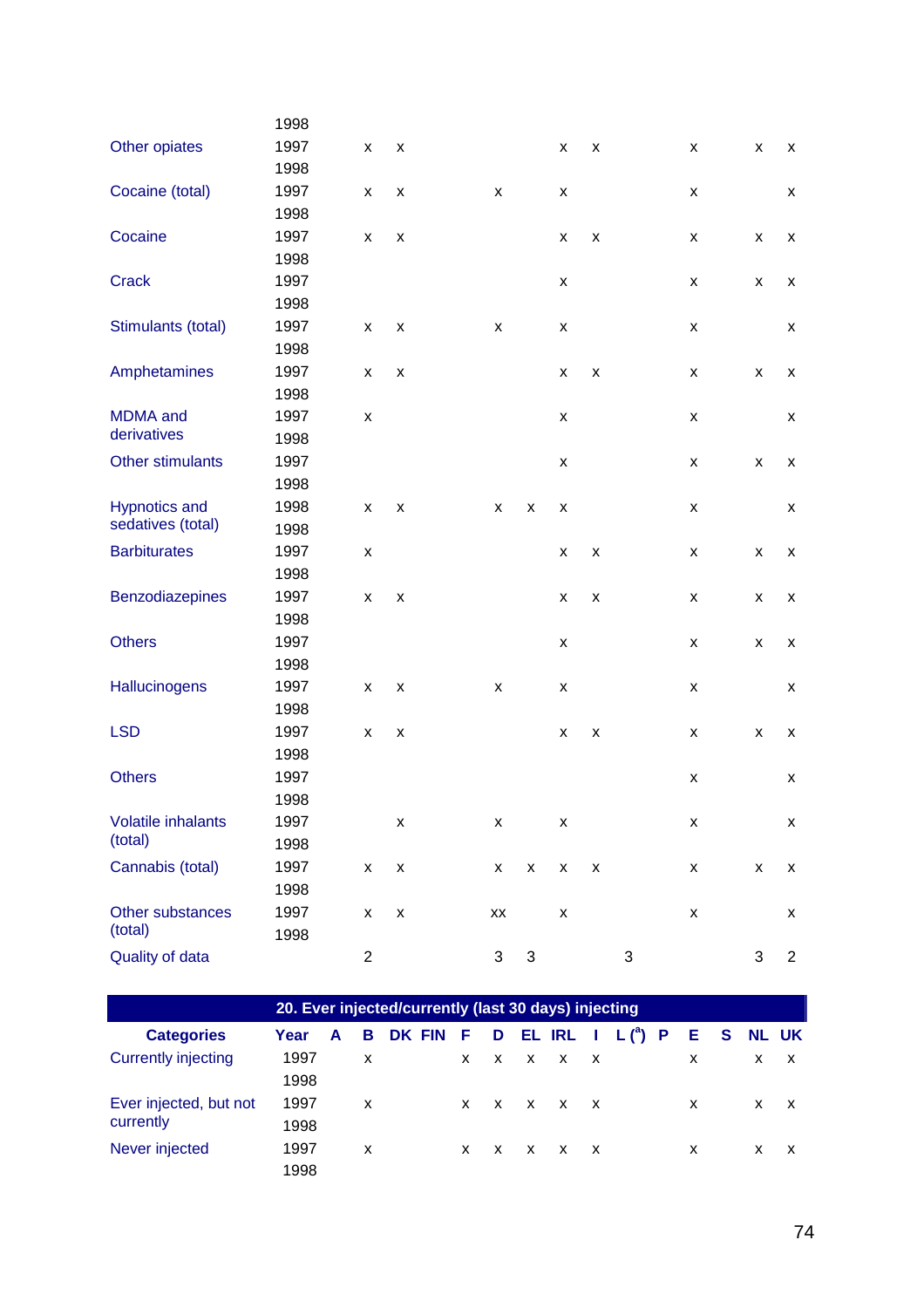| Categories | Year | A | B | DK | FIN | F | D | EL | IRL | I | L ([a]) | P | E | S | NL | UK |
|---|---|---|---|---|---|---|---|---|---|---|---|---|---|---|---|---|
| | 1998 | | | | | | | | | | | | | | | |
| Other opiates | 1997 | | x | x | | | | | x | x | | | x | | x | x |
| | 1998 | | | | | | | | | | | | | | | |
| Cocaine (total) | 1997 | | x | x | | | x | | x | | | | x | | | x |
| | 1998 | | | | | | | | | | | | | | | |
| Cocaine | 1997 | | x | x | | | | | x | x | | | x | | x | x |
| | 1998 | | | | | | | | | | | | | | | |
| Crack | 1997 | | | | | | | | x | | | | x | | x | x |
| | 1998 | | | | | | | | | | | | | | | |
| Stimulants (total) | 1997 | | x | x | | | x | | x | | | | x | | | x |
| | 1998 | | | | | | | | | | | | | | | |
| Amphetamines | 1997 | | x | x | | | | | x | x | | | x | | x | x |
| | 1998 | | | | | | | | | | | | | | | |
| MDMA and derivatives | 1997 | | x | | | | | | x | | | | x | | | x |
| | 1998 | | | | | | | | | | | | | | | |
| Other stimulants | 1997 | | | | | | | | x | | | | x | | x | x |
| | 1998 | | | | | | | | | | | | | | | |
| Hypnotics and sedatives (total) | 1998 | | x | x | | | x | x | x | | | | x | | | x |
| | 1998 | | | | | | | | | | | | | | | |
| Barbiturates | 1997 | | x | | | | | | x | x | | | x | | x | x |
| | 1998 | | | | | | | | | | | | | | | |
| Benzodiazepines | 1997 | | x | x | | | | | x | x | | | x | | x | x |
| | 1998 | | | | | | | | | | | | | | | |
| Others | 1997 | | | | | | | | x | | | | x | | x | x |
| | 1998 | | | | | | | | | | | | | | | |
| Hallucinogens | 1997 | | x | x | | | x | | x | | | | x | | | x |
| | 1998 | | | | | | | | | | | | | | | |
| LSD | 1997 | | x | x | | | | | x | x | | | x | | x | x |
| | 1998 | | | | | | | | | | | | | | | |
| Others | 1997 | | | | | | | | | | | | x | | | x |
| | 1998 | | | | | | | | | | | | | | | |
| Volatile inhalants (total) | 1997 | | | x | | | x | | x | | | | x | | | x |
| | 1998 | | | | | | | | | | | | | | | |
| Cannabis (total) | 1997 | | x | x | | | x | x | x | x | | | x | | x | x |
| | 1998 | | | | | | | | | | | | | | | |
| Other substances (total) | 1997 | | x | x | | | xx | | x | | | | x | | | x |
| | 1998 | | | | | | | | | | | | | | | |
| Quality of data | | | 2 | | | | 3 | 3 | | | 3 | | | | 3 | 2 |

**20. Ever injected/currently (last 30 days) injecting**

| Categories | Year | A | B | DK | FIN | F | D | EL | IRL | I | L ([a]) | P | E | S | NL | UK |
|---|---|---|---|---|---|---|---|---|---|---|---|---|---|---|---|---|
| Currently injecting | 1997 | | x | | | x | x | x | x | x | | | x | | x | x |
| | 1998 | | | | | | | | | | | | | | | |
| Ever injected, but not currently | 1997 | | x | | | x | x | x | x | x | | | x | | x | x |
| | 1998 | | | | | | | | | | | | | | | |
| Never injected | 1997 | | x | | | x | x | x | x | x | | | x | | x | x |
| | 1998 | | | | | | | | | | | | | | | |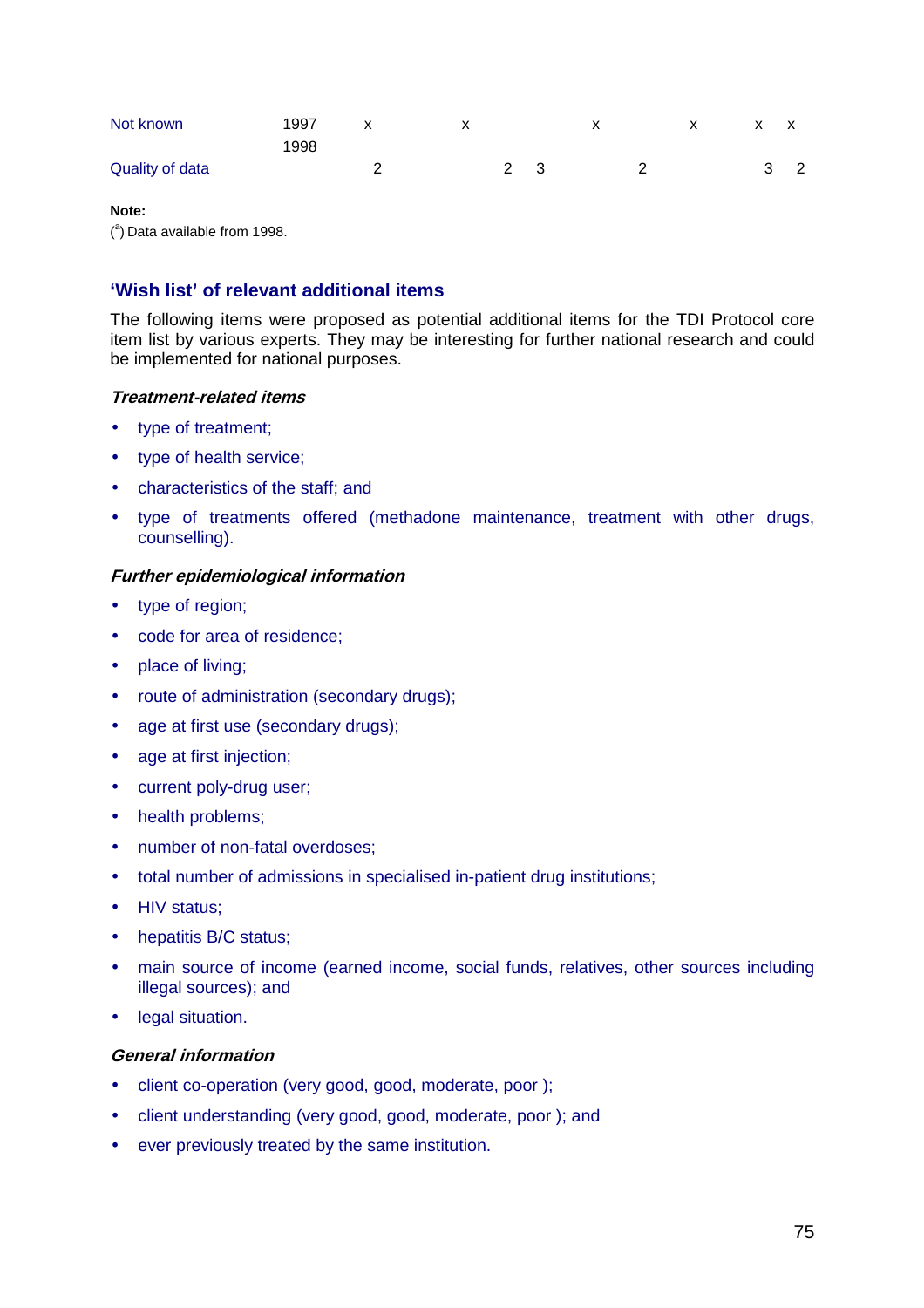| Not known | 1997 1998 | x | x | | | x | | x | x | x |
|---|---|---|---|---|---|---|---|---|---|---|
| Quality of data | | 2 | | 2 | 3 | | 2 | | 3 | 2 |

**Note:**
([a]) Data available from 1998.

## 'Wish list' of relevant additional items

The following items were proposed as potential additional items for the TDI Protocol core item list by various experts. They may be interesting for further national research and could be implemented for national purposes.

### *Treatment-related items*

- type of treatment;
- type of health service;
- characteristics of the staff; and
- type of treatments offered (methadone maintenance, treatment with other drugs, counselling).

### *Further epidemiological information*

- type of region;
- code for area of residence;
- place of living;
- route of administration (secondary drugs);
- age at first use (secondary drugs);
- age at first injection;
- current poly-drug user;
- health problems;
- number of non-fatal overdoses;
- total number of admissions in specialised in-patient drug institutions;
- HIV status;
- hepatitis B/C status;
- main source of income (earned income, social funds, relatives, other sources including illegal sources); and
- legal situation.

### *General information*

- client co-operation (very good, good, moderate, poor );
- client understanding (very good, good, moderate, poor ); and
- ever previously treated by the same institution.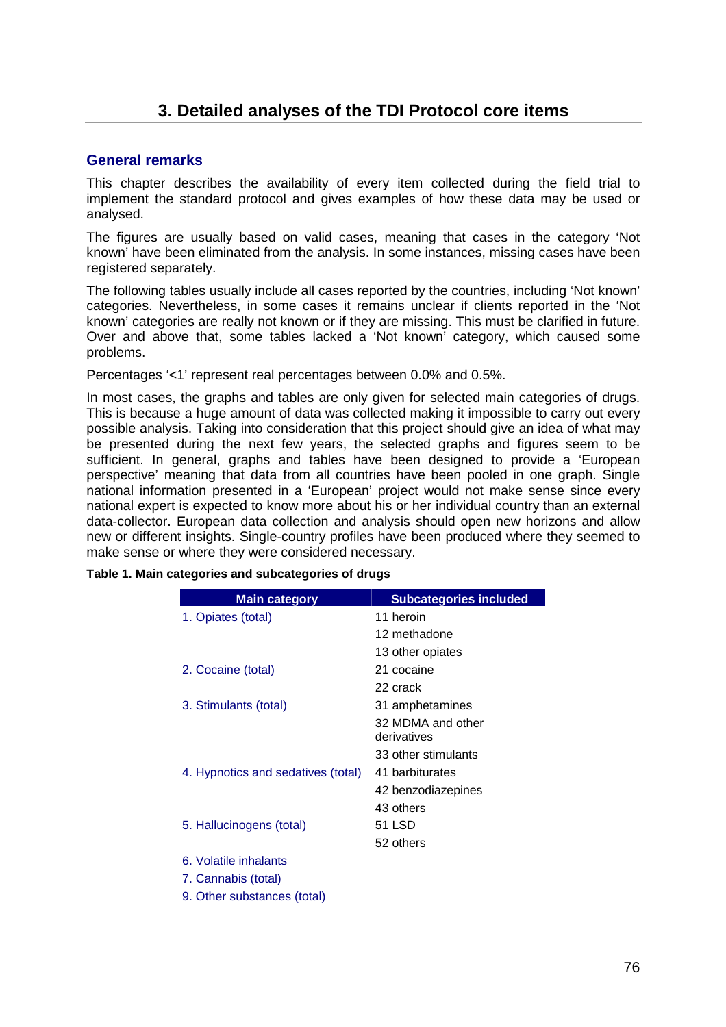# 3. Detailed analyses of the TDI Protocol core items

## General remarks

This chapter describes the availability of every item collected during the field trial to implement the standard protocol and gives examples of how these data may be used or analysed.

The figures are usually based on valid cases, meaning that cases in the category 'Not known' have been eliminated from the analysis. In some instances, missing cases have been registered separately.

The following tables usually include all cases reported by the countries, including 'Not known' categories. Nevertheless, in some cases it remains unclear if clients reported in the 'Not known' categories are really not known or if they are missing. This must be clarified in future. Over and above that, some tables lacked a 'Not known' category, which caused some problems.

Percentages '<1' represent real percentages between 0.0% and 0.5%.

In most cases, the graphs and tables are only given for selected main categories of drugs. This is because a huge amount of data was collected making it impossible to carry out every possible analysis. Taking into consideration that this project should give an idea of what may be presented during the next few years, the selected graphs and figures seem to be sufficient. In general, graphs and tables have been designed to provide a 'European perspective' meaning that data from all countries have been pooled in one graph. Single national information presented in a 'European' project would not make sense since every national expert is expected to know more about his or her individual country than an external data-collector. European data collection and analysis should open new horizons and allow new or different insights. Single-country profiles have been produced where they seemed to make sense or where they were considered necessary.

**Table 1. Main categories and subcategories of drugs**

| Main category | Subcategories included |
|---|---|
| 1. Opiates (total) | 11 heroin |
| | 12 methadone |
| | 13 other opiates |
| 2. Cocaine (total) | 21 cocaine |
| | 22 crack |
| 3. Stimulants (total) | 31 amphetamines |
| | 32 MDMA and other derivatives |
| | 33 other stimulants |
| 4. Hypnotics and sedatives (total) | 41 barbiturates |
| | 42 benzodiazepines |
| | 43 others |
| 5. Hallucinogens (total) | 51 LSD |
| | 52 others |
| 6. Volatile inhalants | |
| 7. Cannabis (total) | |
| 9. Other substances (total) | |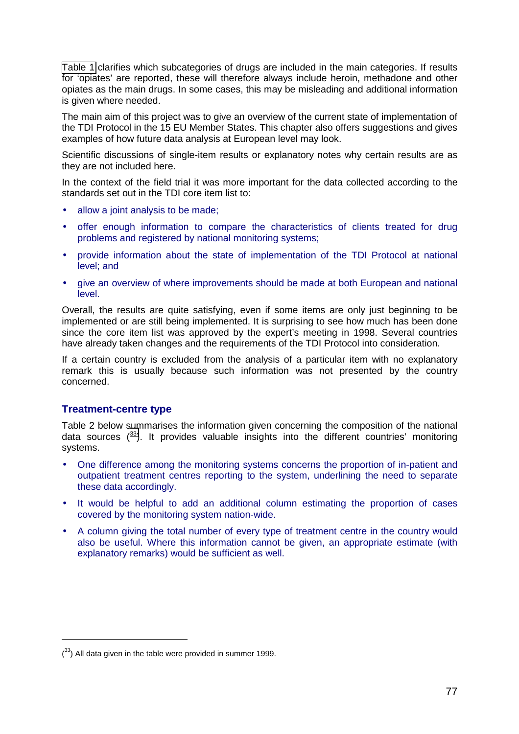Table 1 clarifies which subcategories of drugs are included in the main categories. If results for 'opiates' are reported, these will therefore always include heroin, methadone and other opiates as the main drugs. In some cases, this may be misleading and additional information is given where needed.

The main aim of this project was to give an overview of the current state of implementation of the TDI Protocol in the 15 EU Member States. This chapter also offers suggestions and gives examples of how future data analysis at European level may look.

Scientific discussions of single-item results or explanatory notes why certain results are as they are not included here.

In the context of the field trial it was more important for the data collected according to the standards set out in the TDI core item list to:

- allow a joint analysis to be made;
- offer enough information to compare the characteristics of clients treated for drug problems and registered by national monitoring systems;
- provide information about the state of implementation of the TDI Protocol at national level; and
- give an overview of where improvements should be made at both European and national level.

Overall, the results are quite satisfying, even if some items are only just beginning to be implemented or are still being implemented. It is surprising to see how much has been done since the core item list was approved by the expert's meeting in 1998. Several countries have already taken changes and the requirements of the TDI Protocol into consideration.

If a certain country is excluded from the analysis of a particular item with no explanatory remark this is usually because such information was not presented by the country concerned.

## Treatment-centre type

Table 2 below summarises the information given concerning the composition of the national data sources ([33]). It provides valuable insights into the different countries' monitoring systems.

- One difference among the monitoring systems concerns the proportion of in-patient and outpatient treatment centres reporting to the system, underlining the need to separate these data accordingly.
- It would be helpful to add an additional column estimating the proportion of cases covered by the monitoring system nation-wide.
- A column giving the total number of every type of treatment centre in the country would also be useful. Where this information cannot be given, an appropriate estimate (with explanatory remarks) would be sufficient as well.

([33]) All data given in the table were provided in summer 1999.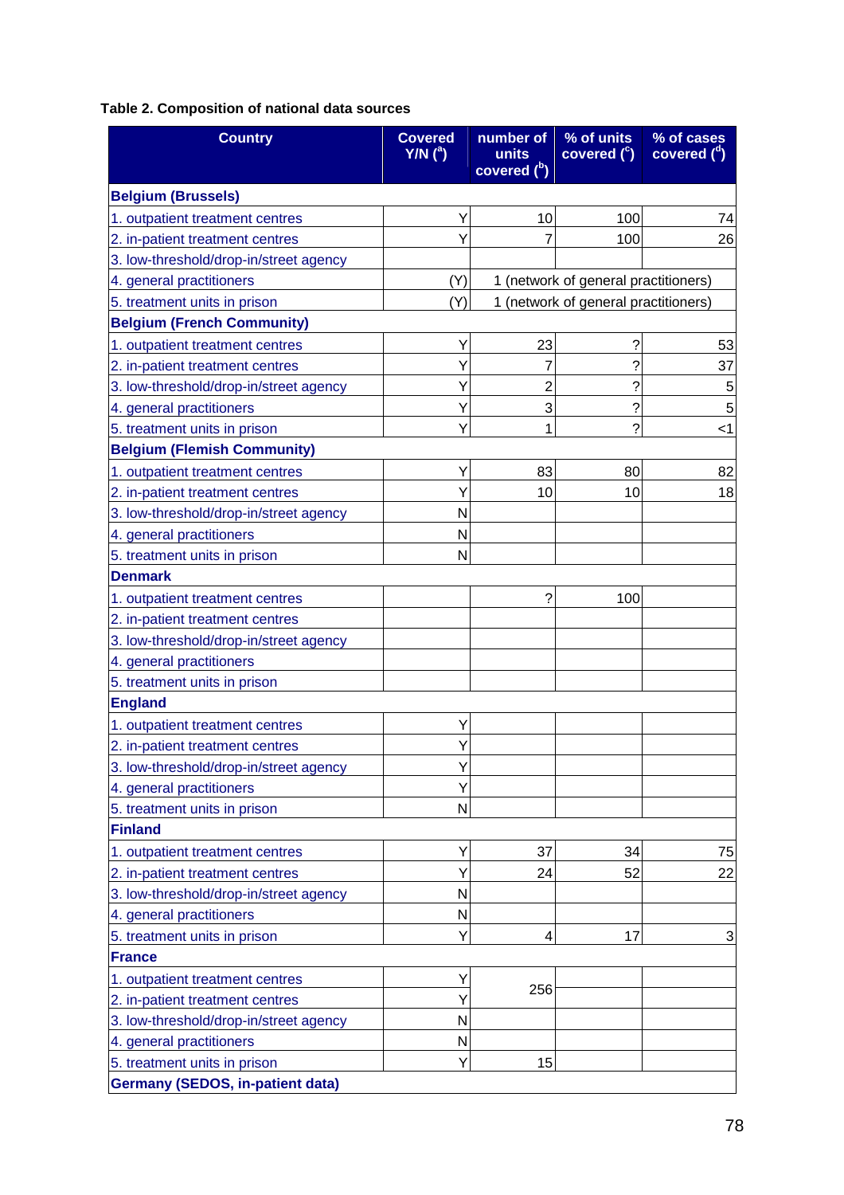**Table 2. Composition of national data sources**

| Country | Covered Y/N ([a]) | number of units covered ([b]) | % of units covered ([c]) | % of cases covered ([d]) |
|---|---|---|---|---|
| **Belgium (Brussels)** | | | | |
| 1. outpatient treatment centres | Y | 10 | 100 | 74 |
| 2. in-patient treatment centres | Y | 7 | 100 | 26 |
| 3. low-threshold/drop-in/street agency | | | | |
| 4. general practitioners | (Y) | 1 (network of general practitioners) | | |
| 5. treatment units in prison | (Y) | 1 (network of general practitioners) | | |
| **Belgium (French Community)** | | | | |
| 1. outpatient treatment centres | Y | 23 | ? | 53 |
| 2. in-patient treatment centres | Y | 7 | ? | 37 |
| 3. low-threshold/drop-in/street agency | Y | 2 | ? | 5 |
| 4. general practitioners | Y | 3 | ? | 5 |
| 5. treatment units in prison | Y | 1 | ? | <1 |
| **Belgium (Flemish Community)** | | | | |
| 1. outpatient treatment centres | Y | 83 | 80 | 82 |
| 2. in-patient treatment centres | Y | 10 | 10 | 18 |
| 3. low-threshold/drop-in/street agency | N | | | |
| 4. general practitioners | N | | | |
| 5. treatment units in prison | N | | | |
| **Denmark** | | | | |
| 1. outpatient treatment centres | | ? | 100 | |
| 2. in-patient treatment centres | | | | |
| 3. low-threshold/drop-in/street agency | | | | |
| 4. general practitioners | | | | |
| 5. treatment units in prison | | | | |
| **England** | | | | |
| 1. outpatient treatment centres | Y | | | |
| 2. in-patient treatment centres | Y | | | |
| 3. low-threshold/drop-in/street agency | Y | | | |
| 4. general practitioners | Y | | | |
| 5. treatment units in prison | N | | | |
| **Finland** | | | | |
| 1. outpatient treatment centres | Y | 37 | 34 | 75 |
| 2. in-patient treatment centres | Y | 24 | 52 | 22 |
| 3. low-threshold/drop-in/street agency | N | | | |
| 4. general practitioners | N | | | |
| 5. treatment units in prison | Y | 4 | 17 | 3 |
| **France** | | | | |
| 1. outpatient treatment centres | Y | 256 | | |
| 2. in-patient treatment centres | Y | | | |
| 3. low-threshold/drop-in/street agency | N | | | |
| 4. general practitioners | N | | | |
| 5. treatment units in prison | Y | 15 | | |
| **Germany (SEDOS, in-patient data)** | | | | |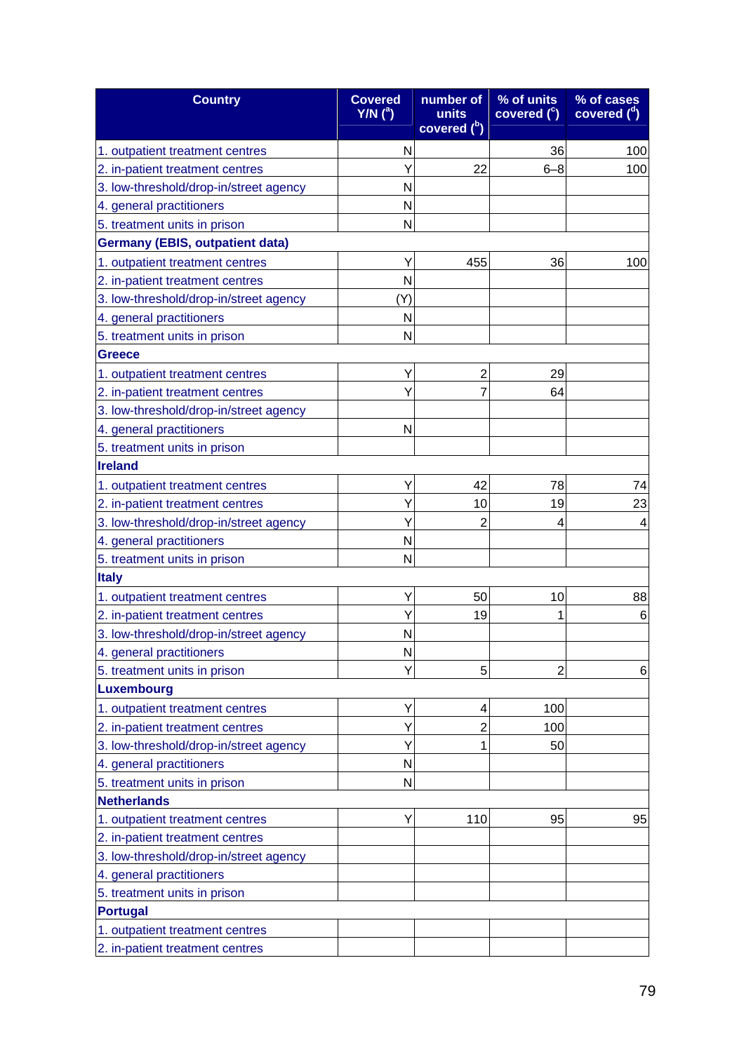| Country | Covered Y/N ([a]) | number of units covered ([b]) | % of units covered ([c]) | % of cases covered ([d]) |
|---|---|---|---|---|
| 1. outpatient treatment centres | N | | 36 | 100 |
| 2. in-patient treatment centres | Y | 22 | 6–8 | 100 |
| 3. low-threshold/drop-in/street agency | N | | | |
| 4. general practitioners | N | | | |
| 5. treatment units in prison | N | | | |
| **Germany (EBIS, outpatient data)** | | | | |
| 1. outpatient treatment centres | Y | 455 | 36 | 100 |
| 2. in-patient treatment centres | N | | | |
| 3. low-threshold/drop-in/street agency | (Y) | | | |
| 4. general practitioners | N | | | |
| 5. treatment units in prison | N | | | |
| **Greece** | | | | |
| 1. outpatient treatment centres | Y | 2 | 29 | |
| 2. in-patient treatment centres | Y | 7 | 64 | |
| 3. low-threshold/drop-in/street agency | | | | |
| 4. general practitioners | N | | | |
| 5. treatment units in prison | | | | |
| **Ireland** | | | | |
| 1. outpatient treatment centres | Y | 42 | 78 | 74 |
| 2. in-patient treatment centres | Y | 10 | 19 | 23 |
| 3. low-threshold/drop-in/street agency | Y | 2 | 4 | 4 |
| 4. general practitioners | N | | | |
| 5. treatment units in prison | N | | | |
| **Italy** | | | | |
| 1. outpatient treatment centres | Y | 50 | 10 | 88 |
| 2. in-patient treatment centres | Y | 19 | 1 | 6 |
| 3. low-threshold/drop-in/street agency | N | | | |
| 4. general practitioners | N | | | |
| 5. treatment units in prison | Y | 5 | 2 | 6 |
| **Luxembourg** | | | | |
| 1. outpatient treatment centres | Y | 4 | 100 | |
| 2. in-patient treatment centres | Y | 2 | 100 | |
| 3. low-threshold/drop-in/street agency | Y | 1 | 50 | |
| 4. general practitioners | N | | | |
| 5. treatment units in prison | N | | | |
| **Netherlands** | | | | |
| 1. outpatient treatment centres | Y | 110 | 95 | 95 |
| 2. in-patient treatment centres | | | | |
| 3. low-threshold/drop-in/street agency | | | | |
| 4. general practitioners | | | | |
| 5. treatment units in prison | | | | |
| **Portugal** | | | | |
| 1. outpatient treatment centres | | | | |
| 2. in-patient treatment centres | | | | |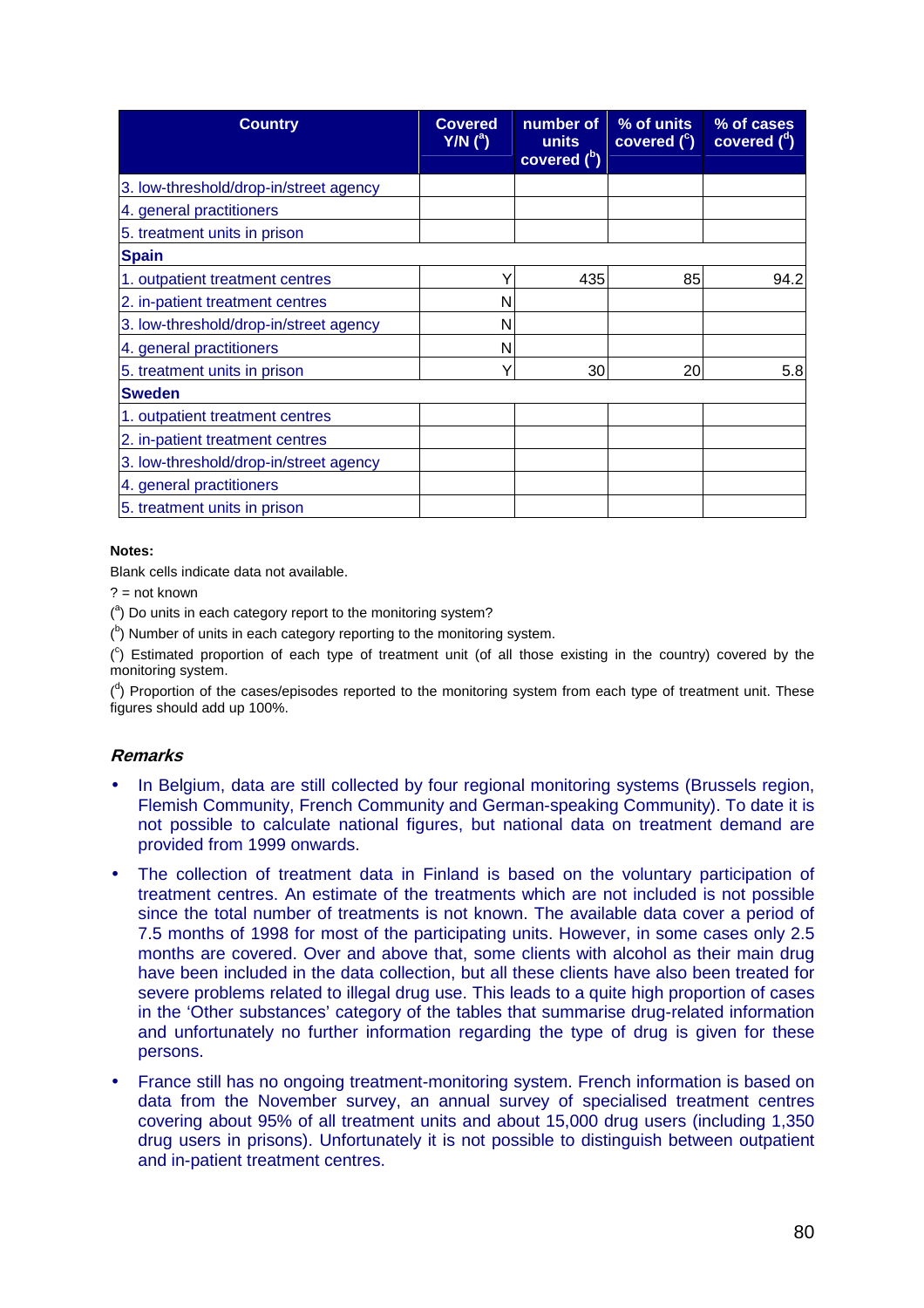| Country | Covered Y/N ([a]) | number of units covered ([b]) | % of units covered ([c]) | % of cases covered ([d]) |
|---|---|---|---|---|
| 3. low-threshold/drop-in/street agency | | | | |
| 4. general practitioners | | | | |
| 5. treatment units in prison | | | | |
| **Spain** | | | | |
| 1. outpatient treatment centres | Y | 435 | 85 | 94.2 |
| 2. in-patient treatment centres | N | | | |
| 3. low-threshold/drop-in/street agency | N | | | |
| 4. general practitioners | N | | | |
| 5. treatment units in prison | Y | 30 | 20 | 5.8 |
| **Sweden** | | | | |
| 1. outpatient treatment centres | | | | |
| 2. in-patient treatment centres | | | | |
| 3. low-threshold/drop-in/street agency | | | | |
| 4. general practitioners | | | | |
| 5. treatment units in prison | | | | |

**Notes:**

Blank cells indicate data not available.

? = not known

([a]) Do units in each category report to the monitoring system?

([b]) Number of units in each category reporting to the monitoring system.

([c]) Estimated proportion of each type of treatment unit (of all those existing in the country) covered by the monitoring system.

([d]) Proportion of the cases/episodes reported to the monitoring system from each type of treatment unit. These figures should add up 100%.

### *Remarks*

- In Belgium, data are still collected by four regional monitoring systems (Brussels region, Flemish Community, French Community and German-speaking Community). To date it is not possible to calculate national figures, but national data on treatment demand are provided from 1999 onwards.
- The collection of treatment data in Finland is based on the voluntary participation of treatment centres. An estimate of the treatments which are not included is not possible since the total number of treatments is not known. The available data cover a period of 7.5 months of 1998 for most of the participating units. However, in some cases only 2.5 months are covered. Over and above that, some clients with alcohol as their main drug have been included in the data collection, but all these clients have also been treated for severe problems related to illegal drug use. This leads to a quite high proportion of cases in the 'Other substances' category of the tables that summarise drug-related information and unfortunately no further information regarding the type of drug is given for these persons.
- France still has no ongoing treatment-monitoring system. French information is based on data from the November survey, an annual survey of specialised treatment centres covering about 95% of all treatment units and about 15,000 drug users (including 1,350 drug users in prisons). Unfortunately it is not possible to distinguish between outpatient and in-patient treatment centres.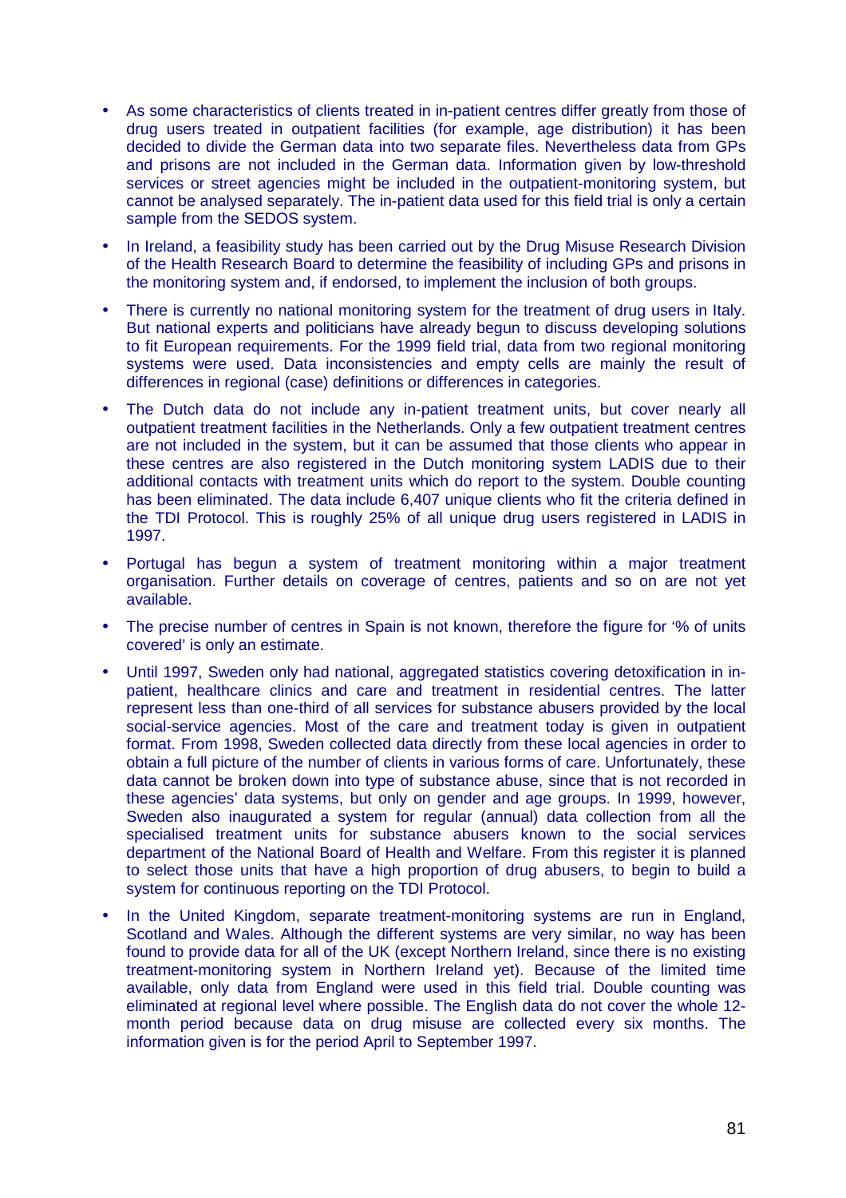- As some characteristics of clients treated in in-patient centres differ greatly from those of drug users treated in outpatient facilities (for example, age distribution) it has been decided to divide the German data into two separate files. Nevertheless data from GPs and prisons are not included in the German data. Information given by low-threshold services or street agencies might be included in the outpatient-monitoring system, but cannot be analysed separately. The in-patient data used for this field trial is only a certain sample from the SEDOS system.
- In Ireland, a feasibility study has been carried out by the Drug Misuse Research Division of the Health Research Board to determine the feasibility of including GPs and prisons in the monitoring system and, if endorsed, to implement the inclusion of both groups.
- There is currently no national monitoring system for the treatment of drug users in Italy. But national experts and politicians have already begun to discuss developing solutions to fit European requirements. For the 1999 field trial, data from two regional monitoring systems were used. Data inconsistencies and empty cells are mainly the result of differences in regional (case) definitions or differences in categories.
- The Dutch data do not include any in-patient treatment units, but cover nearly all outpatient treatment facilities in the Netherlands. Only a few outpatient treatment centres are not included in the system, but it can be assumed that those clients who appear in these centres are also registered in the Dutch monitoring system LADIS due to their additional contacts with treatment units which do report to the system. Double counting has been eliminated. The data include 6,407 unique clients who fit the criteria defined in the TDI Protocol. This is roughly 25% of all unique drug users registered in LADIS in 1997.
- Portugal has begun a system of treatment monitoring within a major treatment organisation. Further details on coverage of centres, patients and so on are not yet available.
- The precise number of centres in Spain is not known, therefore the figure for '% of units covered' is only an estimate.
- Until 1997, Sweden only had national, aggregated statistics covering detoxification in in-patient, healthcare clinics and care and treatment in residential centres. The latter represent less than one-third of all services for substance abusers provided by the local social-service agencies. Most of the care and treatment today is given in outpatient format. From 1998, Sweden collected data directly from these local agencies in order to obtain a full picture of the number of clients in various forms of care. Unfortunately, these data cannot be broken down into type of substance abuse, since that is not recorded in these agencies' data systems, but only on gender and age groups. In 1999, however, Sweden also inaugurated a system for regular (annual) data collection from all the specialised treatment units for substance abusers known to the social services department of the National Board of Health and Welfare. From this register it is planned to select those units that have a high proportion of drug abusers, to begin to build a system for continuous reporting on the TDI Protocol.
- In the United Kingdom, separate treatment-monitoring systems are run in England, Scotland and Wales. Although the different systems are very similar, no way has been found to provide data for all of the UK (except Northern Ireland, since there is no existing treatment-monitoring system in Northern Ireland yet). Because of the limited time available, only data from England were used in this field trial. Double counting was eliminated at regional level where possible. The English data do not cover the whole 12-month period because data on drug misuse are collected every six months. The information given is for the period April to September 1997.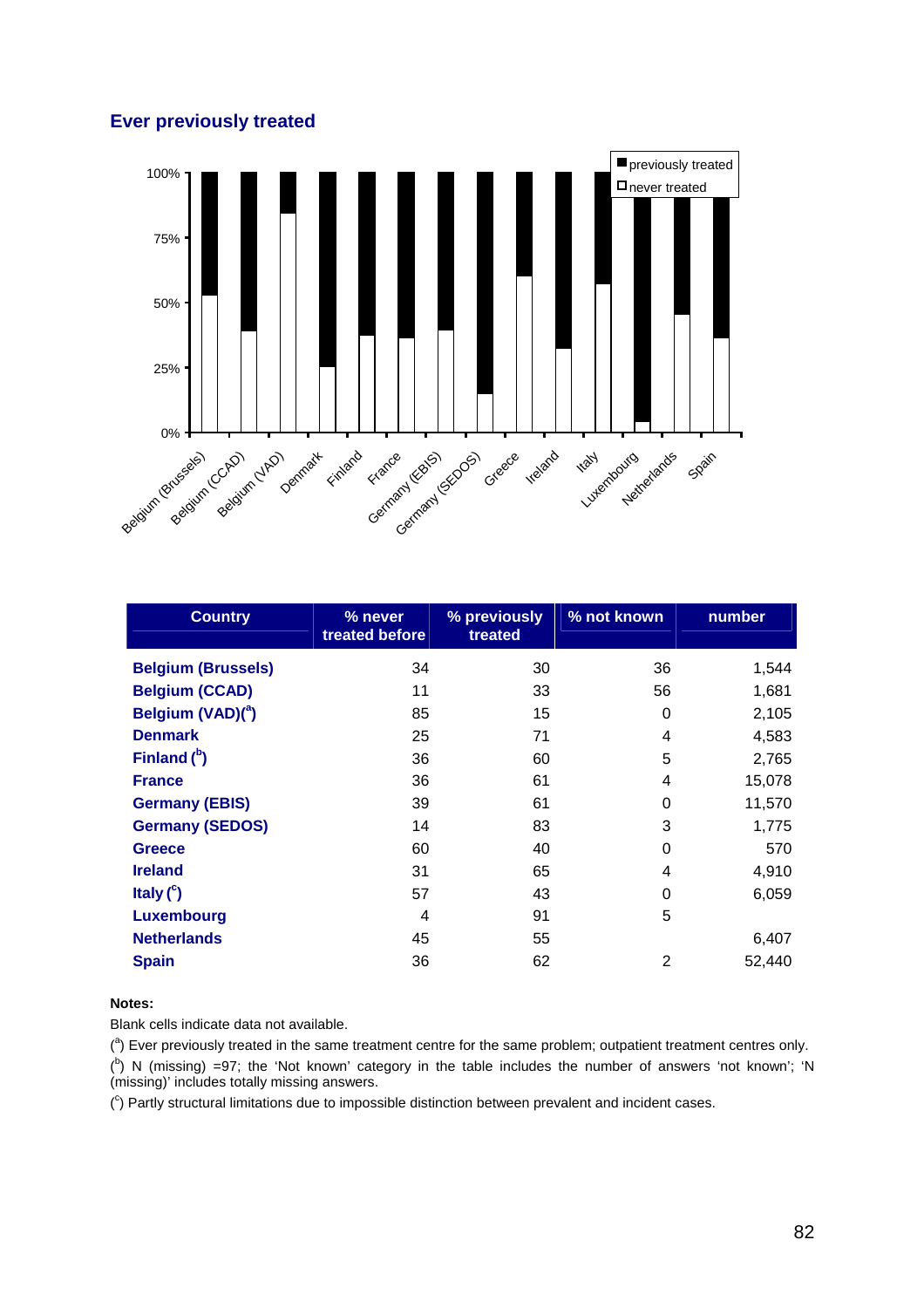## Ever previously treated

| Country | % never treated before | % previously treated | % not known | number |
|---|---|---|---|---|
| **Belgium (Brussels)** | 34 | 30 | 36 | 1,544 |
| **Belgium (CCAD)** | 11 | 33 | 56 | 1,681 |
| **Belgium (VAD)([a])** | 85 | 15 | 0 | 2,105 |
| **Denmark** | 25 | 71 | 4 | 4,583 |
| **Finland ([b])** | 36 | 60 | 5 | 2,765 |
| **France** | 36 | 61 | 4 | 15,078 |
| **Germany (EBIS)** | 39 | 61 | 0 | 11,570 |
| **Germany (SEDOS)** | 14 | 83 | 3 | 1,775 |
| **Greece** | 60 | 40 | 0 | 570 |
| **Ireland** | 31 | 65 | 4 | 4,910 |
| **Italy ([c])** | 57 | 43 | 0 | 6,059 |
| **Luxembourg** | 4 | 91 | 5 | |
| **Netherlands** | 45 | 55 | | 6,407 |
| **Spain** | 36 | 62 | 2 | 52,440 |

**Notes:**

Blank cells indicate data not available.

([a]) Ever previously treated in the same treatment centre for the same problem; outpatient treatment centres only.

([b]) N (missing) =97; the 'Not known' category in the table includes the number of answers 'not known'; 'N (missing)' includes totally missing answers.

([c]) Partly structural limitations due to impossible distinction between prevalent and incident cases.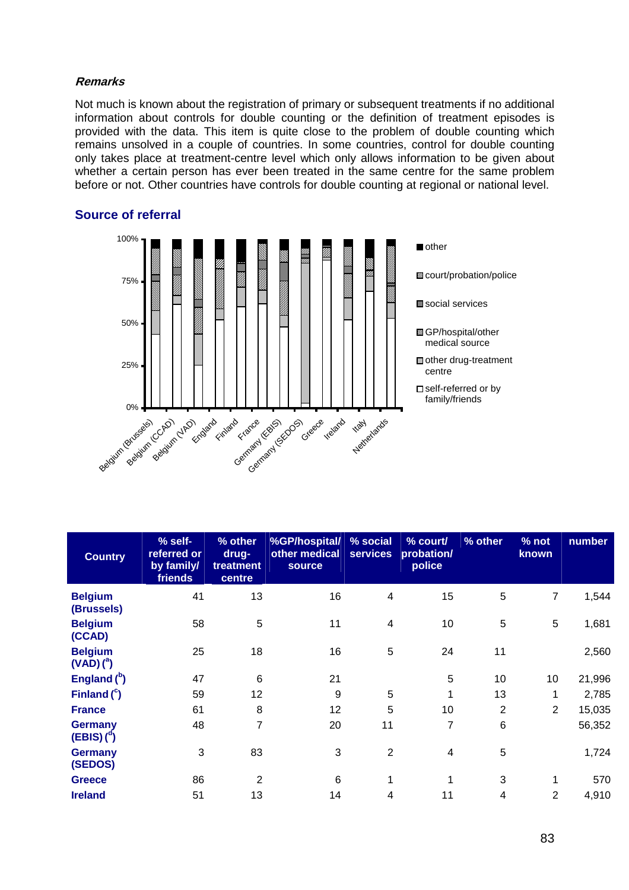*Remarks*

Not much is known about the registration of primary or subsequent treatments if no additional information about controls for double counting or the definition of treatment episodes is provided with the data. This item is quite close to the problem of double counting which remains unsolved in a couple of countries. In some countries, control for double counting only takes place at treatment-centre level which only allows information to be given about whether a certain person has ever been treated in the same centre for the same problem before or not. Other countries have controls for double counting at regional or national level.

## Source of referral

| Country | % self-referred or by family/ friends | % other drug-treatment centre | %GP/hospital/ other medical source | % social services | % court/ probation/ police | % other | % not known | number |
|---|---|---|---|---|---|---|---|---|
| **Belgium (Brussels)** | 41 | 13 | 16 | 4 | 15 | 5 | 7 | 1,544 |
| **Belgium (CCAD)** | 58 | 5 | 11 | 4 | 10 | 5 | 5 | 1,681 |
| **Belgium (VAD) ([a])** | 25 | 18 | 16 | 5 | 24 | 11 | | 2,560 |
| **England ([b])** | 47 | 6 | 21 | | 5 | 10 | 10 | 21,996 |
| **Finland ([c])** | 59 | 12 | 9 | 5 | 1 | 13 | 1 | 2,785 |
| **France** | 61 | 8 | 12 | 5 | 10 | 2 | 2 | 15,035 |
| **Germany (EBIS) ([d])** | 48 | 7 | 20 | 11 | 7 | 6 | | 56,352 |
| **Germany (SEDOS)** | 3 | 83 | 3 | 2 | 4 | 5 | | 1,724 |
| **Greece** | 86 | 2 | 6 | 1 | 1 | 3 | 1 | 570 |
| **Ireland** | 51 | 13 | 14 | 4 | 11 | 4 | 2 | 4,910 |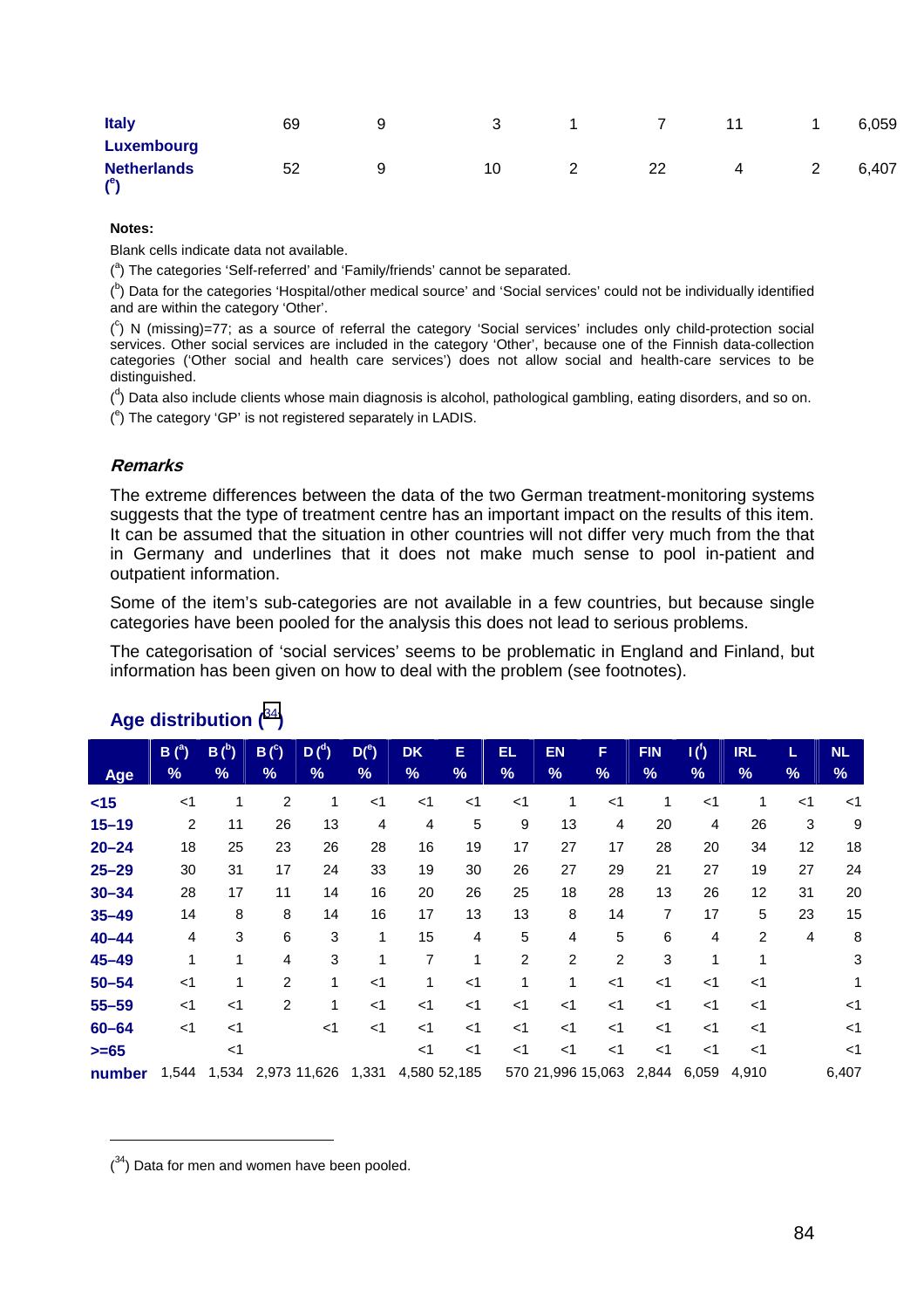| | | | | | | | | |
|---|---|---|---|---|---|---|---|---|
| **Italy** | 69 | 9 | 3 | 1 | 7 | 11 | 1 | 6,059 |
| **Luxembourg** | | | | | | | | |
| **Netherlands** ([e]) | 52 | 9 | 10 | 2 | 22 | 4 | 2 | 6,407 |

**Notes:**

Blank cells indicate data not available.

([a]) The categories 'Self-referred' and 'Family/friends' cannot be separated.

([b]) Data for the categories 'Hospital/other medical source' and 'Social services' could not be individually identified and are within the category 'Other'.

([c]) N (missing)=77; as a source of referral the category 'Social services' includes only child-protection social services. Other social services are included in the category 'Other', because one of the Finnish data-collection categories ('Other social and health care services') does not allow social and health-care services to be distinguished.

([d]) Data also include clients whose main diagnosis is alcohol, pathological gambling, eating disorders, and so on.

([e]) The category 'GP' is not registered separately in LADIS.

***Remarks***

The extreme differences between the data of the two German treatment-monitoring systems suggests that the type of treatment centre has an important impact on the results of this item. It can be assumed that the situation in other countries will not differ very much from the that in Germany and underlines that it does not make much sense to pool in-patient and outpatient information.

Some of the item's sub-categories are not available in a few countries, but because single categories have been pooled for the analysis this does not lead to serious problems.

The categorisation of 'social services' seems to be problematic in England and Finland, but information has been given on how to deal with the problem (see footnotes).

## Age distribution ([34])

| Age | B ([a]) % | B ([b]) % | B ([c]) % | D ([d]) % | D ([e]) % | DK % | E % | EL % | EN % | F % | FIN % | I ([f]) % | IRL % | L % | NL % |
|---|---|---|---|---|---|---|---|---|---|---|---|---|---|---|---|
| **<15** | <1 | 1 | 2 | 1 | <1 | <1 | <1 | <1 | 1 | <1 | 1 | <1 | 1 | <1 | <1 |
| **15–19** | 2 | 11 | 26 | 13 | 4 | 4 | 5 | 9 | 13 | 4 | 20 | 4 | 26 | 3 | 9 |
| **20–24** | 18 | 25 | 23 | 26 | 28 | 16 | 19 | 17 | 27 | 17 | 28 | 20 | 34 | 12 | 18 |
| **25–29** | 30 | 31 | 17 | 24 | 33 | 19 | 30 | 26 | 27 | 29 | 21 | 27 | 19 | 27 | 24 |
| **30–34** | 28 | 17 | 11 | 14 | 16 | 20 | 26 | 25 | 18 | 28 | 13 | 26 | 12 | 31 | 20 |
| **35–49** | 14 | 8 | 8 | 14 | 16 | 17 | 13 | 13 | 8 | 14 | 7 | 17 | 5 | 23 | 15 |
| **40–44** | 4 | 3 | 6 | 3 | 1 | 15 | 4 | 5 | 4 | 5 | 6 | 4 | 2 | 4 | 8 |
| **45–49** | 1 | 1 | 4 | 3 | 1 | 7 | 1 | 2 | 2 | 2 | 3 | 1 | 1 | | 3 |
| **50–54** | <1 | 1 | 2 | 1 | <1 | 1 | <1 | 1 | 1 | <1 | <1 | <1 | <1 | | 1 |
| **55–59** | <1 | <1 | 2 | 1 | <1 | <1 | <1 | <1 | <1 | <1 | <1 | <1 | <1 | | <1 |
| **60–64** | <1 | <1 | | <1 | <1 | <1 | <1 | <1 | <1 | <1 | <1 | <1 | <1 | | <1 |
| **>=65** | | <1 | | | | <1 | <1 | <1 | <1 | <1 | <1 | <1 | <1 | | <1 |
| **number** | 1,544 | 1,534 | 2,973 | 11,626 | 1,331 | 4,580 | 52,185 | 570 | 21,996 | 15,063 | 2,844 | 6,059 | 4,910 | | 6,407 |

([34]) Data for men and women have been pooled.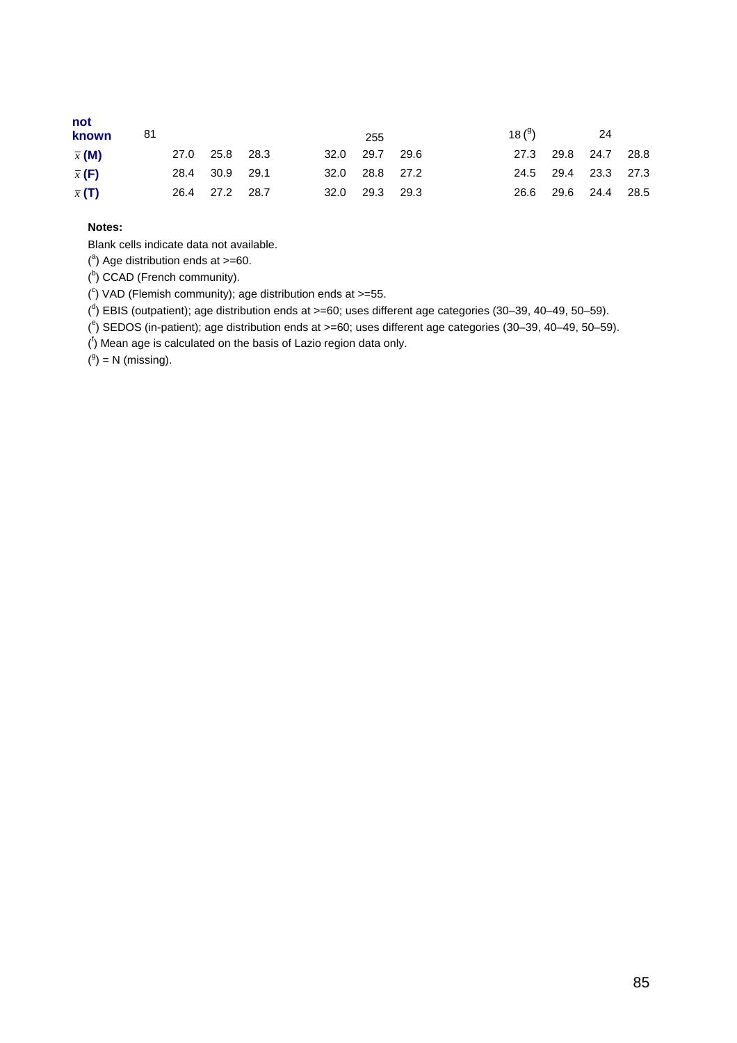| | | | | | | | | | | | | | | |
|---|---|---|---|---|---|---|---|---|---|---|---|---|---|---|
| **not known** | 81 | | | | | | 255 | | | | 18 (g) | | 24 | |
| $\bar{x}$ **(M)** | | 27.0 | 25.8 | 28.3 | | 32.0 | 29.7 | 29.6 | | | 27.3 | 29.8 | 24.7 | 28.8 |
| $\bar{x}$ **(F)** | | 28.4 | 30.9 | 29.1 | | 32.0 | 28.8 | 27.2 | | | 24.5 | 29.4 | 23.3 | 27.3 |
| $\bar{x}$ **(T)** | | 26.4 | 27.2 | 28.7 | | 32.0 | 29.3 | 29.3 | | | 26.6 | 29.6 | 24.4 | 28.5 |

**Notes:**

Blank cells indicate data not available.

(a) Age distribution ends at >=60.

(b) CCAD (French community).

(c) VAD (Flemish community); age distribution ends at >=55.

(d) EBIS (outpatient); age distribution ends at >=60; uses different age categories (30–39, 40–49, 50–59).

(e) SEDOS (in-patient); age distribution ends at >=60; uses different age categories (30–39, 40–49, 50–59).

(f) Mean age is calculated on the basis of Lazio region data only.

(g) = N (missing).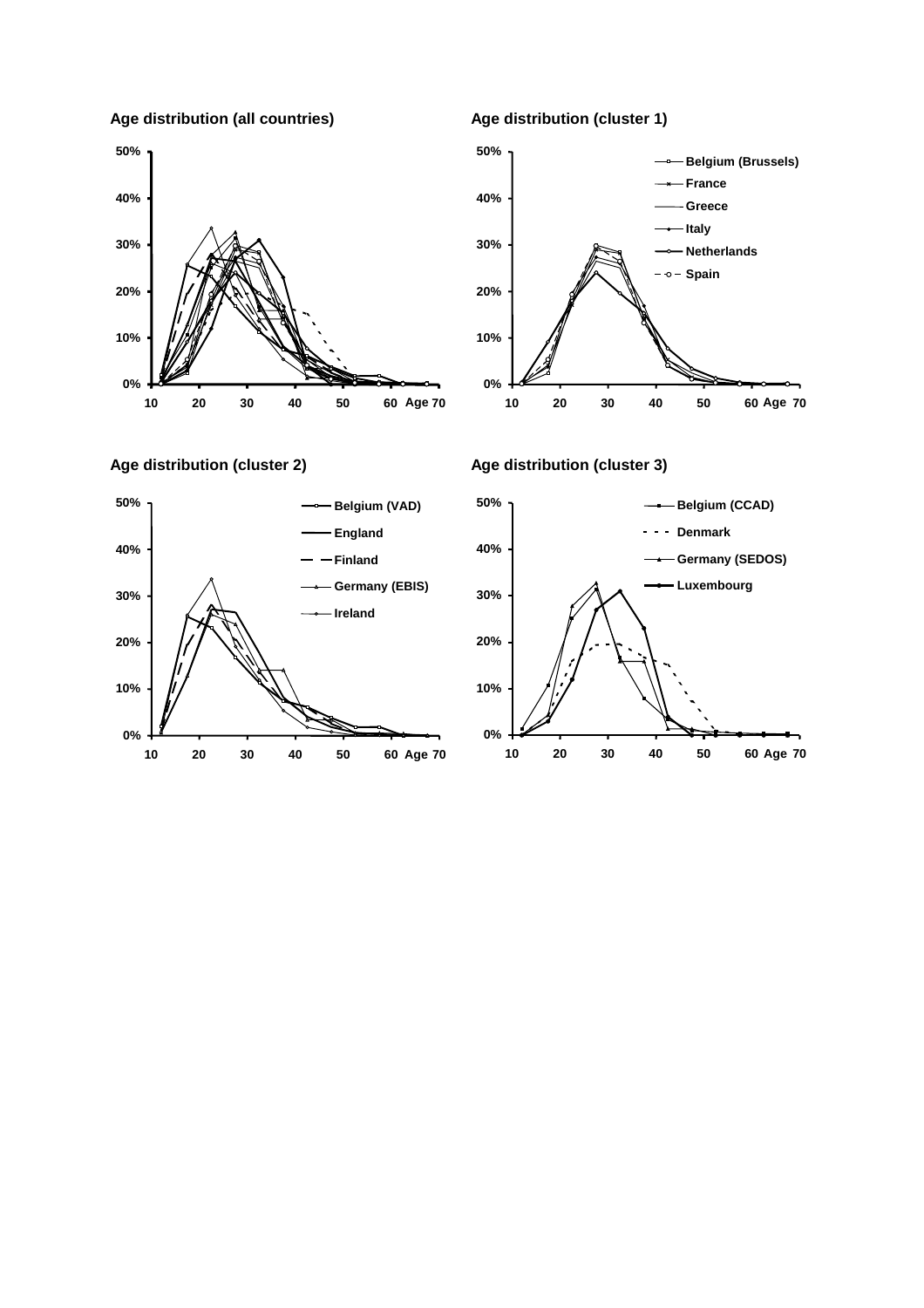**Age distribution (all countries)**

**Age distribution (cluster 1)**

- Belgium (Brussels)
- France
- Greece
- Italy
- Netherlands
- Spain

**Age distribution (cluster 2)**

- Belgium (VAD)
- England
- Finland
- Germany (EBIS)
- Ireland

**Age distribution (cluster 3)**

- Belgium (CCAD)
- Denmark
- Germany (SEDOS)
- Luxembourg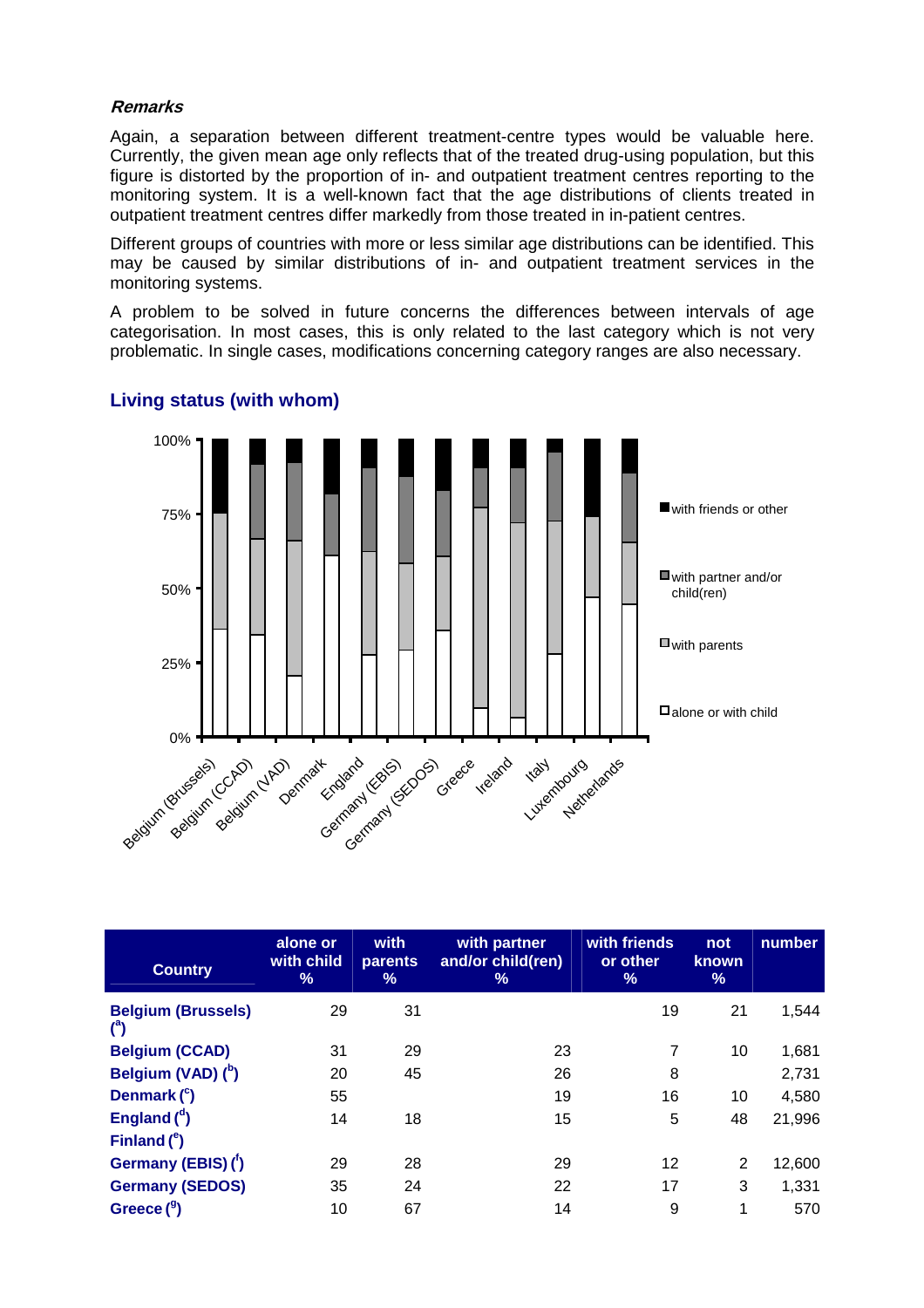#### *Remarks*

Again, a separation between different treatment-centre types would be valuable here. Currently, the given mean age only reflects that of the treated drug-using population, but this figure is distorted by the proportion of in- and outpatient treatment centres reporting to the monitoring system. It is a well-known fact that the age distributions of clients treated in outpatient treatment centres differ markedly from those treated in in-patient centres.

Different groups of countries with more or less similar age distributions can be identified. This may be caused by similar distributions of in- and outpatient treatment services in the monitoring systems.

A problem to be solved in future concerns the differences between intervals of age categorisation. In most cases, this is only related to the last category which is not very problematic. In single cases, modifications concerning category ranges are also necessary.

## Living status (with whom)

| Country | alone or with child % | with parents % | with partner and/or child(ren) % | with friends or other % | not known % | number |
|---|---|---|---|---|---|---|
| **Belgium (Brussels) ([a])** | 29 | 31 | | 19 | 21 | 1,544 |
| **Belgium (CCAD)** | 31 | 29 | 23 | 7 | 10 | 1,681 |
| **Belgium (VAD) ([b])** | 20 | 45 | 26 | 8 | | 2,731 |
| **Denmark ([c])** | 55 | | 19 | 16 | 10 | 4,580 |
| **England ([d])** | 14 | 18 | 15 | 5 | 48 | 21,996 |
| **Finland ([e])** | | | | | | |
| **Germany (EBIS) ([f])** | 29 | 28 | 29 | 12 | 2 | 12,600 |
| **Germany (SEDOS)** | 35 | 24 | 22 | 17 | 3 | 1,331 |
| **Greece ([g])** | 10 | 67 | 14 | 9 | 1 | 570 |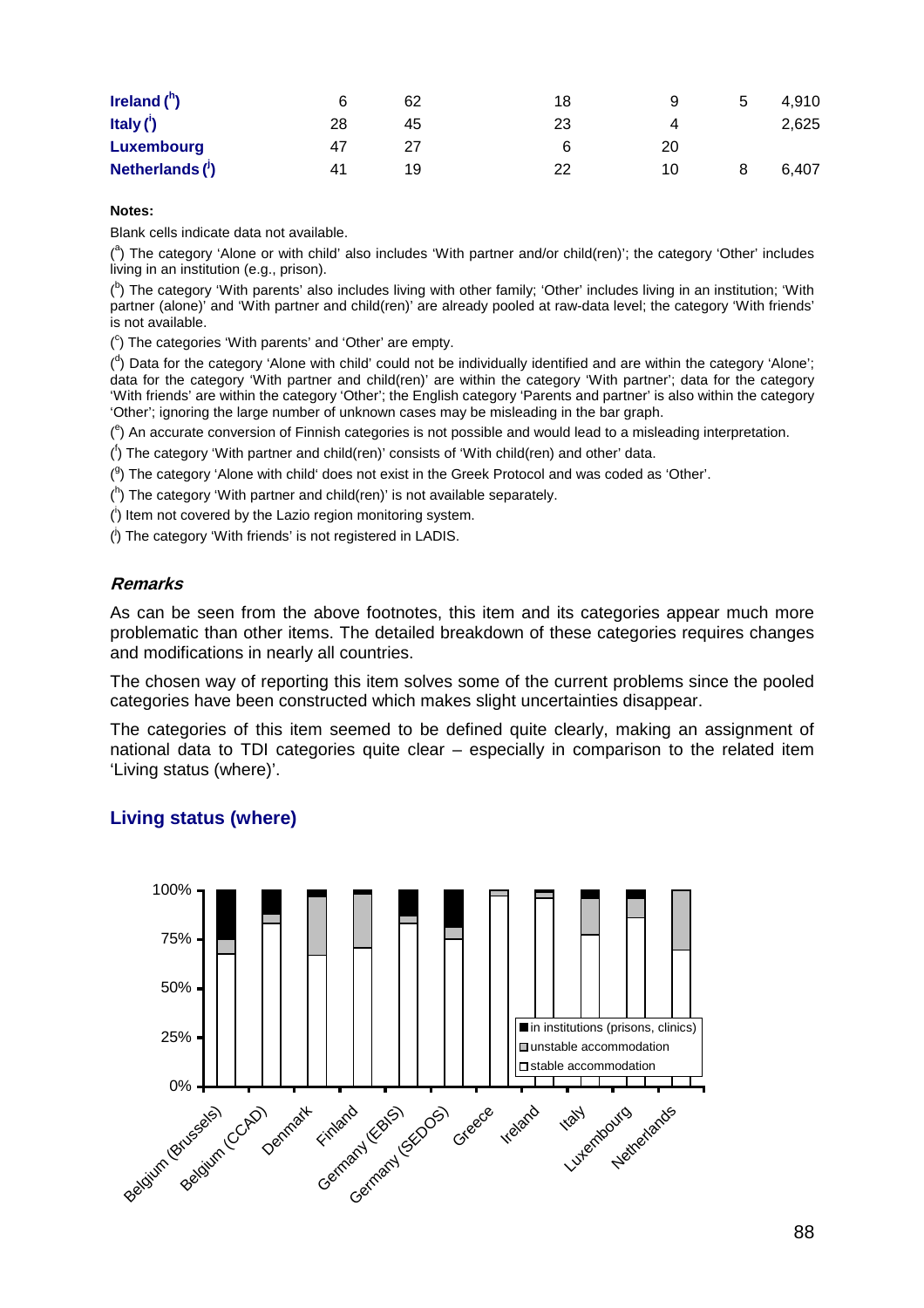| | | | | | | |
|---|---|---|---|---|---|---|
| **Ireland** ([h]) | 6 | 62 | 18 | 9 | 5 | 4,910 |
| **Italy** ([i]) | 28 | 45 | 23 | 4 | | 2,625 |
| **Luxembourg** | 47 | 27 | 6 | 20 | | |
| **Netherlands** ([j]) | 41 | 19 | 22 | 10 | 8 | 6,407 |

**Notes:**

Blank cells indicate data not available.

([a]) The category 'Alone or with child' also includes 'With partner and/or child(ren)'; the category 'Other' includes living in an institution (e.g., prison).

([b]) The category 'With parents' also includes living with other family; 'Other' includes living in an institution; 'With partner (alone)' and 'With partner and child(ren)' are already pooled at raw-data level; the category 'With friends' is not available.

([c]) The categories 'With parents' and 'Other' are empty.

([d]) Data for the category 'Alone with child' could not be individually identified and are within the category 'Alone'; data for the category 'With partner and child(ren)' are within the category 'With partner'; data for the category 'With friends' are within the category 'Other'; the English category 'Parents and partner' is also within the category 'Other'; ignoring the large number of unknown cases may be misleading in the bar graph.

([e]) An accurate conversion of Finnish categories is not possible and would lead to a misleading interpretation.

([f]) The category 'With partner and child(ren)' consists of 'With child(ren) and other' data.

([g]) The category 'Alone with child' does not exist in the Greek Protocol and was coded as 'Other'.

([h]) The category 'With partner and child(ren)' is not available separately.

([i]) Item not covered by the Lazio region monitoring system.

([j]) The category 'With friends' is not registered in LADIS.

***Remarks***

As can be seen from the above footnotes, this item and its categories appear much more problematic than other items. The detailed breakdown of these categories requires changes and modifications in nearly all countries.

The chosen way of reporting this item solves some of the current problems since the pooled categories have been constructed which makes slight uncertainties disappear.

The categories of this item seemed to be defined quite clearly, making an assignment of national data to TDI categories quite clear – especially in comparison to the related item 'Living status (where)'.

## Living status (where)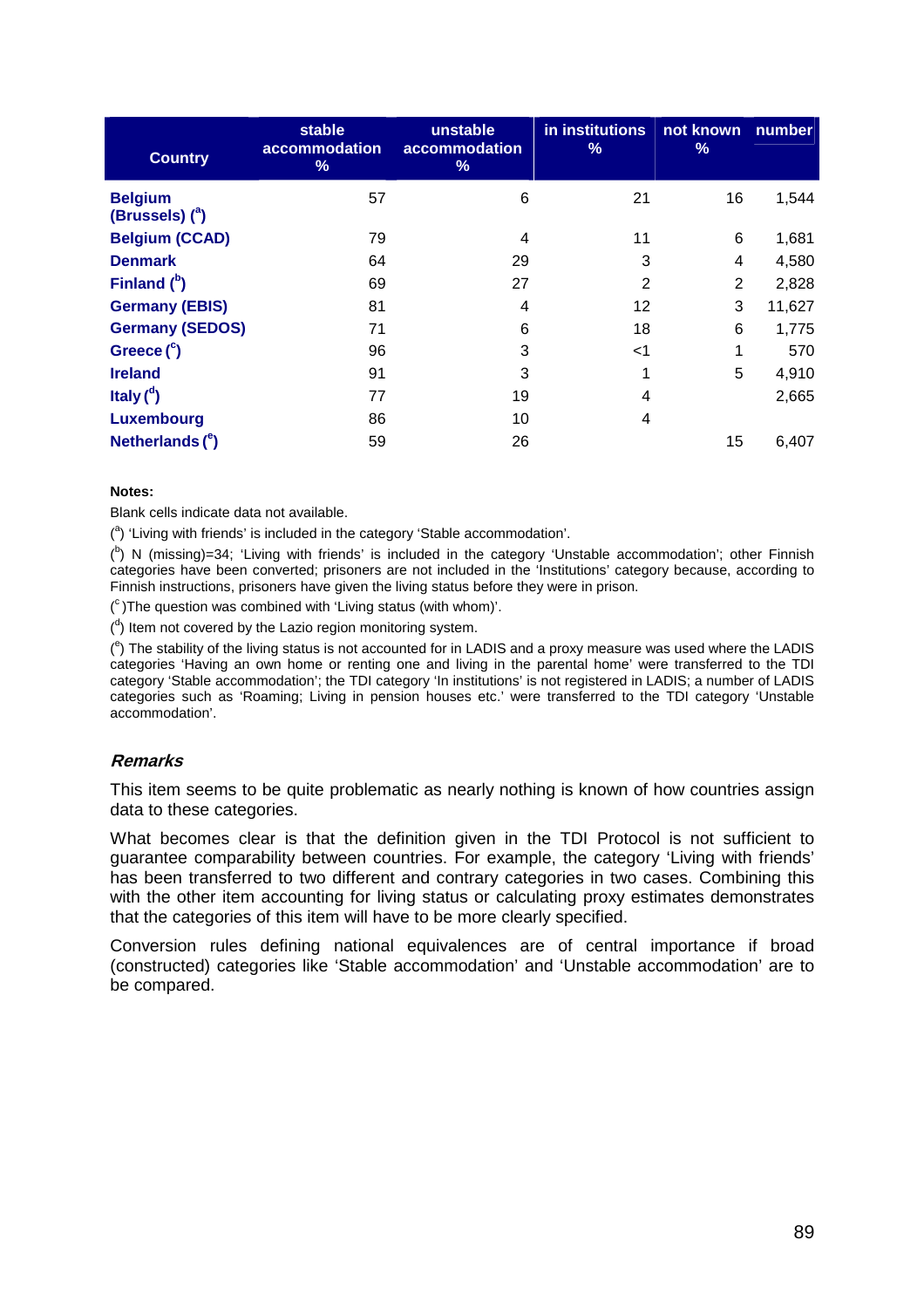| Country | stable accommodation % | unstable accommodation % | in institutions % | not known % | number |
|---|---|---|---|---|---|
| Belgium (Brussels) ([a]) | 57 | 6 | 21 | 16 | 1,544 |
| Belgium (CCAD) | 79 | 4 | 11 | 6 | 1,681 |
| Denmark | 64 | 29 | 3 | 4 | 4,580 |
| Finland ([b]) | 69 | 27 | 2 | 2 | 2,828 |
| Germany (EBIS) | 81 | 4 | 12 | 3 | 11,627 |
| Germany (SEDOS) | 71 | 6 | 18 | 6 | 1,775 |
| Greece ([c]) | 96 | 3 | <1 | 1 | 570 |
| Ireland | 91 | 3 | 1 | 5 | 4,910 |
| Italy ([d]) | 77 | 19 | 4 | | 2,665 |
| Luxembourg | 86 | 10 | 4 | | |
| Netherlands ([e]) | 59 | 26 | | 15 | 6,407 |

**Notes:**

Blank cells indicate data not available.

([a]) 'Living with friends' is included in the category 'Stable accommodation'.

([b]) N (missing)=34; 'Living with friends' is included in the category 'Unstable accommodation'; other Finnish categories have been converted; prisoners are not included in the 'Institutions' category because, according to Finnish instructions, prisoners have given the living status before they were in prison.

([c])The question was combined with 'Living status (with whom)'.

([d]) Item not covered by the Lazio region monitoring system.

([e]) The stability of the living status is not accounted for in LADIS and a proxy measure was used where the LADIS categories 'Having an own home or renting one and living in the parental home' were transferred to the TDI category 'Stable accommodation'; the TDI category 'In institutions' is not registered in LADIS; a number of LADIS categories such as 'Roaming; Living in pension houses etc.' were transferred to the TDI category 'Unstable accommodation'.

### *Remarks*

This item seems to be quite problematic as nearly nothing is known of how countries assign data to these categories.

What becomes clear is that the definition given in the TDI Protocol is not sufficient to guarantee comparability between countries. For example, the category 'Living with friends' has been transferred to two different and contrary categories in two cases. Combining this with the other item accounting for living status or calculating proxy estimates demonstrates that the categories of this item will have to be more clearly specified.

Conversion rules defining national equivalences are of central importance if broad (constructed) categories like 'Stable accommodation' and 'Unstable accommodation' are to be compared.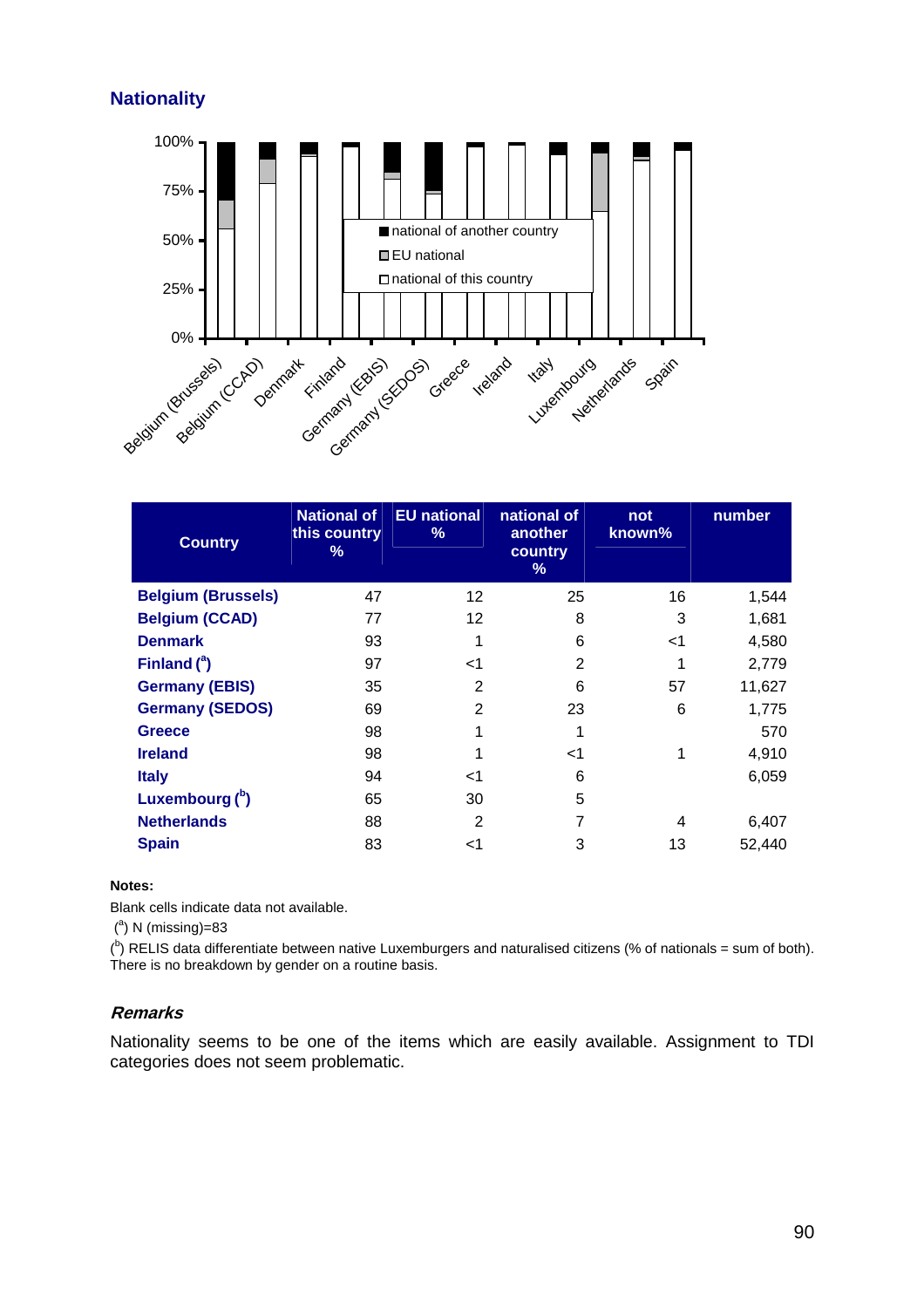## Nationality

| Country | National of this country % | EU national % | national of another country % | not known% | number |
|---|---|---|---|---|---|
| **Belgium (Brussels)** | 47 | 12 | 25 | 16 | 1,544 |
| **Belgium (CCAD)** | 77 | 12 | 8 | 3 | 1,681 |
| **Denmark** | 93 | 1 | 6 | <1 | 4,580 |
| **Finland ([a])** | 97 | <1 | 2 | 1 | 2,779 |
| **Germany (EBIS)** | 35 | 2 | 6 | 57 | 11,627 |
| **Germany (SEDOS)** | 69 | 2 | 23 | 6 | 1,775 |
| **Greece** | 98 | 1 | 1 | | 570 |
| **Ireland** | 98 | 1 | <1 | 1 | 4,910 |
| **Italy** | 94 | <1 | 6 | | 6,059 |
| **Luxembourg ([b])** | 65 | 30 | 5 | | |
| **Netherlands** | 88 | 2 | 7 | 4 | 6,407 |
| **Spain** | 83 | <1 | 3 | 13 | 52,440 |

**Notes:**

Blank cells indicate data not available.

([a]) N (missing)=83

([b]) RELIS data differentiate between native Luxemburgers and naturalised citizens (% of nationals = sum of both). There is no breakdown by gender on a routine basis.

### *Remarks*

Nationality seems to be one of the items which are easily available. Assignment to TDI categories does not seem problematic.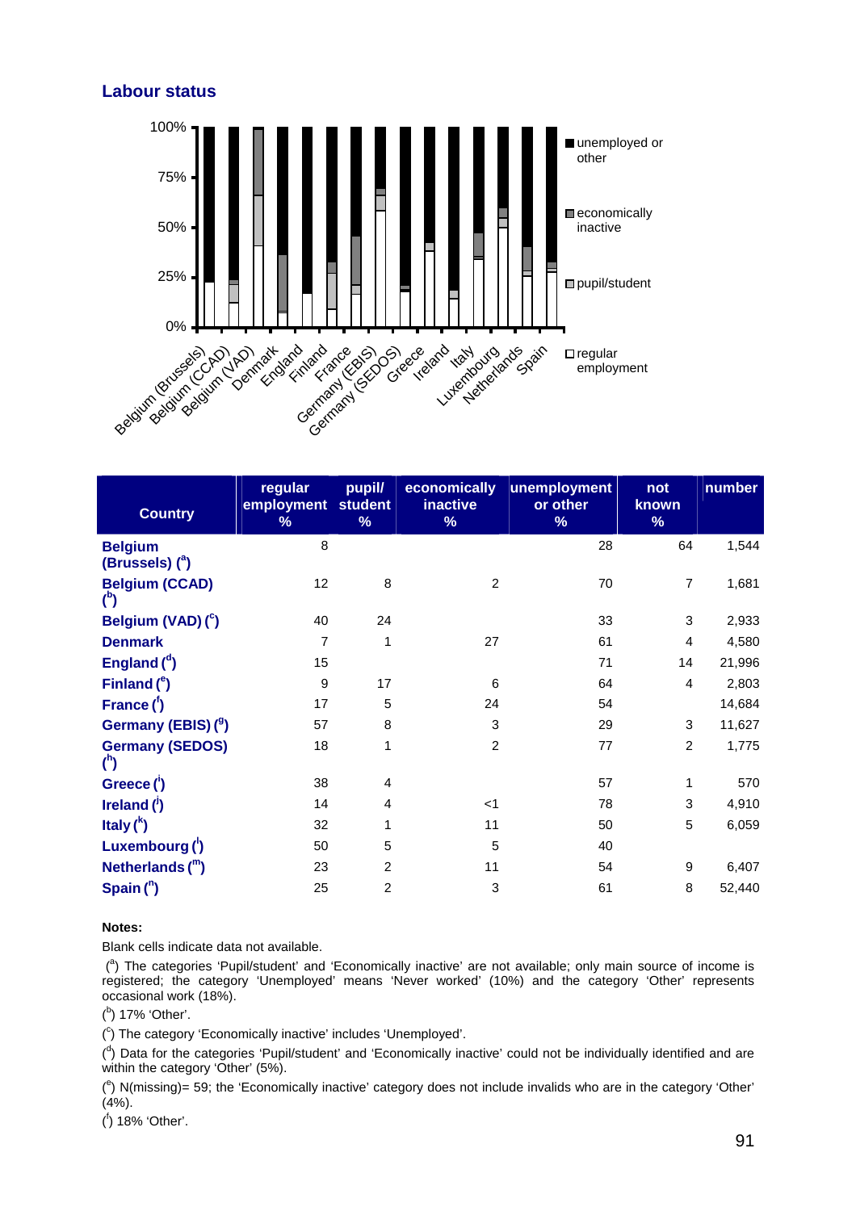## Labour status

| Country | regular employment % | pupil/ student % | economically inactive % | unemployment or other % | not known % | number |
|---|---|---|---|---|---|---|
| Belgium (Brussels) ([a]) | 8 | | | 28 | 64 | 1,544 |
| Belgium (CCAD) ([b]) | 12 | 8 | 2 | 70 | 7 | 1,681 |
| Belgium (VAD) ([c]) | 40 | 24 | | 33 | 3 | 2,933 |
| Denmark | 7 | 1 | 27 | 61 | 4 | 4,580 |
| England ([d]) | 15 | | | 71 | 14 | 21,996 |
| Finland ([e]) | 9 | 17 | 6 | 64 | 4 | 2,803 |
| France ([f]) | 17 | 5 | 24 | 54 | | 14,684 |
| Germany (EBIS) ([g]) | 57 | 8 | 3 | 29 | 3 | 11,627 |
| Germany (SEDOS) ([h]) | 18 | 1 | 2 | 77 | 2 | 1,775 |
| Greece ([i]) | 38 | 4 | | 57 | 1 | 570 |
| Ireland ([j]) | 14 | 4 | <1 | 78 | 3 | 4,910 |
| Italy ([k]) | 32 | 1 | 11 | 50 | 5 | 6,059 |
| Luxembourg ([l]) | 50 | 5 | 5 | 40 | | |
| Netherlands ([m]) | 23 | 2 | 11 | 54 | 9 | 6,407 |
| Spain ([n]) | 25 | 2 | 3 | 61 | 8 | 52,440 |

**Notes:**

Blank cells indicate data not available.

([a]) The categories 'Pupil/student' and 'Economically inactive' are not available; only main source of income is registered; the category 'Unemployed' means 'Never worked' (10%) and the category 'Other' represents occasional work (18%).

([b]) 17% 'Other'.

([c]) The category 'Economically inactive' includes 'Unemployed'.

([d]) Data for the categories 'Pupil/student' and 'Economically inactive' could not be individually identified and are within the category 'Other' (5%).

([e]) N(missing)= 59; the 'Economically inactive' category does not include invalids who are in the category 'Other' (4%).

([f]) 18% 'Other'.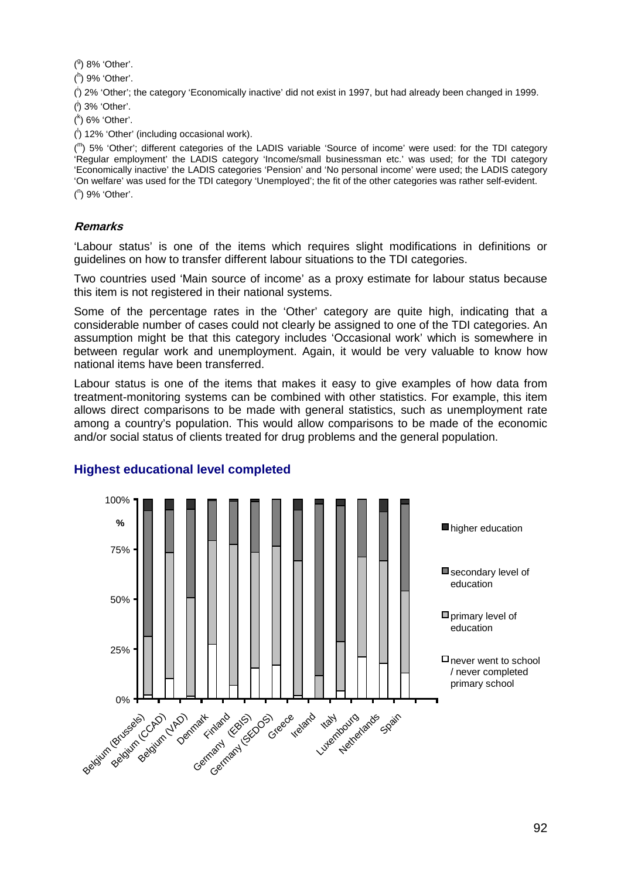([g]) 8% 'Other'.

([h]) 9% 'Other'.

([i]) 2% 'Other'; the category 'Economically inactive' did not exist in 1997, but had already been changed in 1999.

([j]) 3% 'Other'.

([k]) 6% 'Other'.

([l]) 12% 'Other' (including occasional work).

([m]) 5% 'Other'; different categories of the LADIS variable 'Source of income' were used: for the TDI category 'Regular employment' the LADIS category 'Income/small businessman etc.' was used; for the TDI category 'Economically inactive' the LADIS categories 'Pension' and 'No personal income' were used; the LADIS category 'On welfare' was used for the TDI category 'Unemployed'; the fit of the other categories was rather self-evident.

([n]) 9% 'Other'.

#### *Remarks*

'Labour status' is one of the items which requires slight modifications in definitions or guidelines on how to transfer different labour situations to the TDI categories.

Two countries used 'Main source of income' as a proxy estimate for labour status because this item is not registered in their national systems.

Some of the percentage rates in the 'Other' category are quite high, indicating that a considerable number of cases could not clearly be assigned to one of the TDI categories. An assumption might be that this category includes 'Occasional work' which is somewhere in between regular work and unemployment. Again, it would be very valuable to know how national items have been transferred.

Labour status is one of the items that makes it easy to give examples of how data from treatment-monitoring systems can be combined with other statistics. For example, this item allows direct comparisons to be made with general statistics, such as unemployment rate among a country's population. This would allow comparisons to be made of the economic and/or social status of clients treated for drug problems and the general population.

### Highest educational level completed

100%
%
75%
50%
25%
0%

Belgium (Brussels), Belgium (CCAD), Belgium (VAD), Denmark, Finland, Germany (EBIS), Germany (SEDOS), Greece, Ireland, Italy, Luxembourg, Netherlands, Spain

- higher education
- secondary level of education
- primary level of education
- never went to school / never completed primary school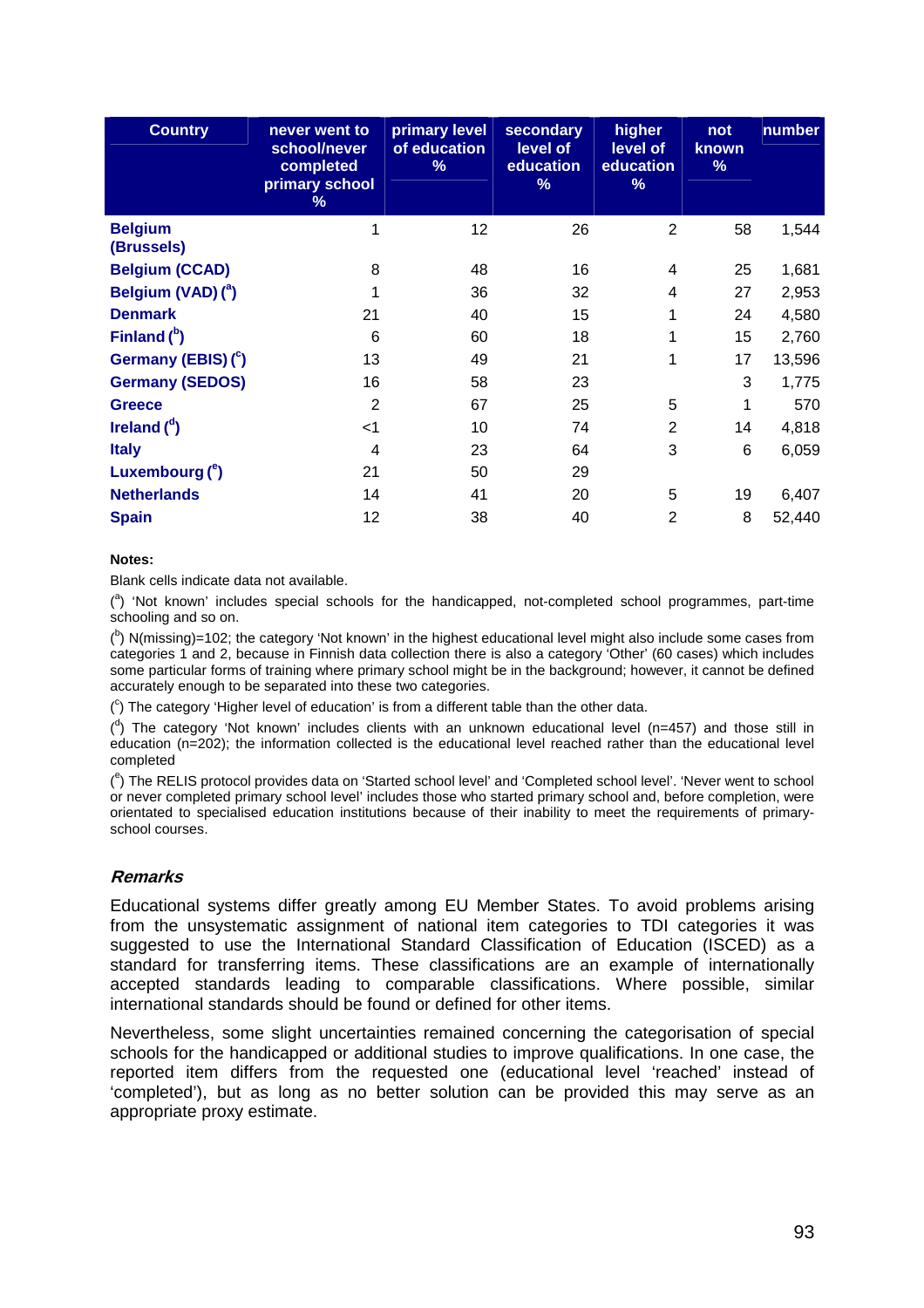| Country | never went to school/never completed primary school % | primary level of education % | secondary level of education % | higher level of education % | not known % | number |
|---|---|---|---|---|---|---|
| **Belgium (Brussels)** | 1 | 12 | 26 | 2 | 58 | 1,544 |
| **Belgium (CCAD)** | 8 | 48 | 16 | 4 | 25 | 1,681 |
| **Belgium (VAD) ([a])** | 1 | 36 | 32 | 4 | 27 | 2,953 |
| **Denmark** | 21 | 40 | 15 | 1 | 24 | 4,580 |
| **Finland ([b])** | 6 | 60 | 18 | 1 | 15 | 2,760 |
| **Germany (EBIS) ([c])** | 13 | 49 | 21 | 1 | 17 | 13,596 |
| **Germany (SEDOS)** | 16 | 58 | 23 | | 3 | 1,775 |
| **Greece** | 2 | 67 | 25 | 5 | 1 | 570 |
| **Ireland ([d])** | <1 | 10 | 74 | 2 | 14 | 4,818 |
| **Italy** | 4 | 23 | 64 | 3 | 6 | 6,059 |
| **Luxembourg ([e])** | 21 | 50 | 29 | | | |
| **Netherlands** | 14 | 41 | 20 | 5 | 19 | 6,407 |
| **Spain** | 12 | 38 | 40 | 2 | 8 | 52,440 |

**Notes:**

Blank cells indicate data not available.

([a]) 'Not known' includes special schools for the handicapped, not-completed school programmes, part-time schooling and so on.

([b]) N(missing)=102; the category 'Not known' in the highest educational level might also include some cases from categories 1 and 2, because in Finnish data collection there is also a category 'Other' (60 cases) which includes some particular forms of training where primary school might be in the background; however, it cannot be defined accurately enough to be separated into these two categories.

([c]) The category 'Higher level of education' is from a different table than the other data.

([d]) The category 'Not known' includes clients with an unknown educational level (n=457) and those still in education (n=202); the information collected is the educational level reached rather than the educational level completed

([e]) The RELIS protocol provides data on 'Started school level' and 'Completed school level'. 'Never went to school or never completed primary school level' includes those who started primary school and, before completion, were orientated to specialised education institutions because of their inability to meet the requirements of primary-school courses.

### *Remarks*

Educational systems differ greatly among EU Member States. To avoid problems arising from the unsystematic assignment of national item categories to TDI categories it was suggested to use the International Standard Classification of Education (ISCED) as a standard for transferring items. These classifications are an example of internationally accepted standards leading to comparable classifications. Where possible, similar international standards should be found or defined for other items.

Nevertheless, some slight uncertainties remained concerning the categorisation of special schools for the handicapped or additional studies to improve qualifications. In one case, the reported item differs from the requested one (educational level 'reached' instead of 'completed'), but as long as no better solution can be provided this may serve as an appropriate proxy estimate.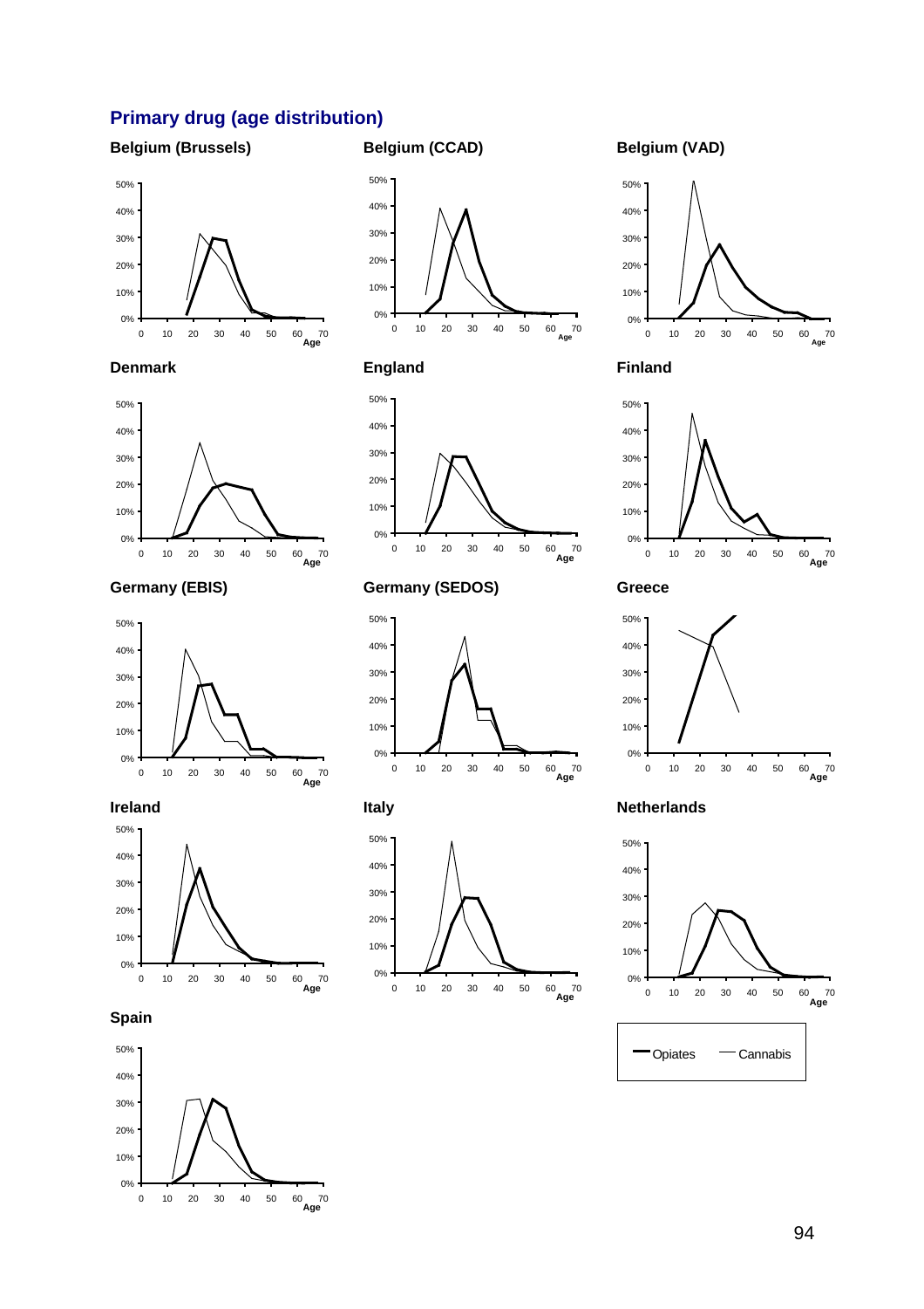## Primary drug (age distribution)

### Belgium (Brussels)

### Belgium (CCAD)

### Belgium (VAD)

### Denmark

### England

### Finland

### Germany (EBIS)

### Germany (SEDOS)

### Greece

### Ireland

### Italy

### Netherlands

### Spain

Opiates — Cannabis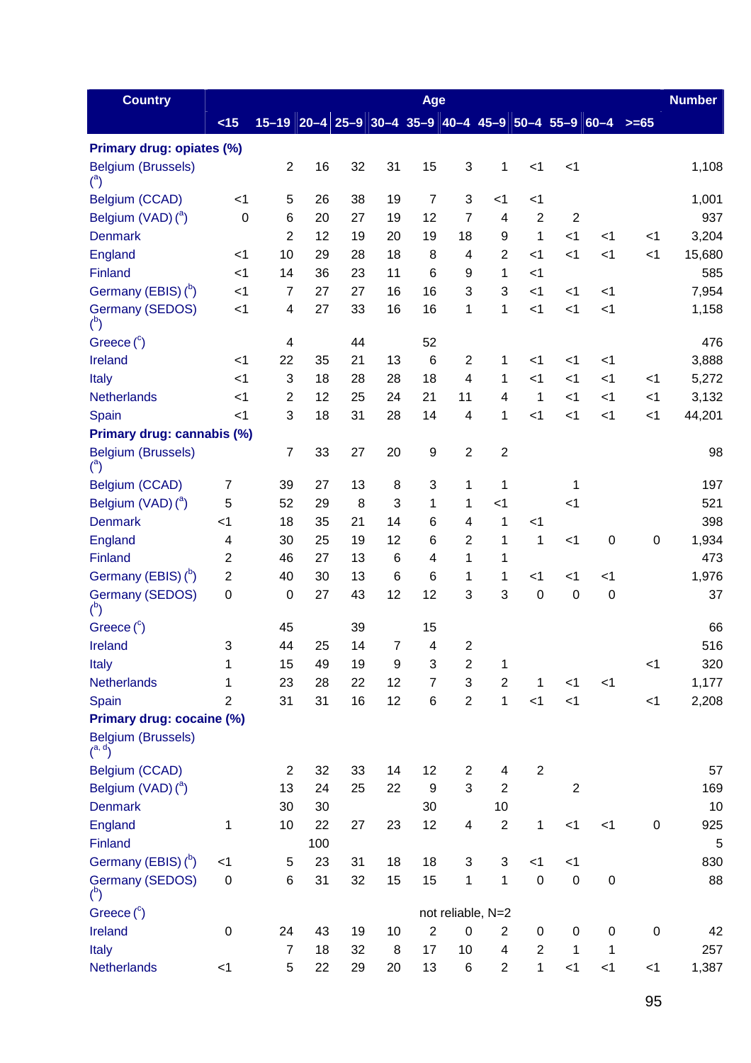| Country | Age | | | | | | | | | | | | Number |
|---|---|---|---|---|---|---|---|---|---|---|---|---|---|
| | <15 | 15–19 | 20–4 | 25–9 | 30–4 | 35–9 | 40–4 | 45–9 | 50–4 | 55–9 | 60–4 | >=65 | |
| **Primary drug: opiates (%)** | | | | | | | | | | | | | |
| Belgium (Brussels) ([a]) | | 2 | 16 | 32 | 31 | 15 | 3 | 1 | <1 | <1 | | | 1,108 |
| Belgium (CCAD) | <1 | 5 | 26 | 38 | 19 | 7 | 3 | <1 | <1 | | | | 1,001 |
| Belgium (VAD) ([a]) | 0 | 6 | 20 | 27 | 19 | 12 | 7 | 4 | 2 | 2 | | | 937 |
| Denmark | | 2 | 12 | 19 | 20 | 19 | 18 | 9 | 1 | <1 | <1 | <1 | 3,204 |
| England | <1 | 10 | 29 | 28 | 18 | 8 | 4 | 2 | <1 | <1 | <1 | <1 | 15,680 |
| Finland | <1 | 14 | 36 | 23 | 11 | 6 | 9 | 1 | <1 | | | | 585 |
| Germany (EBIS) ([b]) | <1 | 7 | 27 | 27 | 16 | 16 | 3 | 3 | <1 | <1 | <1 | | 7,954 |
| Germany (SEDOS) ([b]) | <1 | 4 | 27 | 33 | 16 | 16 | 1 | 1 | <1 | <1 | <1 | | 1,158 |
| Greece ([c]) | | 4 | | 44 | | 52 | | | | | | | 476 |
| Ireland | <1 | 22 | 35 | 21 | 13 | 6 | 2 | 1 | <1 | <1 | <1 | | 3,888 |
| Italy | <1 | 3 | 18 | 28 | 28 | 18 | 4 | 1 | <1 | <1 | <1 | <1 | 5,272 |
| Netherlands | <1 | 2 | 12 | 25 | 24 | 21 | 11 | 4 | 1 | <1 | <1 | <1 | 3,132 |
| Spain | <1 | 3 | 18 | 31 | 28 | 14 | 4 | 1 | <1 | <1 | <1 | <1 | 44,201 |
| **Primary drug: cannabis (%)** | | | | | | | | | | | | | |
| Belgium (Brussels) ([a]) | | 7 | 33 | 27 | 20 | 9 | 2 | 2 | | | | | 98 |
| Belgium (CCAD) | 7 | 39 | 27 | 13 | 8 | 3 | 1 | 1 | | 1 | | | 197 |
| Belgium (VAD) ([a]) | 5 | 52 | 29 | 8 | 3 | 1 | 1 | <1 | | <1 | | | 521 |
| Denmark | <1 | 18 | 35 | 21 | 14 | 6 | 4 | 1 | <1 | | | | 398 |
| England | 4 | 30 | 25 | 19 | 12 | 6 | 2 | 1 | 1 | <1 | 0 | 0 | 1,934 |
| Finland | 2 | 46 | 27 | 13 | 6 | 4 | 1 | 1 | | | | | 473 |
| Germany (EBIS) ([b]) | 2 | 40 | 30 | 13 | 6 | 6 | 1 | 1 | <1 | <1 | <1 | | 1,976 |
| Germany (SEDOS) ([b]) | 0 | 0 | 27 | 43 | 12 | 12 | 3 | 3 | 0 | 0 | 0 | | 37 |
| Greece ([c]) | | 45 | | 39 | | 15 | | | | | | | 66 |
| Ireland | 3 | 44 | 25 | 14 | 7 | 4 | 2 | | | | | | 516 |
| Italy | 1 | 15 | 49 | 19 | 9 | 3 | 2 | 1 | | | | <1 | 320 |
| Netherlands | 1 | 23 | 28 | 22 | 12 | 7 | 3 | 2 | 1 | <1 | <1 | | 1,177 |
| Spain | 2 | 31 | 31 | 16 | 12 | 6 | 2 | 1 | <1 | <1 | | <1 | 2,208 |
| **Primary drug: cocaine (%)** | | | | | | | | | | | | | |
| Belgium (Brussels) ([a, d]) | | | | | | | | | | | | | |
| Belgium (CCAD) | | 2 | 32 | 33 | 14 | 12 | 2 | 4 | 2 | | | | 57 |
| Belgium (VAD) ([a]) | | 13 | 24 | 25 | 22 | 9 | 3 | 2 | | 2 | | | 169 |
| Denmark | | 30 | 30 | | | 30 | | 10 | | | | | 10 |
| England | 1 | 10 | 22 | 27 | 23 | 12 | 4 | 2 | 1 | <1 | <1 | 0 | 925 |
| Finland | | | 100 | | | | | | | | | | 5 |
| Germany (EBIS) ([b]) | <1 | 5 | 23 | 31 | 18 | 18 | 3 | 3 | <1 | <1 | | | 830 |
| Germany (SEDOS) ([b]) | 0 | 6 | 31 | 32 | 15 | 15 | 1 | 1 | 0 | 0 | 0 | | 88 |
| Greece ([c]) | | | | | | | not reliable, N=2 | | | | | | |
| Ireland | 0 | 24 | 43 | 19 | 10 | 2 | 0 | 2 | 0 | 0 | 0 | 0 | 42 |
| Italy | | 7 | 18 | 32 | 8 | 17 | 10 | 4 | 2 | 1 | 1 | | 257 |
| Netherlands | <1 | 5 | 22 | 29 | 20 | 13 | 6 | 2 | 1 | <1 | <1 | <1 | 1,387 |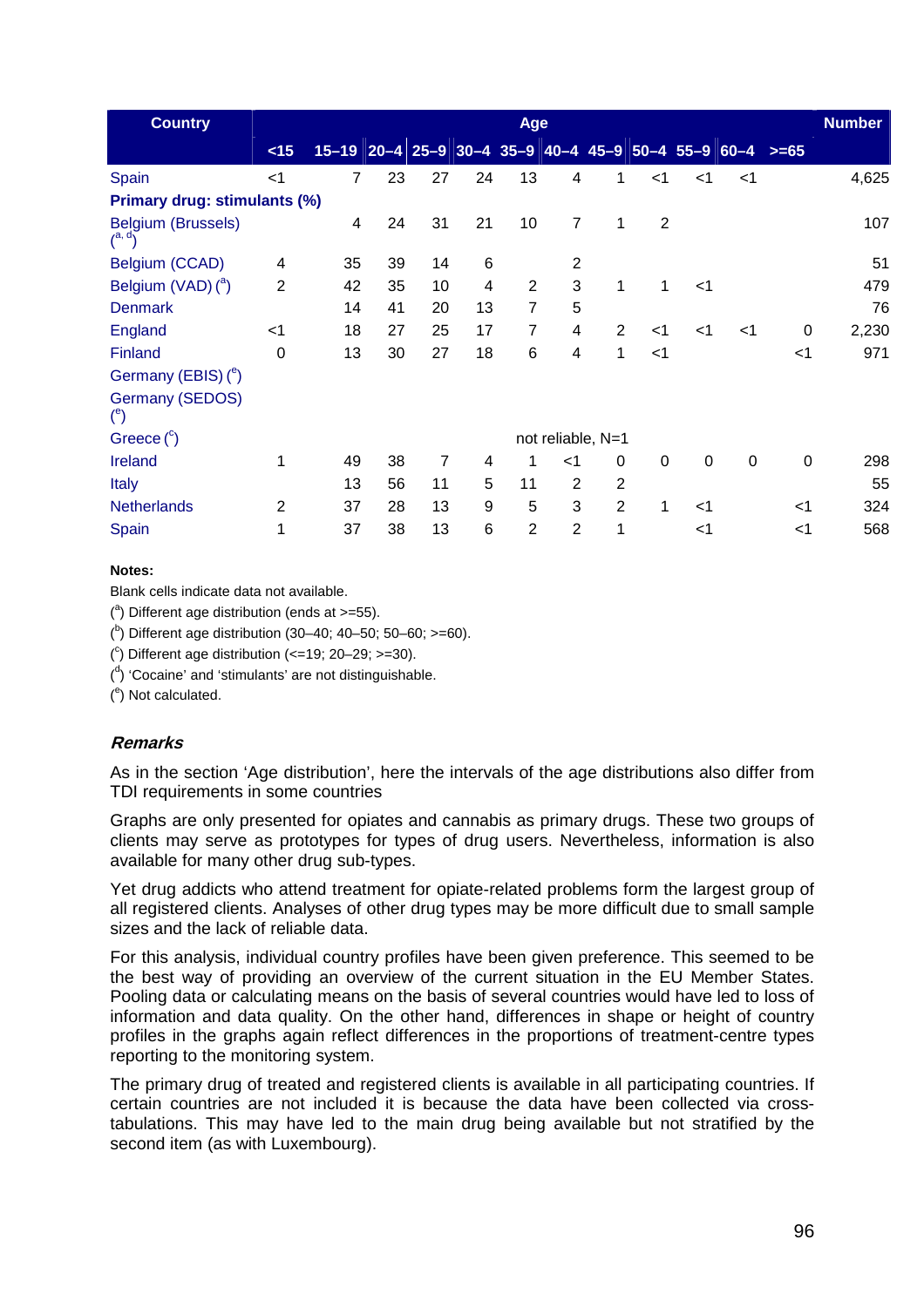| Country | Age | | | | | | | | | | | | Number |
|---|---|---|---|---|---|---|---|---|---|---|---|---|---|
| | <15 | 15–19 | 20–4 | 25–9 | 30–4 | 35–9 | 40–4 | 45–9 | 50–4 | 55–9 | 60–4 | >=65 | |
| Spain | <1 | 7 | 23 | 27 | 24 | 13 | 4 | 1 | <1 | <1 | <1 | | 4,625 |
| **Primary drug: stimulants (%)** | | | | | | | | | | | | | |
| Belgium (Brussels) ([a, d]) | | 4 | 24 | 31 | 21 | 10 | 7 | 1 | 2 | | | | 107 |
| Belgium (CCAD) | 4 | 35 | 39 | 14 | 6 | | 2 | | | | | | 51 |
| Belgium (VAD) ([a]) | 2 | 42 | 35 | 10 | 4 | 2 | 3 | 1 | 1 | <1 | | | 479 |
| Denmark | | 14 | 41 | 20 | 13 | 7 | 5 | | | | | | 76 |
| England | <1 | 18 | 27 | 25 | 17 | 7 | 4 | 2 | <1 | <1 | <1 | 0 | 2,230 |
| Finland | 0 | 13 | 30 | 27 | 18 | 6 | 4 | 1 | <1 | | | <1 | 971 |
| Germany (EBIS) ([e]) | | | | | | | | | | | | | |
| Germany (SEDOS) ([e]) | | | | | | | | | | | | | |
| Greece ([c]) | | | | | | | not reliable, N=1 | | | | | | |
| Ireland | 1 | 49 | 38 | 7 | 4 | 1 | <1 | 0 | 0 | 0 | 0 | 0 | 298 |
| Italy | | 13 | 56 | 11 | 5 | 11 | 2 | 2 | | | | | 55 |
| Netherlands | 2 | 37 | 28 | 13 | 9 | 5 | 3 | 2 | 1 | <1 | | <1 | 324 |
| Spain | 1 | 37 | 38 | 13 | 6 | 2 | 2 | 1 | | <1 | | <1 | 568 |

**Notes:**

Blank cells indicate data not available.

([a]) Different age distribution (ends at >=55).

([b]) Different age distribution (30–40; 40–50; 50–60; >=60).

([c]) Different age distribution (<=19; 20–29; >=30).

([d]) 'Cocaine' and 'stimulants' are not distinguishable.

([e]) Not calculated.

### *Remarks*

As in the section 'Age distribution', here the intervals of the age distributions also differ from TDI requirements in some countries

Graphs are only presented for opiates and cannabis as primary drugs. These two groups of clients may serve as prototypes for types of drug users. Nevertheless, information is also available for many other drug sub-types.

Yet drug addicts who attend treatment for opiate-related problems form the largest group of all registered clients. Analyses of other drug types may be more difficult due to small sample sizes and the lack of reliable data.

For this analysis, individual country profiles have been given preference. This seemed to be the best way of providing an overview of the current situation in the EU Member States. Pooling data or calculating means on the basis of several countries would have led to loss of information and data quality. On the other hand, differences in shape or height of country profiles in the graphs again reflect differences in the proportions of treatment-centre types reporting to the monitoring system.

The primary drug of treated and registered clients is available in all participating countries. If certain countries are not included it is because the data have been collected via cross-tabulations. This may have led to the main drug being available but not stratified by the second item (as with Luxembourg).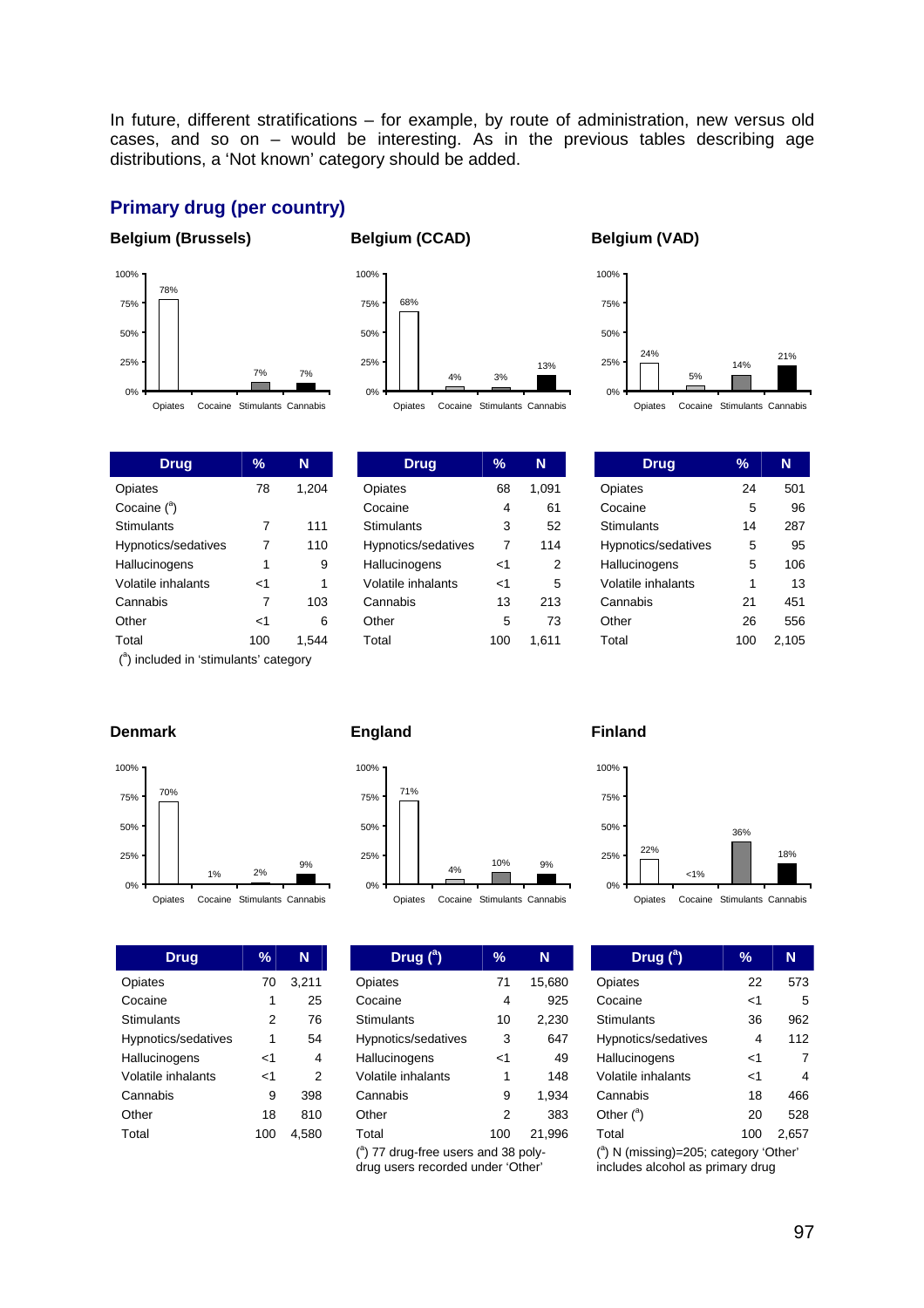In future, different stratifications – for example, by route of administration, new versus old cases, and so on – would be interesting. As in the previous tables describing age distributions, a 'Not known' category should be added.

## Primary drug (per country)

### Belgium (Brussels)

| Drug | % | N |
|---|---|---|
| Opiates | 78 | 1,204 |
| Cocaine ([a]) | | |
| Stimulants | 7 | 111 |
| Hypnotics/sedatives | 7 | 110 |
| Hallucinogens | 1 | 9 |
| Volatile inhalants | <1 | 1 |
| Cannabis | 7 | 103 |
| Other | <1 | 6 |
| Total | 100 | 1,544 |

([a]) included in 'stimulants' category

### Belgium (CCAD)

| Drug | % | N |
|---|---|---|
| Opiates | 68 | 1,091 |
| Cocaine | 4 | 61 |
| Stimulants | 3 | 52 |
| Hypnotics/sedatives | 7 | 114 |
| Hallucinogens | <1 | 2 |
| Volatile inhalants | <1 | 5 |
| Cannabis | 13 | 213 |
| Other | 5 | 73 |
| Total | 100 | 1,611 |

### Belgium (VAD)

| Drug | % | N |
|---|---|---|
| Opiates | 24 | 501 |
| Cocaine | 5 | 96 |
| Stimulants | 14 | 287 |
| Hypnotics/sedatives | 5 | 95 |
| Hallucinogens | 5 | 106 |
| Volatile inhalants | 1 | 13 |
| Cannabis | 21 | 451 |
| Other | 26 | 556 |
| Total | 100 | 2,105 |

### Denmark

| Drug | % | N |
|---|---|---|
| Opiates | 70 | 3,211 |
| Cocaine | 1 | 25 |
| Stimulants | 2 | 76 |
| Hypnotics/sedatives | 1 | 54 |
| Hallucinogens | <1 | 4 |
| Volatile inhalants | <1 | 2 |
| Cannabis | 9 | 398 |
| Other | 18 | 810 |
| Total | 100 | 4,580 |

### England

| Drug ([a]) | % | N |
|---|---|---|
| Opiates | 71 | 15,680 |
| Cocaine | 4 | 925 |
| Stimulants | 10 | 2,230 |
| Hypnotics/sedatives | 3 | 647 |
| Hallucinogens | <1 | 49 |
| Volatile inhalants | 1 | 148 |
| Cannabis | 9 | 1,934 |
| Other | 2 | 383 |
| Total | 100 | 21,996 |

([a]) 77 drug-free users and 38 poly-drug users recorded under 'Other'

### Finland

| Drug ([a]) | % | N |
|---|---|---|
| Opiates | 22 | 573 |
| Cocaine | <1 | 5 |
| Stimulants | 36 | 962 |
| Hypnotics/sedatives | 4 | 112 |
| Hallucinogens | <1 | 7 |
| Volatile inhalants | <1 | 4 |
| Cannabis | 18 | 466 |
| Other ([a]) | 20 | 528 |
| Total | 100 | 2,657 |

([a]) N (missing)=205; category 'Other' includes alcohol as primary drug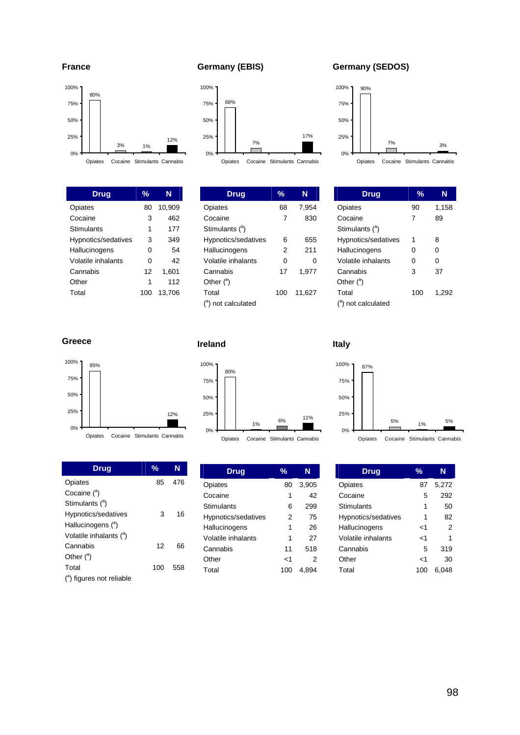## France

| Drug | % | N |
|---|---|---|
| Opiates | 80 | 10,909 |
| Cocaine | 3 | 462 |
| Stimulants | 1 | 177 |
| Hypnotics/sedatives | 3 | 349 |
| Hallucinogens | 0 | 54 |
| Volatile inhalants | 0 | 42 |
| Cannabis | 12 | 1,601 |
| Other | 1 | 112 |
| Total | 100 | 13,706 |

## Germany (EBIS)

| Drug | % | N |
|---|---|---|
| Opiates | 68 | 7,954 |
| Cocaine | 7 | 830 |
| Stimulants ([a]) | | |
| Hypnotics/sedatives | 6 | 655 |
| Hallucinogens | 2 | 211 |
| Volatile inhalants | 0 | 0 |
| Cannabis | 17 | 1,977 |
| Other ([a]) | | |
| Total | 100 | 11,627 |

([a]) not calculated

## Germany (SEDOS)

| Drug | % | N |
|---|---|---|
| Opiates | 90 | 1,158 |
| Cocaine | 7 | 89 |
| Stimulants ([a]) | | |
| Hypnotics/sedatives | 1 | 8 |
| Hallucinogens | 0 | 0 |
| Volatile inhalants | 0 | 0 |
| Cannabis | 3 | 37 |
| Other ([a]) | | |
| Total | 100 | 1,292 |

([a]) not calculated

## Greece

| Drug | % | N |
|---|---|---|
| Opiates | 85 | 476 |
| Cocaine ([a]) | | |
| Stimulants ([a]) | | |
| Hypnotics/sedatives | 3 | 16 |
| Hallucinogens ([a]) | | |
| Volatile inhalants ([a]) | | |
| Cannabis | 12 | 66 |
| Other ([a]) | | |
| Total | 100 | 558 |

([a]) figures not reliable

## Ireland

| Drug | % | N |
|---|---|---|
| Opiates | 80 | 3,905 |
| Cocaine | 1 | 42 |
| Stimulants | 6 | 299 |
| Hypnotics/sedatives | 2 | 75 |
| Hallucinogens | 1 | 26 |
| Volatile inhalants | 1 | 27 |
| Cannabis | 11 | 518 |
| Other | <1 | 2 |
| Total | 100 | 4,894 |

## Italy

| Drug | % | N |
|---|---|---|
| Opiates | 87 | 5,272 |
| Cocaine | 5 | 292 |
| Stimulants | 1 | 50 |
| Hypnotics/sedatives | 1 | 82 |
| Hallucinogens | <1 | 2 |
| Volatile inhalants | <1 | 1 |
| Cannabis | 5 | 319 |
| Other | <1 | 30 |
| Total | 100 | 6,048 |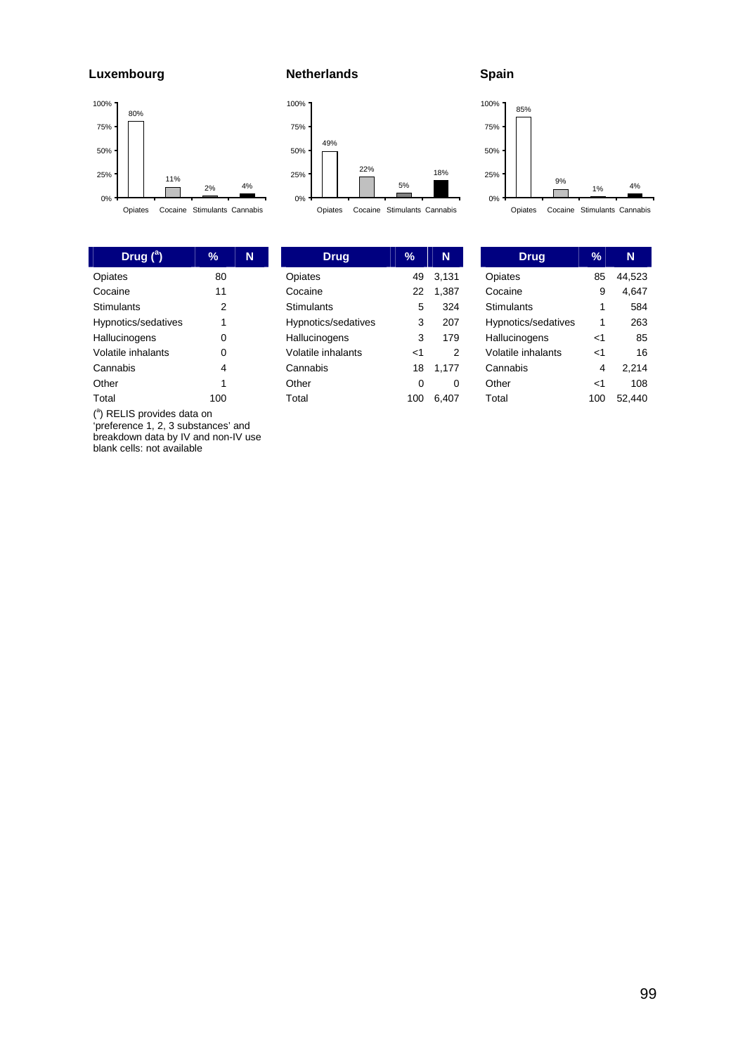## Luxembourg

| Drug ([a]) | % | N |
|---|---|---|
| Opiates | 80 | |
| Cocaine | 11 | |
| Stimulants | 2 | |
| Hypnotics/sedatives | 1 | |
| Hallucinogens | 0 | |
| Volatile inhalants | 0 | |
| Cannabis | 4 | |
| Other | 1 | |
| Total | 100 | |

([a]) RELIS provides data on 'preference 1, 2, 3 substances' and breakdown data by IV and non-IV use
blank cells: not available

## Netherlands

| Drug | % | N |
|---|---|---|
| Opiates | 49 | 3,131 |
| Cocaine | 22 | 1,387 |
| Stimulants | 5 | 324 |
| Hypnotics/sedatives | 3 | 207 |
| Hallucinogens | 3 | 179 |
| Volatile inhalants | <1 | 2 |
| Cannabis | 18 | 1,177 |
| Other | 0 | 0 |
| Total | 100 | 6,407 |

## Spain

| Drug | % | N |
|---|---|---|
| Opiates | 85 | 44,523 |
| Cocaine | 9 | 4,647 |
| Stimulants | 1 | 584 |
| Hypnotics/sedatives | 1 | 263 |
| Hallucinogens | <1 | 85 |
| Volatile inhalants | <1 | 16 |
| Cannabis | 4 | 2,214 |
| Other | <1 | 108 |
| Total | 100 | 52,440 |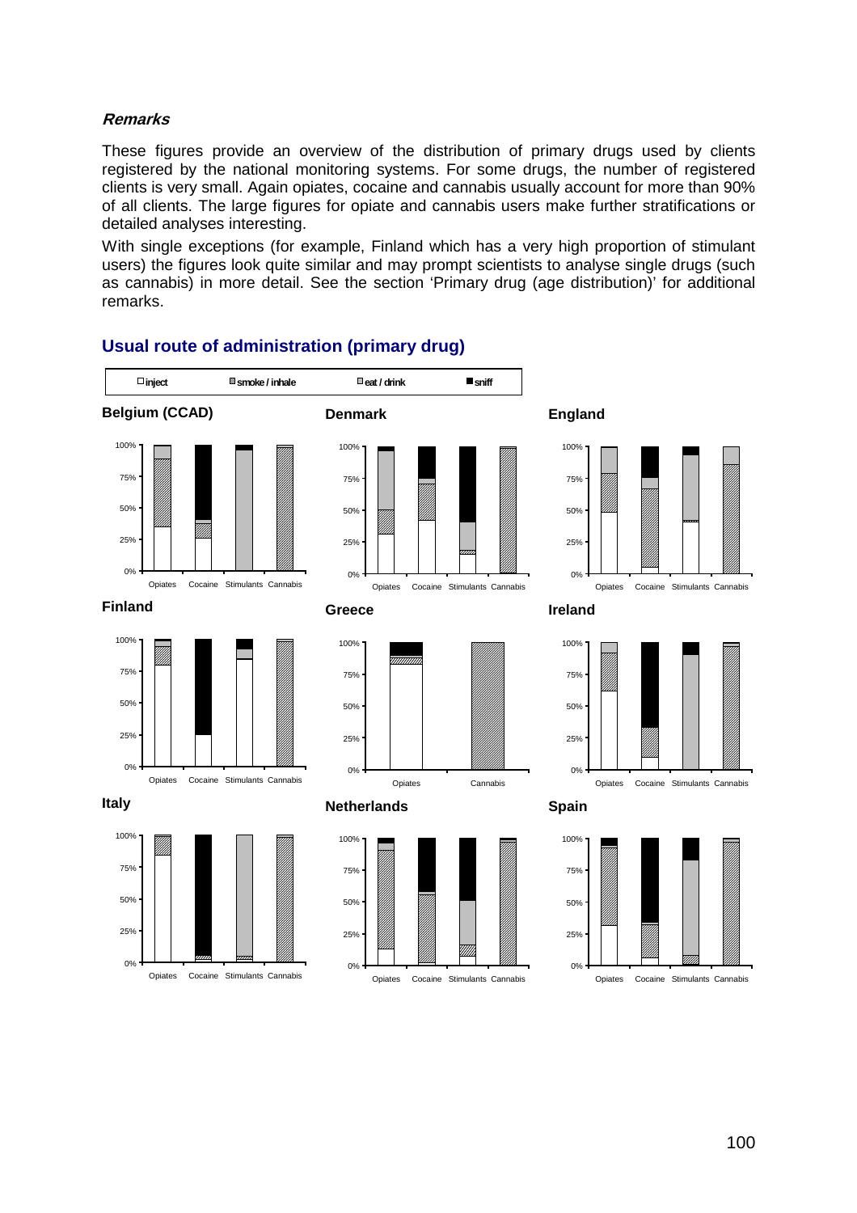***Remarks***

These figures provide an overview of the distribution of primary drugs used by clients registered by the national monitoring systems. For some drugs, the number of registered clients is very small. Again opiates, cocaine and cannabis usually account for more than 90% of all clients. The large figures for opiate and cannabis users make further stratifications or detailed analyses interesting.

With single exceptions (for example, Finland which has a very high proportion of stimulant users) the figures look quite similar and may prompt scientists to analyse single drugs (such as cannabis) in more detail. See the section 'Primary drug (age distribution)' for additional remarks.

## Usual route of administration (primary drug)

□ inject ▨ smoke / inhale ▒ eat / drink ■ sniff

**Belgium (CCAD)**

**Denmark**

**England**

**Finland**

**Greece**

**Ireland**

**Italy**

**Netherlands**

**Spain**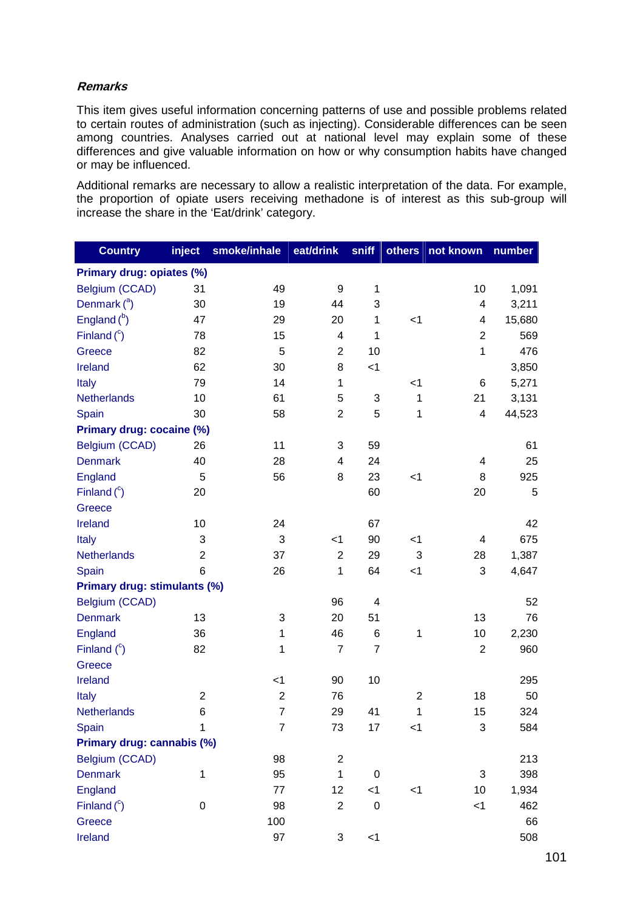***Remarks***

This item gives useful information concerning patterns of use and possible problems related to certain routes of administration (such as injecting). Considerable differences can be seen among countries. Analyses carried out at national level may explain some of these differences and give valuable information on how or why consumption habits have changed or may be influenced.

Additional remarks are necessary to allow a realistic interpretation of the data. For example, the proportion of opiate users receiving methadone is of interest as this sub-group will increase the share in the 'Eat/drink' category.

| Country | inject | smoke/inhale | eat/drink | sniff | others | not known | number |
|---|---|---|---|---|---|---|---|
| **Primary drug: opiates (%)** | | | | | | | |
| Belgium (CCAD) | 31 | 49 | 9 | 1 | | 10 | 1,091 |
| Denmark ([a]) | 30 | 19 | 44 | 3 | | 4 | 3,211 |
| England ([b]) | 47 | 29 | 20 | 1 | <1 | 4 | 15,680 |
| Finland ([c]) | 78 | 15 | 4 | 1 | | 2 | 569 |
| Greece | 82 | 5 | 2 | 10 | | 1 | 476 |
| Ireland | 62 | 30 | 8 | <1 | | | 3,850 |
| Italy | 79 | 14 | 1 | | <1 | 6 | 5,271 |
| Netherlands | 10 | 61 | 5 | 3 | 1 | 21 | 3,131 |
| Spain | 30 | 58 | 2 | 5 | 1 | 4 | 44,523 |
| **Primary drug: cocaine (%)** | | | | | | | |
| Belgium (CCAD) | 26 | 11 | 3 | 59 | | | 61 |
| Denmark | 40 | 28 | 4 | 24 | | 4 | 25 |
| England | 5 | 56 | 8 | 23 | <1 | 8 | 925 |
| Finland ([c]) | 20 | | | 60 | | 20 | 5 |
| Greece | | | | | | | |
| Ireland | 10 | 24 | | 67 | | | 42 |
| Italy | 3 | 3 | <1 | 90 | <1 | 4 | 675 |
| Netherlands | 2 | 37 | 2 | 29 | 3 | 28 | 1,387 |
| Spain | 6 | 26 | 1 | 64 | <1 | 3 | 4,647 |
| **Primary drug: stimulants (%)** | | | | | | | |
| Belgium (CCAD) | | | 96 | 4 | | | 52 |
| Denmark | 13 | 3 | 20 | 51 | | 13 | 76 |
| England | 36 | 1 | 46 | 6 | 1 | 10 | 2,230 |
| Finland ([c]) | 82 | 1 | 7 | 7 | | 2 | 960 |
| Greece | | | | | | | |
| Ireland | | <1 | 90 | 10 | | | 295 |
| Italy | 2 | 2 | 76 | | 2 | 18 | 50 |
| Netherlands | 6 | 7 | 29 | 41 | 1 | 15 | 324 |
| Spain | 1 | 7 | 73 | 17 | <1 | 3 | 584 |
| **Primary drug: cannabis (%)** | | | | | | | |
| Belgium (CCAD) | | 98 | 2 | | | | 213 |
| Denmark | 1 | 95 | 1 | 0 | | 3 | 398 |
| England | | 77 | 12 | <1 | <1 | 10 | 1,934 |
| Finland ([c]) | 0 | 98 | 2 | 0 | | <1 | 462 |
| Greece | | 100 | | | | | 66 |
| Ireland | | 97 | 3 | <1 | | | 508 |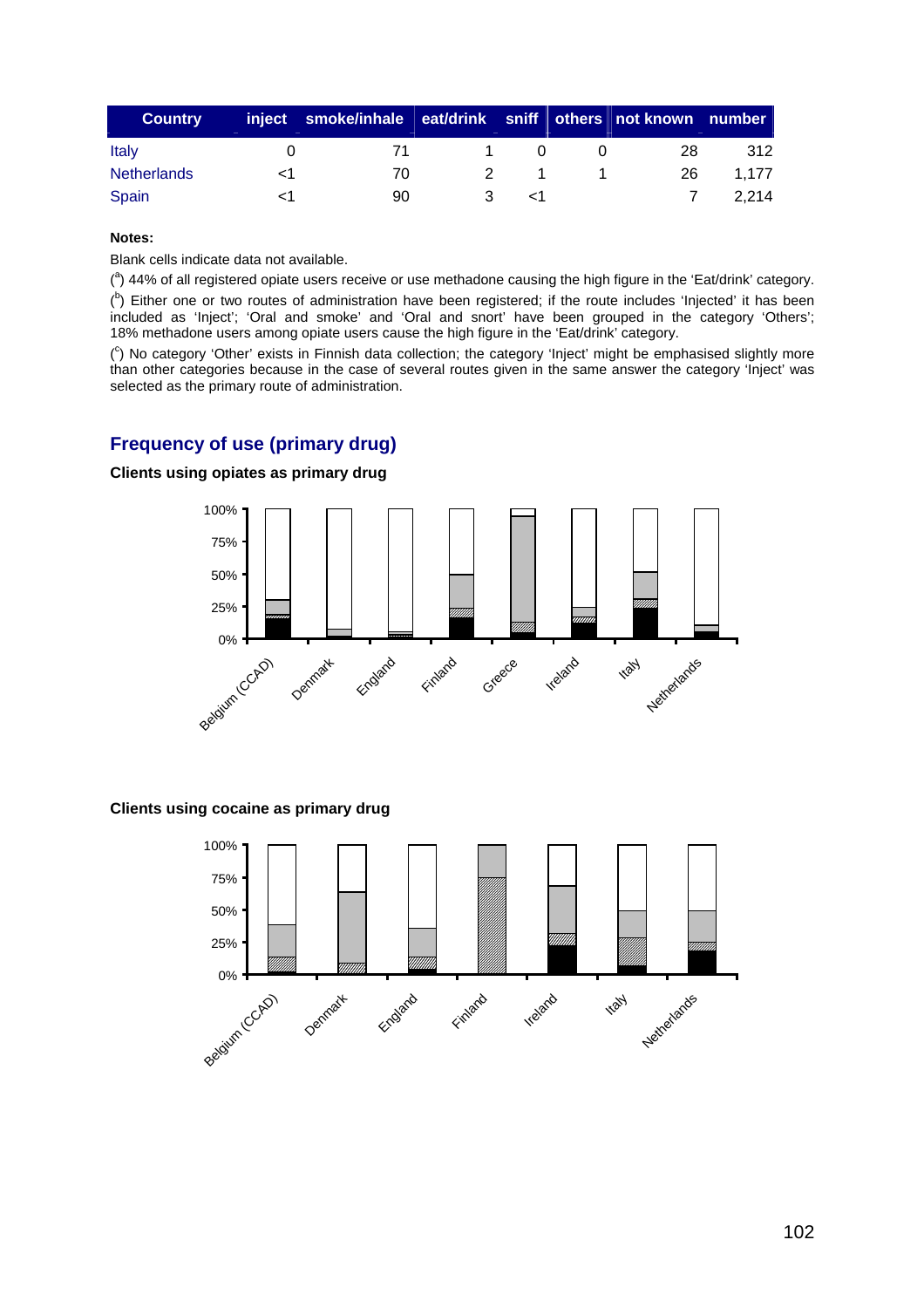| Country | inject | smoke/inhale | eat/drink | sniff | others | not known | number |
|---|---|---|---|---|---|---|---|
| Italy | 0 | 71 | 1 | 0 | 0 | 28 | 312 |
| Netherlands | <1 | 70 | 2 | 1 | 1 | 26 | 1,177 |
| Spain | <1 | 90 | 3 | <1 | | 7 | 2,214 |

**Notes:**

Blank cells indicate data not available.

([a]) 44% of all registered opiate users receive or use methadone causing the high figure in the 'Eat/drink' category.

([b]) Either one or two routes of administration have been registered; if the route includes 'Injected' it has been included as 'Inject'; 'Oral and smoke' and 'Oral and snort' have been grouped in the category 'Others'; 18% methadone users among opiate users cause the high figure in the 'Eat/drink' category.

([c]) No category 'Other' exists in Finnish data collection; the category 'Inject' might be emphasised slightly more than other categories because in the case of several routes given in the same answer the category 'Inject' was selected as the primary route of administration.

## Frequency of use (primary drug)

**Clients using opiates as primary drug**

**Clients using cocaine as primary drug**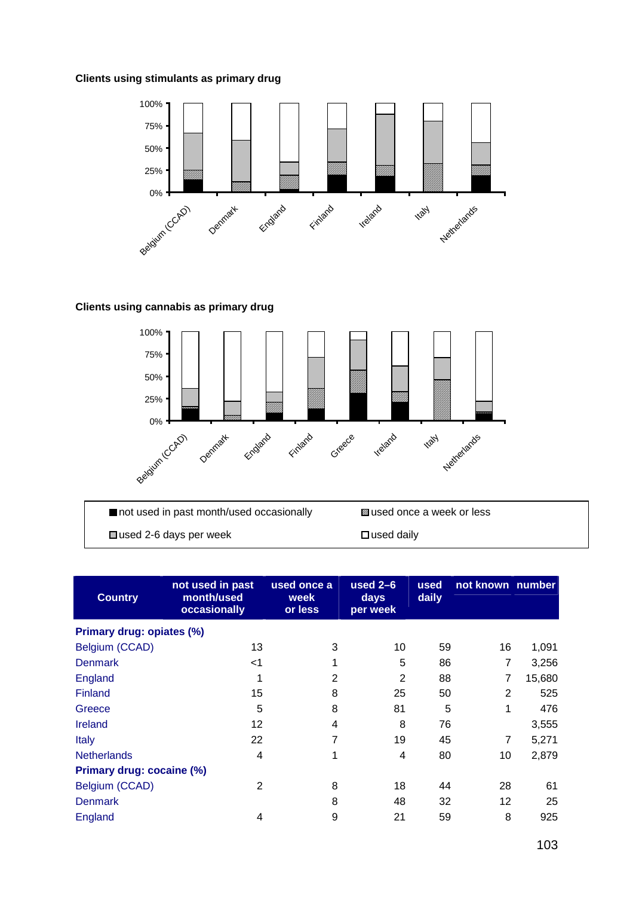**Clients using stimulants as primary drug**

**Clients using cannabis as primary drug**

■ not used in past month/used occasionally ▨ used once a week or less
□ used 2-6 days per week □ used daily

| Country | not used in past month/used occasionally | used once a week or less | used 2–6 days per week | used daily | not known | number |
|---|---|---|---|---|---|---|
| **Primary drug: opiates (%)** | | | | | | |
| Belgium (CCAD) | 13 | 3 | 10 | 59 | 16 | 1,091 |
| Denmark | <1 | 1 | 5 | 86 | 7 | 3,256 |
| England | 1 | 2 | 2 | 88 | 7 | 15,680 |
| Finland | 15 | 8 | 25 | 50 | 2 | 525 |
| Greece | 5 | 8 | 81 | 5 | 1 | 476 |
| Ireland | 12 | 4 | 8 | 76 | | 3,555 |
| Italy | 22 | 7 | 19 | 45 | 7 | 5,271 |
| Netherlands | 4 | 1 | 4 | 80 | 10 | 2,879 |
| **Primary drug: cocaine (%)** | | | | | | |
| Belgium (CCAD) | 2 | 8 | 18 | 44 | 28 | 61 |
| Denmark | | 8 | 48 | 32 | 12 | 25 |
| England | 4 | 9 | 21 | 59 | 8 | 925 |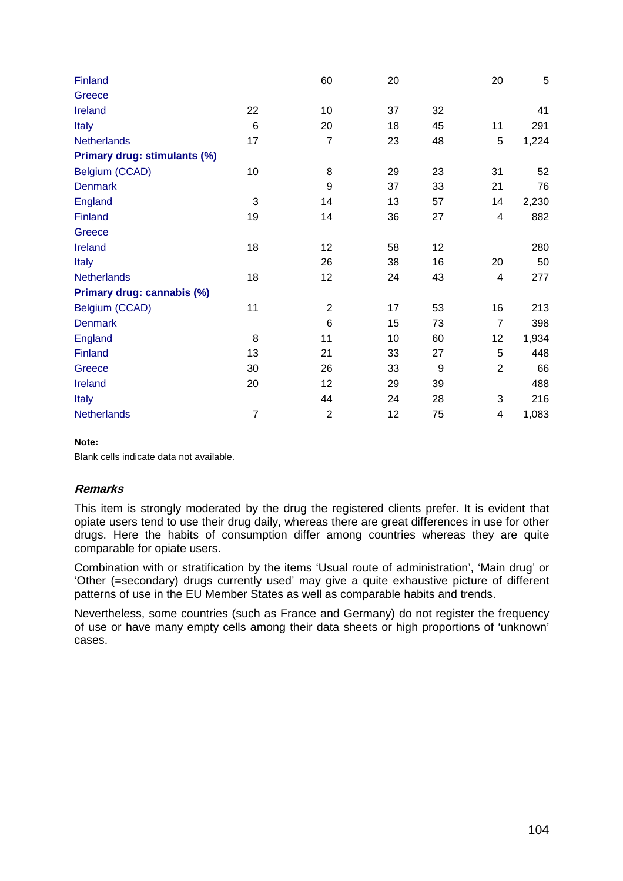| | | | | | | |
|---|---|---|---|---|---|---|
| Finland | | 60 | 20 | | 20 | 5 |
| Greece | | | | | | |
| Ireland | 22 | 10 | 37 | 32 | | 41 |
| Italy | 6 | 20 | 18 | 45 | 11 | 291 |
| Netherlands | 17 | 7 | 23 | 48 | 5 | 1,224 |
| **Primary drug: stimulants (%)** | | | | | | |
| Belgium (CCAD) | 10 | 8 | 29 | 23 | 31 | 52 |
| Denmark | | 9 | 37 | 33 | 21 | 76 |
| England | 3 | 14 | 13 | 57 | 14 | 2,230 |
| Finland | 19 | 14 | 36 | 27 | 4 | 882 |
| Greece | | | | | | |
| Ireland | 18 | 12 | 58 | 12 | | 280 |
| Italy | | 26 | 38 | 16 | 20 | 50 |
| Netherlands | 18 | 12 | 24 | 43 | 4 | 277 |
| **Primary drug: cannabis (%)** | | | | | | |
| Belgium (CCAD) | 11 | 2 | 17 | 53 | 16 | 213 |
| Denmark | | 6 | 15 | 73 | 7 | 398 |
| England | 8 | 11 | 10 | 60 | 12 | 1,934 |
| Finland | 13 | 21 | 33 | 27 | 5 | 448 |
| Greece | 30 | 26 | 33 | 9 | 2 | 66 |
| Ireland | 20 | 12 | 29 | 39 | | 488 |
| Italy | | 44 | 24 | 28 | 3 | 216 |
| Netherlands | 7 | 2 | 12 | 75 | 4 | 1,083 |

**Note:**

Blank cells indicate data not available.

### *Remarks*

This item is strongly moderated by the drug the registered clients prefer. It is evident that opiate users tend to use their drug daily, whereas there are great differences in use for other drugs. Here the habits of consumption differ among countries whereas they are quite comparable for opiate users.

Combination with or stratification by the items 'Usual route of administration', 'Main drug' or 'Other (=secondary) drugs currently used' may give a quite exhaustive picture of different patterns of use in the EU Member States as well as comparable habits and trends.

Nevertheless, some countries (such as France and Germany) do not register the frequency of use or have many empty cells among their data sheets or high proportions of 'unknown' cases.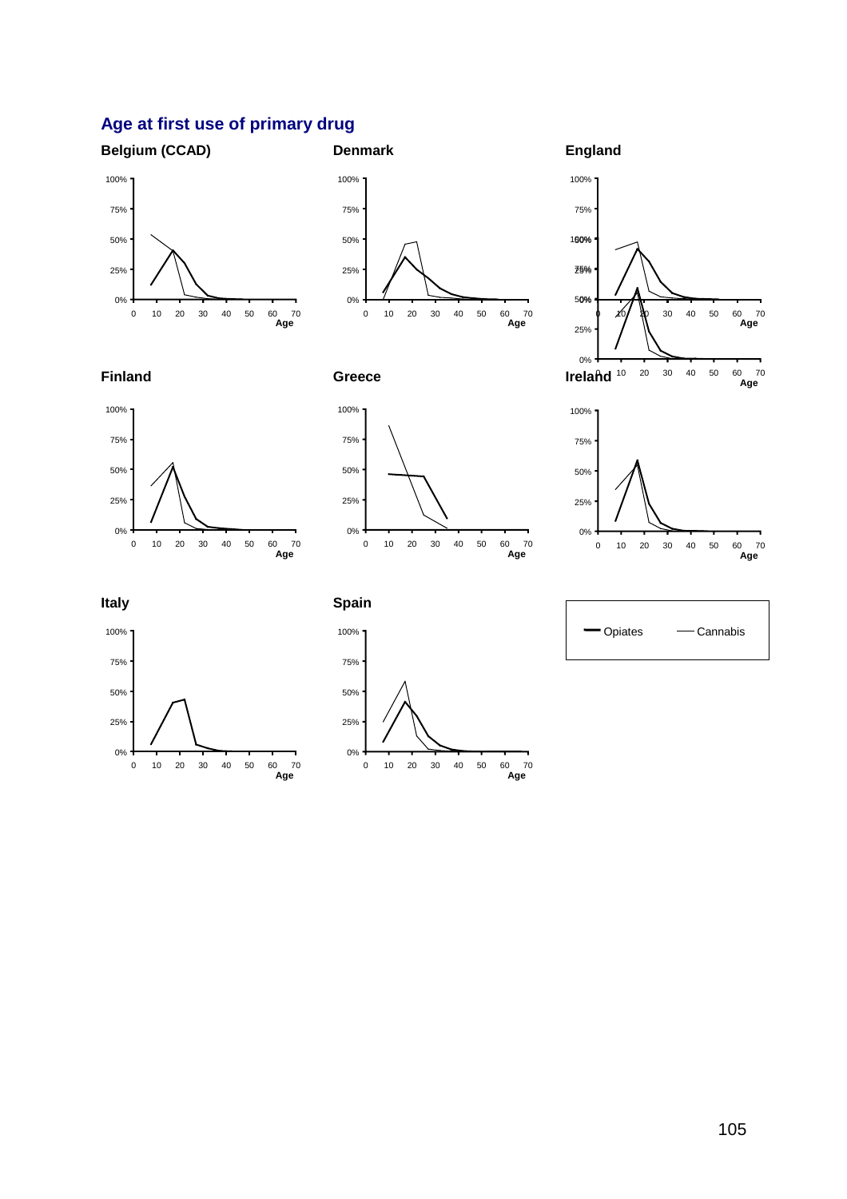## Age at first use of primary drug

### Belgium (CCAD)

### Denmark

### England

### Finland

### Greece

### Ireland

### Italy

### Spain

Opiates — Cannabis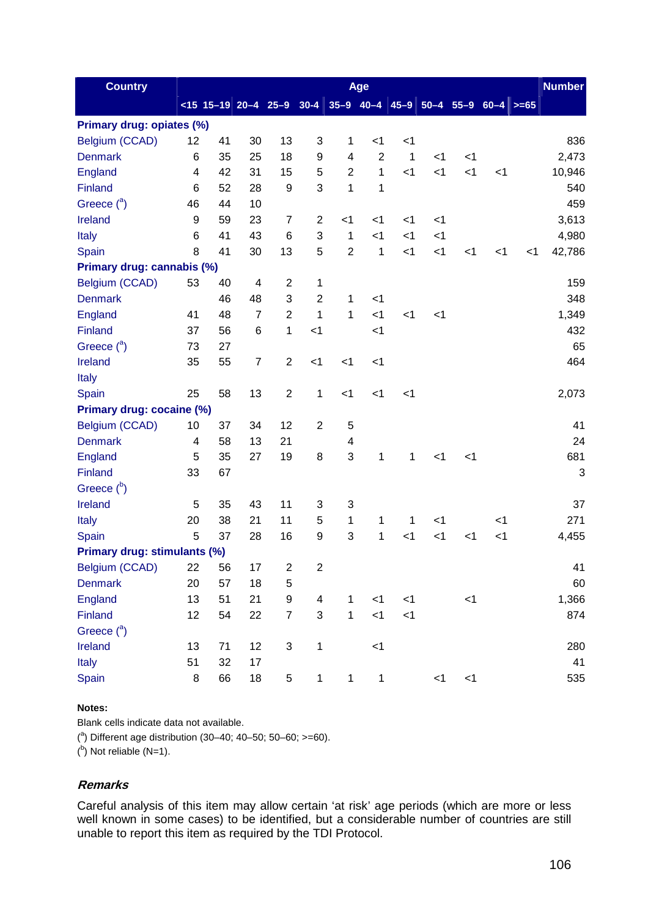| Country | Age | | | | | | | | | | | | Number |
|---|---|---|---|---|---|---|---|---|---|---|---|---|---|
| | <15 | 15–19 | 20–4 | 25–9 | 30-4 | 35–9 | 40–4 | 45–9 | 50–4 | 55–9 | 60–4 | >=65 | |
| **Primary drug: opiates (%)** | | | | | | | | | | | | | |
| Belgium (CCAD) | 12 | 41 | 30 | 13 | 3 | 1 | <1 | <1 | | | | | 836 |
| Denmark | 6 | 35 | 25 | 18 | 9 | 4 | 2 | 1 | <1 | <1 | | | 2,473 |
| England | 4 | 42 | 31 | 15 | 5 | 2 | 1 | <1 | <1 | <1 | <1 | | 10,946 |
| Finland | 6 | 52 | 28 | 9 | 3 | 1 | 1 | | | | | | 540 |
| Greece ([a]) | 46 | 44 | 10 | | | | | | | | | | 459 |
| Ireland | 9 | 59 | 23 | 7 | 2 | <1 | <1 | <1 | <1 | | | | 3,613 |
| Italy | 6 | 41 | 43 | 6 | 3 | 1 | <1 | <1 | <1 | | | | 4,980 |
| Spain | 8 | 41 | 30 | 13 | 5 | 2 | 1 | <1 | <1 | <1 | <1 | <1 | 42,786 |
| **Primary drug: cannabis (%)** | | | | | | | | | | | | | |
| Belgium (CCAD) | 53 | 40 | 4 | 2 | 1 | | | | | | | | 159 |
| Denmark | | 46 | 48 | 3 | 2 | 1 | <1 | | | | | | 348 |
| England | 41 | 48 | 7 | 2 | 1 | 1 | <1 | <1 | <1 | | | | 1,349 |
| Finland | 37 | 56 | 6 | 1 | <1 | | <1 | | | | | | 432 |
| Greece ([a]) | 73 | 27 | | | | | | | | | | | 65 |
| Ireland | 35 | 55 | 7 | 2 | <1 | <1 | <1 | | | | | | 464 |
| Italy | | | | | | | | | | | | | |
| Spain | 25 | 58 | 13 | 2 | 1 | <1 | <1 | <1 | | | | | 2,073 |
| **Primary drug: cocaine (%)** | | | | | | | | | | | | | |
| Belgium (CCAD) | 10 | 37 | 34 | 12 | 2 | 5 | | | | | | | 41 |
| Denmark | 4 | 58 | 13 | 21 | | 4 | | | | | | | 24 |
| England | 5 | 35 | 27 | 19 | 8 | 3 | 1 | 1 | <1 | <1 | | | 681 |
| Finland | 33 | 67 | | | | | | | | | | | 3 |
| Greece ([b]) | | | | | | | | | | | | | |
| Ireland | 5 | 35 | 43 | 11 | 3 | 3 | | | | | | | 37 |
| Italy | 20 | 38 | 21 | 11 | 5 | 1 | 1 | 1 | <1 | | <1 | | 271 |
| Spain | 5 | 37 | 28 | 16 | 9 | 3 | 1 | <1 | <1 | <1 | <1 | | 4,455 |
| **Primary drug: stimulants (%)** | | | | | | | | | | | | | |
| Belgium (CCAD) | 22 | 56 | 17 | 2 | 2 | | | | | | | | 41 |
| Denmark | 20 | 57 | 18 | 5 | | | | | | | | | 60 |
| England | 13 | 51 | 21 | 9 | 4 | 1 | <1 | <1 | | <1 | | | 1,366 |
| Finland | 12 | 54 | 22 | 7 | 3 | 1 | <1 | <1 | | | | | 874 |
| Greece ([a]) | | | | | | | | | | | | | |
| Ireland | 13 | 71 | 12 | 3 | 1 | | <1 | | | | | | 280 |
| Italy | 51 | 32 | 17 | | | | | | | | | | 41 |
| Spain | 8 | 66 | 18 | 5 | 1 | 1 | 1 | | <1 | <1 | | | 535 |

**Notes:**

Blank cells indicate data not available.

([a]) Different age distribution (30–40; 40–50; 50–60; >=60).

([b]) Not reliable (N=1).

### *Remarks*

Careful analysis of this item may allow certain 'at risk' age periods (which are more or less well known in some cases) to be identified, but a considerable number of countries are still unable to report this item as required by the TDI Protocol.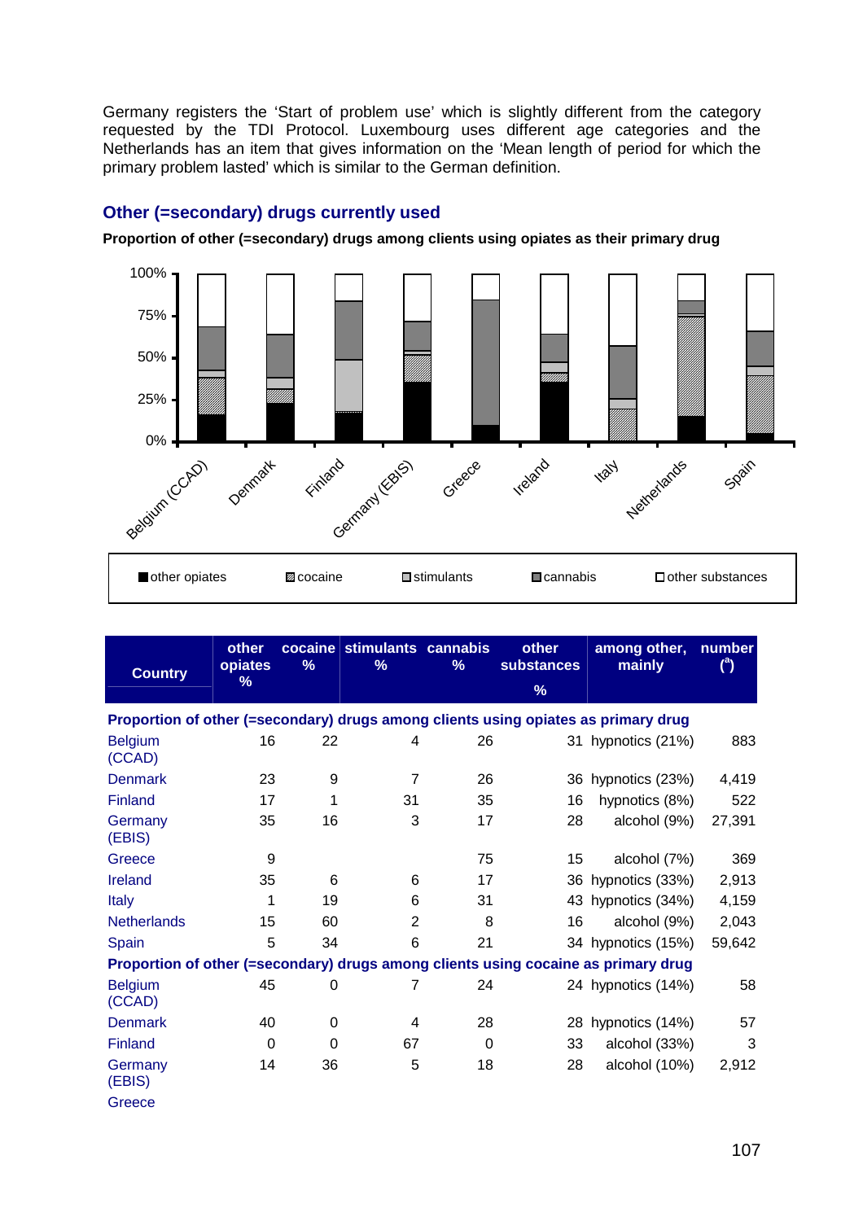Germany registers the 'Start of problem use' which is slightly different from the category requested by the TDI Protocol. Luxembourg uses different age categories and the Netherlands has an item that gives information on the 'Mean length of period for which the primary problem lasted' which is similar to the German definition.

## Other (=secondary) drugs currently used

**Proportion of other (=secondary) drugs among clients using opiates as their primary drug**

| Country | other opiates % | cocaine % | stimulants % | cannabis % | other substances % | among other, mainly | number ([a]) |
|---|---|---|---|---|---|---|---|
| **Proportion of other (=secondary) drugs among clients using opiates as primary drug** | | | | | | | |
| Belgium (CCAD) | 16 | 22 | 4 | 26 | 31 | hypnotics (21%) | 883 |
| Denmark | 23 | 9 | 7 | 26 | 36 | hypnotics (23%) | 4,419 |
| Finland | 17 | 1 | 31 | 35 | 16 | hypnotics (8%) | 522 |
| Germany (EBIS) | 35 | 16 | 3 | 17 | 28 | alcohol (9%) | 27,391 |
| Greece | 9 | | | 75 | 15 | alcohol (7%) | 369 |
| Ireland | 35 | 6 | 6 | 17 | 36 | hypnotics (33%) | 2,913 |
| Italy | 1 | 19 | 6 | 31 | 43 | hypnotics (34%) | 4,159 |
| Netherlands | 15 | 60 | 2 | 8 | 16 | alcohol (9%) | 2,043 |
| Spain | 5 | 34 | 6 | 21 | 34 | hypnotics (15%) | 59,642 |
| **Proportion of other (=secondary) drugs among clients using cocaine as primary drug** | | | | | | | |
| Belgium (CCAD) | 45 | 0 | 7 | 24 | 24 | hypnotics (14%) | 58 |
| Denmark | 40 | 0 | 4 | 28 | 28 | hypnotics (14%) | 57 |
| Finland | 0 | 0 | 67 | 0 | 33 | alcohol (33%) | 3 |
| Germany (EBIS) | 14 | 36 | 5 | 18 | 28 | alcohol (10%) | 2,912 |
| Greece | | | | | | | |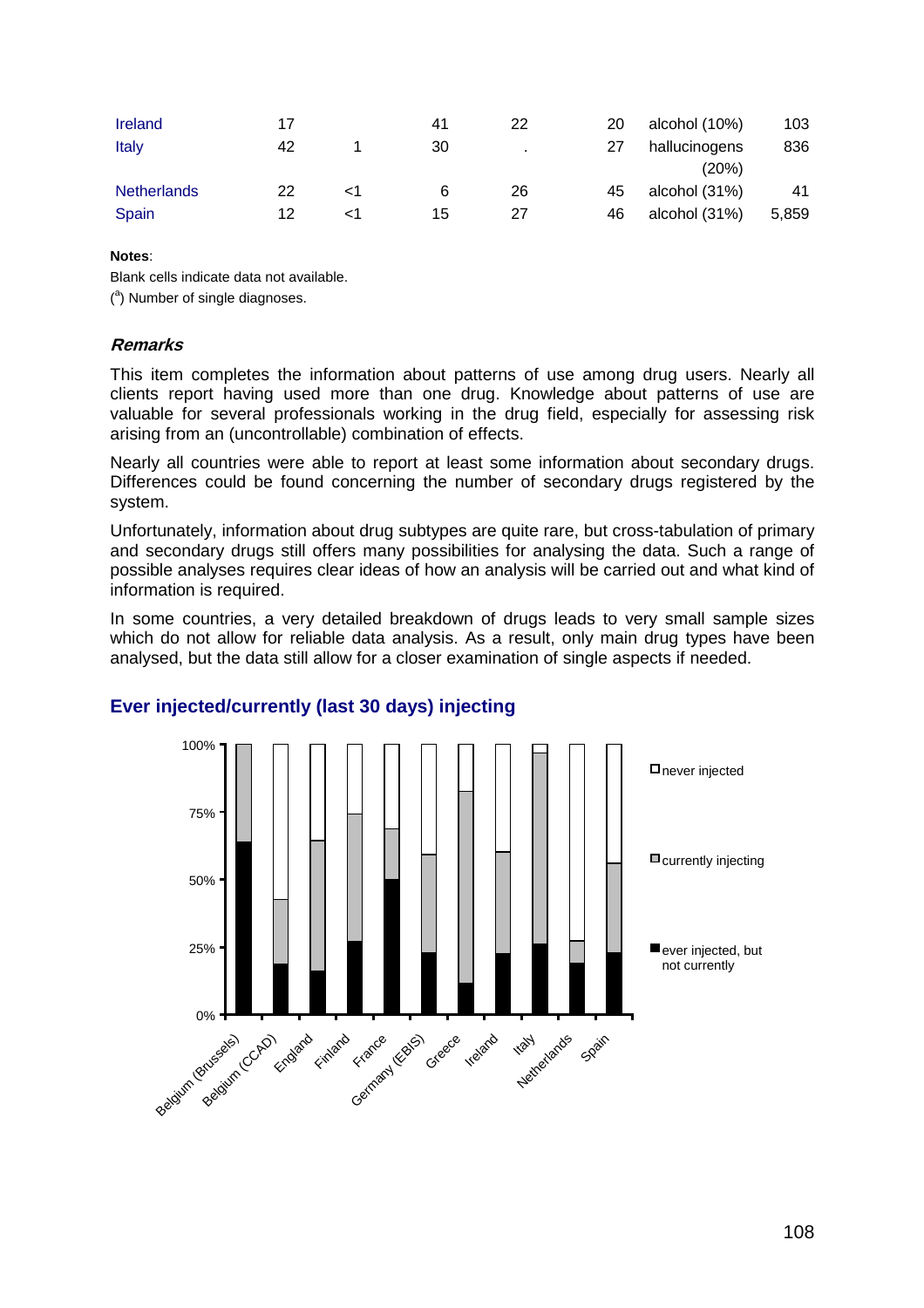| | | | | | | | |
|---|---|---|---|---|---|---|---|
| Ireland | 17 | | 41 | 22 | 20 | alcohol (10%) | 103 |
| Italy | 42 | 1 | 30 | . | 27 | hallucinogens (20%) | 836 |
| Netherlands | 22 | <1 | 6 | 26 | 45 | alcohol (31%) | 41 |
| Spain | 12 | <1 | 15 | 27 | 46 | alcohol (31%) | 5,859 |

**Notes**:

Blank cells indicate data not available.

([a]) Number of single diagnoses.

### *Remarks*

This item completes the information about patterns of use among drug users. Nearly all clients report having used more than one drug. Knowledge about patterns of use are valuable for several professionals working in the drug field, especially for assessing risk arising from an (uncontrollable) combination of effects.

Nearly all countries were able to report at least some information about secondary drugs. Differences could be found concerning the number of secondary drugs registered by the system.

Unfortunately, information about drug subtypes are quite rare, but cross-tabulation of primary and secondary drugs still offers many possibilities for analysing the data. Such a range of possible analyses requires clear ideas of how an analysis will be carried out and what kind of information is required.

In some countries, a very detailed breakdown of drugs leads to very small sample sizes which do not allow for reliable data analysis. As a result, only main drug types have been analysed, but the data still allow for a closer examination of single aspects if needed.

## Ever injected/currently (last 30 days) injecting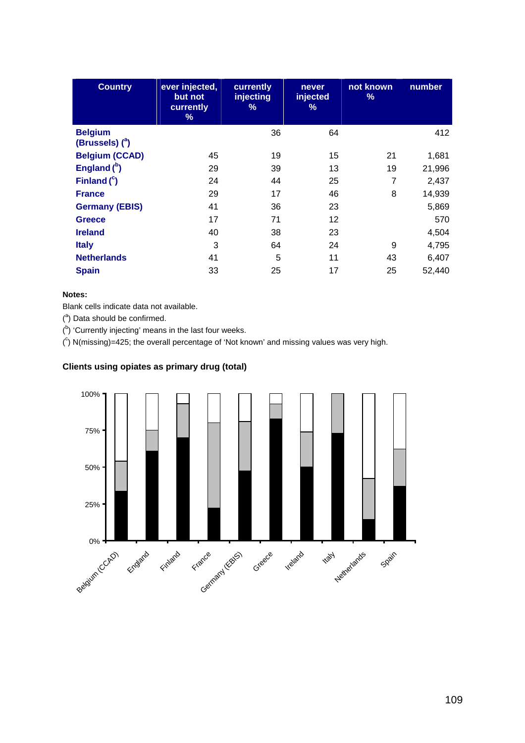| Country | ever injected, but not currently % | currently injecting % | never injected % | not known % | number |
|---|---|---|---|---|---|
| **Belgium (Brussels) ([a])** | | 36 | 64 | | 412 |
| **Belgium (CCAD)** | 45 | 19 | 15 | 21 | 1,681 |
| **England ([b])** | 29 | 39 | 13 | 19 | 21,996 |
| **Finland ([c])** | 24 | 44 | 25 | 7 | 2,437 |
| **France** | 29 | 17 | 46 | 8 | 14,939 |
| **Germany (EBIS)** | 41 | 36 | 23 | | 5,869 |
| **Greece** | 17 | 71 | 12 | | 570 |
| **Ireland** | 40 | 38 | 23 | | 4,504 |
| **Italy** | 3 | 64 | 24 | 9 | 4,795 |
| **Netherlands** | 41 | 5 | 11 | 43 | 6,407 |
| **Spain** | 33 | 25 | 17 | 25 | 52,440 |

**Notes:**

Blank cells indicate data not available.

([a]) Data should be confirmed.

([b]) 'Currently injecting' means in the last four weeks.

([c]) N(missing)=425; the overall percentage of 'Not known' and missing values was very high.

**Clients using opiates as primary drug (total)**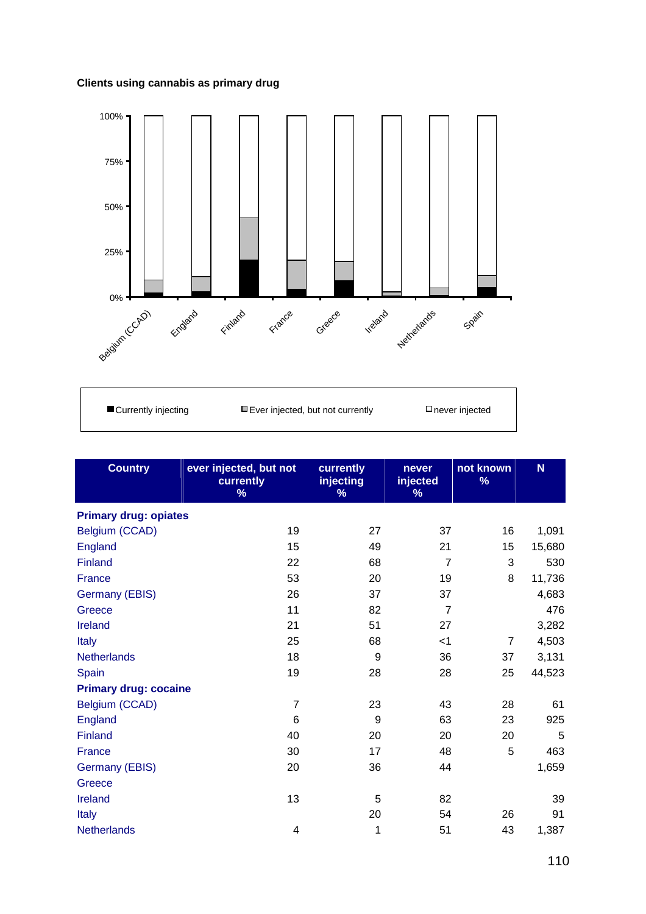**Clients using cannabis as primary drug**

| Country | ever injected, but not currently % | currently injecting % | never injected % | not known % | N |
|---|---|---|---|---|---|
| **Primary drug: opiates** | | | | | |
| Belgium (CCAD) | 19 | 27 | 37 | 16 | 1,091 |
| England | 15 | 49 | 21 | 15 | 15,680 |
| Finland | 22 | 68 | 7 | 3 | 530 |
| France | 53 | 20 | 19 | 8 | 11,736 |
| Germany (EBIS) | 26 | 37 | 37 | | 4,683 |
| Greece | 11 | 82 | 7 | | 476 |
| Ireland | 21 | 51 | 27 | | 3,282 |
| Italy | 25 | 68 | <1 | 7 | 4,503 |
| Netherlands | 18 | 9 | 36 | 37 | 3,131 |
| Spain | 19 | 28 | 28 | 25 | 44,523 |
| **Primary drug: cocaine** | | | | | |
| Belgium (CCAD) | 7 | 23 | 43 | 28 | 61 |
| England | 6 | 9 | 63 | 23 | 925 |
| Finland | 40 | 20 | 20 | 20 | 5 |
| France | 30 | 17 | 48 | 5 | 463 |
| Germany (EBIS) | 20 | 36 | 44 | | 1,659 |
| Greece | | | | | |
| Ireland | 13 | 5 | 82 | | 39 |
| Italy | | 20 | 54 | 26 | 91 |
| Netherlands | 4 | 1 | 51 | 43 | 1,387 |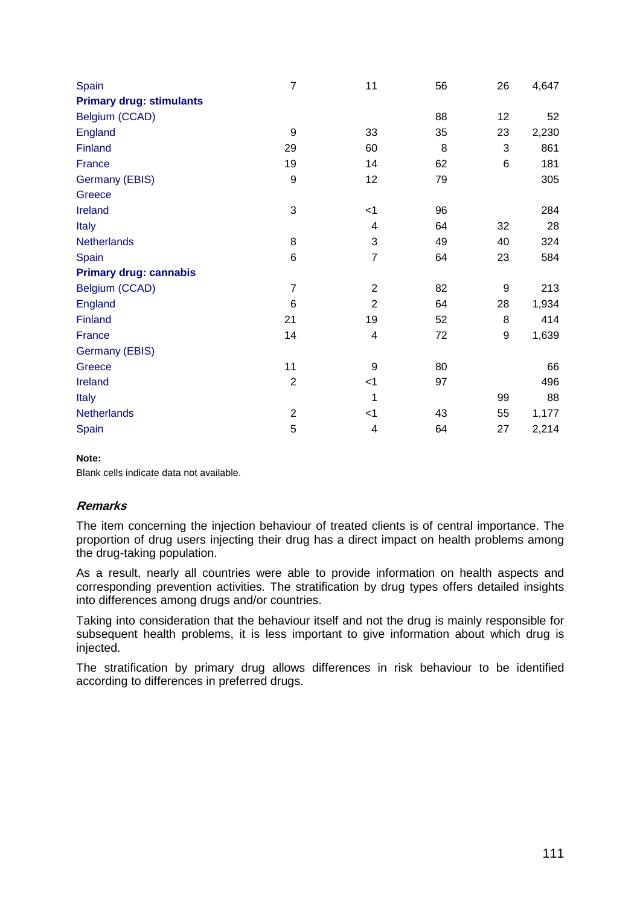| | | | | | |
|---|---|---|---|---|---|
| Spain | 7 | 11 | 56 | 26 | 4,647 |
| **Primary drug: stimulants** | | | | | |
| Belgium (CCAD) | | | 88 | 12 | 52 |
| England | 9 | 33 | 35 | 23 | 2,230 |
| Finland | 29 | 60 | 8 | 3 | 861 |
| France | 19 | 14 | 62 | 6 | 181 |
| Germany (EBIS) | 9 | 12 | 79 | | 305 |
| Greece | | | | | |
| Ireland | 3 | <1 | 96 | | 284 |
| Italy | | 4 | 64 | 32 | 28 |
| Netherlands | 8 | 3 | 49 | 40 | 324 |
| Spain | 6 | 7 | 64 | 23 | 584 |
| **Primary drug: cannabis** | | | | | |
| Belgium (CCAD) | 7 | 2 | 82 | 9 | 213 |
| England | 6 | 2 | 64 | 28 | 1,934 |
| Finland | 21 | 19 | 52 | 8 | 414 |
| France | 14 | 4 | 72 | 9 | 1,639 |
| Germany (EBIS) | | | | | |
| Greece | 11 | 9 | 80 | | 66 |
| Ireland | 2 | <1 | 97 | | 496 |
| Italy | | 1 | | 99 | 88 |
| Netherlands | 2 | <1 | 43 | 55 | 1,177 |
| Spain | 5 | 4 | 64 | 27 | 2,214 |

**Note:**
Blank cells indicate data not available.

### *Remarks*

The item concerning the injection behaviour of treated clients is of central importance. The proportion of drug users injecting their drug has a direct impact on health problems among the drug-taking population.

As a result, nearly all countries were able to provide information on health aspects and corresponding prevention activities. The stratification by drug types offers detailed insights into differences among drugs and/or countries.

Taking into consideration that the behaviour itself and not the drug is mainly responsible for subsequent health problems, it is less important to give information about which drug is injected.

The stratification by primary drug allows differences in risk behaviour to be identified according to differences in preferred drugs.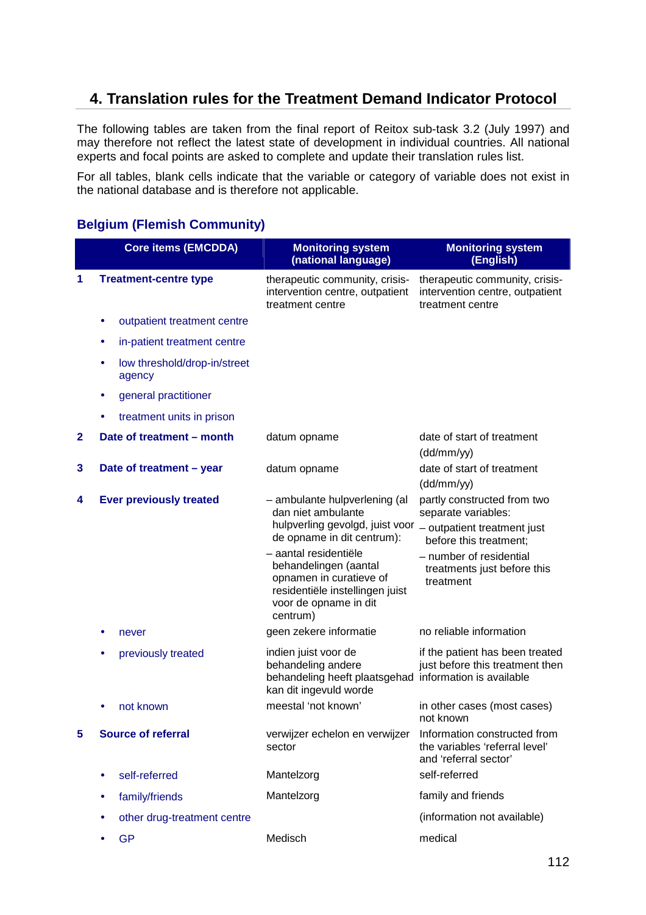# 4. Translation rules for the Treatment Demand Indicator Protocol

The following tables are taken from the final report of Reitox sub-task 3.2 (July 1997) and may therefore not reflect the latest state of development in individual countries. All national experts and focal points are asked to complete and update their translation rules list.

For all tables, blank cells indicate that the variable or category of variable does not exist in the national database and is therefore not applicable.

## Belgium (Flemish Community)

| | Core items (EMCDDA) | Monitoring system (national language) | Monitoring system (English) |
|---|---|---|---|
| **1** | **Treatment-centre type** | therapeutic community, crisis-intervention centre, outpatient treatment centre | therapeutic community, crisis-intervention centre, outpatient treatment centre |
| | • outpatient treatment centre | | |
| | • in-patient treatment centre | | |
| | • low threshold/drop-in/street agency | | |
| | • general practitioner | | |
| | • treatment units in prison | | |
| **2** | **Date of treatment – month** | datum opname | date of start of treatment (dd/mm/yy) |
| **3** | **Date of treatment – year** | datum opname | date of start of treatment (dd/mm/yy) |
| **4** | **Ever previously treated** | – ambulante hulpverlening (al dan niet ambulante hulpverling gevolgd, juist voor de opname in dit centrum):<br>– aantal residentiële behandelingen (aantal opnamen in curatieve of residentiële instellingen juist voor de opname in dit centrum) | partly constructed from two separate variables:<br>– outpatient treatment just before this treatment;<br>– number of residential treatments just before this treatment |
| | • never | geen zekere informatie | no reliable information |
| | • previously treated | indien juist voor de behandeling andere behandeling heeft plaatsgehad kan dit ingevuld worde | if the patient has been treated just before this treatment then information is available |
| | • not known | meestal 'not known' | in other cases (most cases) not known |
| **5** | **Source of referral** | verwijzer echelon en verwijzer sector | Information constructed from the variables 'referral level' and 'referral sector' |
| | • self-referred | Mantelzorg | self-referred |
| | • family/friends | Mantelzorg | family and friends |
| | • other drug-treatment centre | | (information not available) |
| | • GP | Medisch | medical |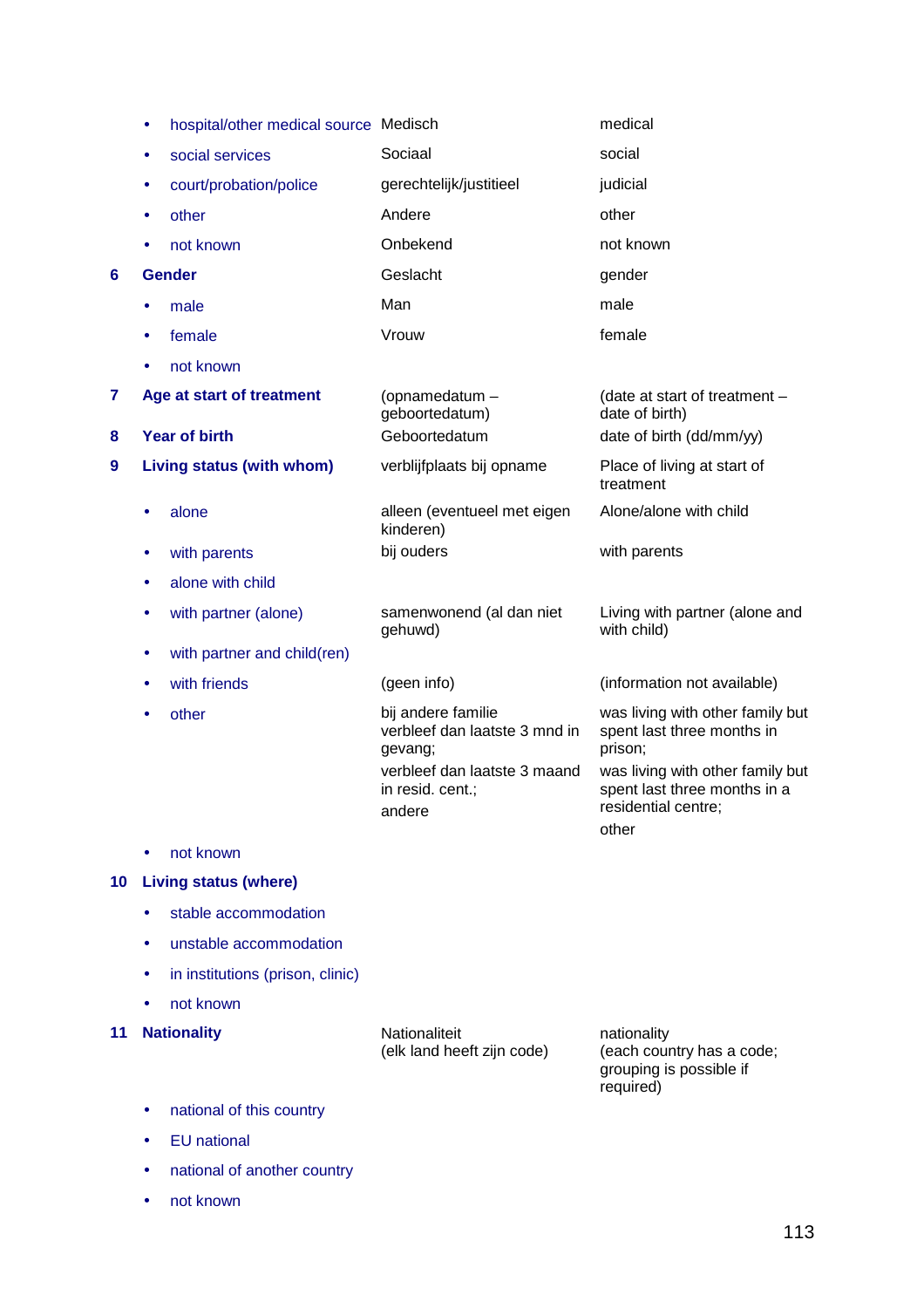| | | |
|---|---|---|
| • hospital/other medical source | Medisch | medical |
| • social services | Sociaal | social |
| • court/probation/police | gerechtelijk/justitieel | judicial |
| • other | Andere | other |
| • not known | Onbekend | not known |
| **6 Gender** | Geslacht | gender |
| • male | Man | male |
| • female | Vrouw | female |
| • not known | | |
| **7 Age at start of treatment** | (opnamedatum – geboortedatum) | (date at start of treatment – date of birth) |
| **8 Year of birth** | Geboortedatum | date of birth (dd/mm/yy) |
| **9 Living status (with whom)** | verblijfplaats bij opname | Place of living at start of treatment |
| • alone | alleen (eventueel met eigen kinderen) | Alone/alone with child |
| • with parents | bij ouders | with parents |
| • alone with child | | |
| • with partner (alone) | samenwonend (al dan niet gehuwd) | Living with partner (alone and with child) |
| • with partner and child(ren) | | |
| • with friends | (geen info) | (information not available) |
| • other | bij andere familie verbleef dan laatste 3 mnd in gevang; verbleef dan laatste 3 maand in resid. cent.; andere | was living with other family but spent last three months in prison; was living with other family but spent last three months in a residential centre; other |
| • not known | | |
| **10 Living status (where)** | | |
| • stable accommodation | | |
| • unstable accommodation | | |
| • in institutions (prison, clinic) | | |
| • not known | | |
| **11 Nationality** | Nationaliteit (elk land heeft zijn code) | nationality (each country has a code; grouping is possible if required) |
| • national of this country | | |
| • EU national | | |
| • national of another country | | |
| • not known | | |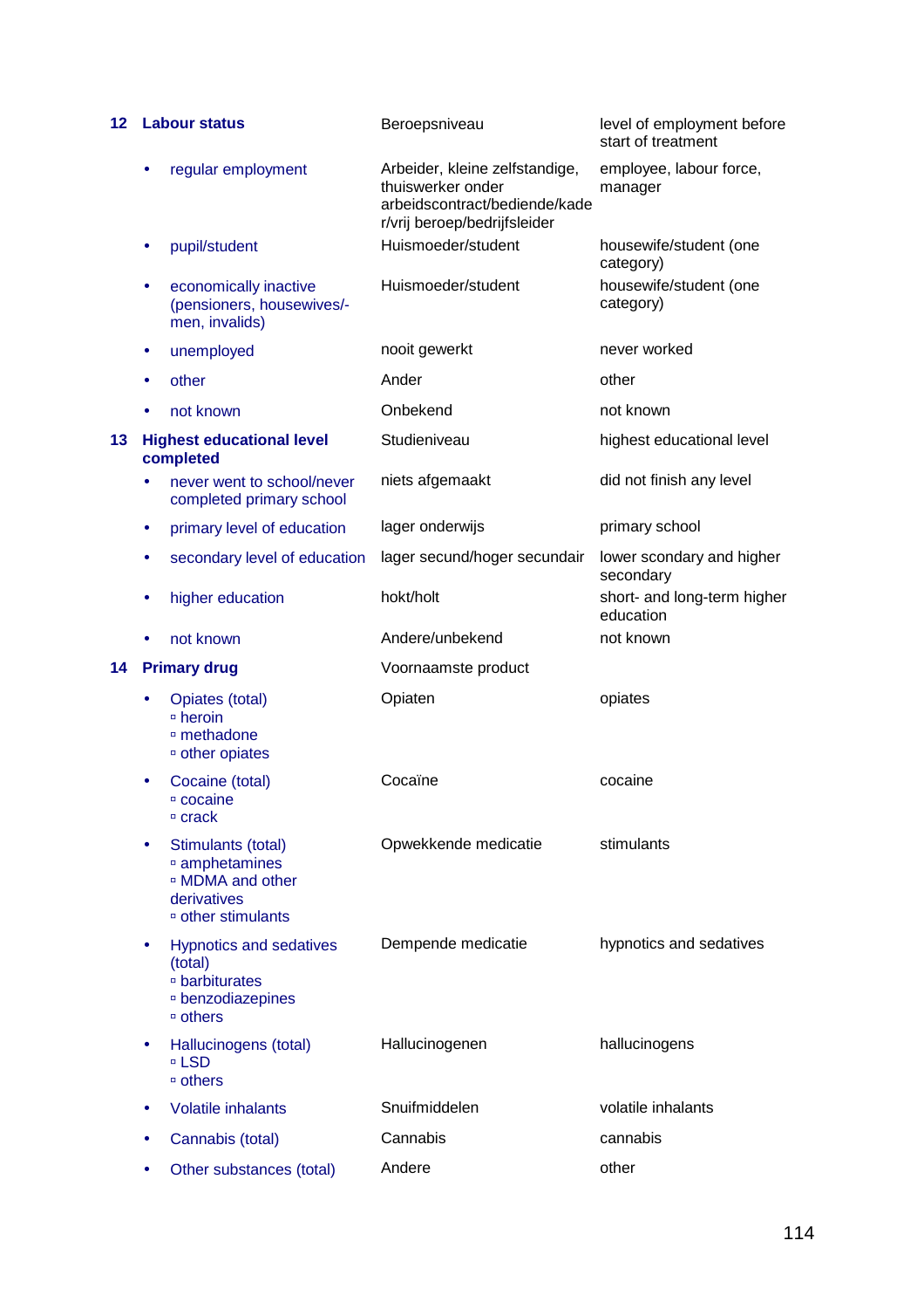| | | | |
|---|---|---|---|
| **12** | **Labour status** | Beroepsniveau | level of employment before start of treatment |
| | • regular employment | Arbeider, kleine zelfstandige, thuiswerker onder arbeidscontract/bediende/kader/vrij beroep/bedrijfsleider | employee, labour force, manager |
| | • pupil/student | Huismoeder/student | housewife/student (one category) |
| | • economically inactive (pensioners, housewives/-men, invalids) | Huismoeder/student | housewife/student (one category) |
| | • unemployed | nooit gewerkt | never worked |
| | • other | Ander | other |
| | • not known | Onbekend | not known |
| **13** | **Highest educational level completed** | Studieniveau | highest educational level |
| | • never went to school/never completed primary school | niets afgemaakt | did not finish any level |
| | • primary level of education | lager onderwijs | primary school |
| | • secondary level of education | lager secund/hoger secundair | lower scondary and higher secondary |
| | • higher education | hokt/holt | short- and long-term higher education |
| | • not known | Andere/unbekend | not known |
| **14** | **Primary drug** | Voornaamste product | |
| | • Opiates (total)<br>▫ heroin<br>▫ methadone<br>▫ other opiates | Opiaten | opiates |
| | • Cocaine (total)<br>▫ cocaine<br>▫ crack | Cocaïne | cocaine |
| | • Stimulants (total)<br>▫ amphetamines<br>▫ MDMA and other derivatives<br>▫ other stimulants | Opwekkende medicatie | stimulants |
| | • Hypnotics and sedatives (total)<br>▫ barbiturates<br>▫ benzodiazepines<br>▫ others | Dempende medicatie | hypnotics and sedatives |
| | • Hallucinogens (total)<br>▫ LSD<br>▫ others | Hallucinogenen | hallucinogens |
| | • Volatile inhalants | Snuifmiddelen | volatile inhalants |
| | • Cannabis (total) | Cannabis | cannabis |
| | • Other substances (total) | Andere | other |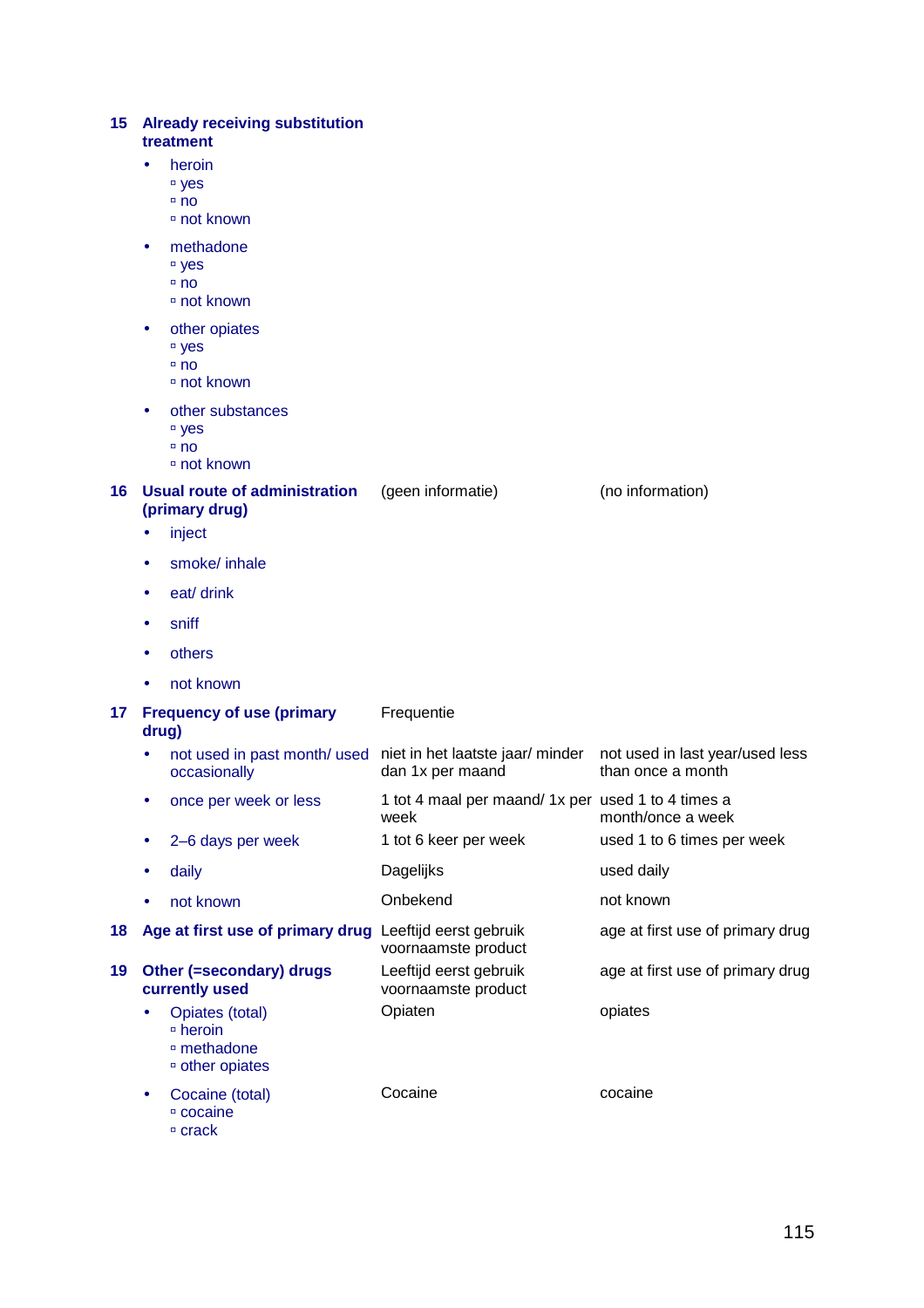| | | | |
|---|---|---|---|
| **15** | **Already receiving substitution treatment** | | |
| | • heroin<br>▫ yes<br>▫ no<br>▫ not known | | |
| | • methadone<br>▫ yes<br>▫ no<br>▫ not known | | |
| | • other opiates<br>▫ yes<br>▫ no<br>▫ not known | | |
| | • other substances<br>▫ yes<br>▫ no<br>▫ not known | | |
| **16** | **Usual route of administration (primary drug)** | (geen informatie) | (no information) |
| | • inject | | |
| | • smoke/ inhale | | |
| | • eat/ drink | | |
| | • sniff | | |
| | • others | | |
| | • not known | | |
| **17** | **Frequency of use (primary drug)** | Frequentie | |
| | • not used in past month/ used occasionally | niet in het laatste jaar/ minder dan 1x per maand | not used in last year/used less than once a month |
| | • once per week or less | 1 tot 4 maal per maand/ 1x per week | used 1 to 4 times a month/once a week |
| | • 2–6 days per week | 1 tot 6 keer per week | used 1 to 6 times per week |
| | • daily | Dagelijks | used daily |
| | • not known | Onbekend | not known |
| **18** | **Age at first use of primary drug** | Leeftijd eerst gebruik voornaamste product | age at first use of primary drug |
| **19** | **Other (=secondary) drugs currently used** | Leeftijd eerst gebruik voornaamste product | age at first use of primary drug |
| | • Opiates (total)<br>▫ heroin<br>▫ methadone<br>▫ other opiates | Opiaten | opiates |
| | • Cocaine (total)<br>▫ cocaine<br>▫ crack | Cocaine | cocaine |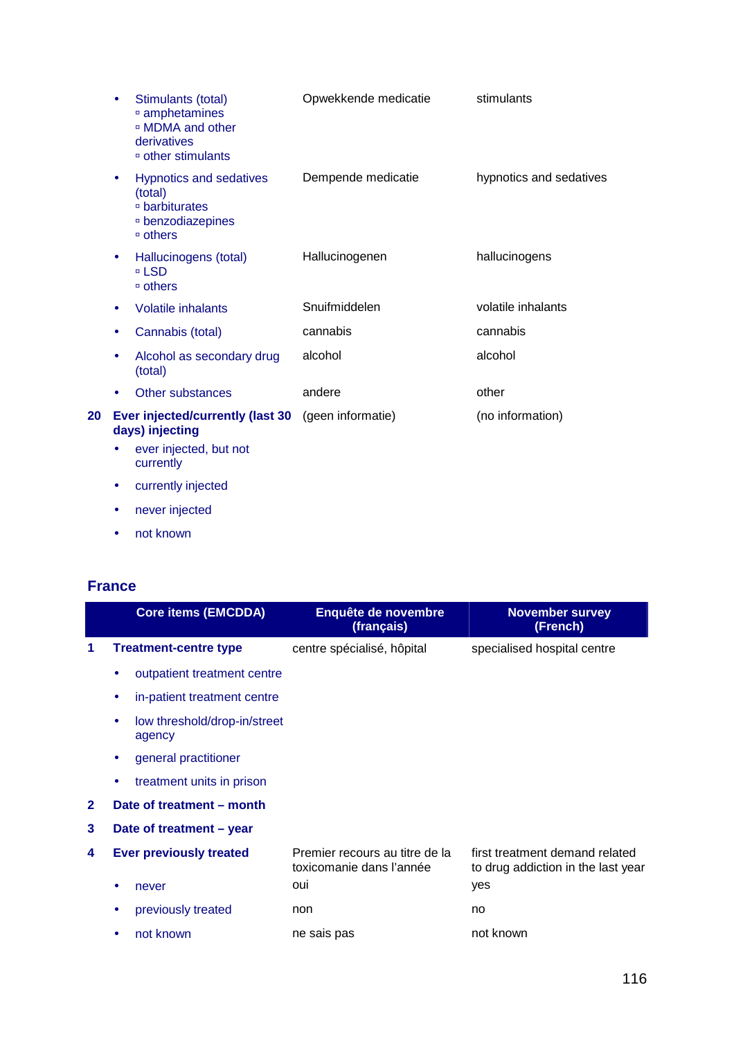| | | |
|---|---|---|
| • Stimulants (total)<br>▫ amphetamines<br>▫ MDMA and other derivatives<br>▫ other stimulants | Opwekkende medicatie | stimulants |
| • Hypnotics and sedatives (total)<br>▫ barbiturates<br>▫ benzodiazepines<br>▫ others | Dempende medicatie | hypnotics and sedatives |
| • Hallucinogens (total)<br>▫ LSD<br>▫ others | Hallucinogenen | hallucinogens |
| • Volatile inhalants | Snuifmiddelen | volatile inhalants |
| • Cannabis (total) | cannabis | cannabis |
| • Alcohol as secondary drug (total) | alcohol | alcohol |
| • Other substances | andere | other |
| **20 Ever injected/currently (last 30 days) injecting** | (geen informatie) | (no information) |
| • ever injected, but not currently | | |
| • currently injected | | |
| • never injected | | |
| • not known | | |

## France

| | Core items (EMCDDA) | Enquête de novembre (français) | November survey (French) |
|---|---|---|---|
| 1 | **Treatment-centre type** | centre spécialisé, hôpital | specialised hospital centre |
| | • outpatient treatment centre | | |
| | • in-patient treatment centre | | |
| | • low threshold/drop-in/street agency | | |
| | • general practitioner | | |
| | • treatment units in prison | | |
| 2 | **Date of treatment – month** | | |
| 3 | **Date of treatment – year** | | |
| 4 | **Ever previously treated** | Premier recours au titre de la toxicomanie dans l'année | first treatment demand related to drug addiction in the last year |
| | • never | oui | yes |
| | • previously treated | non | no |
| | • not known | ne sais pas | not known |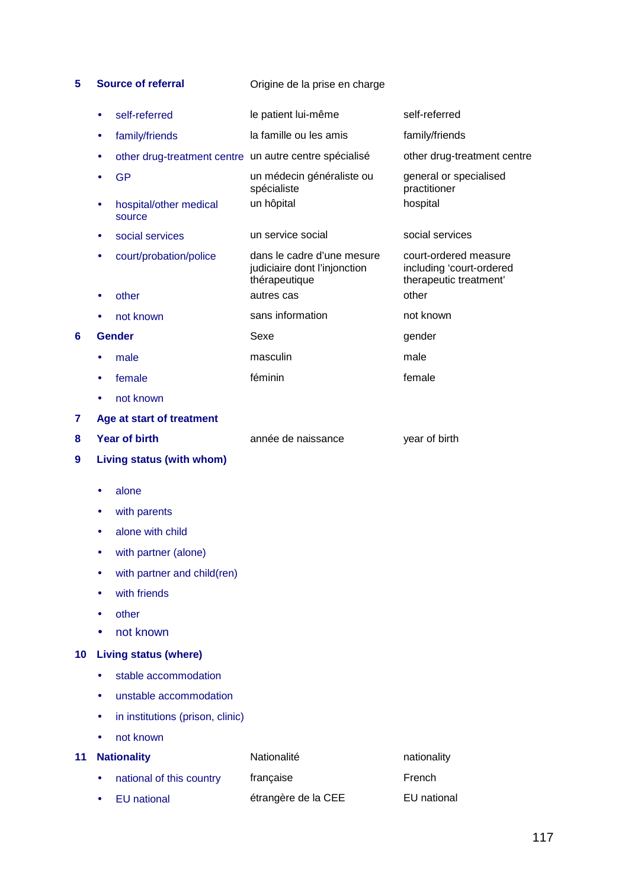| | | | |
|---|---|---|---|
| **5** | **Source of referral** | Origine de la prise en charge | |
| | • self-referred | le patient lui-même | self-referred |
| | • family/friends | la famille ou les amis | family/friends |
| | • other drug-treatment centre | un autre centre spécialisé | other drug-treatment centre |
| | • GP | un médecin généraliste ou spécialiste | general or specialised practitioner |
| | • hospital/other medical source | un hôpital | hospital |
| | • social services | un service social | social services |
| | • court/probation/police | dans le cadre d'une mesure judiciaire dont l'injonction thérapeutique | court-ordered measure including 'court-ordered therapeutic treatment' |
| | • other | autres cas | other |
| | • not known | sans information | not known |
| **6** | **Gender** | Sexe | gender |
| | • male | masculin | male |
| | • female | féminin | female |
| | • not known | | |
| **7** | **Age at start of treatment** | | |
| **8** | **Year of birth** | année de naissance | year of birth |
| **9** | **Living status (with whom)** | | |
| | • alone | | |
| | • with parents | | |
| | • alone with child | | |
| | • with partner (alone) | | |
| | • with partner and child(ren) | | |
| | • with friends | | |
| | • other | | |
| | • not known | | |
| **10** | **Living status (where)** | | |
| | • stable accommodation | | |
| | • unstable accommodation | | |
| | • in institutions (prison, clinic) | | |
| | • not known | | |
| **11** | **Nationality** | Nationalité | nationality |
| | • national of this country | française | French |
| | • EU national | étrangère de la CEE | EU national |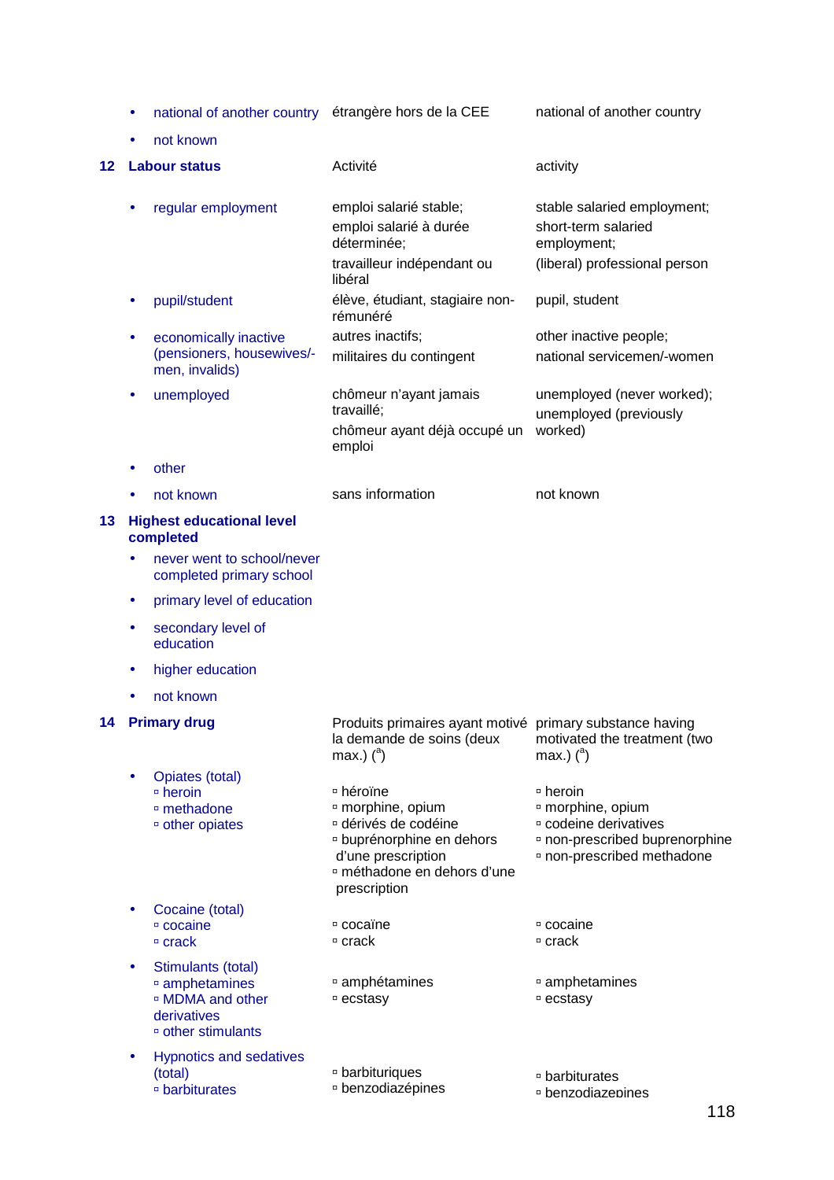| | French | English |
|---|---|---|
| • national of another country | étrangère hors de la CEE | national of another country |
| • not known | | |
| **12 Labour status** | Activité | activity |
| • regular employment | emploi salarié stable;<br>emploi salarié à durée déterminée;<br>travailleur indépendant ou libéral | stable salaried employment;<br>short-term salaried employment;<br>(liberal) professional person |
| • pupil/student | élève, étudiant, stagiaire non-rémunéré | pupil, student |
| • economically inactive (pensioners, housewives/-men, invalids) | autres inactifs;<br>militaires du contingent | other inactive people;<br>national servicemen/-women |
| • unemployed | chômeur n'ayant jamais travaillé;<br>chômeur ayant déjà occupé un emploi | unemployed (never worked);<br>unemployed (previously worked) |
| • other | | |
| • not known | sans information | not known |
| **13 Highest educational level completed** | | |
| • never went to school/never completed primary school | | |
| • primary level of education | | |
| • secondary level of education | | |
| • higher education | | |
| • not known | | |
| **14 Primary drug** | Produits primaires ayant motivé la demande de soins (deux max.) ([a]) | primary substance having motivated the treatment (two max.) ([a]) |
| • Opiates (total)<br>▫ heroin<br>▫ methadone<br>▫ other opiates | ▫ héroïne<br>▫ morphine, opium<br>▫ dérivés de codéine<br>▫ buprénorphine en dehors d'une prescription<br>▫ méthadone en dehors d'une prescription | ▫ heroin<br>▫ morphine, opium<br>▫ codeine derivatives<br>▫ non-prescribed buprenorphine<br>▫ non-prescribed methadone |
| • Cocaine (total)<br>▫ cocaine<br>▫ crack | ▫ cocaïne<br>▫ crack | ▫ cocaine<br>▫ crack |
| • Stimulants (total)<br>▫ amphetamines<br>▫ MDMA and other derivatives<br>▫ other stimulants | ▫ amphétamines<br>▫ ecstasy | ▫ amphetamines<br>▫ ecstasy |
| • Hypnotics and sedatives (total)<br>▫ barbiturates | ▫ barbituriques<br>▫ benzodiazépines | ▫ barbiturates<br>▫ benzodiazepines |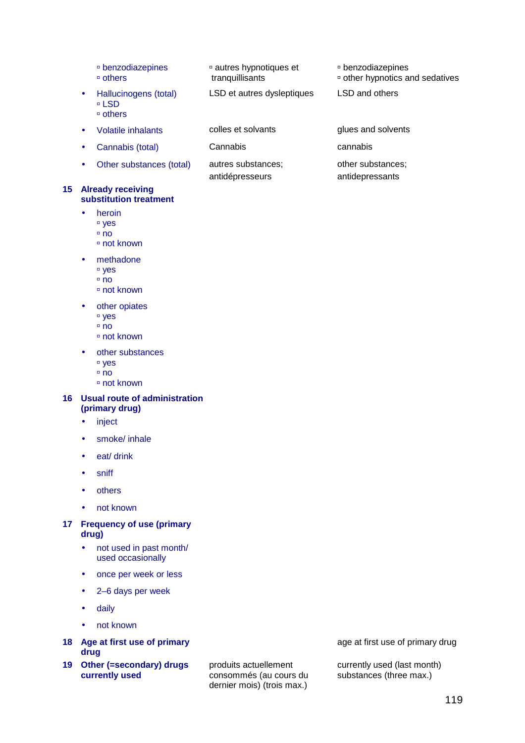| | | |
|---|---|---|
| ▫ benzodiazepines<br>▫ others | ▫ autres hypnotiques et tranquillisants | ▫ benzodiazepines<br>▫ other hypnotics and sedatives |
| • Hallucinogens (total)<br>▫ LSD<br>▫ others | LSD et autres dysleptiques | LSD and others |
| • Volatile inhalants | colles et solvants | glues and solvents |
| • Cannabis (total) | Cannabis | cannabis |
| • Other substances (total) | autres substances; antidépresseurs | other substances; antidepressants |

**15 Already receiving substitution treatment**

- heroin
  - ▫ yes
  - ▫ no
  - ▫ not known
- methadone
  - ▫ yes
  - ▫ no
  - ▫ not known
- other opiates
  - ▫ yes
  - ▫ no
  - ▫ not known
- other substances
  - ▫ yes
  - ▫ no
  - ▫ not known

**16 Usual route of administration (primary drug)**

- inject
- smoke/ inhale
- eat/ drink
- sniff
- others
- not known

**17 Frequency of use (primary drug)**

- not used in past month/ used occasionally
- once per week or less
- 2–6 days per week
- daily
- not known

| | | |
|---|---|---|
| **18 Age at first use of primary drug** | | age at first use of primary drug |
| **19 Other (=secondary) drugs currently used** | produits actuellement consommés (au cours du dernier mois) (trois max.) | currently used (last month) substances (three max.) |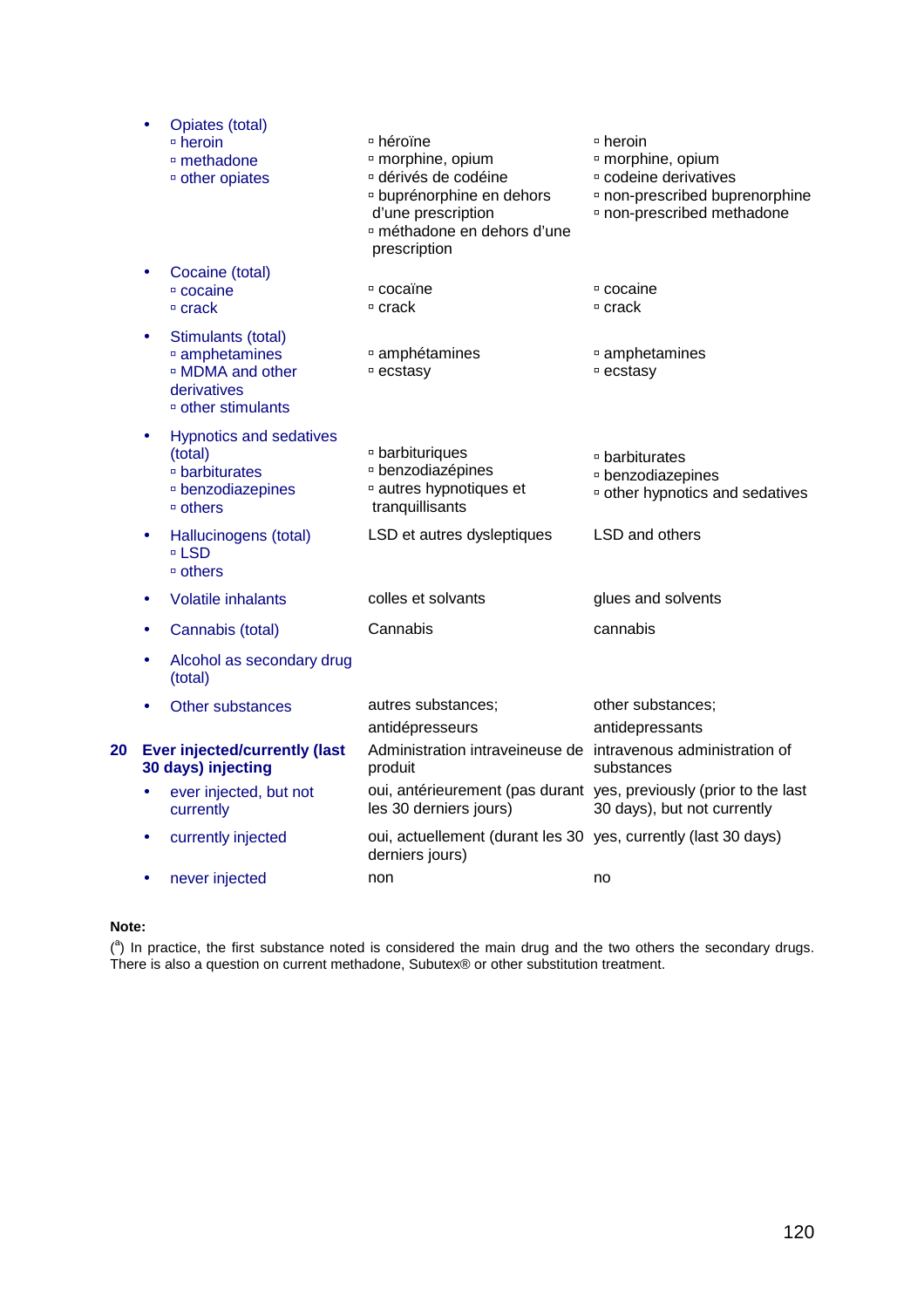| | | |
|---|---|---|
| • Opiates (total)<br>▫ heroin<br>▫ methadone<br>▫ other opiates | ▫ héroïne<br>▫ morphine, opium<br>▫ dérivés de codéine<br>▫ buprénorphine en dehors d'une prescription<br>▫ méthadone en dehors d'une prescription | ▫ heroin<br>▫ morphine, opium<br>▫ codeine derivatives<br>▫ non-prescribed buprenorphine<br>▫ non-prescribed methadone |
| • Cocaine (total)<br>▫ cocaine<br>▫ crack | ▫ cocaïne<br>▫ crack | ▫ cocaine<br>▫ crack |
| • Stimulants (total)<br>▫ amphetamines<br>▫ MDMA and other derivatives<br>▫ other stimulants | ▫ amphétamines<br>▫ ecstasy | ▫ amphetamines<br>▫ ecstasy |
| • Hypnotics and sedatives (total)<br>▫ barbiturates<br>▫ benzodiazepines<br>▫ others | ▫ barbituriques<br>▫ benzodiazépines<br>▫ autres hypnotiques et tranquillisants | ▫ barbiturates<br>▫ benzodiazepines<br>▫ other hypnotics and sedatives |
| • Hallucinogens (total)<br>▫ LSD<br>▫ others | LSD et autres dysleptiques | LSD and others |
| • Volatile inhalants | colles et solvants | glues and solvents |
| • Cannabis (total) | Cannabis | cannabis |
| • Alcohol as secondary drug (total) | | |
| • Other substances | autres substances; antidépresseurs | other substances; antidepressants |
| **20 Ever injected/currently (last 30 days) injecting** | Administration intraveineuse de produit | intravenous administration of substances |
| • ever injected, but not currently | oui, antérieurement (pas durant les 30 derniers jours) | yes, previously (prior to the last 30 days), but not currently |
| • currently injected | oui, actuellement (durant les 30 derniers jours) | yes, currently (last 30 days) |
| • never injected | non | no |

**Note:**

([a]) In practice, the first substance noted is considered the main drug and the two others the secondary drugs. There is also a question on current methadone, Subutex® or other substitution treatment.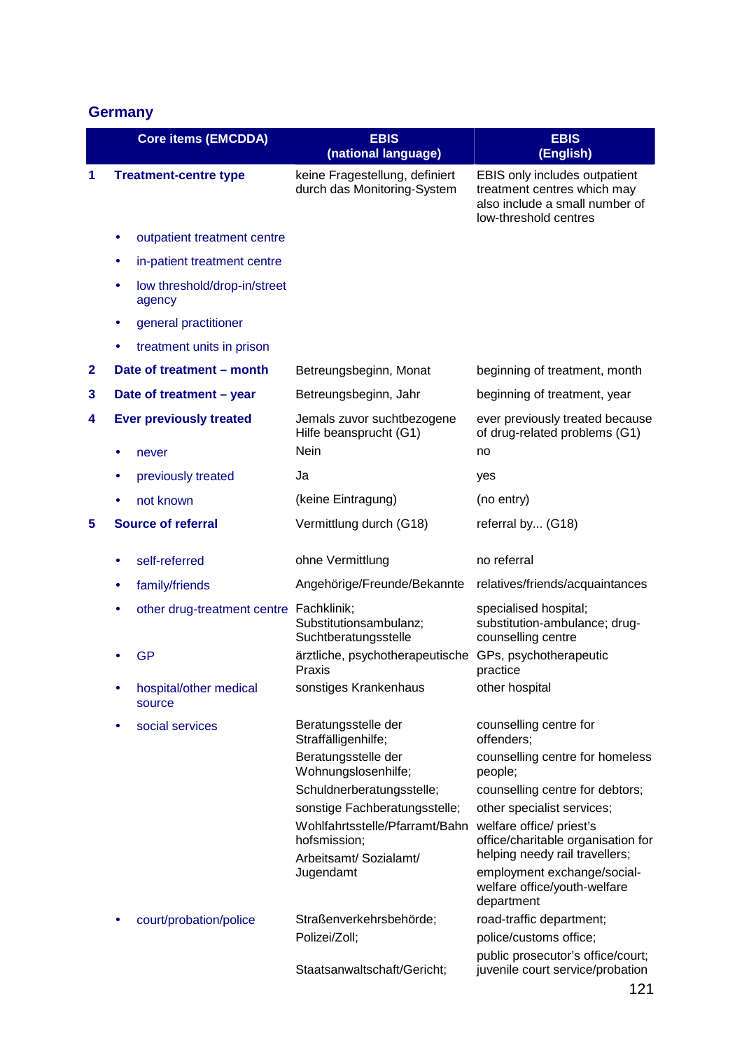## Germany

| | Core items (EMCDDA) | EBIS (national language) | EBIS (English) |
|---|---|---|---|
| **1** | **Treatment-centre type** | keine Fragestellung, definiert durch das Monitoring-System | EBIS only includes outpatient treatment centres which may also include a small number of low-threshold centres |
| | • outpatient treatment centre | | |
| | • in-patient treatment centre | | |
| | • low threshold/drop-in/street agency | | |
| | • general practitioner | | |
| | • treatment units in prison | | |
| **2** | **Date of treatment – month** | Betreungsbeginn, Monat | beginning of treatment, month |
| **3** | **Date of treatment – year** | Betreungsbeginn, Jahr | beginning of treatment, year |
| **4** | **Ever previously treated** | Jemals zuvor suchtbezogene Hilfe beansprucht (G1) | ever previously treated because of drug-related problems (G1) |
| | • never | Nein | no |
| | • previously treated | Ja | yes |
| | • not known | (keine Eintragung) | (no entry) |
| **5** | **Source of referral** | Vermittlung durch (G18) | referral by... (G18) |
| | • self-referred | ohne Vermittlung | no referral |
| | • family/friends | Angehörige/Freunde/Bekannte | relatives/friends/acquaintances |
| | • other drug-treatment centre | Fachklinik; Substitutionsambulanz; Suchtberatungsstelle | specialised hospital; substitution-ambulance; drug-counselling centre |
| | • GP | ärztliche, psychotherapeutische Praxis | GPs, psychotherapeutic practice |
| | • hospital/other medical source | sonstiges Krankenhaus | other hospital |
| | • social services | Beratungsstelle der Straffälligenhilfe; Beratungsstelle der Wohnungslosenhilfe; Schuldnerberatungsstelle; sonstige Fachberatungsstelle; Wohlfahrtsstelle/Pfarramt/Bahnhofsmission; Arbeitsamt/ Sozialamt/ Jugendamt | counselling centre for offenders; counselling centre for homeless people; counselling centre for debtors; other specialist services; welfare office/ priest's office/charitable organisation for helping needy rail travellers; employment exchange/social-welfare office/youth-welfare department |
| | • court/probation/police | Straßenverkehrsbehörde; Polizei/Zoll; Staatsanwaltschaft/Gericht; | road-traffic department; police/customs office; public prosecutor's office/court; juvenile court service/probation |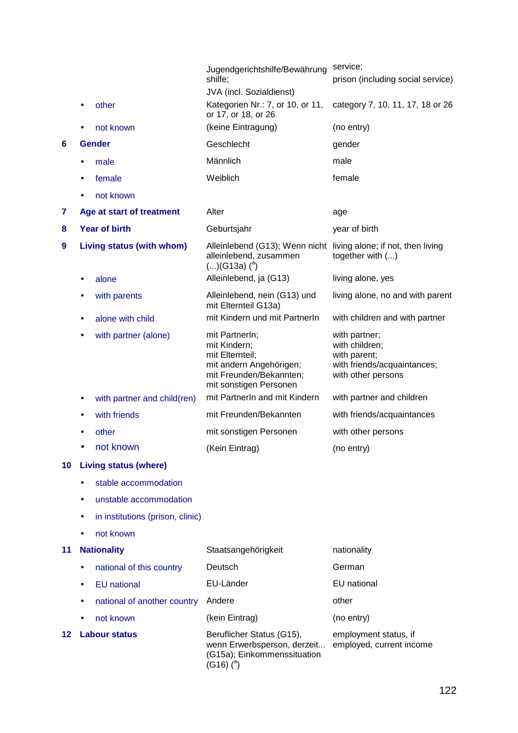| | | | |
|---|---|---|---|
| | | Jugendgerichtshilfe/Bewährungshilfe; JVA (incl. Sozialdienst) | service; prison (including social service) |
| | • other | Kategorien Nr.: 7, or 10, or 11, or 17, or 18, or 26 | category 7, 10, 11, 17, 18 or 26 |
| | • not known | (keine Eintragung) | (no entry) |
| **6** | **Gender** | Geschlecht | gender |
| | • male | Männlich | male |
| | • female | Weiblich | female |
| | • not known | | |
| **7** | **Age at start of treatment** | Alter | age |
| **8** | **Year of birth** | Geburtsjahr | year of birth |
| **9** | **Living status (with whom)** | Alleinlebend (G13); Wenn nicht alleinlebend, zusammen (...)(G13a) ([a]) | living alone; if not, then living together with (...) |
| | • alone | Alleinlebend, ja (G13) | living alone, yes |
| | • with parents | Alleinlebend, nein (G13) und mit Elternteil G13a) | living alone, no and with parent |
| | • alone with child | mit Kindern und mit PartnerIn | with children and with partner |
| | • with partner (alone) | mit PartnerIn; mit Kindern; mit Elternteil; mit andern Angehörigen; mit Freunden/Bekannten; mit sonstigen Personen | with partner; with children; with parent; with friends/acquaintances; with other persons |
| | • with partner and child(ren) | mit PartnerIn and mit Kindern | with partner and children |
| | • with friends | mit Freunden/Bekannten | with friends/acquaintances |
| | • other | mit sonstigen Personen | with other persons |
| | • not known | (Kein Eintrag) | (no entry) |
| **10** | **Living status (where)** | | |
| | • stable accommodation | | |
| | • unstable accommodation | | |
| | • in institutions (prison, clinic) | | |
| | • not known | | |
| **11** | **Nationality** | Staatsangehörigkeit | nationality |
| | • national of this country | Deutsch | German |
| | • EU national | EU-Länder | EU national |
| | • national of another country | Andere | other |
| | • not known | (kein Eintrag) | (no entry) |
| **12** | **Labour status** | Beruflicher Status (G15), wenn Erwerbsperson, derzeit... (G15a); Einkommenssituation (G16) ([a]) | employment status, if employed, current income |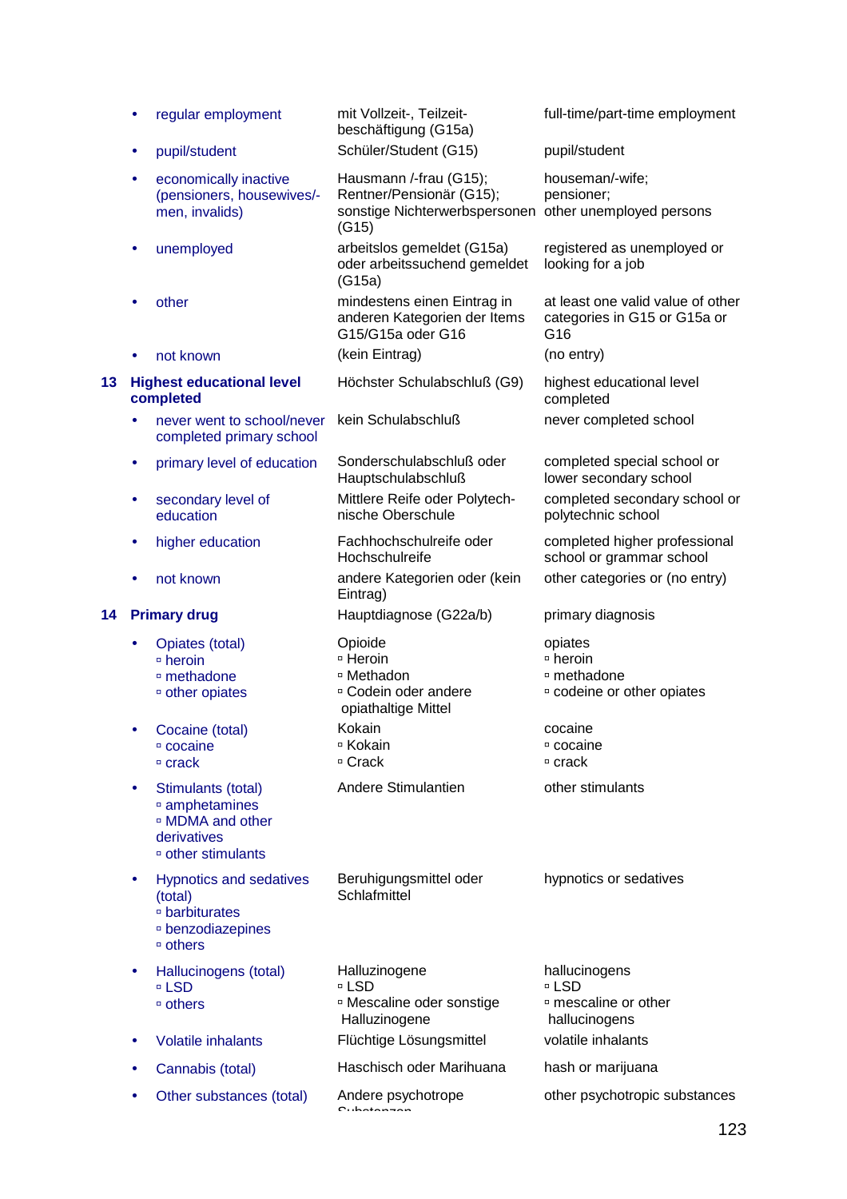| | | |
|---|---|---|
| • regular employment | mit Vollzeit-, Teilzeit-beschäftigung (G15a) | full-time/part-time employment |
| • pupil/student | Schüler/Student (G15) | pupil/student |
| • economically inactive (pensioners, housewives/-men, invalids) | Hausmann /-frau (G15); Rentner/Pensionär (G15); sonstige Nichterwerbspersonen (G15) | houseman/-wife; pensioner; other unemployed persons |
| • unemployed | arbeitslos gemeldet (G15a) oder arbeitssuchend gemeldet (G15a) | registered as unemployed or looking for a job |
| • other | mindestens einen Eintrag in anderen Kategorien der Items G15/G15a oder G16 | at least one valid value of other categories in G15 or G15a or G16 |
| • not known | (kein Eintrag) | (no entry) |
| **13 Highest educational level completed** | Höchster Schulabschluß (G9) | highest educational level completed |
| • never went to school/never completed primary school | kein Schulabschluß | never completed school |
| • primary level of education | Sonderschulabschluß oder Hauptschulabschluß | completed special school or lower secondary school |
| • secondary level of education | Mittlere Reife oder Polytech-nische Oberschule | completed secondary school or polytechnic school |
| • higher education | Fachhochschulreife oder Hochschulreife | completed higher professional school or grammar school |
| • not known | andere Kategorien oder (kein Eintrag) | other categories or (no entry) |
| **14 Primary drug** | Hauptdiagnose (G22a/b) | primary diagnosis |
| • Opiates (total)<br>▫ heroin<br>▫ methadone<br>▫ other opiates | Opioide<br>▫ Heroin<br>▫ Methadon<br>▫ Codein oder andere opiathaltige Mittel | opiates<br>▫ heroin<br>▫ methadone<br>▫ codeine or other opiates |
| • Cocaine (total)<br>▫ cocaine<br>▫ crack | Kokain<br>▫ Kokain<br>▫ Crack | cocaine<br>▫ cocaine<br>▫ crack |
| • Stimulants (total)<br>▫ amphetamines<br>▫ MDMA and other derivatives<br>▫ other stimulants | Andere Stimulantien | other stimulants |
| • Hypnotics and sedatives (total)<br>▫ barbiturates<br>▫ benzodiazepines<br>▫ others | Beruhigungsmittel oder Schlafmittel | hypnotics or sedatives |
| • Hallucinogens (total)<br>▫ LSD<br>▫ others | Halluzinogene<br>▫ LSD<br>▫ Mescaline oder sonstige Halluzinogene | hallucinogens<br>▫ LSD<br>▫ mescaline or other hallucinogens |
| • Volatile inhalants | Flüchtige Lösungsmittel | volatile inhalants |
| • Cannabis (total) | Haschisch oder Marihuana | hash or marijuana |
| • Other substances (total) | Andere psychotrope Substanzen | other psychotropic substances |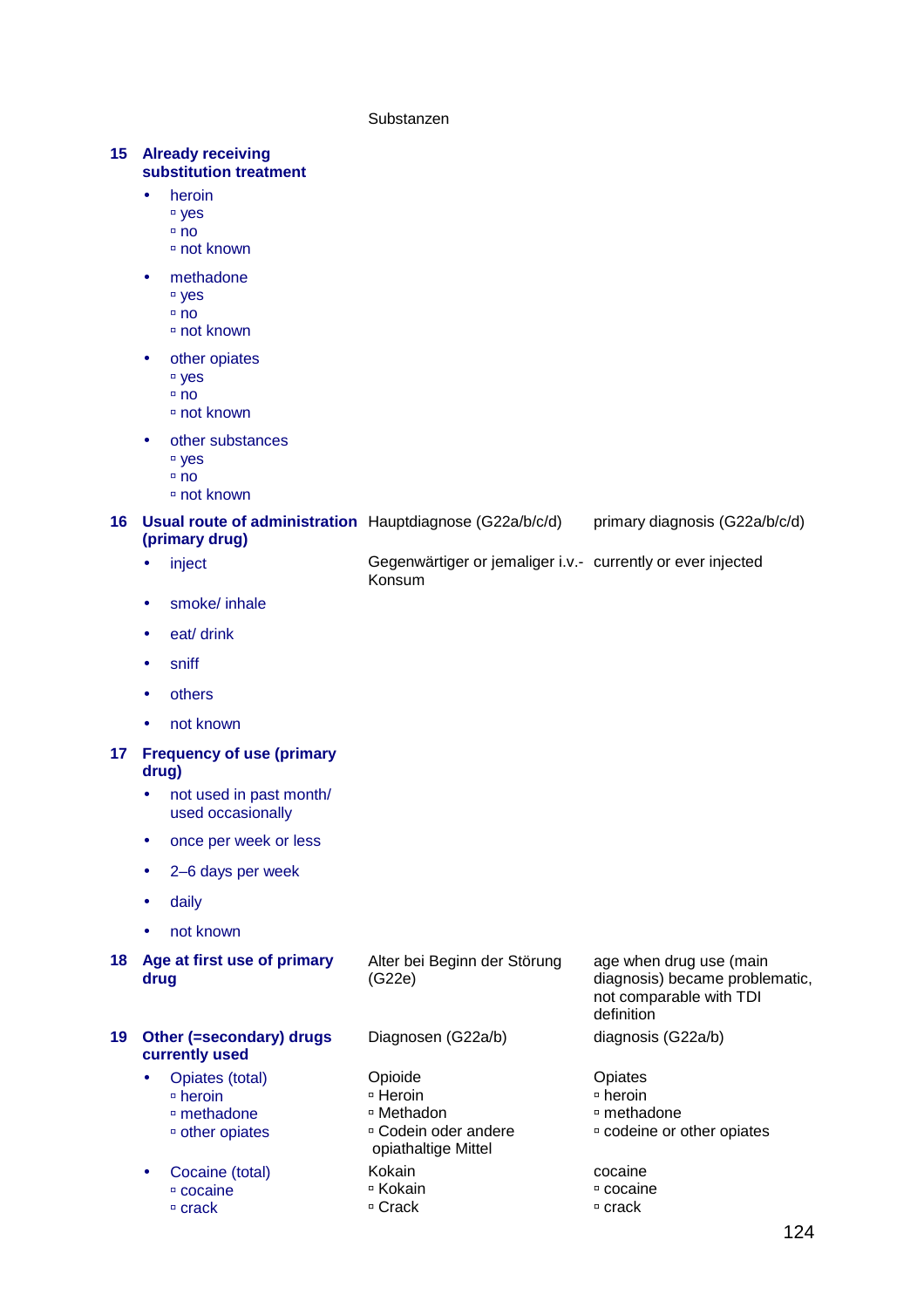| | Substanzen | |
|---|---|---|
| **15 Already receiving substitution treatment** | | |
| • heroin<br>▫ yes<br>▫ no<br>▫ not known | | |
| • methadone<br>▫ yes<br>▫ no<br>▫ not known | | |
| • other opiates<br>▫ yes<br>▫ no<br>▫ not known | | |
| • other substances<br>▫ yes<br>▫ no<br>▫ not known | | |
| **16 Usual route of administration (primary drug)** | Hauptdiagnose (G22a/b/c/d) | primary diagnosis (G22a/b/c/d) |
| • inject | Gegenwärtiger or jemaliger i.v.-Konsum | currently or ever injected |
| • smoke/ inhale | | |
| • eat/ drink | | |
| • sniff | | |
| • others | | |
| • not known | | |
| **17 Frequency of use (primary drug)** | | |
| • not used in past month/ used occasionally | | |
| • once per week or less | | |
| • 2–6 days per week | | |
| • daily | | |
| • not known | | |
| **18 Age at first use of primary drug** | Alter bei Beginn der Störung (G22e) | age when drug use (main diagnosis) became problematic, not comparable with TDI definition |
| **19 Other (=secondary) drugs currently used** | Diagnosen (G22a/b) | diagnosis (G22a/b) |
| • Opiates (total)<br>▫ heroin<br>▫ methadone<br>▫ other opiates | Opioide<br>▫ Heroin<br>▫ Methadon<br>▫ Codein oder andere opiathaltige Mittel | Opiates<br>▫ heroin<br>▫ methadone<br>▫ codeine or other opiates |
| • Cocaine (total)<br>▫ cocaine<br>▫ crack | Kokain<br>▫ Kokain<br>▫ Crack | cocaine<br>▫ cocaine<br>▫ crack |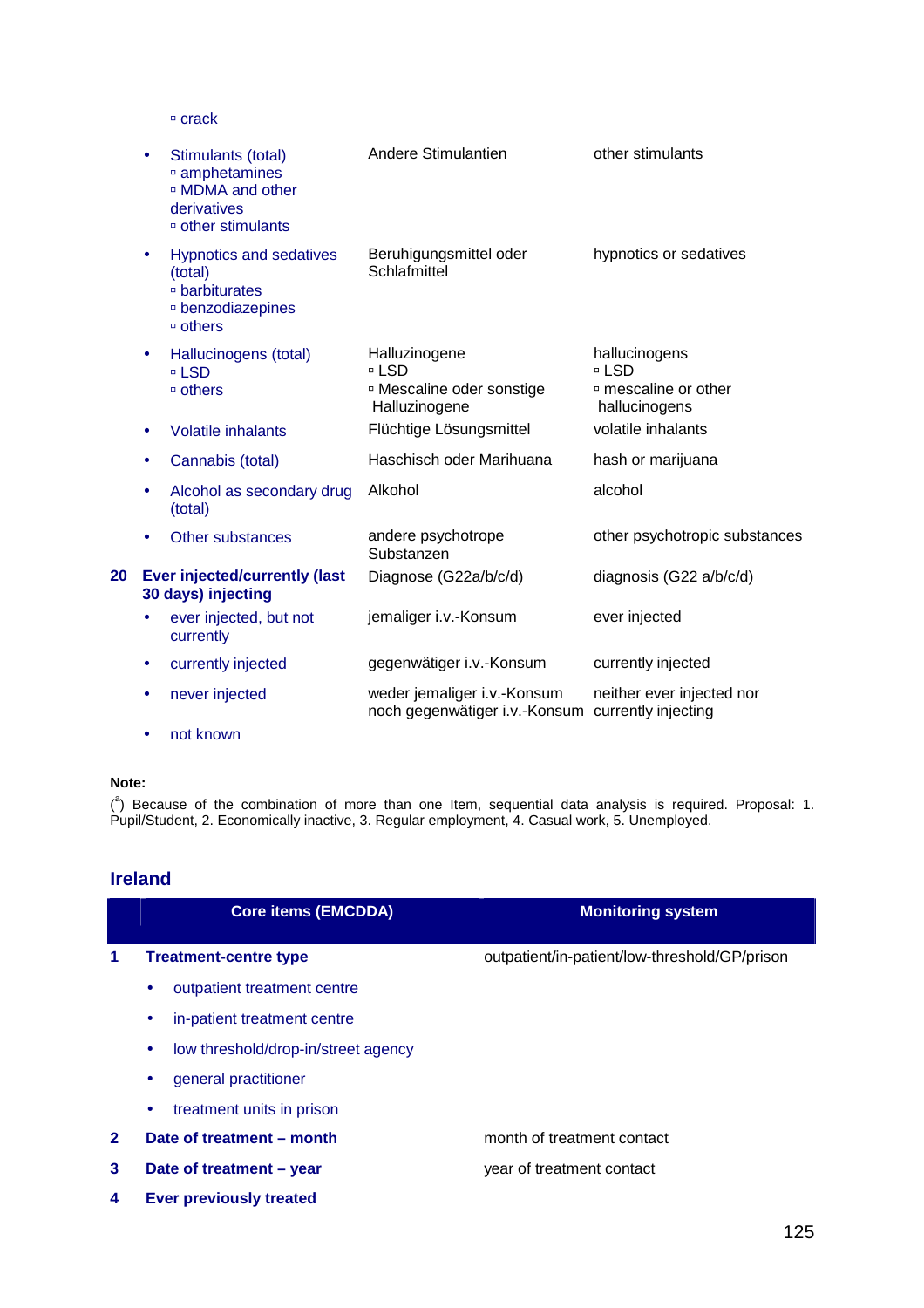| | Core items (EMCDDA) | German | English |
|---|---|---|---|
| | ▫ crack | | |
| | • Stimulants (total)<br>▫ amphetamines<br>▫ MDMA and other derivatives<br>▫ other stimulants | Andere Stimulantien | other stimulants |
| | • Hypnotics and sedatives (total)<br>▫ barbiturates<br>▫ benzodiazepines<br>▫ others | Beruhigungsmittel oder Schlafmittel | hypnotics or sedatives |
| | • Hallucinogens (total)<br>▫ LSD<br>▫ others | Halluzinogene<br>▫ LSD<br>▫ Mescaline oder sonstige Halluzinogene | hallucinogens<br>▫ LSD<br>▫ mescaline or other hallucinogens |
| | • Volatile inhalants | Flüchtige Lösungsmittel | volatile inhalants |
| | • Cannabis (total) | Haschisch oder Marihuana | hash or marijuana |
| | • Alcohol as secondary drug (total) | Alkohol | alcohol |
| | • Other substances | andere psychotrope Substanzen | other psychotropic substances |
| 20 | **Ever injected/currently (last 30 days) injecting** | Diagnose (G22a/b/c/d) | diagnosis (G22 a/b/c/d) |
| | • ever injected, but not currently | jemaliger i.v.-Konsum | ever injected |
| | • currently injected | gegenwätiger i.v.-Konsum | currently injected |
| | • never injected | weder jemaliger i.v.-Konsum noch gegenwätiger i.v.-Konsum | neither ever injected nor currently injecting |
| | • not known | | |

**Note:**

([a]) Because of the combination of more than one Item, sequential data analysis is required. Proposal: 1. Pupil/Student, 2. Economically inactive, 3. Regular employment, 4. Casual work, 5. Unemployed.

## Ireland

| | Core items (EMCDDA) | Monitoring system |
|---|---|---|
| 1 | **Treatment-centre type** | outpatient/in-patient/low-threshold/GP/prison |
| | • outpatient treatment centre | |
| | • in-patient treatment centre | |
| | • low threshold/drop-in/street agency | |
| | • general practitioner | |
| | • treatment units in prison | |
| 2 | **Date of treatment – month** | month of treatment contact |
| 3 | **Date of treatment – year** | year of treatment contact |
| 4 | **Ever previously treated** | |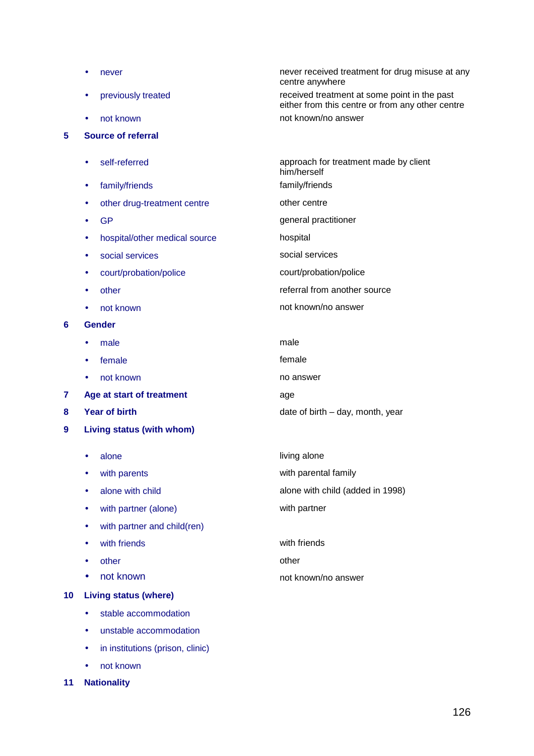| | |
|---|---|
| • never | never received treatment for drug misuse at any centre anywhere |
| • previously treated | received treatment at some point in the past either from this centre or from any other centre |
| • not known | not known/no answer |

**5 Source of referral**

| | |
|---|---|
| • self-referred | approach for treatment made by client him/herself |
| • family/friends | family/friends |
| • other drug-treatment centre | other centre |
| • GP | general practitioner |
| • hospital/other medical source | hospital |
| • social services | social services |
| • court/probation/police | court/probation/police |
| • other | referral from another source |
| • not known | not known/no answer |

**6 Gender**

| | |
|---|---|
| • male | male |
| • female | female |
| • not known | no answer |

| | |
|---|---|
| **7 Age at start of treatment** | age |
| **8 Year of birth** | date of birth – day, month, year |

**9 Living status (with whom)**

| | |
|---|---|
| • alone | living alone |
| • with parents | with parental family |
| • alone with child | alone with child (added in 1998) |
| • with partner (alone) | with partner |
| • with partner and child(ren) | |
| • with friends | with friends |
| • other | other |
| • not known | not known/no answer |

**10 Living status (where)**

- stable accommodation
- unstable accommodation
- in institutions (prison, clinic)
- not known

**11 Nationality**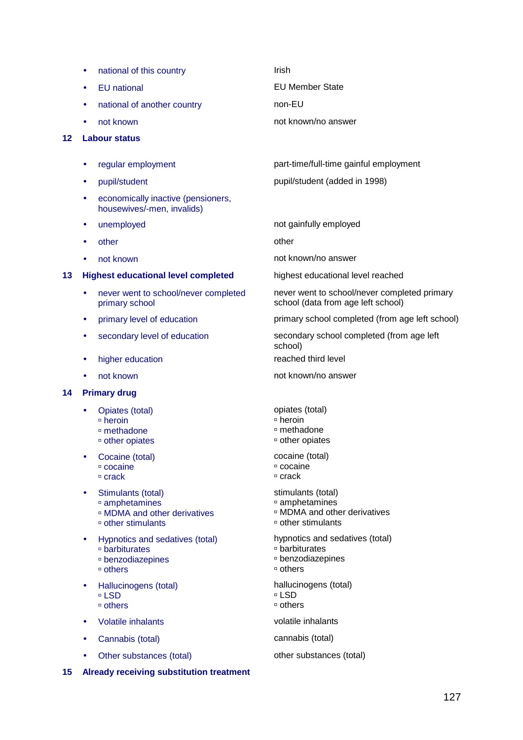| | |
|---|---|
| • national of this country | Irish |
| • EU national | EU Member State |
| • national of another country | non-EU |
| • not known | not known/no answer |
| **12 Labour status** | |
| • regular employment | part-time/full-time gainful employment |
| • pupil/student | pupil/student (added in 1998) |
| • economically inactive (pensioners, housewives/-men, invalids) | |
| • unemployed | not gainfully employed |
| • other | other |
| • not known | not known/no answer |
| **13 Highest educational level completed** | highest educational level reached |
| • never went to school/never completed primary school | never went to school/never completed primary school (data from age left school) |
| • primary level of education | primary school completed (from age left school) |
| • secondary level of education | secondary school completed (from age left school) |
| • higher education | reached third level |
| • not known | not known/no answer |
| **14 Primary drug** | |
| • Opiates (total)<br>▫ heroin<br>▫ methadone<br>▫ other opiates | opiates (total)<br>▫ heroin<br>▫ methadone<br>▫ other opiates |
| • Cocaine (total)<br>▫ cocaine<br>▫ crack | cocaine (total)<br>▫ cocaine<br>▫ crack |
| • Stimulants (total)<br>▫ amphetamines<br>▫ MDMA and other derivatives<br>▫ other stimulants | stimulants (total)<br>▫ amphetamines<br>▫ MDMA and other derivatives<br>▫ other stimulants |
| • Hypnotics and sedatives (total)<br>▫ barbiturates<br>▫ benzodiazepines<br>▫ others | hypnotics and sedatives (total)<br>▫ barbiturates<br>▫ benzodiazepines<br>▫ others |
| • Hallucinogens (total)<br>▫ LSD<br>▫ others | hallucinogens (total)<br>▫ LSD<br>▫ others |
| • Volatile inhalants | volatile inhalants |
| • Cannabis (total) | cannabis (total) |
| • Other substances (total) | other substances (total) |
| **15 Already receiving substitution treatment** | |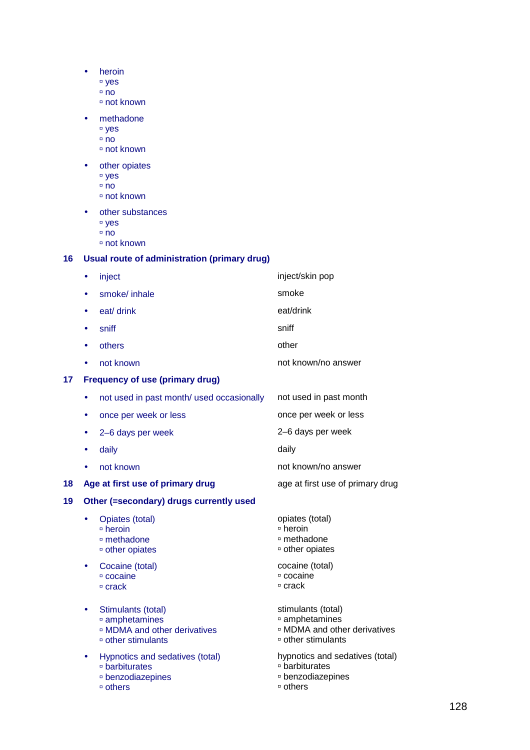- heroin
  - ▫ yes
  - ▫ no
  - ▫ not known
- methadone
  - ▫ yes
  - ▫ no
  - ▫ not known
- other opiates
  - ▫ yes
  - ▫ no
  - ▫ not known
- other substances
  - ▫ yes
  - ▫ no
  - ▫ not known

**16 Usual route of administration (primary drug)**

| | |
|---|---|
| • inject | inject/skin pop |
| • smoke/ inhale | smoke |
| • eat/ drink | eat/drink |
| • sniff | sniff |
| • others | other |
| • not known | not known/no answer |

**17 Frequency of use (primary drug)**

| | |
|---|---|
| • not used in past month/ used occasionally | not used in past month |
| • once per week or less | once per week or less |
| • 2–6 days per week | 2–6 days per week |
| • daily | daily |
| • not known | not known/no answer |

| | |
|---|---|
| **18 Age at first use of primary drug** | age at first use of primary drug |

**19 Other (=secondary) drugs currently used**

| | |
|---|---|
| • Opiates (total) | opiates (total) |
| ▫ heroin | ▫ heroin |
| ▫ methadone | ▫ methadone |
| ▫ other opiates | ▫ other opiates |
| • Cocaine (total) | cocaine (total) |
| ▫ cocaine | ▫ cocaine |
| ▫ crack | ▫ crack |
| • Stimulants (total) | stimulants (total) |
| ▫ amphetamines | ▫ amphetamines |
| ▫ MDMA and other derivatives | ▫ MDMA and other derivatives |
| ▫ other stimulants | ▫ other stimulants |
| • Hypnotics and sedatives (total) | hypnotics and sedatives (total) |
| ▫ barbiturates | ▫ barbiturates |
| ▫ benzodiazepines | ▫ benzodiazepines |
| ▫ others | ▫ others |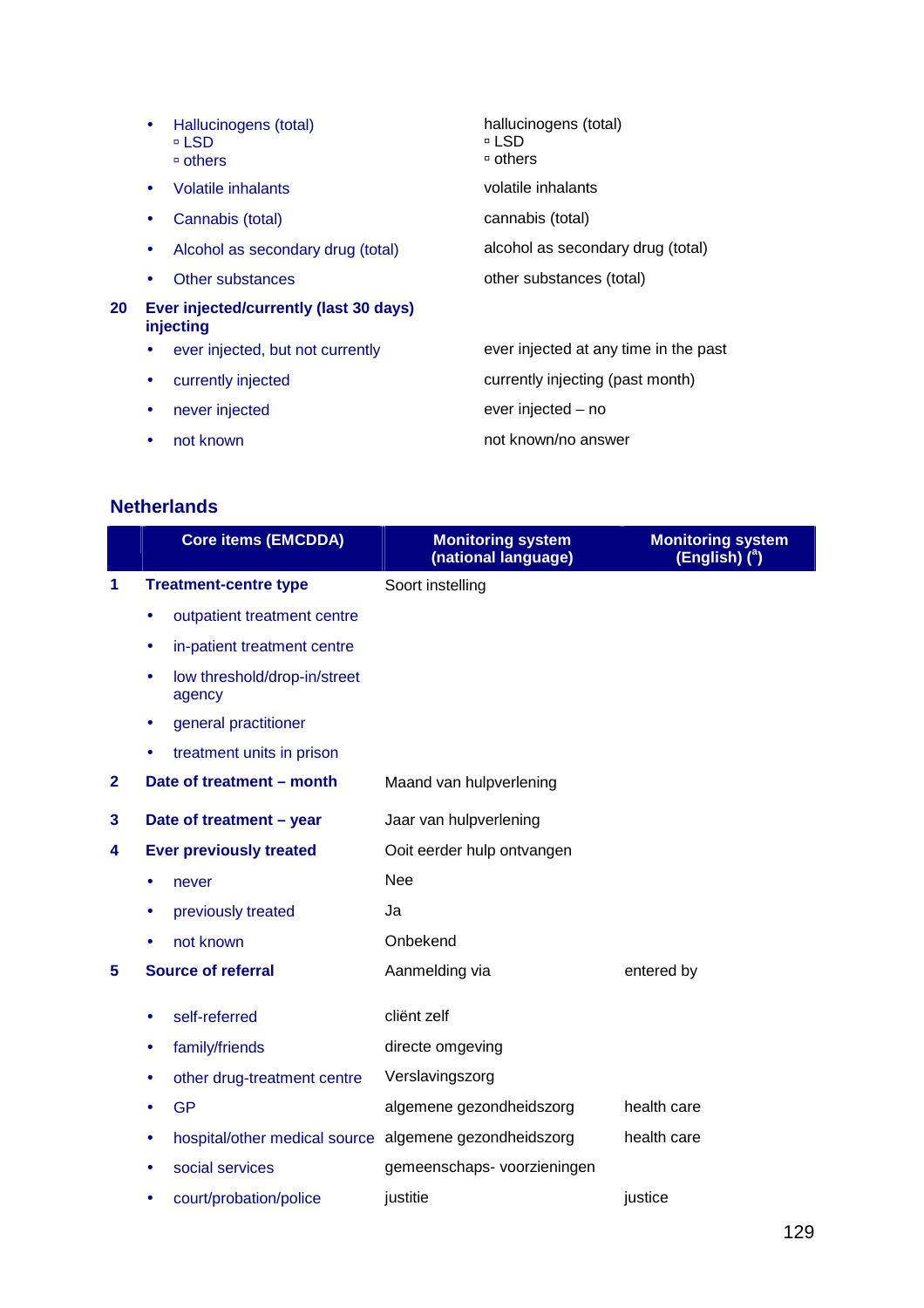| | | |
|---|---|---|
| | • Hallucinogens (total)<br>▫ LSD<br>▫ others | hallucinogens (total)<br>▫ LSD<br>▫ others |
| | • Volatile inhalants | volatile inhalants |
| | • Cannabis (total) | cannabis (total) |
| | • Alcohol as secondary drug (total) | alcohol as secondary drug (total) |
| | • Other substances | other substances (total) |
| **20** | **Ever injected/currently (last 30 days) injecting** | |
| | • ever injected, but not currently | ever injected at any time in the past |
| | • currently injected | currently injecting (past month) |
| | • never injected | ever injected – no |
| | • not known | not known/no answer |

## Netherlands

| | Core items (EMCDDA) | Monitoring system (national language) | Monitoring system (English) ([a]) |
|---|---|---|---|
| **1** | **Treatment-centre type** | Soort instelling | |
| | • outpatient treatment centre | | |
| | • in-patient treatment centre | | |
| | • low threshold/drop-in/street agency | | |
| | • general practitioner | | |
| | • treatment units in prison | | |
| **2** | **Date of treatment – month** | Maand van hulpverlening | |
| **3** | **Date of treatment – year** | Jaar van hulpverlening | |
| **4** | **Ever previously treated** | Ooit eerder hulp ontvangen | |
| | • never | Nee | |
| | • previously treated | Ja | |
| | • not known | Onbekend | |
| **5** | **Source of referral** | Aanmelding via | entered by |
| | • self-referred | cliënt zelf | |
| | • family/friends | directe omgeving | |
| | • other drug-treatment centre | Verslavingszorg | |
| | • GP | algemene gezondheidszorg | health care |
| | • hospital/other medical source | algemene gezondheidszorg | health care |
| | • social services | gemeenschaps- voorzieningen | |
| | • court/probation/police | justitie | justice |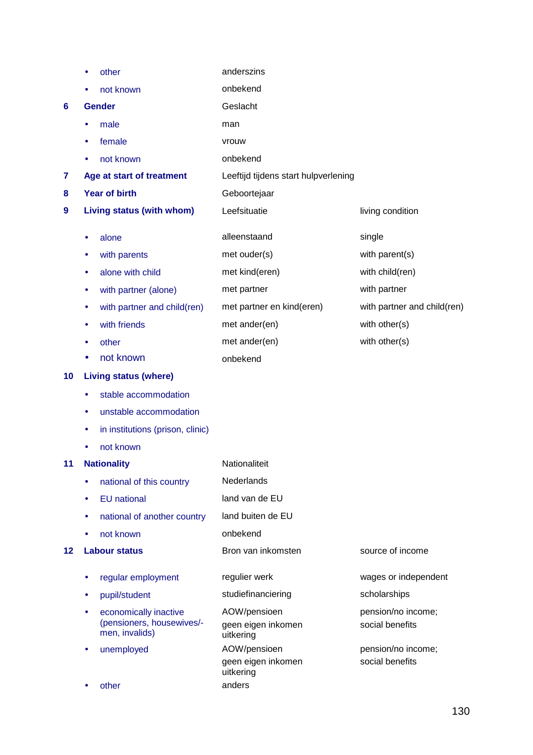| | English | Dutch | Translation |
|---|---|---|---|
| | • other | anderszins | |
| | • not known | onbekend | |
| **6** | **Gender** | Geslacht | |
| | • male | man | |
| | • female | vrouw | |
| | • not known | onbekend | |
| **7** | **Age at start of treatment** | Leeftijd tijdens start hulpverlening | |
| **8** | **Year of birth** | Geboortejaar | |
| **9** | **Living status (with whom)** | Leefsituatie | living condition |
| | • alone | alleenstaand | single |
| | • with parents | met ouder(s) | with parent(s) |
| | • alone with child | met kind(eren) | with child(ren) |
| | • with partner (alone) | met partner | with partner |
| | • with partner and child(ren) | met partner en kind(eren) | with partner and child(ren) |
| | • with friends | met ander(en) | with other(s) |
| | • other | met ander(en) | with other(s) |
| | • not known | onbekend | |
| **10** | **Living status (where)** | | |
| | • stable accommodation | | |
| | • unstable accommodation | | |
| | • in institutions (prison, clinic) | | |
| | • not known | | |
| **11** | **Nationality** | Nationaliteit | |
| | • national of this country | Nederlands | |
| | • EU national | land van de EU | |
| | • national of another country | land buiten de EU | |
| | • not known | onbekend | |
| **12** | **Labour status** | Bron van inkomsten | source of income |
| | • regular employment | regulier werk | wages or independent |
| | • pupil/student | studiefinanciering | scholarships |
| | • economically inactive (pensioners, housewives/-men, invalids) | AOW/pensioen geen eigen inkomen uitkering | pension/no income; social benefits |
| | • unemployed | AOW/pensioen geen eigen inkomen uitkering | pension/no income; social benefits |
| | • other | anders | |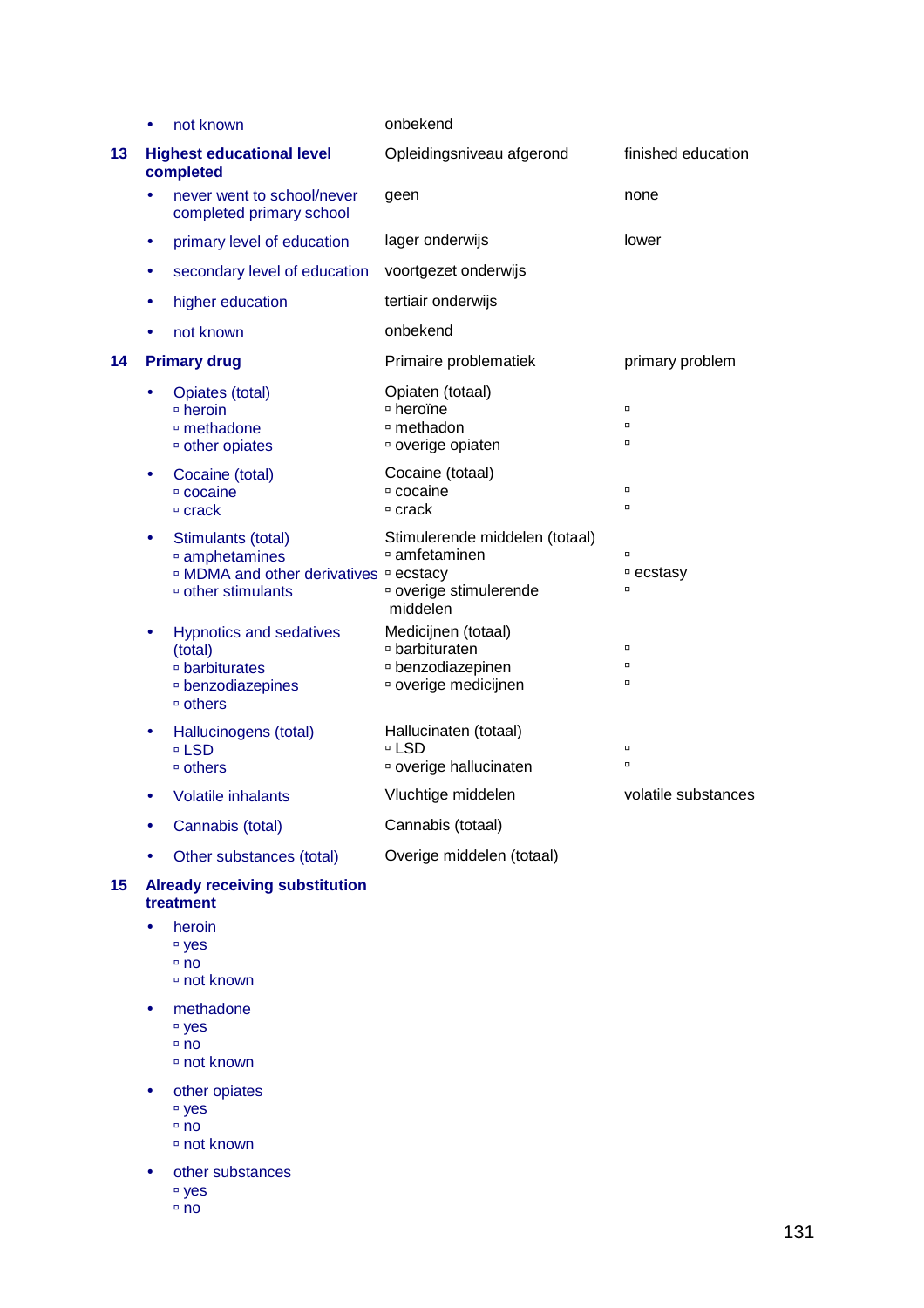| | | | |
|---|---|---|---|
| | • not known | onbekend | |
| **13** | **Highest educational level completed** | Opleidingsniveau afgerond | finished education |
| | • never went to school/never completed primary school | geen | none |
| | • primary level of education | lager onderwijs | lower |
| | • secondary level of education | voortgezet onderwijs | |
| | • higher education | tertiair onderwijs | |
| | • not known | onbekend | |
| **14** | **Primary drug** | Primaire problematiek | primary problem |
| | • Opiates (total)<br>▫ heroin<br>▫ methadone<br>▫ other opiates | Opiaten (totaal)<br>▫ heroïne<br>▫ methadon<br>▫ overige opiaten | <br>▫<br>▫<br>▫ |
| | • Cocaine (total)<br>▫ cocaine<br>▫ crack | Cocaine (totaal)<br>▫ cocaine<br>▫ crack | <br>▫<br>▫ |
| | • Stimulants (total)<br>▫ amphetamines<br>▫ MDMA and other derivatives<br>▫ other stimulants | Stimulerende middelen (totaal)<br>▫ amfetaminen<br>▫ ecstacy<br>▫ overige stimulerende middelen | <br>▫<br>▫ ecstasy<br>▫ |
| | • Hypnotics and sedatives (total)<br>▫ barbiturates<br>▫ benzodiazepines<br>▫ others | Medicijnen (totaal)<br>▫ barbituraten<br>▫ benzodiazepinen<br>▫ overige medicijnen | <br>▫<br>▫<br>▫ |
| | • Hallucinogens (total)<br>▫ LSD<br>▫ others | Hallucinaten (totaal)<br>▫ LSD<br>▫ overige hallucinaten | <br>▫<br>▫ |
| | • Volatile inhalants | Vluchtige middelen | volatile substances |
| | • Cannabis (total) | Cannabis (totaal) | |
| | • Other substances (total) | Overige middelen (totaal) | |
| **15** | **Already receiving substitution treatment** | | |
| | • heroin<br>▫ yes<br>▫ no<br>▫ not known | | |
| | • methadone<br>▫ yes<br>▫ no<br>▫ not known | | |
| | • other opiates<br>▫ yes<br>▫ no<br>▫ not known | | |
| | • other substances<br>▫ yes<br>▫ no | | |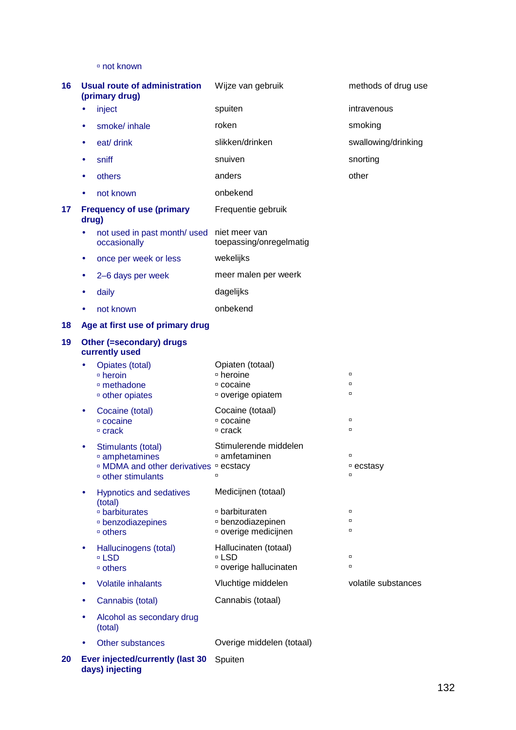▫ not known

| | | | |
|---|---|---|---|
| **16** | **Usual route of administration (primary drug)** | Wijze van gebruik | methods of drug use |
| | • inject | spuiten | intravenous |
| | • smoke/ inhale | roken | smoking |
| | • eat/ drink | slikken/drinken | swallowing/drinking |
| | • sniff | snuiven | snorting |
| | • others | anders | other |
| | • not known | onbekend | |
| **17** | **Frequency of use (primary drug)** | Frequentie gebruik | |
| | • not used in past month/ used occasionally | niet meer van toepassing/onregelmatig | |
| | • once per week or less | wekelijks | |
| | • 2–6 days per week | meer malen per weerk | |
| | • daily | dagelijks | |
| | • not known | onbekend | |
| **18** | **Age at first use of primary drug** | | |
| **19** | **Other (=secondary) drugs currently used** | | |
| | • Opiates (total) | Opiaten (totaal) | |
| | ▫ heroin | ▫ heroine | ▫ |
| | ▫ methadone | ▫ cocaine | ▫ |
| | ▫ other opiates | ▫ overige opiatem | ▫ |
| | • Cocaine (total) | Cocaine (totaal) | |
| | ▫ cocaine | ▫ cocaine | ▫ |
| | ▫ crack | ▫ crack | ▫ |
| | • Stimulants (total) | Stimulerende middelen | |
| | ▫ amphetamines | ▫ amfetaminen | ▫ |
| | ▫ MDMA and other derivatives | ▫ ecstacy | ▫ ecstasy |
| | ▫ other stimulants | ▫ | ▫ |
| | • Hypnotics and sedatives (total) | Medicijnen (totaal) | |
| | ▫ barbiturates | ▫ barbituraten | ▫ |
| | ▫ benzodiazepines | ▫ benzodiazepinen | ▫ |
| | ▫ others | ▫ overige medicijnen | ▫ |
| | • Hallucinogens (total) | Hallucinaten (totaal) | |
| | ▫ LSD | ▫ LSD | ▫ |
| | ▫ others | ▫ overige hallucinaten | ▫ |
| | • Volatile inhalants | Vluchtige middelen | volatile substances |
| | • Cannabis (total) | Cannabis (totaal) | |
| | • Alcohol as secondary drug (total) | | |
| | • Other substances | Overige middelen (totaal) | |
| **20** | **Ever injected/currently (last 30 days) injecting** | Spuiten | |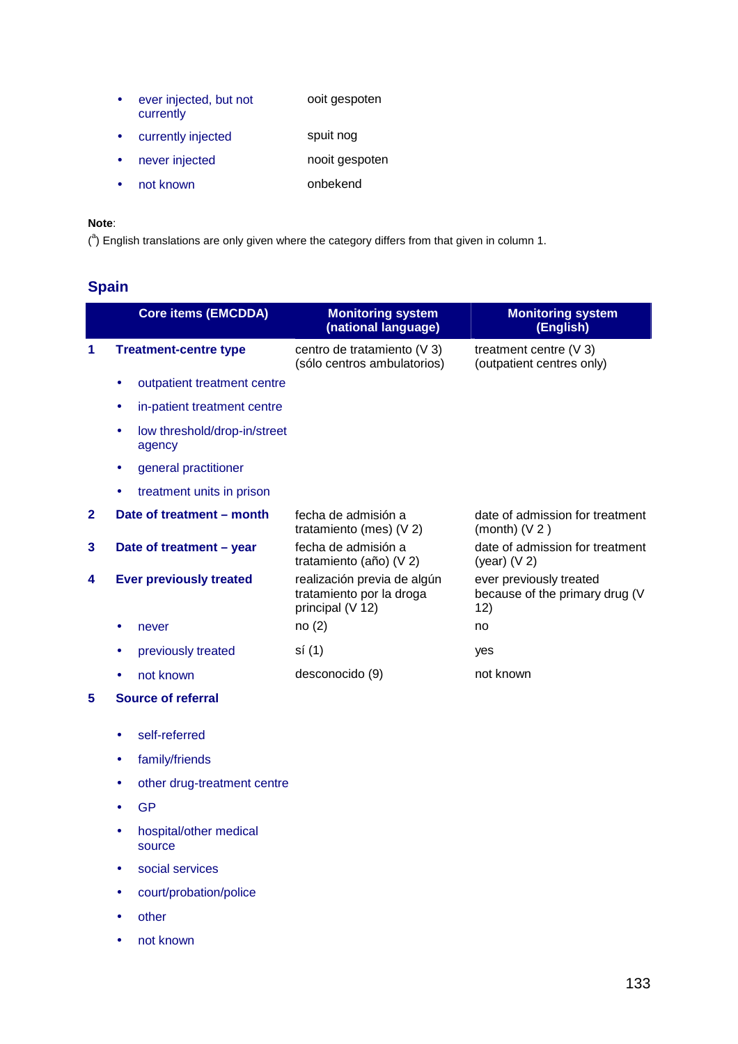| | |
|---|---|
| • ever injected, but not currently | ooit gespoten |
| • currently injected | spuit nog |
| • never injected | nooit gespoten |
| • not known | onbekend |

**Note**:
([a]) English translations are only given where the category differs from that given in column 1.

## Spain

| | Core items (EMCDDA) | Monitoring system (national language) | Monitoring system (English) |
|---|---|---|---|
| **1** | **Treatment-centre type** | centro de tratamiento (V 3) (sólo centros ambulatorios) | treatment centre (V 3) (outpatient centres only) |
| | • outpatient treatment centre | | |
| | • in-patient treatment centre | | |
| | • low threshold/drop-in/street agency | | |
| | • general practitioner | | |
| | • treatment units in prison | | |
| **2** | **Date of treatment – month** | fecha de admisión a tratamiento (mes) (V 2) | date of admission for treatment (month) (V 2 ) |
| **3** | **Date of treatment – year** | fecha de admisión a tratamiento (año) (V 2) | date of admission for treatment (year) (V 2) |
| **4** | **Ever previously treated** | realización previa de algún tratamiento por la droga principal (V 12) | ever previously treated because of the primary drug (V 12) |
| | • never | no (2) | no |
| | • previously treated | sí (1) | yes |
| | • not known | desconocido (9) | not known |
| **5** | **Source of referral** | | |
| | • self-referred | | |
| | • family/friends | | |
| | • other drug-treatment centre | | |
| | • GP | | |
| | • hospital/other medical source | | |
| | • social services | | |
| | • court/probation/police | | |
| | • other | | |
| | • not known | | |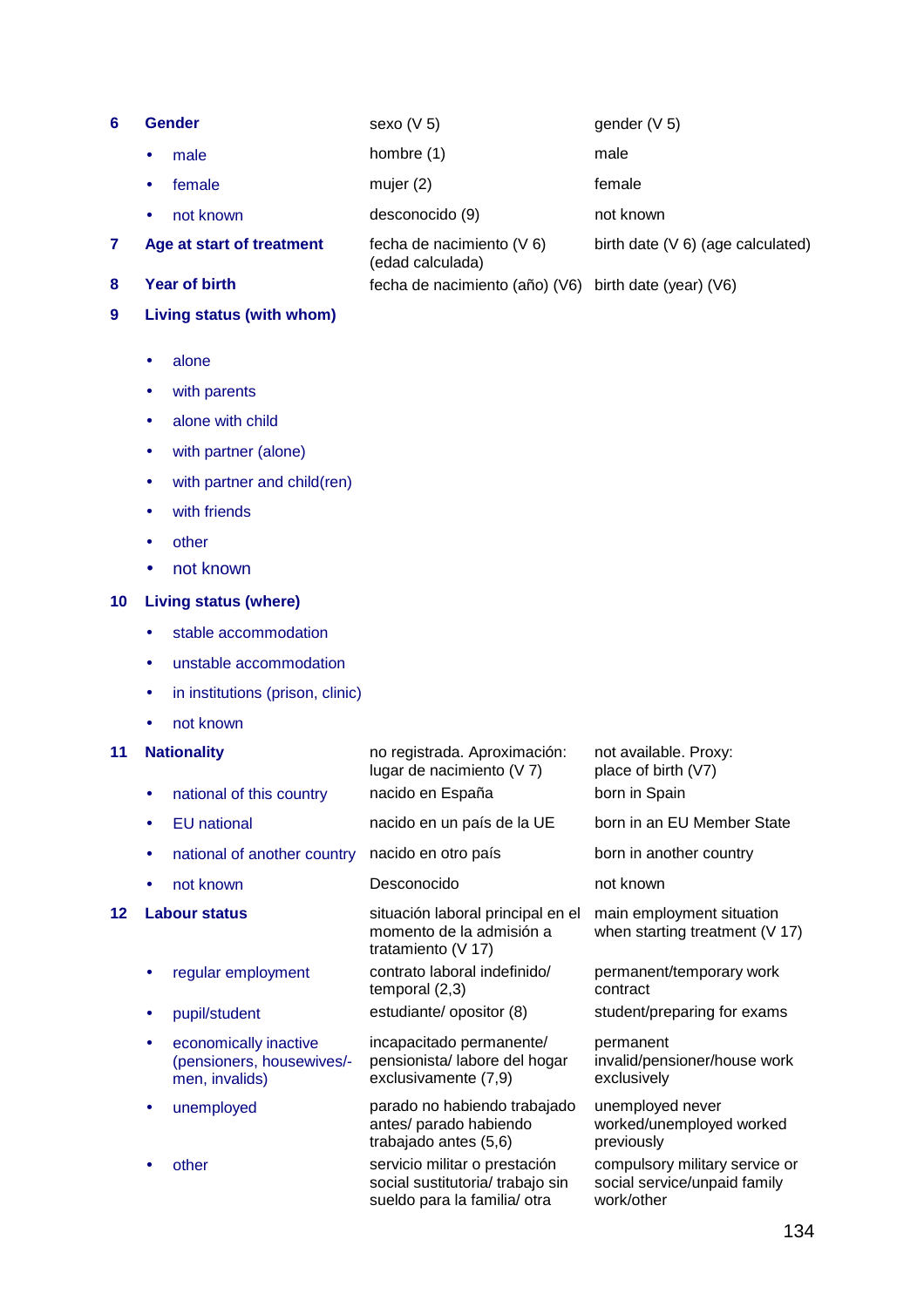| No. | Item | Spanish | English |
|---|---|---|---|
| 6 | **Gender** | sexo (V 5) | gender (V 5) |
| | • male | hombre (1) | male |
| | • female | mujer (2) | female |
| | • not known | desconocido (9) | not known |
| 7 | **Age at start of treatment** | fecha de nacimiento (V 6) (edad calculada) | birth date (V 6) (age calculated) |
| 8 | **Year of birth** | fecha de nacimiento (año) (V6) | birth date (year) (V6) |
| 9 | **Living status (with whom)** | | |
| | • alone | | |
| | • with parents | | |
| | • alone with child | | |
| | • with partner (alone) | | |
| | • with partner and child(ren) | | |
| | • with friends | | |
| | • other | | |
| | • not known | | |
| 10 | **Living status (where)** | | |
| | • stable accommodation | | |
| | • unstable accommodation | | |
| | • in institutions (prison, clinic) | | |
| | • not known | | |
| 11 | **Nationality** | no registrada. Aproximación: lugar de nacimiento (V 7) | not available. Proxy: place of birth (V7) |
| | • national of this country | nacido en España | born in Spain |
| | • EU national | nacido en un país de la UE | born in an EU Member State |
| | • national of another country | nacido en otro país | born in another country |
| | • not known | Desconocido | not known |
| 12 | **Labour status** | situación laboral principal en el momento de la admisión a tratamiento (V 17) | main employment situation when starting treatment (V 17) |
| | • regular employment | contrato laboral indefinido/ temporal (2,3) | permanent/temporary work contract |
| | • pupil/student | estudiante/ opositor (8) | student/preparing for exams |
| | • economically inactive (pensioners, housewives/-men, invalids) | incapacitado permanente/ pensionista/ labore del hogar exclusivamente (7,9) | permanent invalid/pensioner/house work exclusively |
| | • unemployed | parado no habiendo trabajado antes/ parado habiendo trabajado antes (5,6) | unemployed never worked/unemployed worked previously |
| | • other | servicio militar o prestación social sustitutoria/ trabajo sin sueldo para la familia/ otra | compulsory military service or social service/unpaid family work/other |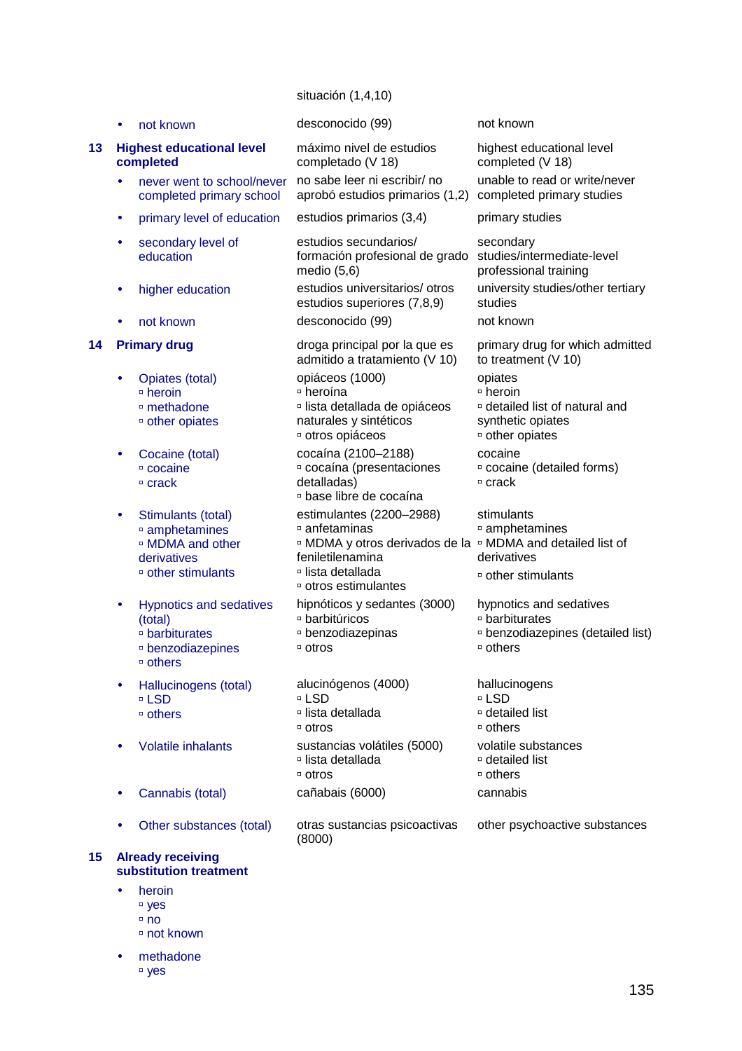| | | | |
|---|---|---|---|
| | | situación (1,4,10) | |
| | • not known | desconocido (99) | not known |
| 13 | **Highest educational level completed** | máximo nivel de estudios completado (V 18) | highest educational level completed (V 18) |
| | • never went to school/never completed primary school | no sabe leer ni escribir/ no aprobó estudios primarios (1,2) | unable to read or write/never completed primary studies |
| | • primary level of education | estudios primarios (3,4) | primary studies |
| | • secondary level of education | estudios secundarios/ formación profesional de grado medio (5,6) | secondary studies/intermediate-level professional training |
| | • higher education | estudios universitarios/ otros estudios superiores (7,8,9) | university studies/other tertiary studies |
| | • not known | desconocido (99) | not known |
| 14 | **Primary drug** | droga principal por la que es admitido a tratamiento (V 10) | primary drug for which admitted to treatment (V 10) |
| | • Opiates (total)<br>▫ heroin<br>▫ methadone<br>▫ other opiates | opiáceos (1000)<br>▫ heroína<br>▫ lista detallada de opiáceos naturales y sintéticos<br>▫ otros opiáceos | opiates<br>▫ heroin<br>▫ detailed list of natural and synthetic opiates<br>▫ other opiates |
| | • Cocaine (total)<br>▫ cocaine<br>▫ crack | cocaína (2100–2188)<br>▫ cocaína (presentaciones detalladas)<br>▫ base libre de cocaína | cocaine<br>▫ cocaine (detailed forms)<br>▫ crack |
| | • Stimulants (total)<br>▫ amphetamines<br>▫ MDMA and other derivatives<br>▫ other stimulants | estimulantes (2200–2988)<br>▫ anfetaminas<br>▫ MDMA y otros derivados de la feniletilenamina<br>▫ lista detallada<br>▫ otros estimulantes | stimulants<br>▫ amphetamines<br>▫ MDMA and detailed list of derivatives<br>▫ other stimulants |
| | • Hypnotics and sedatives (total)<br>▫ barbiturates<br>▫ benzodiazepines<br>▫ others | hipnóticos y sedantes (3000)<br>▫ barbitúricos<br>▫ benzodiazepinas<br>▫ otros | hypnotics and sedatives<br>▫ barbiturates<br>▫ benzodiazepines (detailed list)<br>▫ others |
| | • Hallucinogens (total)<br>▫ LSD<br>▫ others | alucinógenos (4000)<br>▫ LSD<br>▫ lista detallada<br>▫ otros | hallucinogens<br>▫ LSD<br>▫ detailed list<br>▫ others |
| | • Volatile inhalants | sustancias volátiles (5000)<br>▫ lista detallada<br>▫ otros | volatile substances<br>▫ detailed list<br>▫ others |
| | • Cannabis (total) | cañabais (6000) | cannabis |
| | • Other substances (total) | otras sustancias psicoactivas (8000) | other psychoactive substances |
| 15 | **Already receiving substitution treatment** | | |
| | • heroin<br>▫ yes<br>▫ no<br>▫ not known | | |
| | • methadone<br>▫ yes | | |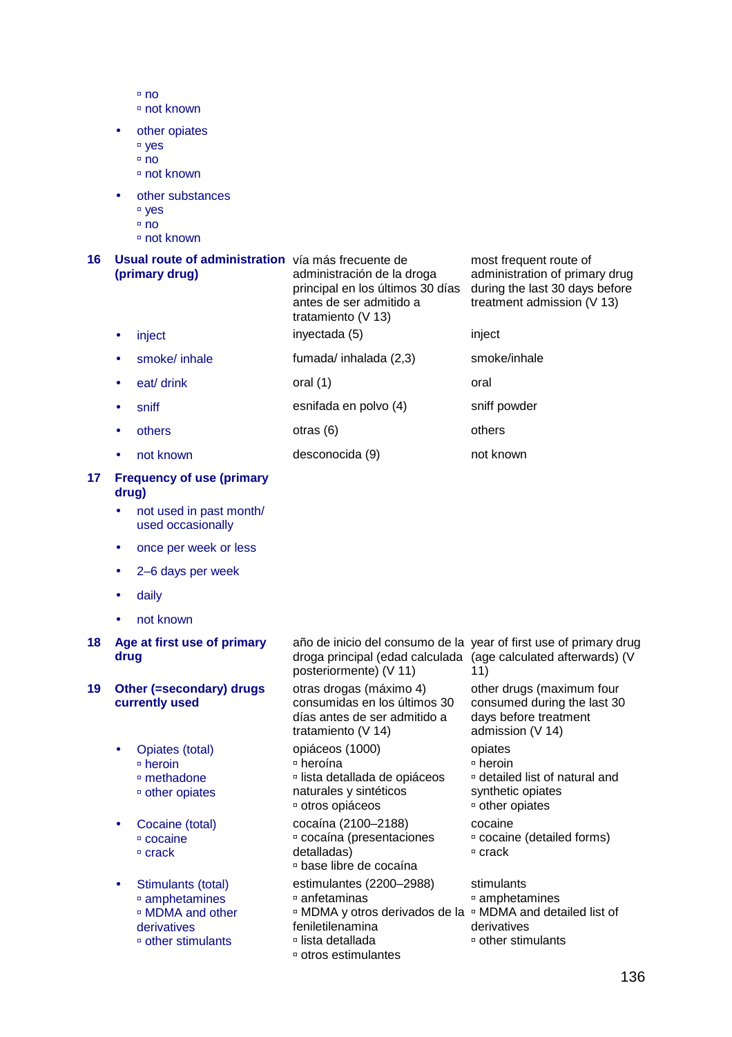| No. | Item | Spanish | English |
|---|---|---|---|
| | ▫ no<br>▫ not known | | |
| | • other opiates<br>▫ yes<br>▫ no<br>▫ not known | | |
| | • other substances<br>▫ yes<br>▫ no<br>▫ not known | | |
| **16** | **Usual route of administration (primary drug)** | vía más frecuente de administración de la droga principal en los últimos 30 días antes de ser admitido a tratamiento (V 13) | most frequent route of administration of primary drug during the last 30 days before treatment admission (V 13) |
| | • inject | inyectada (5) | inject |
| | • smoke/ inhale | fumada/ inhalada (2,3) | smoke/inhale |
| | • eat/ drink | oral (1) | oral |
| | • sniff | esnifada en polvo (4) | sniff powder |
| | • others | otras (6) | others |
| | • not known | desconocida (9) | not known |
| **17** | **Frequency of use (primary drug)** | | |
| | • not used in past month/ used occasionally | | |
| | • once per week or less | | |
| | • 2–6 days per week | | |
| | • daily | | |
| | • not known | | |
| **18** | **Age at first use of primary drug** | año de inicio del consumo de la droga principal (edad calculada posteriormente) (V 11) | year of first use of primary drug (age calculated afterwards) (V 11) |
| **19** | **Other (=secondary) drugs currently used** | otras drogas (máximo 4) consumidas en los últimos 30 días antes de ser admitido a tratamiento (V 14) | other drugs (maximum four consumed during the last 30 days before treatment admission (V 14) |
| | • Opiates (total)<br>▫ heroin<br>▫ methadone<br>▫ other opiates | opiáceos (1000)<br>▫ heroína<br>▫ lista detallada de opiáceos naturales y sintéticos<br>▫ otros opiáceos | opiates<br>▫ heroin<br>▫ detailed list of natural and synthetic opiates<br>▫ other opiates |
| | • Cocaine (total)<br>▫ cocaine<br>▫ crack | cocaína (2100–2188)<br>▫ cocaína (presentaciones detalladas)<br>▫ base libre de cocaína | cocaine<br>▫ cocaine (detailed forms)<br>▫ crack |
| | • Stimulants (total)<br>▫ amphetamines<br>▫ MDMA and other derivatives<br>▫ other stimulants | estimulantes (2200–2988)<br>▫ anfetaminas<br>▫ MDMA y otros derivados de la feniletilenamina<br>▫ lista detallada<br>▫ otros estimulantes | stimulants<br>▫ amphetamines<br>▫ MDMA and detailed list of derivatives<br>▫ other stimulants |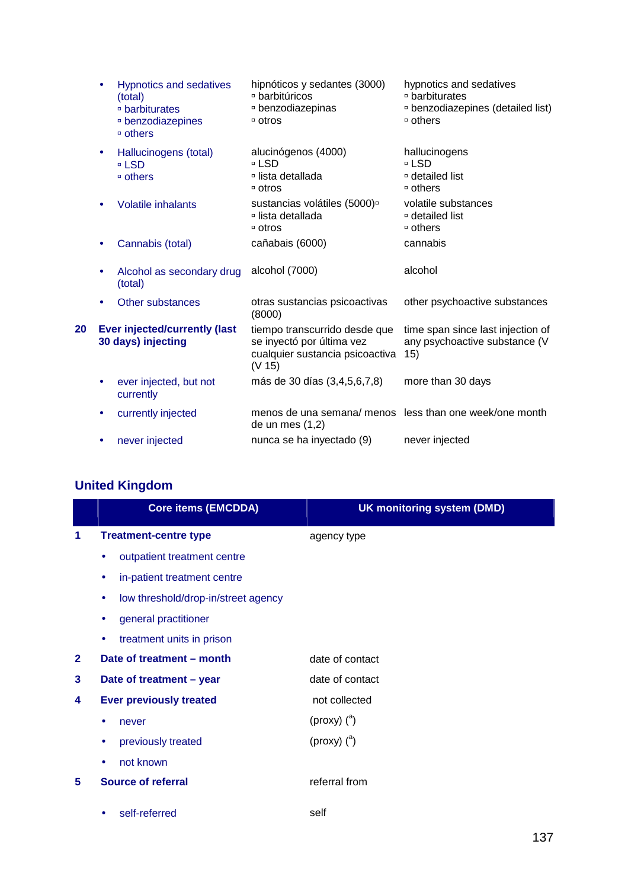| | Core items (EMCDDA) | Spanish system | English translation |
|---|---|---|---|
| | • Hypnotics and sedatives (total)<br>▫ barbiturates<br>▫ benzodiazepines<br>▫ others | hipnóticos y sedantes (3000)<br>▫ barbitúricos<br>▫ benzodiazepinas<br>▫ otros | hypnotics and sedatives<br>▫ barbiturates<br>▫ benzodiazepines (detailed list)<br>▫ others |
| | • Hallucinogens (total)<br>▫ LSD<br>▫ others | alucinógenos (4000)<br>▫ LSD<br>▫ lista detallada<br>▫ otros | hallucinogens<br>▫ LSD<br>▫ detailed list<br>▫ others |
| | • Volatile inhalants | sustancias volátiles (5000)▫<br>▫ lista detallada<br>▫ otros | volatile substances<br>▫ detailed list<br>▫ others |
| | • Cannabis (total) | cañabais (6000) | cannabis |
| | • Alcohol as secondary drug (total) | alcohol (7000) | alcohol |
| | • Other substances | otras sustancias psicoactivas (8000) | other psychoactive substances |
| 20 | **Ever injected/currently (last 30 days) injecting** | tiempo transcurrido desde que se inyectó por última vez cualquier sustancia psicoactiva (V 15) | time span since last injection of any psychoactive substance (V 15) |
| | • ever injected, but not currently | más de 30 días (3,4,5,6,7,8) | more than 30 days |
| | • currently injected | menos de una semana/ menos de un mes (1,2) | less than one week/one month |
| | • never injected | nunca se ha inyectado (9) | never injected |

## United Kingdom

| | Core items (EMCDDA) | UK monitoring system (DMD) |
|---|---|---|
| 1 | **Treatment-centre type** | agency type |
| | • outpatient treatment centre | |
| | • in-patient treatment centre | |
| | • low threshold/drop-in/street agency | |
| | • general practitioner | |
| | • treatment units in prison | |
| 2 | **Date of treatment – month** | date of contact |
| 3 | **Date of treatment – year** | date of contact |
| 4 | **Ever previously treated** | not collected |
| | • never | (proxy) ([a]) |
| | • previously treated | (proxy) ([a]) |
| | • not known | |
| 5 | **Source of referral** | referral from |
| | • self-referred | self |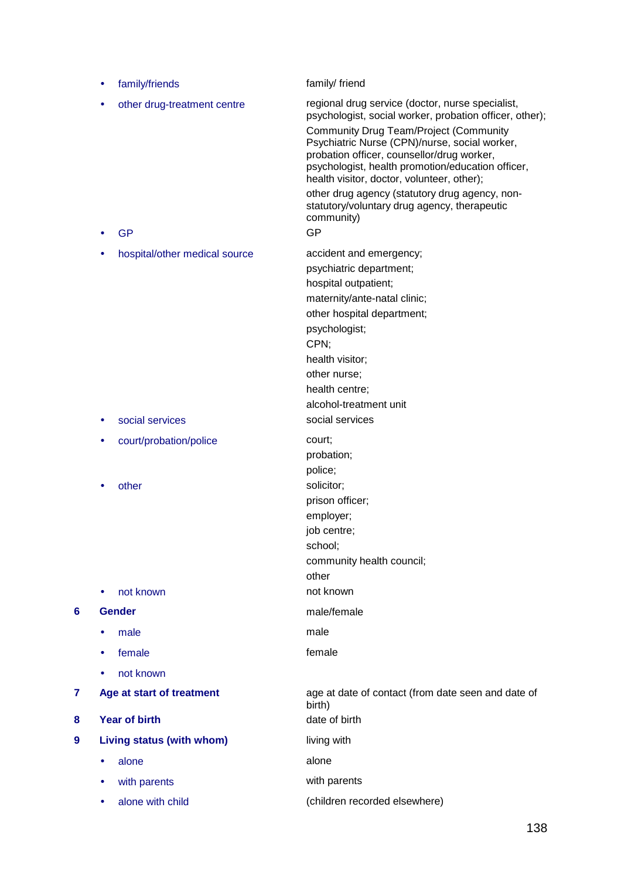| | |
|---|---|
| • family/friends | family/ friend |
| • other drug-treatment centre | regional drug service (doctor, nurse specialist, psychologist, social worker, probation officer, other);<br>Community Drug Team/Project (Community Psychiatric Nurse (CPN)/nurse, social worker, probation officer, counsellor/drug worker, psychologist, health promotion/education officer, health visitor, doctor, volunteer, other);<br>other drug agency (statutory drug agency, non-statutory/voluntary drug agency, therapeutic community) |
| • GP | GP |
| • hospital/other medical source | accident and emergency;<br>psychiatric department;<br>hospital outpatient;<br>maternity/ante-natal clinic;<br>other hospital department;<br>psychologist;<br>CPN;<br>health visitor;<br>other nurse;<br>health centre;<br>alcohol-treatment unit |
| • social services | social services |
| • court/probation/police | court;<br>probation;<br>police; |
| • other | solicitor;<br>prison officer;<br>employer;<br>job centre;<br>school;<br>community health council;<br>other |
| • not known | not known |
| **6 Gender** | male/female |
| • male | male |
| • female | female |
| • not known | |
| **7 Age at start of treatment** | age at date of contact (from date seen and date of birth) |
| **8 Year of birth** | date of birth |
| **9 Living status (with whom)** | living with |
| • alone | alone |
| • with parents | with parents |
| • alone with child | (children recorded elsewhere) |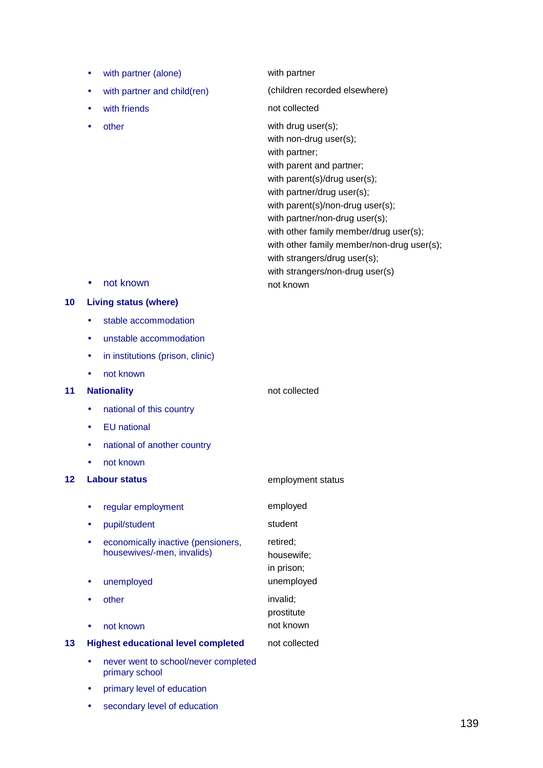| Item | Collected as |
|---|---|
| • with partner (alone) | with partner |
| • with partner and child(ren) | (children recorded elsewhere) |
| • with friends | not collected |
| • other | with drug user(s);<br>with non-drug user(s);<br>with partner;<br>with parent and partner;<br>with parent(s)/drug user(s);<br>with partner/drug user(s);<br>with parent(s)/non-drug user(s);<br>with partner/non-drug user(s);<br>with other family member/drug user(s);<br>with other family member/non-drug user(s);<br>with strangers/drug user(s);<br>with strangers/non-drug user(s) |
| • not known | not known |
| **10 Living status (where)** | |
| • stable accommodation | |
| • unstable accommodation | |
| • in institutions (prison, clinic) | |
| • not known | |
| **11 Nationality** | not collected |
| • national of this country | |
| • EU national | |
| • national of another country | |
| • not known | |
| **12 Labour status** | employment status |
| • regular employment | employed |
| • pupil/student | student |
| • economically inactive (pensioners, housewives/-men, invalids) | retired;<br>housewife;<br>in prison; |
| • unemployed | unemployed |
| • other | invalid;<br>prostitute |
| • not known | not known |
| **13 Highest educational level completed** | not collected |
| • never went to school/never completed primary school | |
| • primary level of education | |
| • secondary level of education | |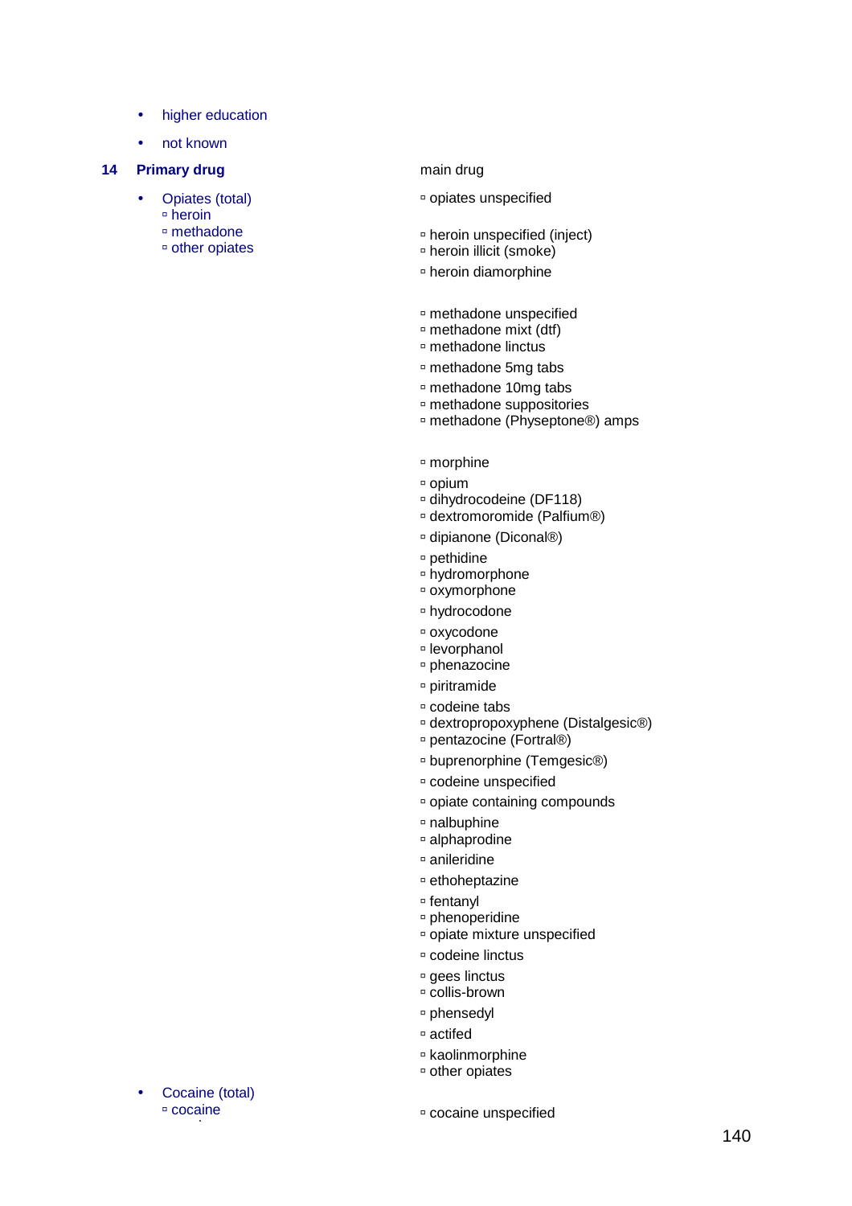- higher education
- not known

**14 Primary drug**

| | main drug |
|---|---|
| **Opiates (total)** | ▫ opiates unspecified |
| ▫ heroin | ▫ heroin unspecified (inject)<br>▫ heroin illicit (smoke)<br>▫ heroin diamorphine |
| ▫ methadone | ▫ methadone unspecified<br>▫ methadone mixt (dtf)<br>▫ methadone linctus<br>▫ methadone 5mg tabs<br>▫ methadone 10mg tabs<br>▫ methadone suppositories<br>▫ methadone (Physeptone®) amps |
| ▫ other opiates | ▫ morphine<br>▫ opium<br>▫ dihydrocodeine (DF118)<br>▫ dextromoromide (Palfium®)<br>▫ dipianone (Diconal®)<br>▫ pethidine<br>▫ hydromorphone<br>▫ oxymorphone<br>▫ hydrocodone<br>▫ oxycodone<br>▫ levorphanol<br>▫ phenazocine<br>▫ piritramide<br>▫ codeine tabs<br>▫ dextropropoxyphene (Distalgesic®)<br>▫ pentazocine (Fortral®)<br>▫ buprenorphine (Temgesic®)<br>▫ codeine unspecified<br>▫ opiate containing compounds<br>▫ nalbuphine<br>▫ alphaprodine<br>▫ anileridine<br>▫ ethoheptazine<br>▫ fentanyl<br>▫ phenoperidine<br>▫ opiate mixture unspecified<br>▫ codeine linctus<br>▫ gees linctus<br>▫ collis-brown<br>▫ phensedyl<br>▫ actifed<br>▫ kaolinmorphine<br>▫ other opiates |
| **Cocaine (total)** | |
| ▫ cocaine | ▫ cocaine unspecified |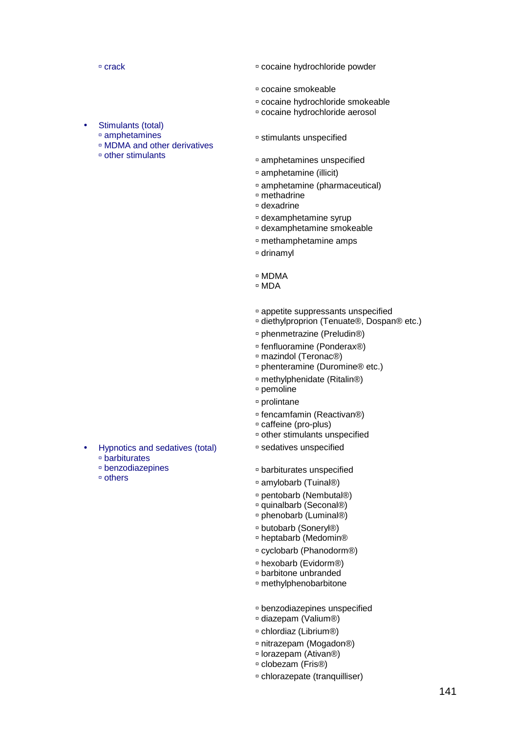- crack
  - cocaine hydrochloride powder
  - cocaine smokeable
  - cocaine hydrochloride smokeable
  - cocaine hydrochloride aerosol

- Stimulants (total)
  - stimulants unspecified
  - amphetamines
    - amphetamines unspecified
    - amphetamine (illicit)
    - amphetamine (pharmaceutical)
    - methadrine
    - dexadrine
    - dexamphetamine syrup
    - dexamphetamine smokeable
    - methamphetamine amps
    - drinamyl
  - MDMA and other derivatives
    - MDMA
    - MDA
  - other stimulants
    - appetite suppressants unspecified
    - diethylproprion (Tenuate®, Dospan® etc.)
    - phenmetrazine (Preludin®)
    - fenfluoramine (Ponderax®)
    - mazindol (Teronac®)
    - phenteramine (Duromine® etc.)
    - methylphenidate (Ritalin®)
    - pemoline
    - prolintane
    - fencamfamin (Reactivan®)
    - caffeine (pro-plus)
    - other stimulants unspecified

- Hypnotics and sedatives (total)
  - sedatives unspecified
  - barbiturates
    - barbiturates unspecified
    - amylobarb (Tuinal®)
    - pentobarb (Nembutal®)
    - quinalbarb (Seconal®)
    - phenobarb (Luminal®)
    - butobarb (Soneryl®)
    - heptabarb (Medomin®
    - cyclobarb (Phanodorm®)
    - hexobarb (Evidorm®)
    - barbitone unbranded
    - methylphenobarbitone
  - benzodiazepines
    - benzodiazepines unspecified
    - diazepam (Valium®)
    - chlordiaz (Librium®)
    - nitrazepam (Mogadon®)
    - lorazepam (Ativan®)
    - clobezam (Fris®)
    - chlorazepate (tranquilliser)
  - others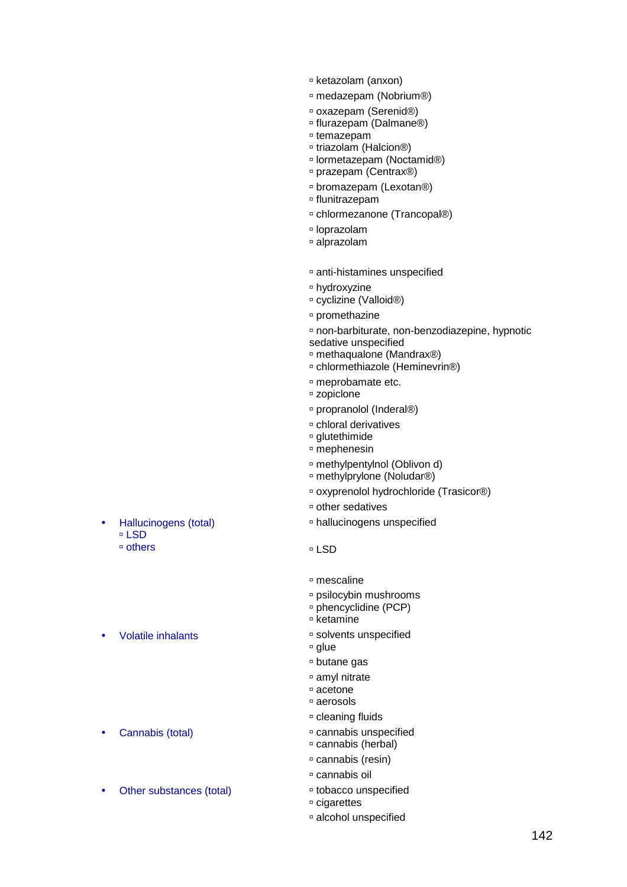- ketazolam (anxon)
- medazepam (Nobrium®)
- oxazepam (Serenid®)
- flurazepam (Dalmane®)
- temazepam
- triazolam (Halcion®)
- lormetazepam (Noctamid®)
- prazepam (Centrax®)
- bromazepam (Lexotan®)
- flunitrazepam
- chlormezanone (Trancopal®)
- loprazolam
- alprazolam

- anti-histamines unspecified
- hydroxyzine
- cyclizine (Valloid®)
- promethazine
- non-barbiturate, non-benzodiazepine, hypnotic sedative unspecified
- methaqualone (Mandrax®)
- chlormethiazole (Heminevrin®)
- meprobamate etc.
- zopiclone
- propranolol (Inderal®)
- chloral derivatives
- glutethimide
- mephenesin
- methylpentylnol (Oblivon d)
- methylprylone (Noludar®)
- oxyprenolol hydrochloride (Trasicor®)
- other sedatives

- Hallucinogens (total)
  - LSD
  - others

- hallucinogens unspecified
- LSD
- mescaline
- psilocybin mushrooms
- phencyclidine (PCP)
- ketamine

- Volatile inhalants

- solvents unspecified
- glue
- butane gas
- amyl nitrate
- acetone
- aerosols
- cleaning fluids

- Cannabis (total)

- cannabis unspecified
- cannabis (herbal)
- cannabis (resin)
- cannabis oil

- Other substances (total)

- tobacco unspecified
- cigarettes
- alcohol unspecified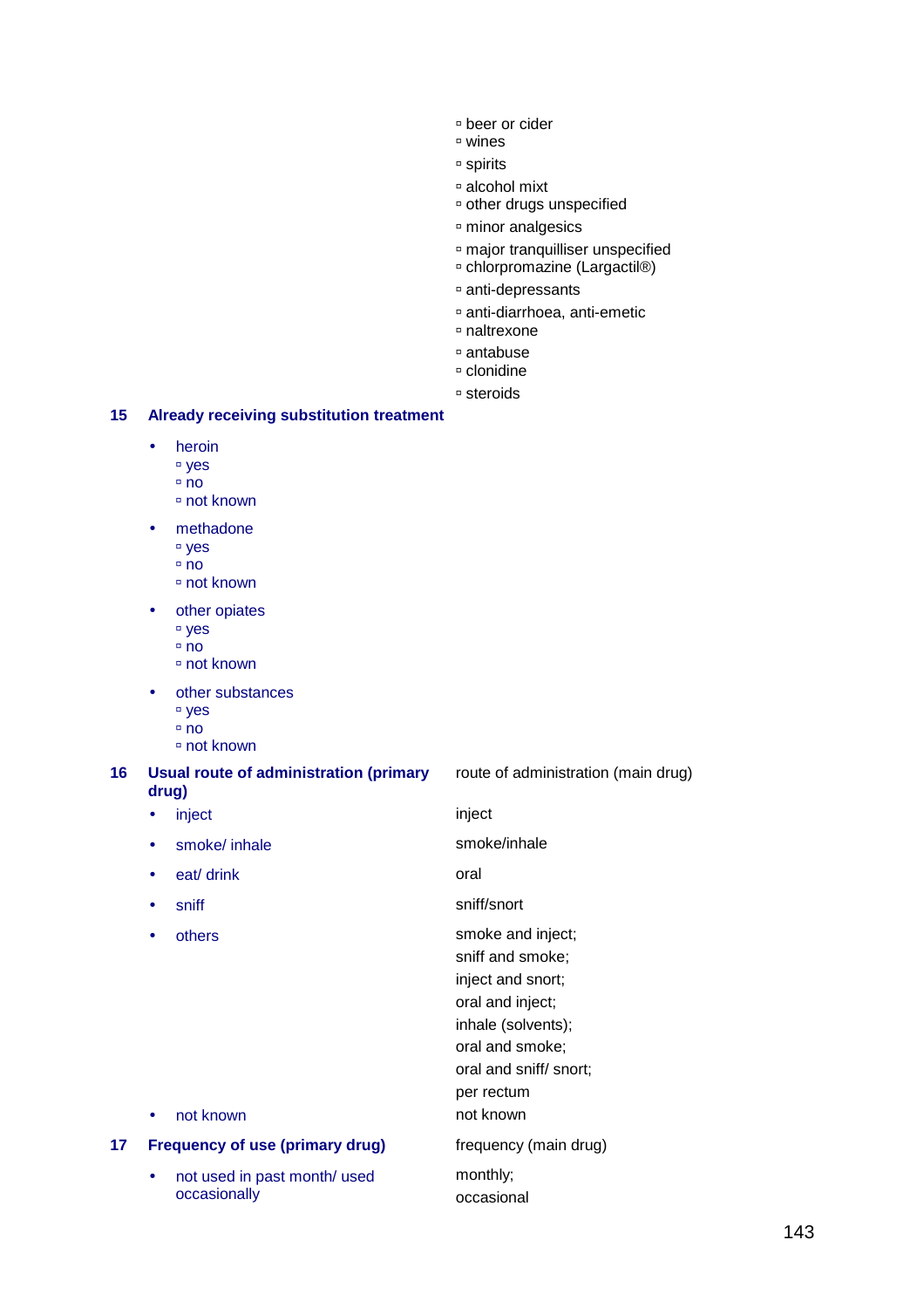- beer or cider
- wines
- spirits
- alcohol mixt
- other drugs unspecified
- minor analgesics
- major tranquilliser unspecified
- chlorpromazine (Largactil®)
- anti-depressants
- anti-diarrhoea, anti-emetic
- naltrexone
- antabuse
- clonidine
- steroids

**15 Already receiving substitution treatment**

- heroin
  - yes
  - no
  - not known
- methadone
  - yes
  - no
  - not known
- other opiates
  - yes
  - no
  - not known
- other substances
  - yes
  - no
  - not known

| **16 Usual route of administration (primary drug)** | route of administration (main drug) |
|---|---|
| • inject | inject |
| • smoke/ inhale | smoke/inhale |
| • eat/ drink | oral |
| • sniff | sniff/snort |
| • others | smoke and inject; sniff and smoke; inject and snort; oral and inject; inhale (solvents); oral and smoke; oral and sniff/ snort; per rectum |
| • not known | not known |

| **17 Frequency of use (primary drug)** | frequency (main drug) |
|---|---|
| • not used in past month/ used occasionally | monthly; occasional |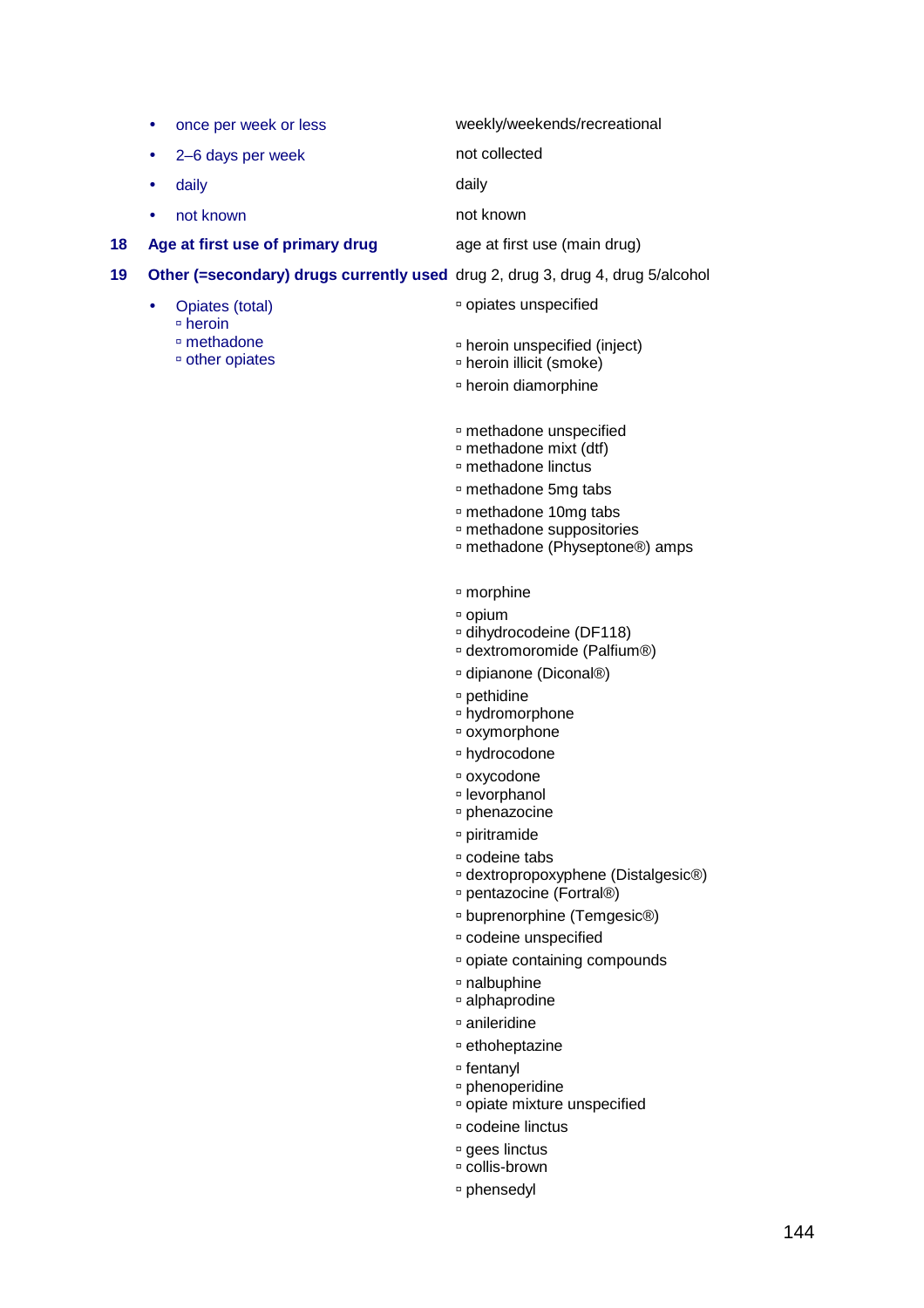| | |
|---|---|
| • once per week or less | weekly/weekends/recreational |
| • 2–6 days per week | not collected |
| • daily | daily |
| • not known | not known |
| **18 Age at first use of primary drug** | age at first use (main drug) |
| **19 Other (=secondary) drugs currently used** | drug 2, drug 3, drug 4, drug 5/alcohol |
| • Opiates (total) | ▫ opiates unspecified |
| ▫ heroin | ▫ heroin unspecified (inject)<br>▫ heroin illicit (smoke)<br>▫ heroin diamorphine |
| ▫ methadone | ▫ methadone unspecified<br>▫ methadone mixt (dtf)<br>▫ methadone linctus<br>▫ methadone 5mg tabs<br>▫ methadone 10mg tabs<br>▫ methadone suppositories<br>▫ methadone (Physeptone®) amps |
| ▫ other opiates | ▫ morphine<br>▫ opium<br>▫ dihydrocodeine (DF118)<br>▫ dextromoromide (Palfium®)<br>▫ dipianone (Diconal®)<br>▫ pethidine<br>▫ hydromorphone<br>▫ oxymorphone<br>▫ hydrocodone<br>▫ oxycodone<br>▫ levorphanol<br>▫ phenazocine<br>▫ piritramide<br>▫ codeine tabs<br>▫ dextropropoxyphene (Distalgesic®)<br>▫ pentazocine (Fortral®)<br>▫ buprenorphine (Temgesic®)<br>▫ codeine unspecified<br>▫ opiate containing compounds<br>▫ nalbuphine<br>▫ alphaprodine<br>▫ anileridine<br>▫ ethoheptazine<br>▫ fentanyl<br>▫ phenoperidine<br>▫ opiate mixture unspecified<br>▫ codeine linctus<br>▫ gees linctus<br>▫ collis-brown<br>▫ phensedyl |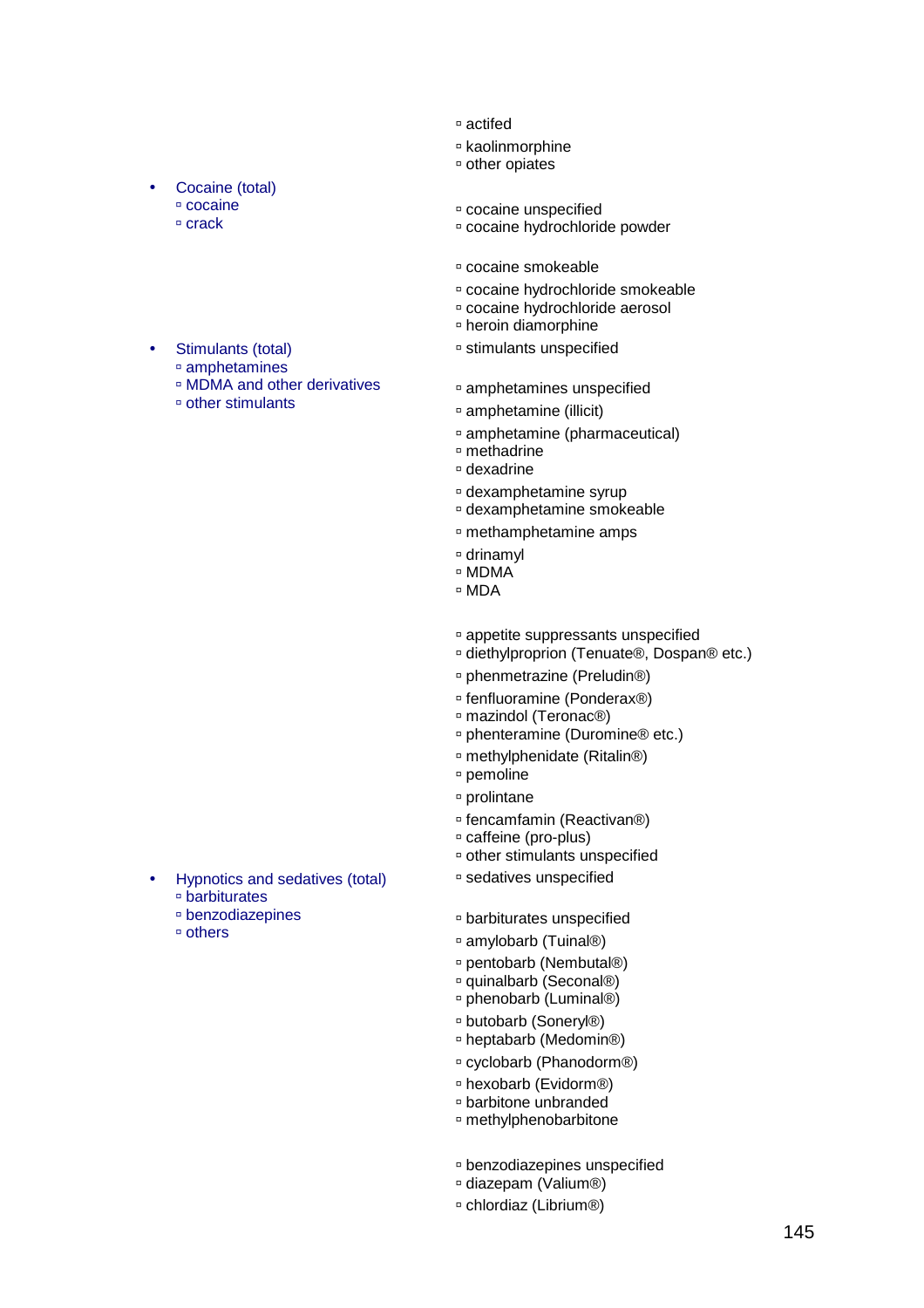- actifed
- kaolinmorphine
- other opiates

- Cocaine (total)
  - cocaine
  - crack

- cocaine unspecified
- cocaine hydrochloride powder
- cocaine smokeable
- cocaine hydrochloride smokeable
- cocaine hydrochloride aerosol
- heroin diamorphine

- Stimulants (total)
  - amphetamines
  - MDMA and other derivatives
  - other stimulants

- stimulants unspecified
- amphetamines unspecified
- amphetamine (illicit)
- amphetamine (pharmaceutical)
- methadrine
- dexadrine
- dexamphetamine syrup
- dexamphetamine smokeable
- methamphetamine amps
- drinamyl
- MDMA
- MDA
- appetite suppressants unspecified
- diethylproprion (Tenuate®, Dospan® etc.)
- phenmetrazine (Preludin®)
- fenfluoramine (Ponderax®)
- mazindol (Teronac®)
- phenteramine (Duromine® etc.)
- methylphenidate (Ritalin®)
- pemoline
- prolintane
- fencamfamin (Reactivan®)
- caffeine (pro-plus)
- other stimulants unspecified

- Hypnotics and sedatives (total)
  - barbiturates
  - benzodiazepines
  - others

- sedatives unspecified
- barbiturates unspecified
- amylobarb (Tuinal®)
- pentobarb (Nembutal®)
- quinalbarb (Seconal®)
- phenobarb (Luminal®)
- butobarb (Soneryl®)
- heptabarb (Medomin®)
- cyclobarb (Phanodorm®)
- hexobarb (Evidorm®)
- barbitone unbranded
- methylphenobarbitone
- benzodiazepines unspecified
- diazepam (Valium®)
- chlordiaz (Librium®)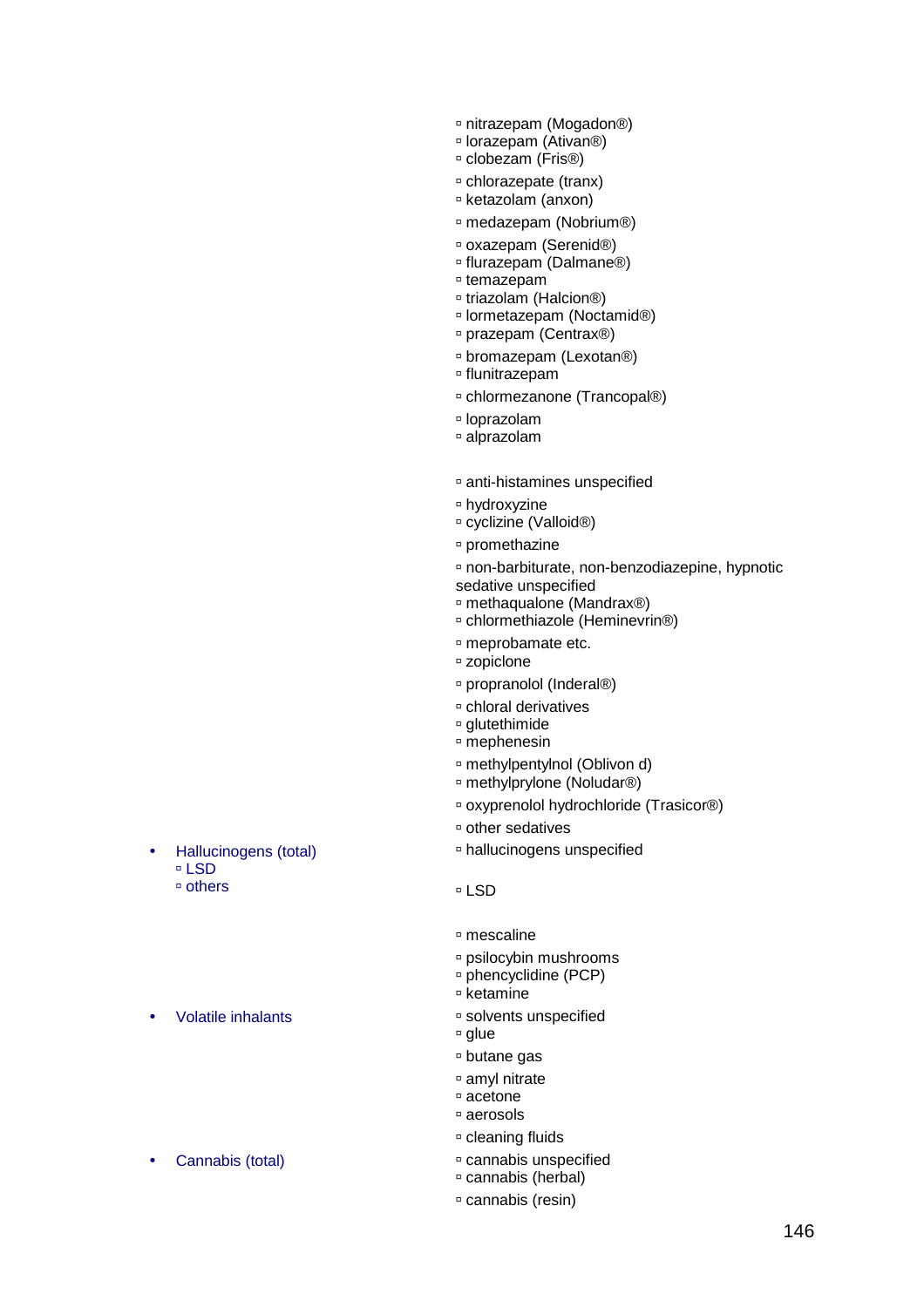| | |
|---|---|
| | ▫ nitrazepam (Mogadon®)<br>▫ lorazepam (Ativan®)<br>▫ clobezam (Fris®)<br>▫ chlorazepate (tranx)<br>▫ ketazolam (anxon)<br>▫ medazepam (Nobrium®)<br>▫ oxazepam (Serenid®)<br>▫ flurazepam (Dalmane®)<br>▫ temazepam<br>▫ triazolam (Halcion®)<br>▫ lormetazepam (Noctamid®)<br>▫ prazepam (Centrax®)<br>▫ bromazepam (Lexotan®)<br>▫ flunitrazepam<br>▫ chlormezanone (Trancopal®)<br>▫ loprazolam<br>▫ alprazolam |
| | ▫ anti-histamines unspecified<br>▫ hydroxyzine<br>▫ cyclizine (Valloid®)<br>▫ promethazine |
| | ▫ non-barbiturate, non-benzodiazepine, hypnotic sedative unspecified<br>▫ methaqualone (Mandrax®)<br>▫ chlormethiazole (Heminevrin®)<br>▫ meprobamate etc.<br>▫ zopiclone<br>▫ propranolol (Inderal®)<br>▫ chloral derivatives<br>▫ glutethimide<br>▫ mephenesin<br>▫ methylpentylnol (Oblivon d)<br>▫ methylprylone (Noludar®)<br>▫ oxyprenolol hydrochloride (Trasicor®)<br>▫ other sedatives |
| • Hallucinogens (total) | ▫ hallucinogens unspecified |
| ▫ LSD | ▫ LSD |
| ▫ others | ▫ mescaline<br>▫ psilocybin mushrooms<br>▫ phencyclidine (PCP)<br>▫ ketamine |
| • Volatile inhalants | ▫ solvents unspecified<br>▫ glue<br>▫ butane gas<br>▫ amyl nitrate<br>▫ acetone<br>▫ aerosols<br>▫ cleaning fluids |
| • Cannabis (total) | ▫ cannabis unspecified<br>▫ cannabis (herbal)<br>▫ cannabis (resin) |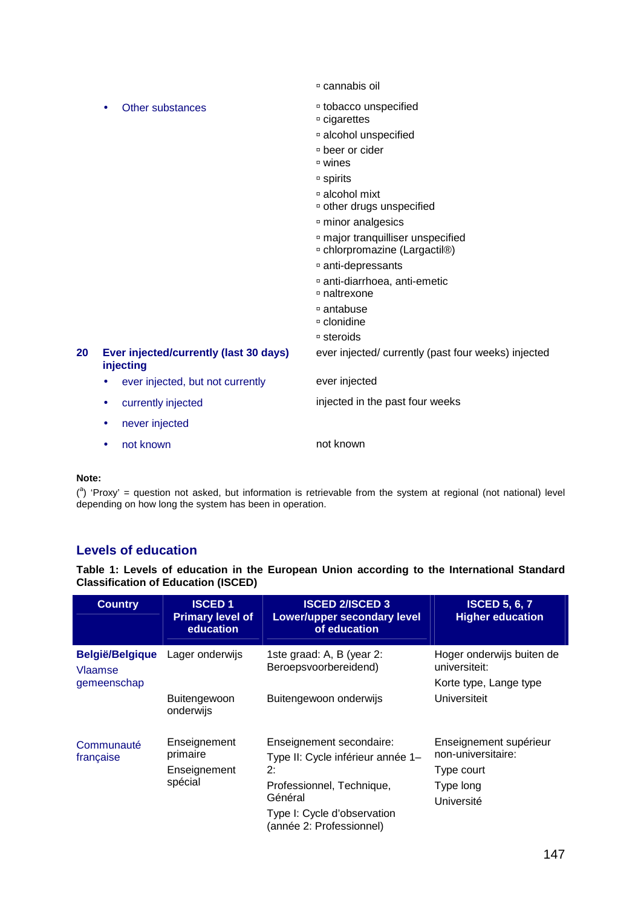| | |
|---|---|
| | ▫ cannabis oil |
| • Other substances | ▫ tobacco unspecified<br>▫ cigarettes<br>▫ alcohol unspecified<br>▫ beer or cider<br>▫ wines<br>▫ spirits<br>▫ alcohol mixt<br>▫ other drugs unspecified<br>▫ minor analgesics<br>▫ major tranquilliser unspecified<br>▫ chlorpromazine (Largactil®)<br>▫ anti-depressants<br>▫ anti-diarrhoea, anti-emetic<br>▫ naltrexone<br>▫ antabuse<br>▫ clonidine<br>▫ steroids |
| **20 Ever injected/currently (last 30 days) injecting** | ever injected/ currently (past four weeks) injected |
| • ever injected, but not currently | ever injected |
| • currently injected | injected in the past four weeks |
| • never injected | |
| • not known | not known |

**Note:**

([a]) 'Proxy' = question not asked, but information is retrievable from the system at regional (not national) level depending on how long the system has been in operation.

## Levels of education

**Table 1: Levels of education in the European Union according to the International Standard Classification of Education (ISCED)**

| Country | ISCED 1 Primary level of education | ISCED 2/ISCED 3 Lower/upper secondary level of education | ISCED 5, 6, 7 Higher education |
|---|---|---|---|
| **België/Belgique** Vlaamse gemeenschap | Lager onderwijs | 1ste graad: A, B (year 2: Beroepsvoorbereidend) | Hoger onderwijs buiten de universiteit: Korte type, Lange type |
| | Buitengewoon onderwijs | Buitengewoon onderwijs | Universiteit |
| Communauté française | Enseignement primaire<br>Enseignement spécial | Enseignement secondaire:<br>Type II: Cycle inférieur année 1–2:<br>Professionnel, Technique, Général<br>Type I: Cycle d'observation (année 2: Professionnel) | Enseignement supérieur non-universitaire:<br>Type court<br>Type long<br>Université |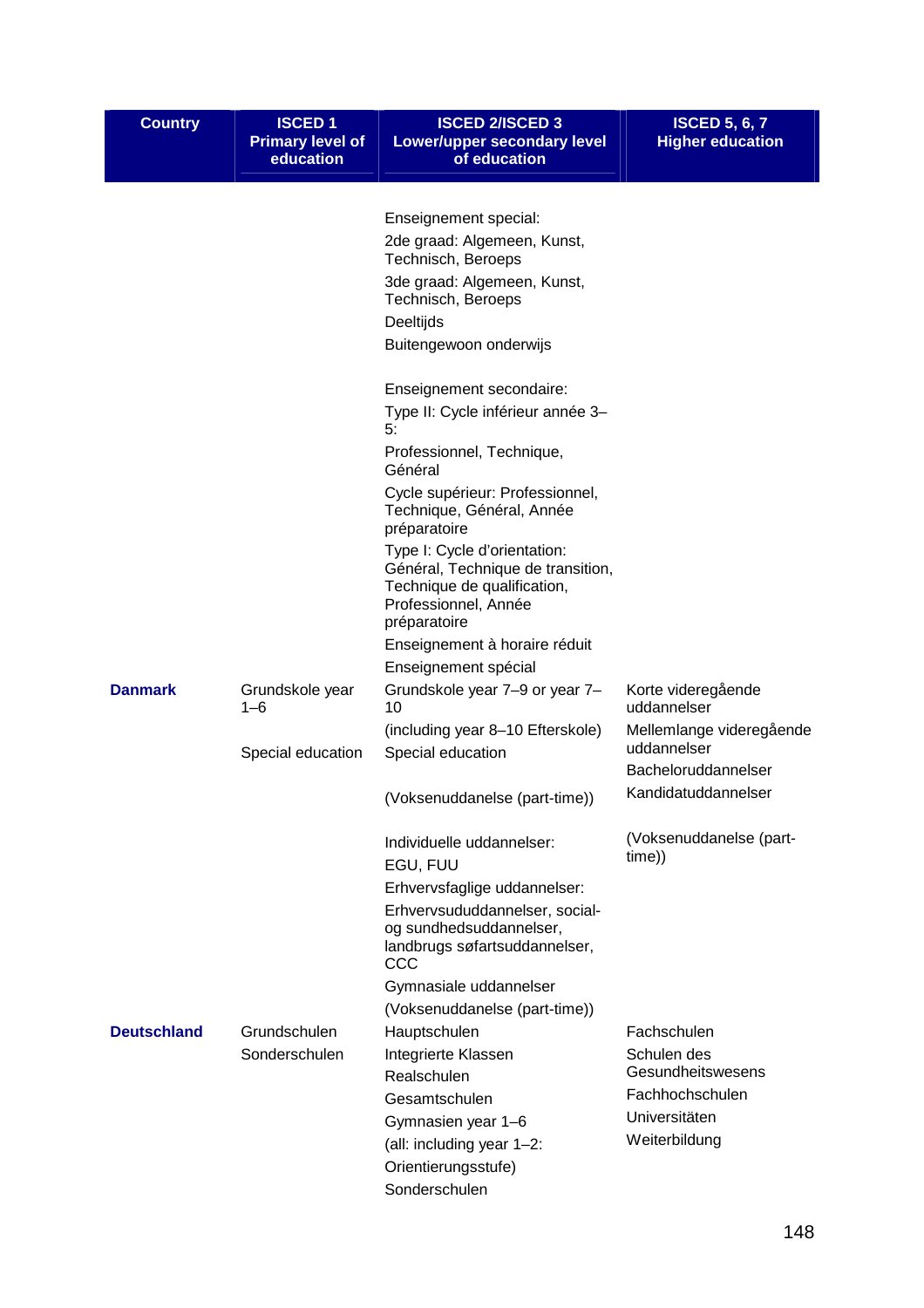| Country | ISCED 1 Primary level of education | ISCED 2/ISCED 3 Lower/upper secondary level of education | ISCED 5, 6, 7 Higher education |
|---|---|---|---|
| | | Enseignement special:<br>2de graad: Algemeen, Kunst, Technisch, Beroeps<br>3de graad: Algemeen, Kunst, Technisch, Beroeps<br>Deeltijds<br>Buitengewoon onderwijs<br><br>Enseignement secondaire:<br>Type II: Cycle inférieur année 3–5:<br>Professionnel, Technique, Général<br>Cycle supérieur: Professionnel, Technique, Général, Année préparatoire<br>Type I: Cycle d'orientation: Général, Technique de transition, Technique de qualification, Professionnel, Année préparatoire<br>Enseignement à horaire réduit<br>Enseignement spécial | |
| **Danmark** | Grundskole year 1–6<br><br>Special education | Grundskole year 7–9 or year 7–10<br>(including year 8–10 Efterskole)<br>Special education<br><br>(Voksenuddanelse (part-time))<br><br>Individuelle uddannelser:<br>EGU, FUU<br>Erhvervsfaglige uddannelser:<br>Erhvervsududdannelser, social- og sundhedsuddannelser, landbrugs søfartsuddannelser, CCC<br>Gymnasiale uddannelser<br>(Voksenuddanelse (part-time)) | Korte videregående uddannelser<br>Mellemlange videregående uddannelser<br>Bacheloruddannelser<br>Kandidatuddannelser<br><br>(Voksenuddanelse (part-time)) |
| **Deutschland** | Grundschulen<br>Sonderschulen | Hauptschulen<br>Integrierte Klassen<br>Realschulen<br>Gesamtschulen<br>Gymnasien year 1–6<br>(all: including year 1–2: Orientierungsstufe)<br>Sonderschulen | Fachschulen<br>Schulen des Gesundheitswesens<br>Fachhochschulen<br>Universitäten<br>Weiterbildung |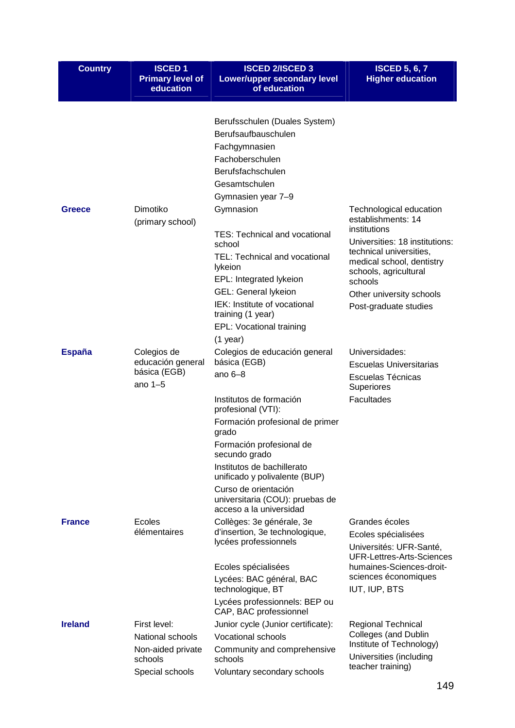| Country | ISCED 1 Primary level of education | ISCED 2/ISCED 3 Lower/upper secondary level of education | ISCED 5, 6, 7 Higher education |
|---|---|---|---|
| | | Berufsschulen (Duales System)<br>Berufsaufbauschulen<br>Fachgymnasien<br>Fachoberschulen<br>Berufsfachschulen<br>Gesamtschulen<br>Gymnasien year 7–9 | |
| **Greece** | Dimotiko<br>(primary school) | Gymnasion<br><br>TES: Technical and vocational school<br>TEL: Technical and vocational lykeion<br>EPL: Integrated lykeion<br>GEL: General lykeion<br>IEK: Institute of vocational training (1 year)<br>EPL: Vocational training<br>(1 year) | Technological education establishments: 14 institutions<br>Universities: 18 institutions: technical universities, medical school, dentistry schools, agricultural schools<br>Other university schools<br>Post-graduate studies |
| **España** | Colegios de educación general básica (EGB)<br>ano 1–5 | Colegios de educación general básica (EGB)<br>ano 6–8<br><br>Institutos de formación profesional (VTI):<br>Formación profesional de primer grado<br>Formación profesional de secundo grado<br>Institutos de bachillerato unificado y polivalente (BUP)<br>Curso de orientación universitaria (COU): pruebas de acceso a la universidad | Universidades:<br>Escuelas Universitarias<br>Escuelas Técnicas Superiores<br>Facultades |
| **France** | Ecoles élémentaires | Collèges: 3e générale, 3e d'insertion, 3e technologique, lycées professionnels<br><br>Ecoles spécialisées<br>Lycées: BAC général, BAC technologique, BT<br>Lycées professionnels: BEP ou CAP, BAC professionnel | Grandes écoles<br>Ecoles spécialisées<br>Universités: UFR-Santé, UFR-Lettres-Arts-Sciences humaines-Sciences-droit-sciences économiques<br>IUT, IUP, BTS |
| **Ireland** | First level:<br>National schools<br>Non-aided private schools<br>Special schools | Junior cycle (Junior certificate):<br>Vocational schools<br>Community and comprehensive schools<br>Voluntary secondary schools | Regional Technical Colleges (and Dublin Institute of Technology)<br>Universities (including teacher training) |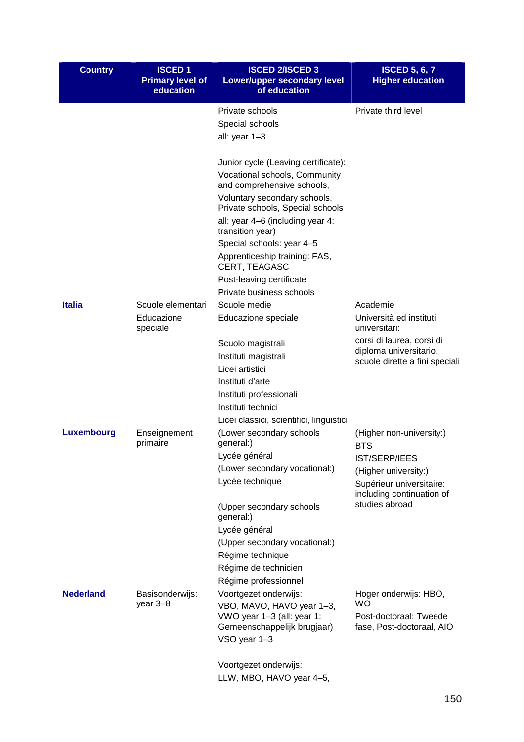| Country | ISCED 1 Primary level of education | ISCED 2/ISCED 3 Lower/upper secondary level of education | ISCED 5, 6, 7 Higher education |
|---|---|---|---|
| | | Private schools<br>Special schools<br>all: year 1–3<br><br>Junior cycle (Leaving certificate):<br>Vocational schools, Community and comprehensive schools,<br>Voluntary secondary schools, Private schools, Special schools<br>all: year 4–6 (including year 4: transition year)<br>Special schools: year 4–5<br>Apprenticeship training: FAS, CERT, TEAGASC<br>Post-leaving certificate<br>Private business schools | Private third level |
| **Italia** | Scuole elementari<br>Educazione speciale | Scuole medie<br>Educazione speciale<br><br>Scuolo magistrali<br>Instituti magistrali<br>Licei artistici<br>Instituti d'arte<br>Instituti professionali<br>Instituti technici<br>Licei classici, scientifici, linguistici | Academie<br>Università ed instituti universitari:<br>corsi di laurea, corsi di diploma universitario, scuole dirette a fini speciali |
| **Luxembourg** | Enseignement primaire | (Lower secondary schools general:)<br>Lycée général<br>(Lower secondary vocational:)<br>Lycée technique<br><br>(Upper secondary schools general:)<br>Lycée général<br>(Upper secondary vocational:)<br>Régime technique<br>Régime de technicien<br>Régime professionnel | (Higher non-university:)<br>BTS<br>IST/SERP/IEES<br>(Higher university:)<br>Supérieur universitaire: including continuation of studies abroad |
| **Nederland** | Basisonderwijs: year 3–8 | Voortgezet onderwijs:<br>VBO, MAVO, HAVO year 1–3, VWO year 1–3 (all: year 1: Gemeenschappelijk brugjaar)<br>VSO year 1–3<br><br>Voortgezet onderwijs:<br>LLW, MBO, HAVO year 4–5, | Hoger onderwijs: HBO, WO<br>Post-doctoraal: Tweede fase, Post-doctoraal, AIO |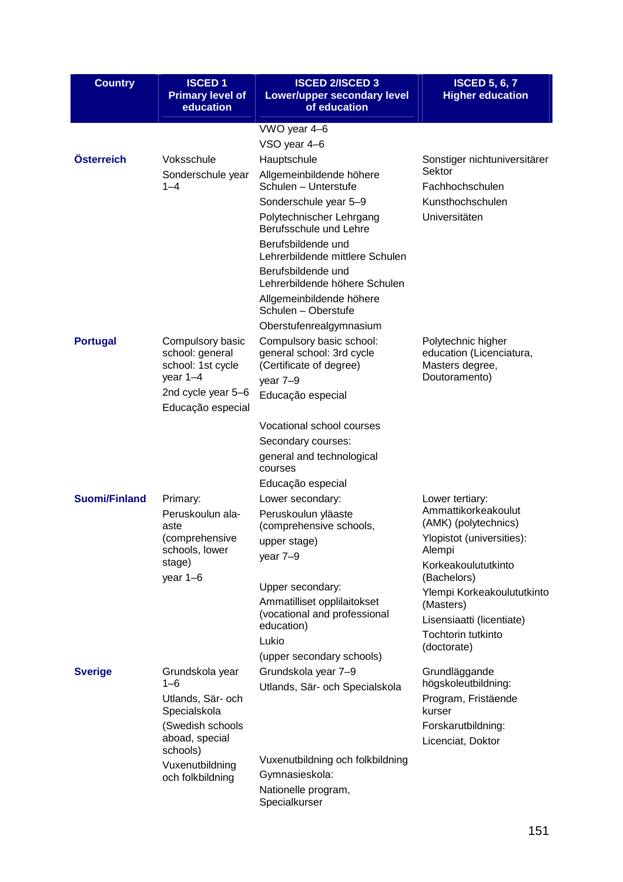| Country | ISCED 1 Primary level of education | ISCED 2/ISCED 3 Lower/upper secondary level of education | ISCED 5, 6, 7 Higher education |
|---|---|---|---|
| | | VWO year 4–6<br>VSO year 4–6 | |
| **Österreich** | Voksschule<br>Sonderschule year 1–4 | Hauptschule<br>Allgemeinbildende höhere Schulen – Unterstufe<br>Sonderschule year 5–9<br>Polytechnischer Lehrgang Berufsschule und Lehre<br>Berufsbildende und Lehrerbildende mittlere Schulen<br>Berufsbildende und Lehrerbildende höhere Schulen<br>Allgemeinbildende höhere Schulen – Oberstufe<br>Oberstufenrealgymnasium | Sonstiger nichtuniversitärer Sektor<br>Fachhochschulen<br>Kunsthochschulen<br>Universitäten |
| **Portugal** | Compulsory basic school: general school: 1st cycle year 1–4<br>2nd cycle year 5–6<br>Educação especial | Compulsory basic school: general school: 3rd cycle (Certificate of degree)<br>year 7–9<br>Educação especial<br><br>Vocational school courses<br>Secondary courses:<br>general and technological courses<br>Educação especial | Polytechnic higher education (Licenciatura, Masters degree, Doutoramento) |
| **Suomi/Finland** | Primary:<br>Peruskoulun ala-aste<br>(comprehensive schools, lower stage)<br>year 1–6 | Lower secondary:<br>Peruskoulun yläaste (comprehensive schools,<br>upper stage)<br>year 7–9<br><br>Upper secondary:<br>Ammatilliset opplilaitokset (vocational and professional education)<br>Lukio<br>(upper secondary schools) | Lower tertiary: Ammattikorkeakoulut (AMK) (polytechnics)<br>Ylopistot (universities): Alempi<br>Korkeakoulututkinto (Bachelors)<br>Ylempi Korkeakoulututkinto (Masters)<br>Lisensiaatti (licentiate)<br>Tochtorin tutkinto (doctorate) |
| **Sverige** | Grundskola year 1–6<br>Utlands, Sär- och Specialskola<br>(Swedish schools aboad, special schools)<br>Vuxenutbildning och folkbildning | Grundskola year 7–9<br>Utlands, Sär- och Specialskola<br><br>Vuxenutbildning och folkbildning<br>Gymnasieskola:<br>Nationelle program, Specialkurser | Grundläggande högskoleutbildning:<br>Program, Fristäende kurser<br>Forskarutbildning:<br>Licenciat, Doktor |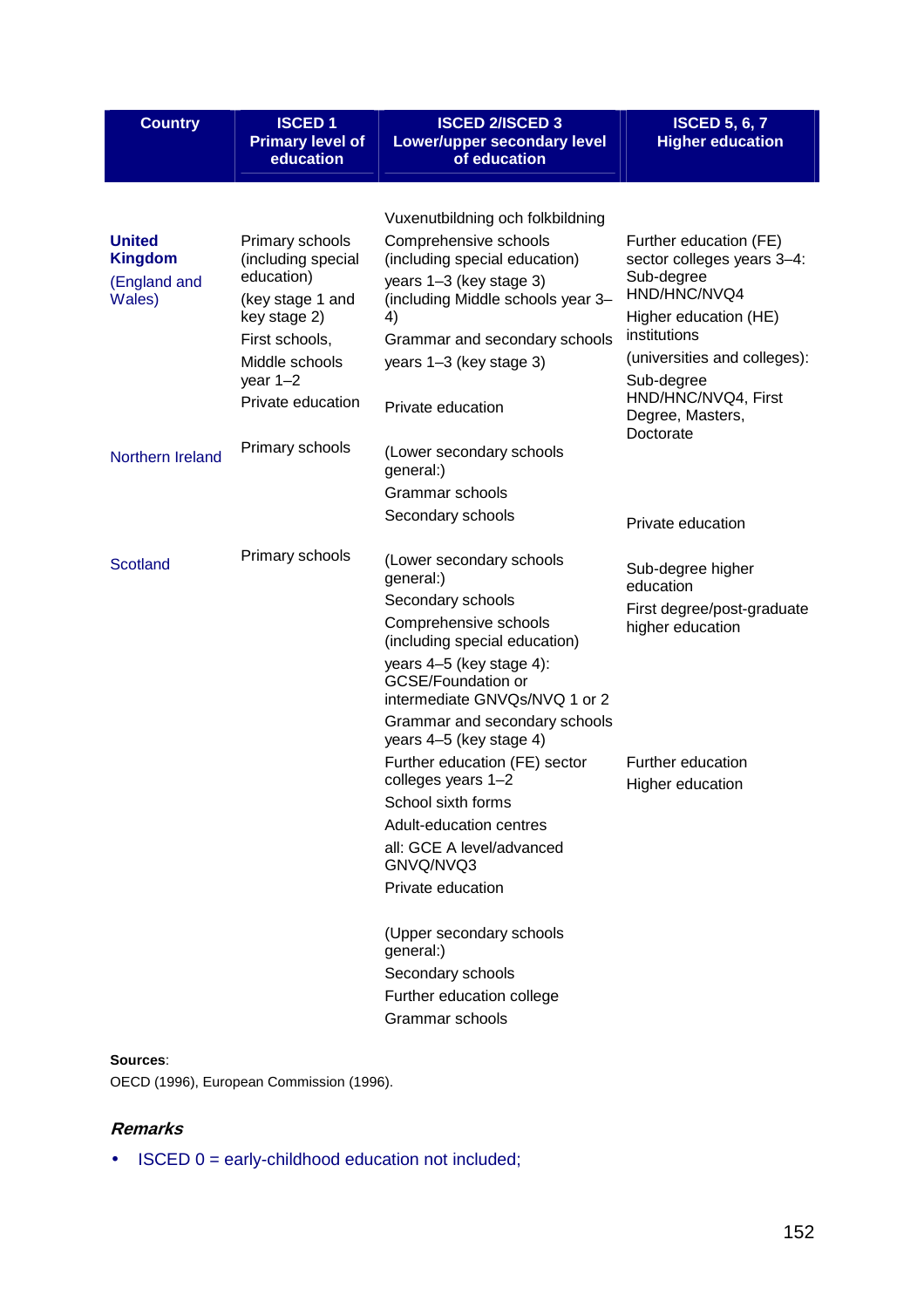| Country | ISCED 1 Primary level of education | ISCED 2/ISCED 3 Lower/upper secondary level of education | ISCED 5, 6, 7 Higher education |
|---|---|---|---|
| | | Vuxenutbildning och folkbildning | |
| **United Kingdom** (England and Wales) | Primary schools (including special education) (key stage 1 and key stage 2) First schools, Middle schools year 1–2 Private education | Comprehensive schools (including special education) years 1–3 (key stage 3) (including Middle schools year 3–4) Grammar and secondary schools years 1–3 (key stage 3) Private education | Further education (FE) sector colleges years 3–4: Sub-degree HND/HNC/NVQ4 Higher education (HE) institutions (universities and colleges): Sub-degree HND/HNC/NVQ4, First Degree, Masters, Doctorate |
| Northern Ireland | Primary schools | (Lower secondary schools general:) Grammar schools Secondary schools | Private education |
| Scotland | Primary schools | (Lower secondary schools general:) Secondary schools Comprehensive schools (including special education) years 4–5 (key stage 4): GCSE/Foundation or intermediate GNVQs/NVQ 1 or 2 Grammar and secondary schools years 4–5 (key stage 4) Further education (FE) sector colleges years 1–2 School sixth forms Adult-education centres all: GCE A level/advanced GNVQ/NVQ3 Private education | Sub-degree higher education First degree/post-graduate higher education Further education Higher education |
| | | (Upper secondary schools general:) Secondary schools Further education college Grammar schools | |

**Sources**:
OECD (1996), European Commission (1996).

***Remarks***

- ISCED 0 = early-childhood education not included;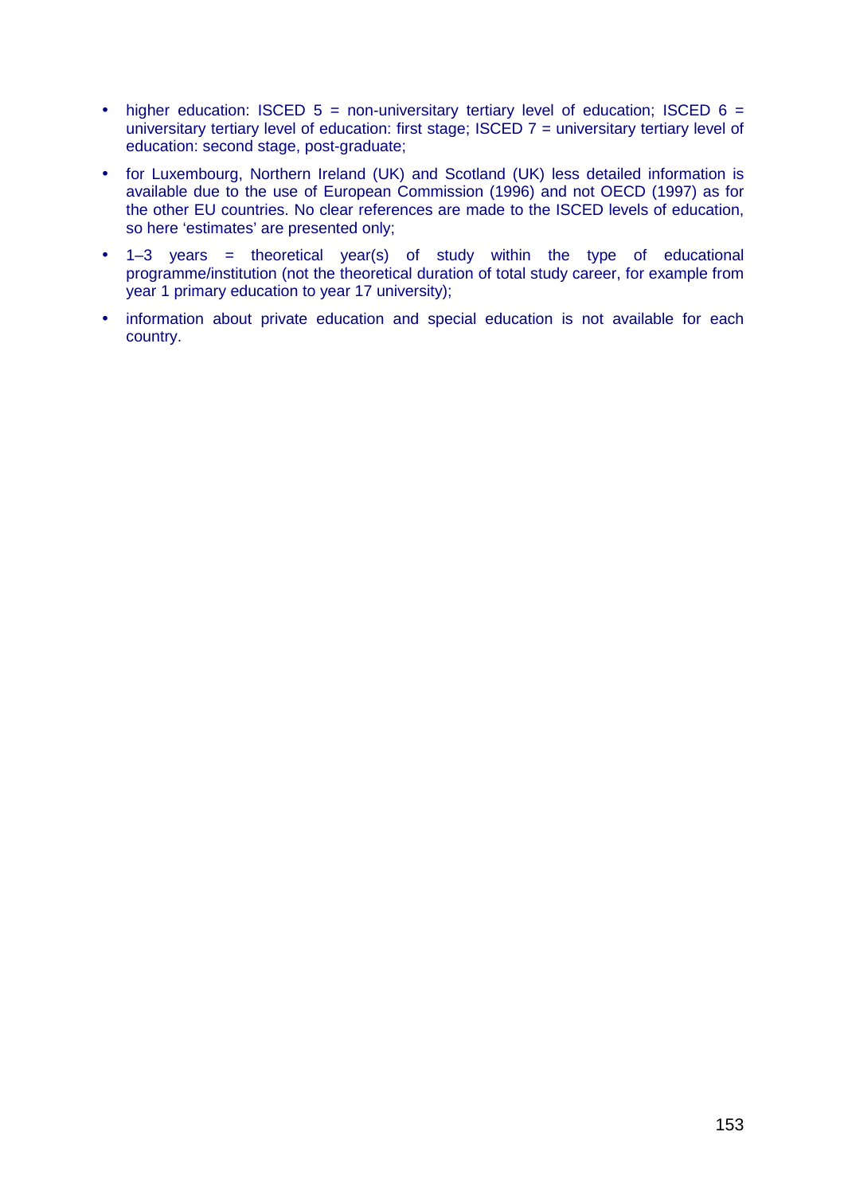- higher education: ISCED 5 = non-universitary tertiary level of education; ISCED 6 = universitary tertiary level of education: first stage; ISCED 7 = universitary tertiary level of education: second stage, post-graduate;
- for Luxembourg, Northern Ireland (UK) and Scotland (UK) less detailed information is available due to the use of European Commission (1996) and not OECD (1997) as for the other EU countries. No clear references are made to the ISCED levels of education, so here 'estimates' are presented only;
- 1–3 years = theoretical year(s) of study within the type of educational programme/institution (not the theoretical duration of total study career, for example from year 1 primary education to year 17 university);
- information about private education and special education is not available for each country.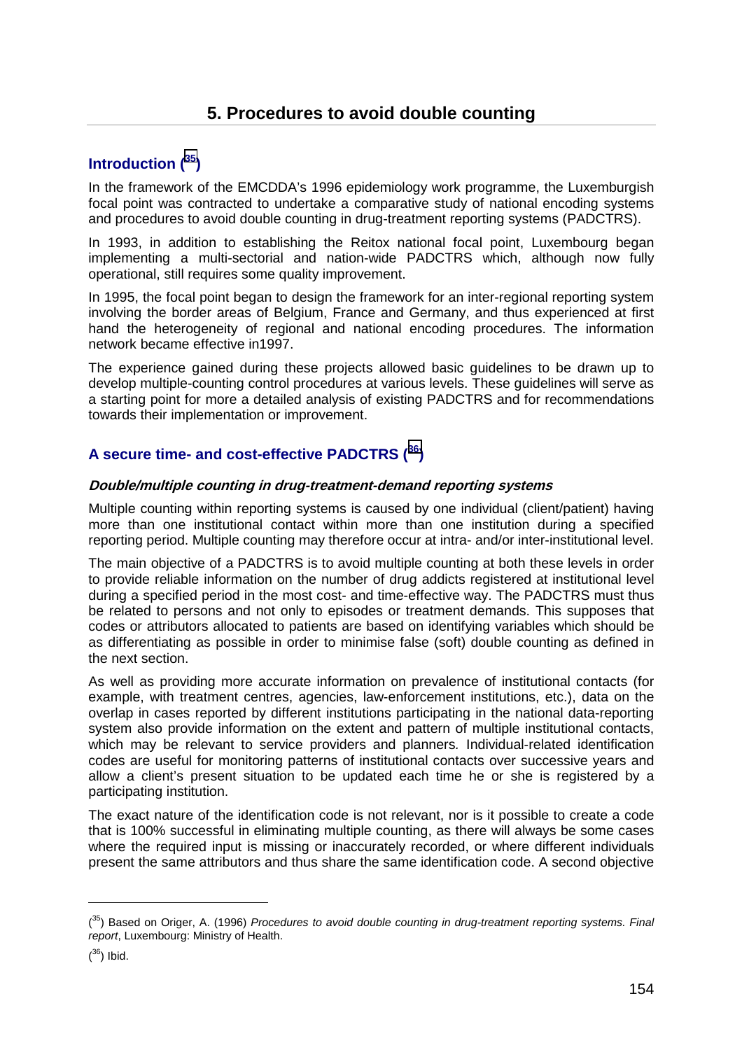# 5. Procedures to avoid double counting

## Introduction ([35])

In the framework of the EMCDDA's 1996 epidemiology work programme, the Luxemburgish focal point was contracted to undertake a comparative study of national encoding systems and procedures to avoid double counting in drug-treatment reporting systems (PADCTRS).

In 1993, in addition to establishing the Reitox national focal point, Luxembourg began implementing a multi-sectorial and nation-wide PADCTRS which, although now fully operational, still requires some quality improvement.

In 1995, the focal point began to design the framework for an inter-regional reporting system involving the border areas of Belgium, France and Germany, and thus experienced at first hand the heterogeneity of regional and national encoding procedures. The information network became effective in1997.

The experience gained during these projects allowed basic guidelines to be drawn up to develop multiple-counting control procedures at various levels. These guidelines will serve as a starting point for more a detailed analysis of existing PADCTRS and for recommendations towards their implementation or improvement.

## A secure time- and cost-effective PADCTRS ([36])

### *Double/multiple counting in drug-treatment-demand reporting systems*

Multiple counting within reporting systems is caused by one individual (client/patient) having more than one institutional contact within more than one institution during a specified reporting period. Multiple counting may therefore occur at intra- and/or inter-institutional level.

The main objective of a PADCTRS is to avoid multiple counting at both these levels in order to provide reliable information on the number of drug addicts registered at institutional level during a specified period in the most cost- and time-effective way. The PADCTRS must thus be related to persons and not only to episodes or treatment demands. This supposes that codes or attributors allocated to patients are based on identifying variables which should be as differentiating as possible in order to minimise false (soft) double counting as defined in the next section.

As well as providing more accurate information on prevalence of institutional contacts (for example, with treatment centres, agencies, law-enforcement institutions, etc.), data on the overlap in cases reported by different institutions participating in the national data-reporting system also provide information on the extent and pattern of multiple institutional contacts, which may be relevant to service providers and planners. Individual-related identification codes are useful for monitoring patterns of institutional contacts over successive years and allow a client's present situation to be updated each time he or she is registered by a participating institution.

The exact nature of the identification code is not relevant, nor is it possible to create a code that is 100% successful in eliminating multiple counting, as there will always be some cases where the required input is missing or inaccurately recorded, or where different individuals present the same attributors and thus share the same identification code. A second objective

---

([35]) Based on Origer, A. (1996) *Procedures to avoid double counting in drug-treatment reporting systems. Final report*, Luxembourg: Ministry of Health.

([36]) Ibid.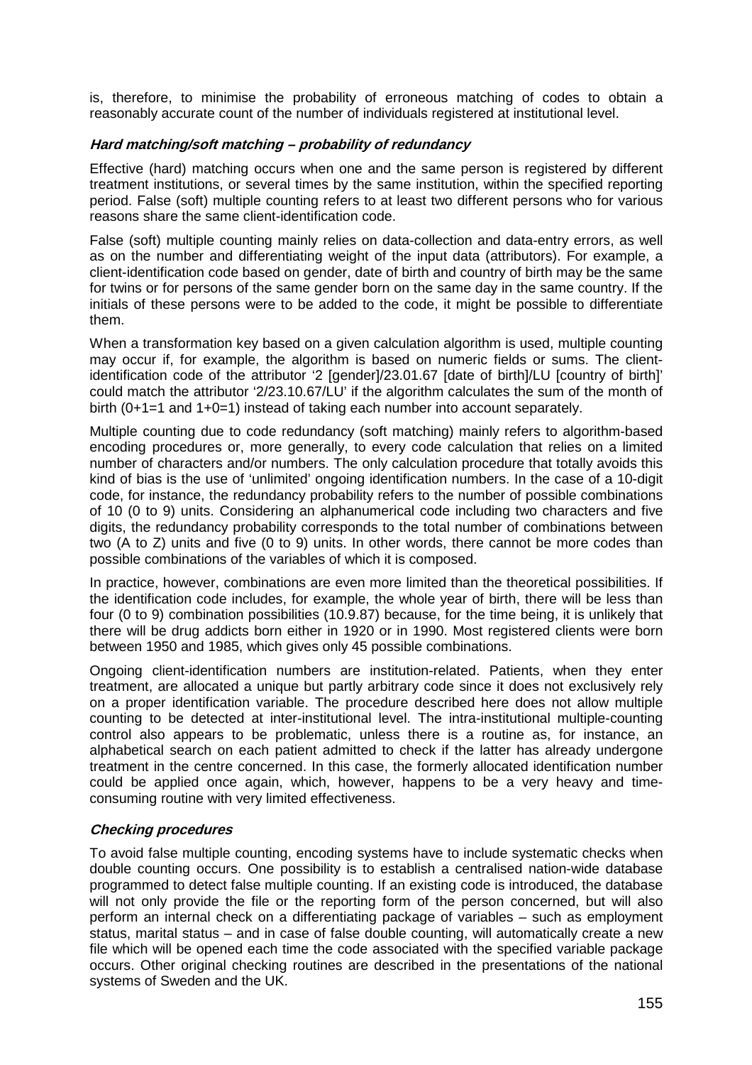is, therefore, to minimise the probability of erroneous matching of codes to obtain a reasonably accurate count of the number of individuals registered at institutional level.

#### *Hard matching/soft matching – probability of redundancy*

Effective (hard) matching occurs when one and the same person is registered by different treatment institutions, or several times by the same institution, within the specified reporting period. False (soft) multiple counting refers to at least two different persons who for various reasons share the same client-identification code.

False (soft) multiple counting mainly relies on data-collection and data-entry errors, as well as on the number and differentiating weight of the input data (attributors). For example, a client-identification code based on gender, date of birth and country of birth may be the same for twins or for persons of the same gender born on the same day in the same country. If the initials of these persons were to be added to the code, it might be possible to differentiate them.

When a transformation key based on a given calculation algorithm is used, multiple counting may occur if, for example, the algorithm is based on numeric fields or sums. The client-identification code of the attributor '2 [gender]/23.01.67 [date of birth]/LU [country of birth]' could match the attributor '2/23.10.67/LU' if the algorithm calculates the sum of the month of birth (0+1=1 and 1+0=1) instead of taking each number into account separately.

Multiple counting due to code redundancy (soft matching) mainly refers to algorithm-based encoding procedures or, more generally, to every code calculation that relies on a limited number of characters and/or numbers. The only calculation procedure that totally avoids this kind of bias is the use of 'unlimited' ongoing identification numbers. In the case of a 10-digit code, for instance, the redundancy probability refers to the number of possible combinations of 10 (0 to 9) units. Considering an alphanumerical code including two characters and five digits, the redundancy probability corresponds to the total number of combinations between two (A to Z) units and five (0 to 9) units. In other words, there cannot be more codes than possible combinations of the variables of which it is composed.

In practice, however, combinations are even more limited than the theoretical possibilities. If the identification code includes, for example, the whole year of birth, there will be less than four (0 to 9) combination possibilities (10.9.87) because, for the time being, it is unlikely that there will be drug addicts born either in 1920 or in 1990. Most registered clients were born between 1950 and 1985, which gives only 45 possible combinations.

Ongoing client-identification numbers are institution-related. Patients, when they enter treatment, are allocated a unique but partly arbitrary code since it does not exclusively rely on a proper identification variable. The procedure described here does not allow multiple counting to be detected at inter-institutional level. The intra-institutional multiple-counting control also appears to be problematic, unless there is a routine as, for instance, an alphabetical search on each patient admitted to check if the latter has already undergone treatment in the centre concerned. In this case, the formerly allocated identification number could be applied once again, which, however, happens to be a very heavy and time-consuming routine with very limited effectiveness.

#### *Checking procedures*

To avoid false multiple counting, encoding systems have to include systematic checks when double counting occurs. One possibility is to establish a centralised nation-wide database programmed to detect false multiple counting. If an existing code is introduced, the database will not only provide the file or the reporting form of the person concerned, but will also perform an internal check on a differentiating package of variables – such as employment status, marital status – and in case of false double counting, will automatically create a new file which will be opened each time the code associated with the specified variable package occurs. Other original checking routines are described in the presentations of the national systems of Sweden and the UK.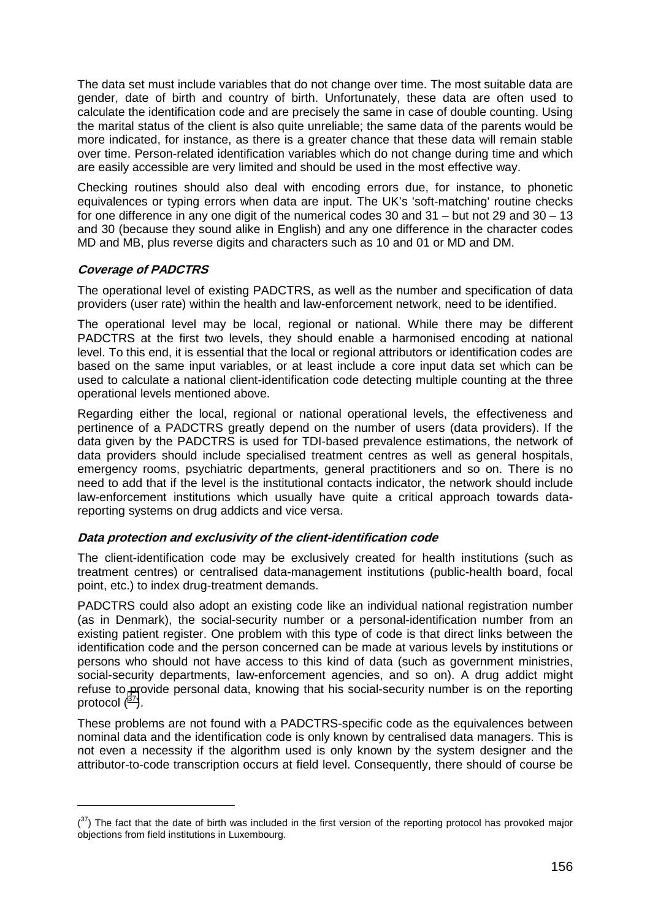The data set must include variables that do not change over time. The most suitable data are gender, date of birth and country of birth. Unfortunately, these data are often used to calculate the identification code and are precisely the same in case of double counting. Using the marital status of the client is also quite unreliable; the same data of the parents would be more indicated, for instance, as there is a greater chance that these data will remain stable over time. Person-related identification variables which do not change during time and which are easily accessible are very limited and should be used in the most effective way.

Checking routines should also deal with encoding errors due, for instance, to phonetic equivalences or typing errors when data are input. The UK's 'soft-matching' routine checks for one difference in any one digit of the numerical codes 30 and 31 – but not 29 and 30 – 13 and 30 (because they sound alike in English) and any one difference in the character codes MD and MB, plus reverse digits and characters such as 10 and 01 or MD and DM.

***Coverage of PADCTRS***

The operational level of existing PADCTRS, as well as the number and specification of data providers (user rate) within the health and law-enforcement network, need to be identified.

The operational level may be local, regional or national. While there may be different PADCTRS at the first two levels, they should enable a harmonised encoding at national level. To this end, it is essential that the local or regional attributors or identification codes are based on the same input variables, or at least include a core input data set which can be used to calculate a national client-identification code detecting multiple counting at the three operational levels mentioned above.

Regarding either the local, regional or national operational levels, the effectiveness and pertinence of a PADCTRS greatly depend on the number of users (data providers). If the data given by the PADCTRS is used for TDI-based prevalence estimations, the network of data providers should include specialised treatment centres as well as general hospitals, emergency rooms, psychiatric departments, general practitioners and so on. There is no need to add that if the level is the institutional contacts indicator, the network should include law-enforcement institutions which usually have quite a critical approach towards data-reporting systems on drug addicts and vice versa.

***Data protection and exclusivity of the client-identification code***

The client-identification code may be exclusively created for health institutions (such as treatment centres) or centralised data-management institutions (public-health board, focal point, etc.) to index drug-treatment demands.

PADCTRS could also adopt an existing code like an individual national registration number (as in Denmark), the social-security number or a personal-identification number from an existing patient register. One problem with this type of code is that direct links between the identification code and the person concerned can be made at various levels by institutions or persons who should not have access to this kind of data (such as government ministries, social-security departments, law-enforcement agencies, and so on). A drug addict might refuse to provide personal data, knowing that his social-security number is on the reporting protocol ([37]).

These problems are not found with a PADCTRS-specific code as the equivalences between nominal data and the identification code is only known by centralised data managers. This is not even a necessity if the algorithm used is only known by the system designer and the attributor-to-code transcription occurs at field level. Consequently, there should of course be

([37]) The fact that the date of birth was included in the first version of the reporting protocol has provoked major objections from field institutions in Luxembourg.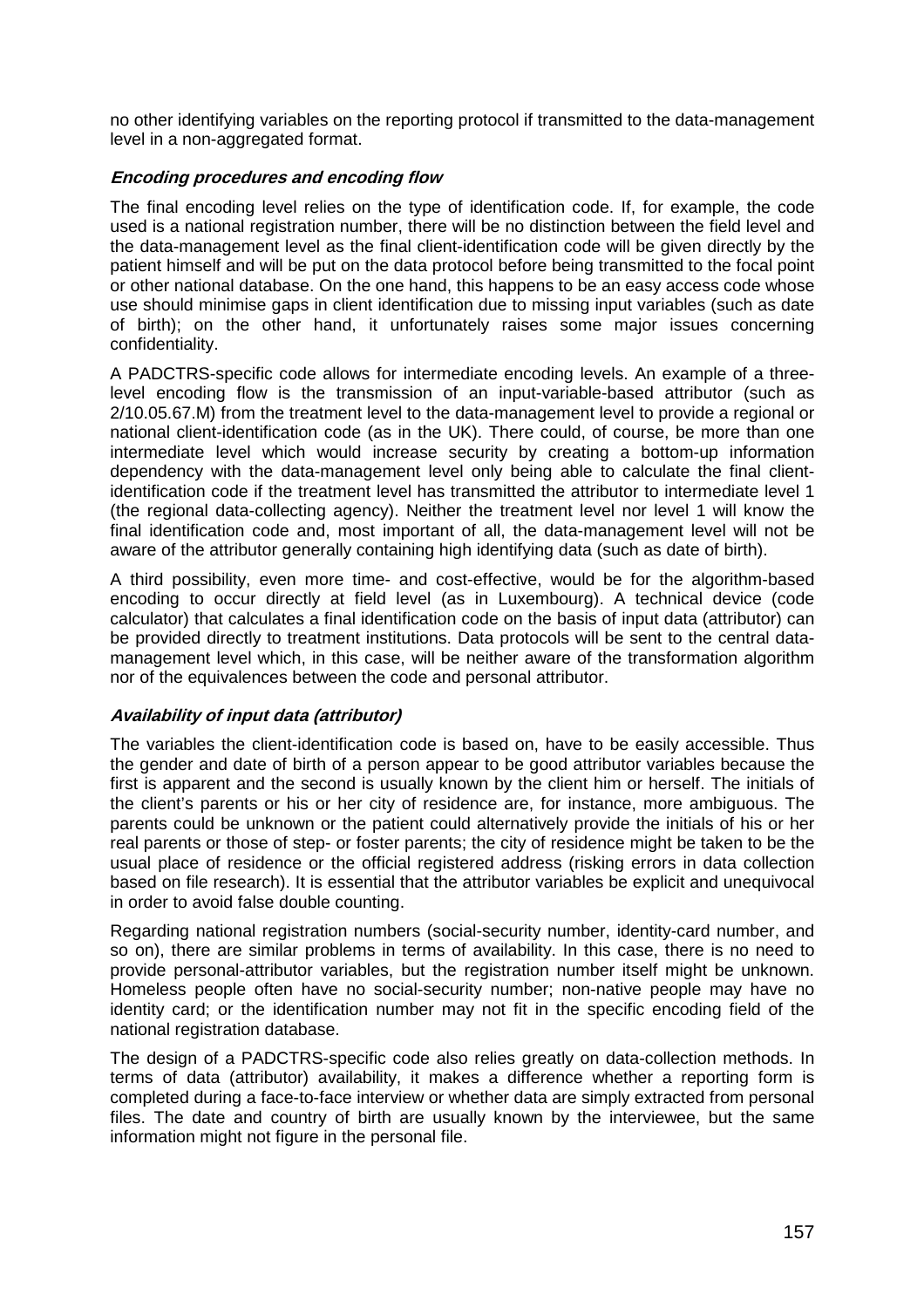no other identifying variables on the reporting protocol if transmitted to the data-management level in a non-aggregated format.

### *Encoding procedures and encoding flow*

The final encoding level relies on the type of identification code. If, for example, the code used is a national registration number, there will be no distinction between the field level and the data-management level as the final client-identification code will be given directly by the patient himself and will be put on the data protocol before being transmitted to the focal point or other national database. On the one hand, this happens to be an easy access code whose use should minimise gaps in client identification due to missing input variables (such as date of birth); on the other hand, it unfortunately raises some major issues concerning confidentiality.

A PADCTRS-specific code allows for intermediate encoding levels. An example of a three-level encoding flow is the transmission of an input-variable-based attributor (such as 2/10.05.67.M) from the treatment level to the data-management level to provide a regional or national client-identification code (as in the UK). There could, of course, be more than one intermediate level which would increase security by creating a bottom-up information dependency with the data-management level only being able to calculate the final client-identification code if the treatment level has transmitted the attributor to intermediate level 1 (the regional data-collecting agency). Neither the treatment level nor level 1 will know the final identification code and, most important of all, the data-management level will not be aware of the attributor generally containing high identifying data (such as date of birth).

A third possibility, even more time- and cost-effective, would be for the algorithm-based encoding to occur directly at field level (as in Luxembourg). A technical device (code calculator) that calculates a final identification code on the basis of input data (attributor) can be provided directly to treatment institutions. Data protocols will be sent to the central data-management level which, in this case, will be neither aware of the transformation algorithm nor of the equivalences between the code and personal attributor.

### *Availability of input data (attributor)*

The variables the client-identification code is based on, have to be easily accessible. Thus the gender and date of birth of a person appear to be good attributor variables because the first is apparent and the second is usually known by the client him or herself. The initials of the client's parents or his or her city of residence are, for instance, more ambiguous. The parents could be unknown or the patient could alternatively provide the initials of his or her real parents or those of step- or foster parents; the city of residence might be taken to be the usual place of residence or the official registered address (risking errors in data collection based on file research). It is essential that the attributor variables be explicit and unequivocal in order to avoid false double counting.

Regarding national registration numbers (social-security number, identity-card number, and so on), there are similar problems in terms of availability. In this case, there is no need to provide personal-attributor variables, but the registration number itself might be unknown. Homeless people often have no social-security number; non-native people may have no identity card; or the identification number may not fit in the specific encoding field of the national registration database.

The design of a PADCTRS-specific code also relies greatly on data-collection methods. In terms of data (attributor) availability, it makes a difference whether a reporting form is completed during a face-to-face interview or whether data are simply extracted from personal files. The date and country of birth are usually known by the interviewee, but the same information might not figure in the personal file.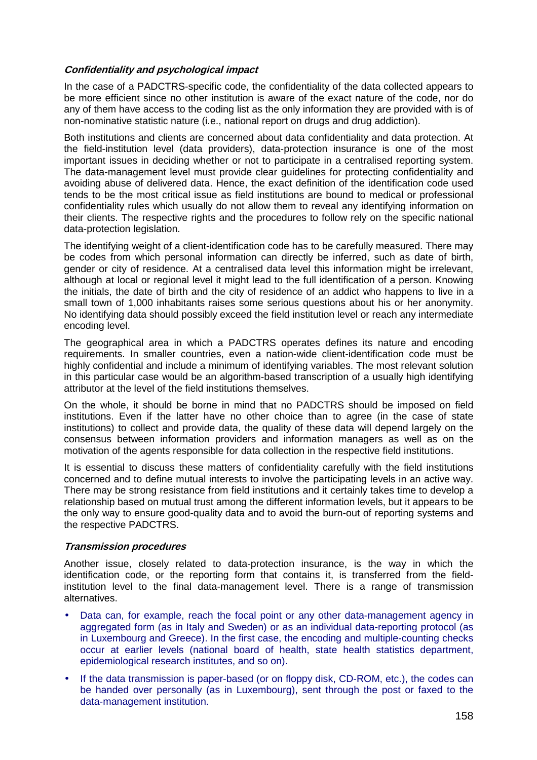#### *Confidentiality and psychological impact*

In the case of a PADCTRS-specific code, the confidentiality of the data collected appears to be more efficient since no other institution is aware of the exact nature of the code, nor do any of them have access to the coding list as the only information they are provided with is of non-nominative statistic nature (i.e., national report on drugs and drug addiction).

Both institutions and clients are concerned about data confidentiality and data protection. At the field-institution level (data providers), data-protection insurance is one of the most important issues in deciding whether or not to participate in a centralised reporting system. The data-management level must provide clear guidelines for protecting confidentiality and avoiding abuse of delivered data. Hence, the exact definition of the identification code used tends to be the most critical issue as field institutions are bound to medical or professional confidentiality rules which usually do not allow them to reveal any identifying information on their clients. The respective rights and the procedures to follow rely on the specific national data-protection legislation.

The identifying weight of a client-identification code has to be carefully measured. There may be codes from which personal information can directly be inferred, such as date of birth, gender or city of residence. At a centralised data level this information might be irrelevant, although at local or regional level it might lead to the full identification of a person. Knowing the initials, the date of birth and the city of residence of an addict who happens to live in a small town of 1,000 inhabitants raises some serious questions about his or her anonymity. No identifying data should possibly exceed the field institution level or reach any intermediate encoding level.

The geographical area in which a PADCTRS operates defines its nature and encoding requirements. In smaller countries, even a nation-wide client-identification code must be highly confidential and include a minimum of identifying variables. The most relevant solution in this particular case would be an algorithm-based transcription of a usually high identifying attributor at the level of the field institutions themselves.

On the whole, it should be borne in mind that no PADCTRS should be imposed on field institutions. Even if the latter have no other choice than to agree (in the case of state institutions) to collect and provide data, the quality of these data will depend largely on the consensus between information providers and information managers as well as on the motivation of the agents responsible for data collection in the respective field institutions.

It is essential to discuss these matters of confidentiality carefully with the field institutions concerned and to define mutual interests to involve the participating levels in an active way. There may be strong resistance from field institutions and it certainly takes time to develop a relationship based on mutual trust among the different information levels, but it appears to be the only way to ensure good-quality data and to avoid the burn-out of reporting systems and the respective PADCTRS.

#### *Transmission procedures*

Another issue, closely related to data-protection insurance, is the way in which the identification code, or the reporting form that contains it, is transferred from the field-institution level to the final data-management level. There is a range of transmission alternatives.

- Data can, for example, reach the focal point or any other data-management agency in aggregated form (as in Italy and Sweden) or as an individual data-reporting protocol (as in Luxembourg and Greece). In the first case, the encoding and multiple-counting checks occur at earlier levels (national board of health, state health statistics department, epidemiological research institutes, and so on).
- If the data transmission is paper-based (or on floppy disk, CD-ROM, etc.), the codes can be handed over personally (as in Luxembourg), sent through the post or faxed to the data-management institution.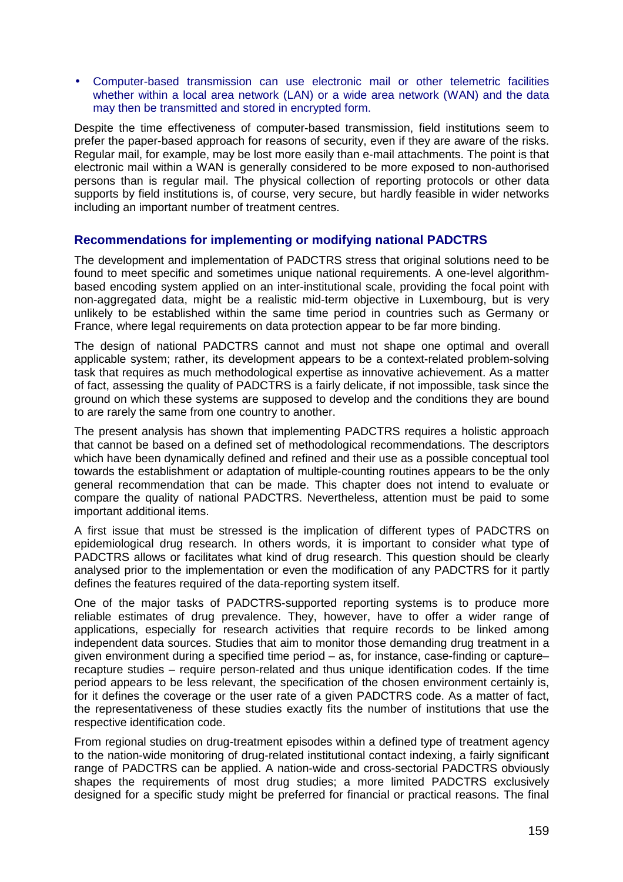- Computer-based transmission can use electronic mail or other telemetric facilities whether within a local area network (LAN) or a wide area network (WAN) and the data may then be transmitted and stored in encrypted form.

Despite the time effectiveness of computer-based transmission, field institutions seem to prefer the paper-based approach for reasons of security, even if they are aware of the risks. Regular mail, for example, may be lost more easily than e-mail attachments. The point is that electronic mail within a WAN is generally considered to be more exposed to non-authorised persons than is regular mail. The physical collection of reporting protocols or other data supports by field institutions is, of course, very secure, but hardly feasible in wider networks including an important number of treatment centres.

## Recommendations for implementing or modifying national PADCTRS

The development and implementation of PADCTRS stress that original solutions need to be found to meet specific and sometimes unique national requirements. A one-level algorithm-based encoding system applied on an inter-institutional scale, providing the focal point with non-aggregated data, might be a realistic mid-term objective in Luxembourg, but is very unlikely to be established within the same time period in countries such as Germany or France, where legal requirements on data protection appear to be far more binding.

The design of national PADCTRS cannot and must not shape one optimal and overall applicable system; rather, its development appears to be a context-related problem-solving task that requires as much methodological expertise as innovative achievement. As a matter of fact, assessing the quality of PADCTRS is a fairly delicate, if not impossible, task since the ground on which these systems are supposed to develop and the conditions they are bound to are rarely the same from one country to another.

The present analysis has shown that implementing PADCTRS requires a holistic approach that cannot be based on a defined set of methodological recommendations. The descriptors which have been dynamically defined and refined and their use as a possible conceptual tool towards the establishment or adaptation of multiple-counting routines appears to be the only general recommendation that can be made. This chapter does not intend to evaluate or compare the quality of national PADCTRS. Nevertheless, attention must be paid to some important additional items.

A first issue that must be stressed is the implication of different types of PADCTRS on epidemiological drug research. In others words, it is important to consider what type of PADCTRS allows or facilitates what kind of drug research. This question should be clearly analysed prior to the implementation or even the modification of any PADCTRS for it partly defines the features required of the data-reporting system itself.

One of the major tasks of PADCTRS-supported reporting systems is to produce more reliable estimates of drug prevalence. They, however, have to offer a wider range of applications, especially for research activities that require records to be linked among independent data sources. Studies that aim to monitor those demanding drug treatment in a given environment during a specified time period – as, for instance, case-finding or capture–recapture studies – require person-related and thus unique identification codes. If the time period appears to be less relevant, the specification of the chosen environment certainly is, for it defines the coverage or the user rate of a given PADCTRS code. As a matter of fact, the representativeness of these studies exactly fits the number of institutions that use the respective identification code.

From regional studies on drug-treatment episodes within a defined type of treatment agency to the nation-wide monitoring of drug-related institutional contact indexing, a fairly significant range of PADCTRS can be applied. A nation-wide and cross-sectorial PADCTRS obviously shapes the requirements of most drug studies; a more limited PADCTRS exclusively designed for a specific study might be preferred for financial or practical reasons. The final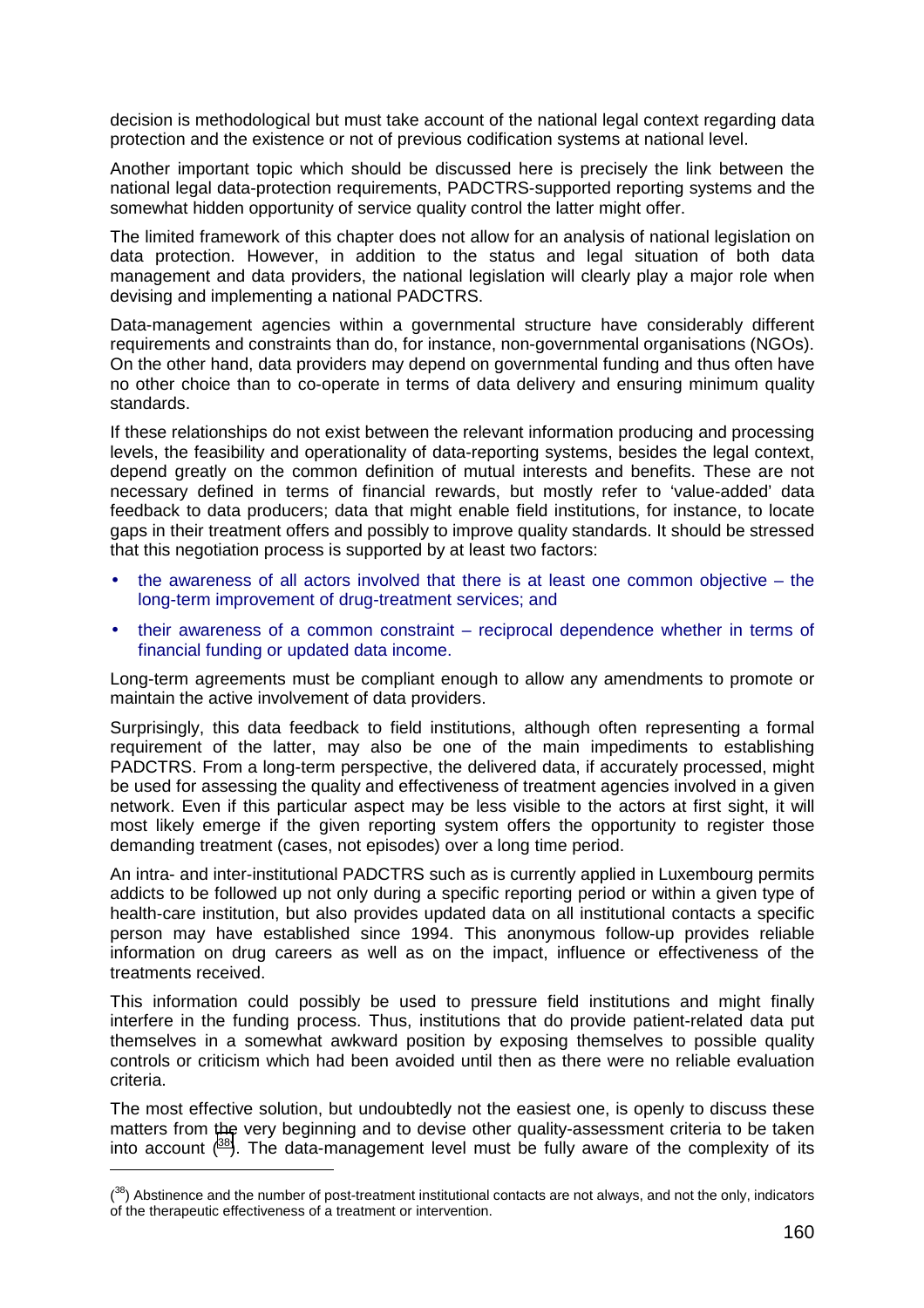decision is methodological but must take account of the national legal context regarding data protection and the existence or not of previous codification systems at national level.

Another important topic which should be discussed here is precisely the link between the national legal data-protection requirements, PADCTRS-supported reporting systems and the somewhat hidden opportunity of service quality control the latter might offer.

The limited framework of this chapter does not allow for an analysis of national legislation on data protection. However, in addition to the status and legal situation of both data management and data providers, the national legislation will clearly play a major role when devising and implementing a national PADCTRS.

Data-management agencies within a governmental structure have considerably different requirements and constraints than do, for instance, non-governmental organisations (NGOs). On the other hand, data providers may depend on governmental funding and thus often have no other choice than to co-operate in terms of data delivery and ensuring minimum quality standards.

If these relationships do not exist between the relevant information producing and processing levels, the feasibility and operationality of data-reporting systems, besides the legal context, depend greatly on the common definition of mutual interests and benefits. These are not necessary defined in terms of financial rewards, but mostly refer to 'value-added' data feedback to data producers; data that might enable field institutions, for instance, to locate gaps in their treatment offers and possibly to improve quality standards. It should be stressed that this negotiation process is supported by at least two factors:

- the awareness of all actors involved that there is at least one common objective – the long-term improvement of drug-treatment services; and
- their awareness of a common constraint – reciprocal dependence whether in terms of financial funding or updated data income.

Long-term agreements must be compliant enough to allow any amendments to promote or maintain the active involvement of data providers.

Surprisingly, this data feedback to field institutions, although often representing a formal requirement of the latter, may also be one of the main impediments to establishing PADCTRS. From a long-term perspective, the delivered data, if accurately processed, might be used for assessing the quality and effectiveness of treatment agencies involved in a given network. Even if this particular aspect may be less visible to the actors at first sight, it will most likely emerge if the given reporting system offers the opportunity to register those demanding treatment (cases, not episodes) over a long time period.

An intra- and inter-institutional PADCTRS such as is currently applied in Luxembourg permits addicts to be followed up not only during a specific reporting period or within a given type of health-care institution, but also provides updated data on all institutional contacts a specific person may have established since 1994. This anonymous follow-up provides reliable information on drug careers as well as on the impact, influence or effectiveness of the treatments received.

This information could possibly be used to pressure field institutions and might finally interfere in the funding process. Thus, institutions that do provide patient-related data put themselves in a somewhat awkward position by exposing themselves to possible quality controls or criticism which had been avoided until then as there were no reliable evaluation criteria.

The most effective solution, but undoubtedly not the easiest one, is openly to discuss these matters from the very beginning and to devise other quality-assessment criteria to be taken into account ([38]). The data-management level must be fully aware of the complexity of its

([38]) Abstinence and the number of post-treatment institutional contacts are not always, and not the only, indicators of the therapeutic effectiveness of a treatment or intervention.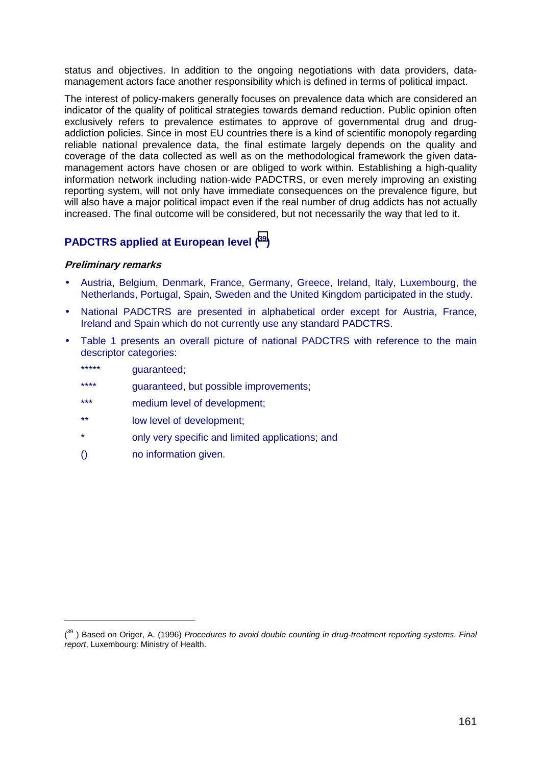status and objectives. In addition to the ongoing negotiations with data providers, data-management actors face another responsibility which is defined in terms of political impact.

The interest of policy-makers generally focuses on prevalence data which are considered an indicator of the quality of political strategies towards demand reduction. Public opinion often exclusively refers to prevalence estimates to approve of governmental drug and drug-addiction policies. Since in most EU countries there is a kind of scientific monopoly regarding reliable national prevalence data, the final estimate largely depends on the quality and coverage of the data collected as well as on the methodological framework the given data-management actors have chosen or are obliged to work within. Establishing a high-quality information network including nation-wide PADCTRS, or even merely improving an existing reporting system, will not only have immediate consequences on the prevalence figure, but will also have a major political impact even if the real number of drug addicts has not actually increased. The final outcome will be considered, but not necessarily the way that led to it.

## PADCTRS applied at European level ([39])

### *Preliminary remarks*

- Austria, Belgium, Denmark, France, Germany, Greece, Ireland, Italy, Luxembourg, the Netherlands, Portugal, Spain, Sweden and the United Kingdom participated in the study.
- National PADCTRS are presented in alphabetical order except for Austria, France, Ireland and Spain which do not currently use any standard PADCTRS.
- Table 1 presents an overall picture of national PADCTRS with reference to the main descriptor categories:

  ***** guaranteed;

  **** guaranteed, but possible improvements;

  *** medium level of development;

  ** low level of development;

  * only very specific and limited applications; and

  () no information given.

---

([39]) Based on Origer, A. (1996) *Procedures to avoid double counting in drug-treatment reporting systems. Final report*, Luxembourg: Ministry of Health.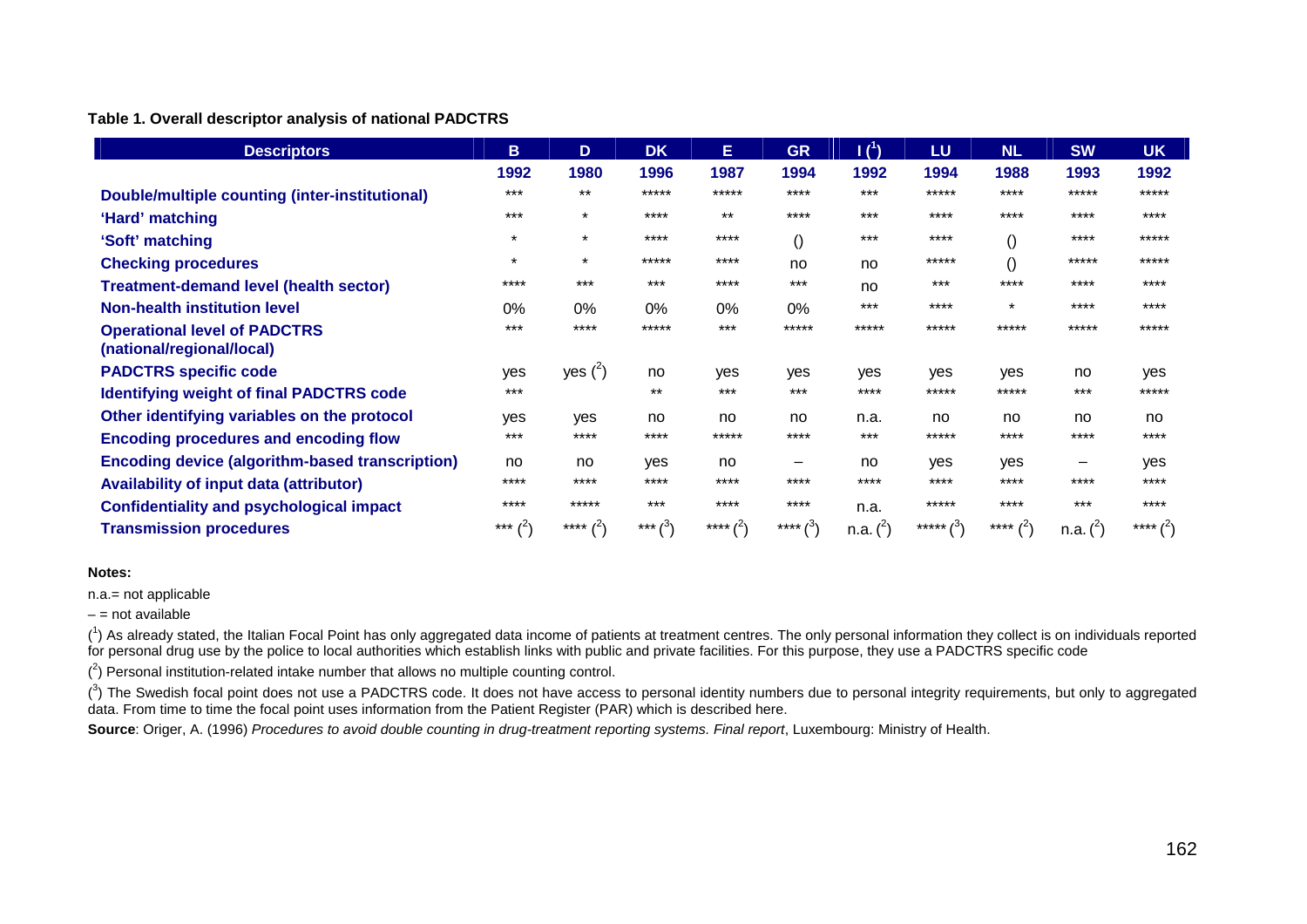**Table 1. Overall descriptor analysis of national PADCTRS**

| Descriptors | B | D | DK | E | GR | I ([1]) | LU | NL | SW | UK |
|---|---|---|---|---|---|---|---|---|---|---|
| | 1992 | 1980 | 1996 | 1987 | 1994 | 1992 | 1994 | 1988 | 1993 | 1992 |
| **Double/multiple counting (inter-institutional)** | *** | ** | ***** | ***** | **** | *** | ***** | **** | ***** | ***** |
| **'Hard' matching** | *** | * | **** | ** | **** | *** | **** | **** | **** | **** |
| **'Soft' matching** | * | * | **** | **** | () | *** | **** | () | **** | ***** |
| **Checking procedures** | * | * | ***** | **** | no | no | ***** | () | ***** | ***** |
| **Treatment-demand level (health sector)** | **** | *** | *** | **** | *** | no | *** | **** | **** | **** |
| **Non-health institution level** | 0% | 0% | 0% | 0% | 0% | *** | **** | * | **** | **** |
| **Operational level of PADCTRS (national/regional/local)** | *** | **** | ***** | *** | ***** | ***** | ***** | ***** | ***** | ***** |
| **PADCTRS specific code** | yes | yes ([2]) | no | yes | yes | yes | yes | yes | no | yes |
| **Identifying weight of final PADCTRS code** | *** | | ** | *** | *** | **** | ***** | ***** | *** | ***** |
| **Other identifying variables on the protocol** | yes | yes | no | no | no | n.a. | no | no | no | no |
| **Encoding procedures and encoding flow** | *** | **** | **** | ***** | **** | *** | ***** | **** | **** | **** |
| **Encoding device (algorithm-based transcription)** | no | no | yes | no | – | no | yes | yes | – | yes |
| **Availability of input data (attributor)** | **** | **** | **** | **** | **** | **** | **** | **** | **** | **** |
| **Confidentiality and psychological impact** | **** | ***** | *** | **** | **** | n.a. | ***** | **** | *** | **** |
| **Transmission procedures** | *** ([2]) | **** ([2]) | *** ([3]) | **** ([2]) | **** ([3]) | n.a. ([2]) | ***** ([3]) | **** ([2]) | n.a. ([2]) | **** ([2]) |

**Notes:**

n.a.= not applicable

– = not available

([1]) As already stated, the Italian Focal Point has only aggregated data income of patients at treatment centres. The only personal information they collect is on individuals reported for personal drug use by the police to local authorities which establish links with public and private facilities. For this purpose, they use a PADCTRS specific code

([2]) Personal institution-related intake number that allows no multiple counting control.

([3]) The Swedish focal point does not use a PADCTRS code. It does not have access to personal identity numbers due to personal integrity requirements, but only to aggregated data. From time to time the focal point uses information from the Patient Register (PAR) which is described here.

**Source**: Origer, A. (1996) *Procedures to avoid double counting in drug-treatment reporting systems. Final report*, Luxembourg: Ministry of Health.